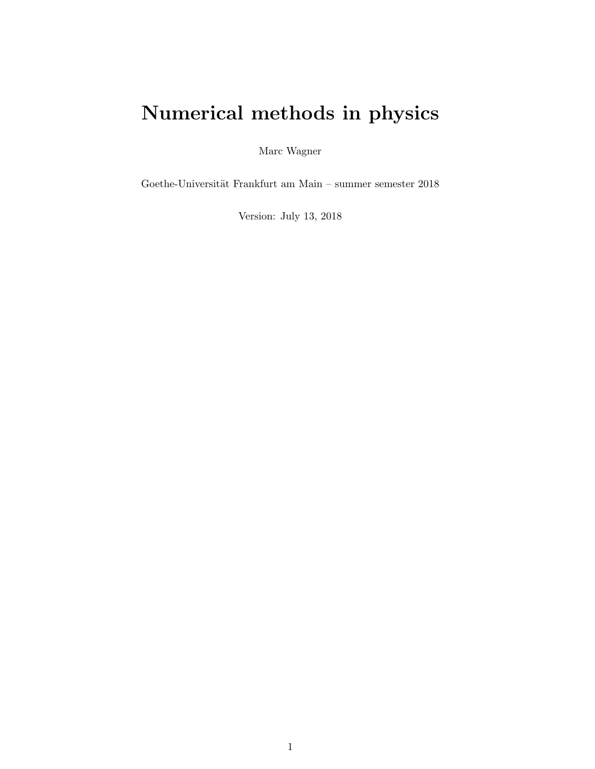# Numerical methods in physics

Marc Wagner

Goethe-Universität Frankfurt am Main – summer semester 2018

Version: July 13, 2018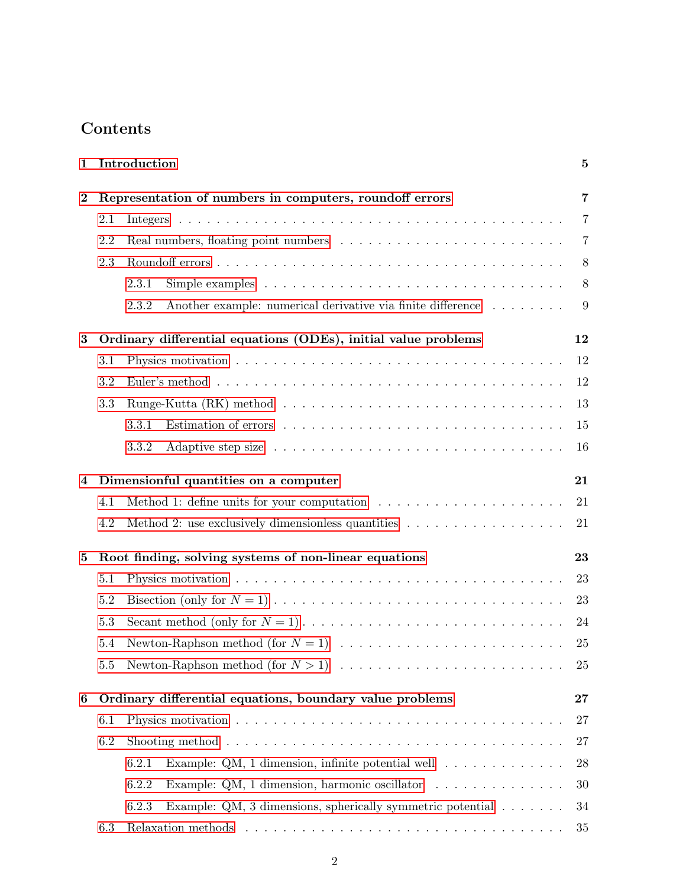# Contents

**1 Introduction** **5**

**2 Representation of numbers in computers, roundoff errors** **7**

- 2.1 Integers . . . 7
- 2.2 Real numbers, floating point numbers . . . 7
- 2.3 Roundoff errors . . . 8
  - 2.3.1 Simple examples . . . 8
  - 2.3.2 Another example: numerical derivative via finite difference . . . 9

**3 Ordinary differential equations (ODEs), initial value problems** **12**

- 3.1 Physics motivation . . . 12
- 3.2 Euler's method . . . 12
- 3.3 Runge-Kutta (RK) method . . . 13
  - 3.3.1 Estimation of errors . . . 15
  - 3.3.2 Adaptive step size . . . 16

**4 Dimensionful quantities on a computer** **21**

- 4.1 Method 1: define units for your computation . . . 21
- 4.2 Method 2: use exclusively dimensionless quantities . . . 21

**5 Root finding, solving systems of non-linear equations** **23**

- 5.1 Physics motivation . . . 23
- 5.2 Bisection (only for $N = 1$) . . . 23
- 5.3 Secant method (only for $N = 1$) . . . 24
- 5.4 Newton-Raphson method (for $N = 1$) . . . 25
- 5.5 Newton-Raphson method (for $N > 1$) . . . 25

**6 Ordinary differential equations, boundary value problems** **27**

- 6.1 Physics motivation . . . 27
- 6.2 Shooting method . . . 27
  - 6.2.1 Example: QM, 1 dimension, infinite potential well . . . 28
  - 6.2.2 Example: QM, 1 dimension, harmonic oscillator . . . 30
  - 6.2.3 Example: QM, 3 dimensions, spherically symmetric potential . . . 34
- 6.3 Relaxation methods . . . 35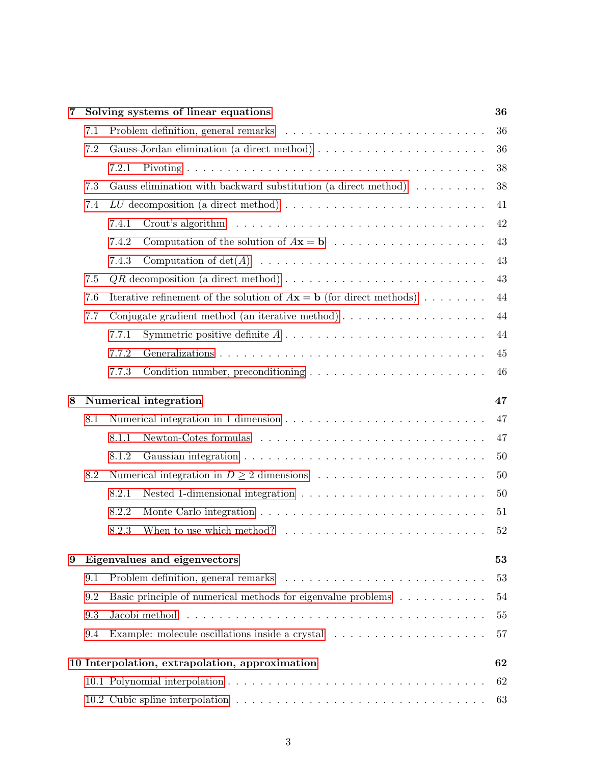**7 Solving systems of linear equations** 36

- 7.1 Problem definition, general remarks . . . 36
- 7.2 Gauss-Jordan elimination (a direct method) . . . 36
  - 7.2.1 Pivoting . . . 38
- 7.3 Gauss elimination with backward substitution (a direct method) . . . 38
- 7.4 $LU$ decomposition (a direct method) . . . 41
  - 7.4.1 Crout's algorithm . . . 42
  - 7.4.2 Computation of the solution of $A\mathbf{x} = \mathbf{b}$ . . . 43
  - 7.4.3 Computation of $\det(A)$ . . . 43
- 7.5 $QR$ decomposition (a direct method) . . . 43
- 7.6 Iterative refinement of the solution of $A\mathbf{x} = \mathbf{b}$ (for direct methods) . . . 44
- 7.7 Conjugate gradient method (an iterative method) . . . 44
  - 7.7.1 Symmetric positive definite $A$ . . . 44
  - 7.7.2 Generalizations . . . 45
  - 7.7.3 Condition number, preconditioning . . . 46

**8 Numerical integration** 47

- 8.1 Numerical integration in 1 dimension . . . 47
  - 8.1.1 Newton-Cotes formulas . . . 47
  - 8.1.2 Gaussian integration . . . 50
- 8.2 Numerical integration in $D \geq 2$ dimensions . . . 50
  - 8.2.1 Nested 1-dimensional integration . . . 50
  - 8.2.2 Monte Carlo integration . . . 51
  - 8.2.3 When to use which method? . . . 52

**9 Eigenvalues and eigenvectors** 53

- 9.1 Problem definition, general remarks . . . 53
- 9.2 Basic principle of numerical methods for eigenvalue problems . . . 54
- 9.3 Jacobi method . . . 55
- 9.4 Example: molecule oscillations inside a crystal . . . 57

**10 Interpolation, extrapolation, approximation** 62

- 10.1 Polynomial interpolation . . . 62
- 10.2 Cubic spline interpolation . . . 63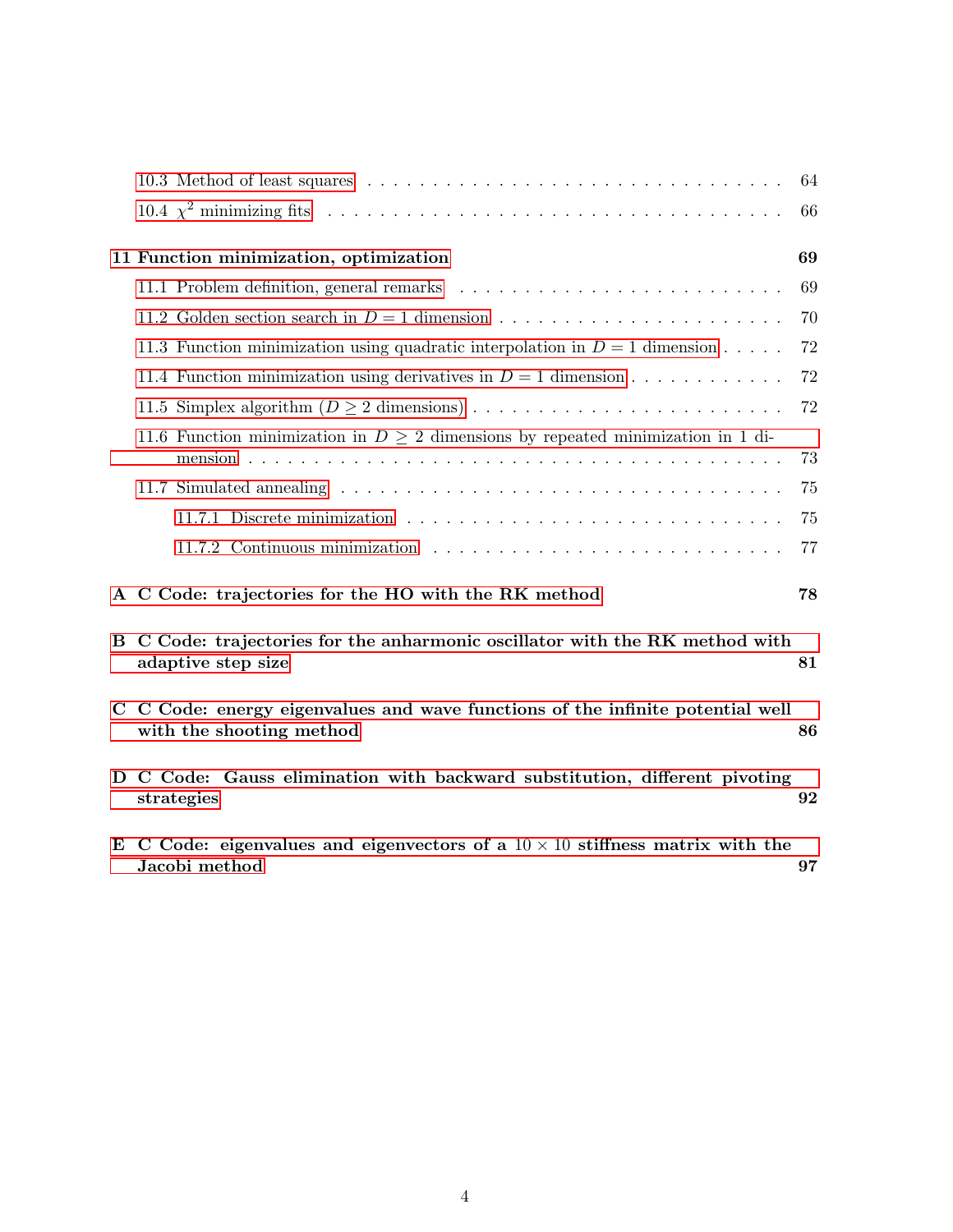- 10.3 Method of least squares . . . . . . . . . . 64
- 10.4 $\chi^2$ minimizing fits . . . . . . . . . . 66

**11 Function minimization, optimization** **69**

- 11.1 Problem definition, general remarks . . . . . . . . . . 69
- 11.2 Golden section search in $D = 1$ dimension . . . . . . . . . . 70
- 11.3 Function minimization using quadratic interpolation in $D = 1$ dimension . . . . . 72
- 11.4 Function minimization using derivatives in $D = 1$ dimension . . . . . . . . . . 72
- 11.5 Simplex algorithm ($D \geq 2$ dimensions) . . . . . . . . . . 72
- 11.6 Function minimization in $D \geq 2$ dimensions by repeated minimization in 1 dimension . . . . . . . . . . 73
- 11.7 Simulated annealing . . . . . . . . . . 75
  - 11.7.1 Discrete minimization . . . . . . . . . . 75
  - 11.7.2 Continuous minimization . . . . . . . . . . 77

**A C Code: trajectories for the HO with the RK method** **78**

**B C Code: trajectories for the anharmonic oscillator with the RK method with adaptive step size** **81**

**C C Code: energy eigenvalues and wave functions of the infinite potential well with the shooting method** **86**

**D C Code: Gauss elimination with backward substitution, different pivoting strategies** **92**

**E C Code: eigenvalues and eigenvectors of a $10 \times 10$ stiffness matrix with the Jacobi method** **97**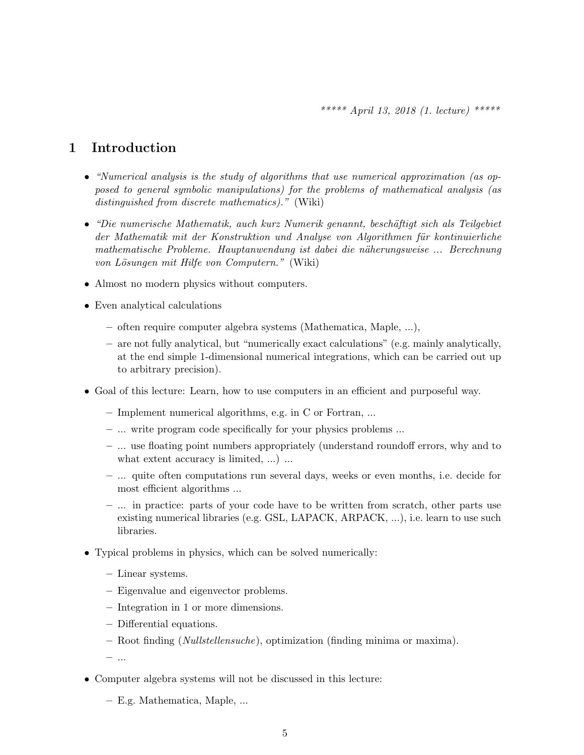*\*\*\*\*\* April 13, 2018 (1. lecture) \*\*\*\*\**

# 1 Introduction

- *"Numerical analysis is the study of algorithms that use numerical approximation (as opposed to general symbolic manipulations) for the problems of mathematical analysis (as distinguished from discrete mathematics)."* (Wiki)
- *"Die numerische Mathematik, auch kurz Numerik genannt, beschäftigt sich als Teilgebiet der Mathematik mit der Konstruktion und Analyse von Algorithmen für kontinuierliche mathematische Probleme. Hauptanwendung ist dabei die näherungsweise ... Berechnung von Lösungen mit Hilfe von Computern."* (Wiki)
- Almost no modern physics without computers.
- Even analytical calculations
  - often require computer algebra systems (Mathematica, Maple, ...),
  - are not fully analytical, but "numerically exact calculations" (e.g. mainly analytically, at the end simple 1-dimensional numerical integrations, which can be carried out up to arbitrary precision).
- Goal of this lecture: Learn, how to use computers in an efficient and purposeful way.
  - Implement numerical algorithms, e.g. in C or Fortran, ...
  - ... write program code specifically for your physics problems ...
  - ... use floating point numbers appropriately (understand roundoff errors, why and to what extent accuracy is limited, ...) ...
  - ... quite often computations run several days, weeks or even months, i.e. decide for most efficient algorithms ...
  - ... in practice: parts of your code have to be written from scratch, other parts use existing numerical libraries (e.g. GSL, LAPACK, ARPACK, ...), i.e. learn to use such libraries.
- Typical problems in physics, which can be solved numerically:
  - Linear systems.
  - Eigenvalue and eigenvector problems.
  - Integration in 1 or more dimensions.
  - Differential equations.
  - Root finding (*Nullstellensuche*), optimization (finding minima or maxima).
  - ...
- Computer algebra systems will not be discussed in this lecture:
  - E.g. Mathematica, Maple, ...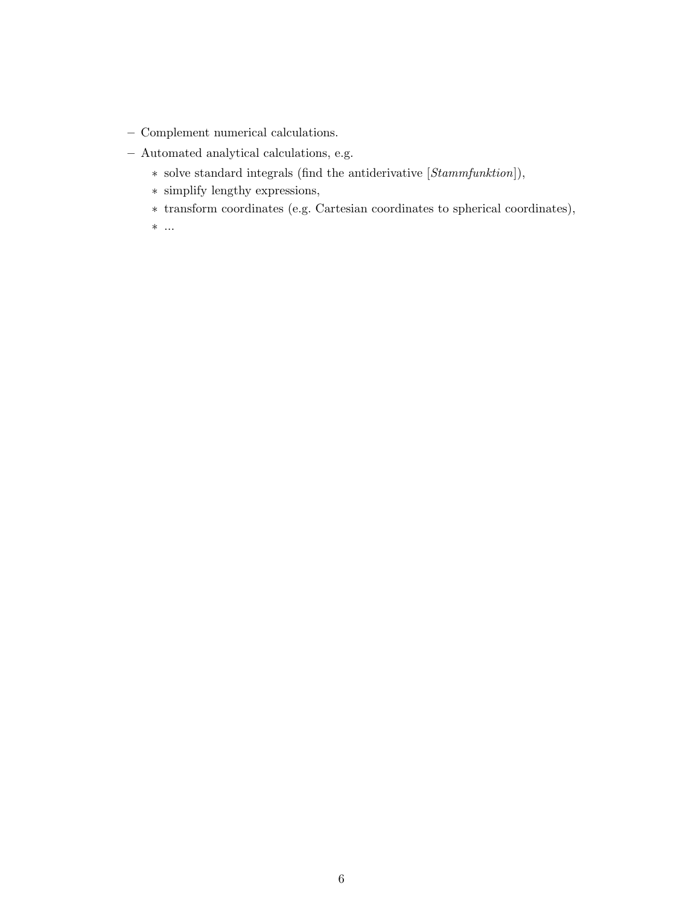- Complement numerical calculations.
- Automated analytical calculations, e.g.
  * solve standard integrals (find the antiderivative [*Stammfunktion*]),
  * simplify lengthy expressions,
  * transform coordinates (e.g. Cartesian coordinates to spherical coordinates),
  * ...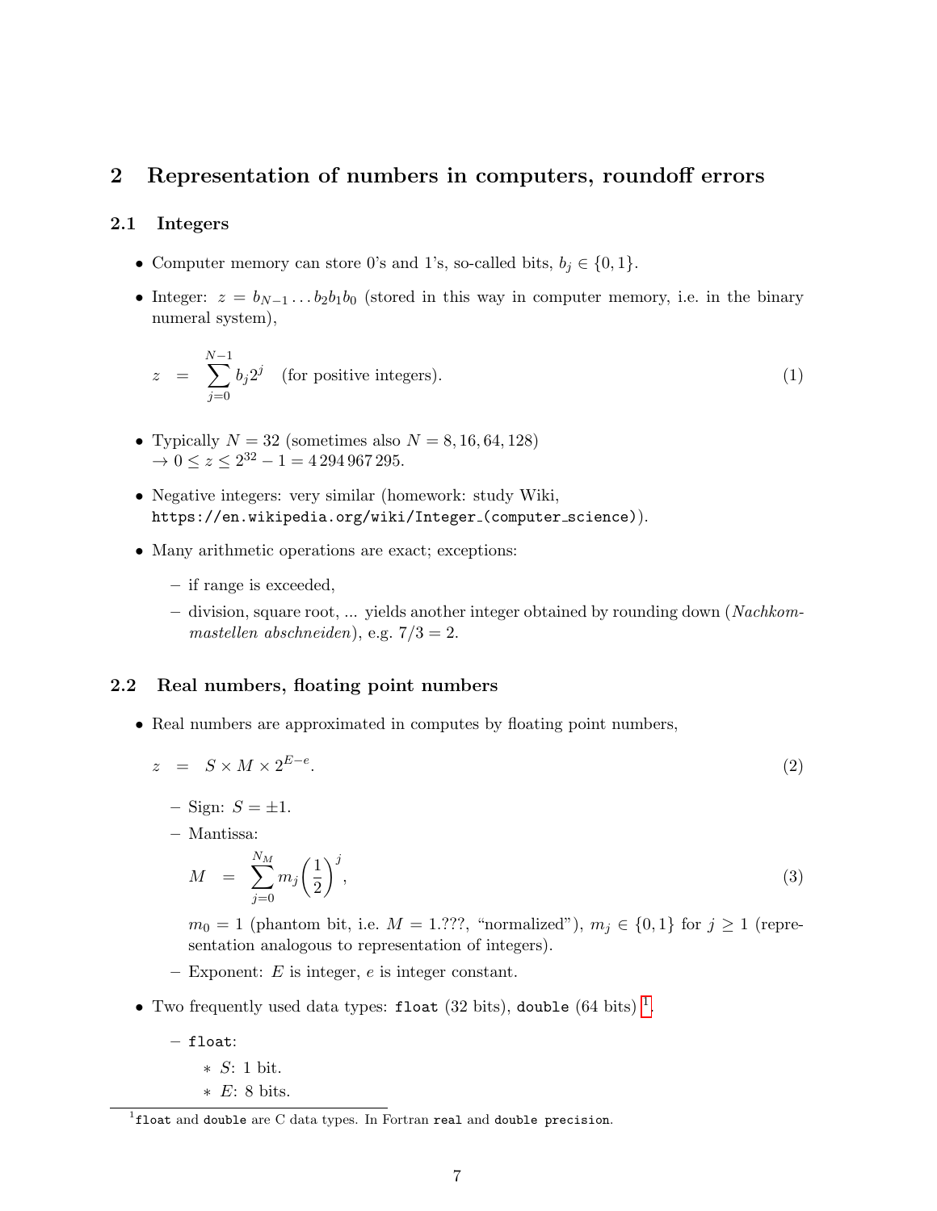# 2 Representation of numbers in computers, roundoff errors

## 2.1 Integers

- Computer memory can store 0's and 1's, so-called bits, $b_j \in \{0, 1\}$.
- Integer: $z = b_{N-1} \ldots b_2 b_1 b_0$ (stored in this way in computer memory, i.e. in the binary numeral system),

$$z = \sum_{j=0}^{N-1} b_j 2^j \quad \text{(for positive integers)}. \tag{1}$$

- Typically $N = 32$ (sometimes also $N = 8, 16, 64, 128$)
  $\rightarrow 0 \leq z \leq 2^{32} - 1 = 4\,294\,967\,295$.
- Negative integers: very similar (homework: study Wiki, `https://en.wikipedia.org/wiki/Integer_(computer_science)`).
- Many arithmetic operations are exact; exceptions:
  - if range is exceeded,
  - division, square root, ... yields another integer obtained by rounding down (*Nachkommastellen abschneiden*), e.g. $7/3 = 2$.

## 2.2 Real numbers, floating point numbers

- Real numbers are approximated in computes by floating point numbers,

$$z = S \times M \times 2^{E-e}. \tag{2}$$

  - Sign: $S = \pm 1$.
  - Mantissa:

$$M = \sum_{j=0}^{N_M} m_j \left(\frac{1}{2}\right)^j, \tag{3}$$

    $m_0 = 1$ (phantom bit, i.e. $M = 1.???$, "normalized"), $m_j \in \{0, 1\}$ for $j \geq 1$ (representation analogous to representation of integers).
  - Exponent: $E$ is integer, $e$ is integer constant.
- Two frequently used data types: `float` (32 bits), `double` (64 bits) [1].
  - `float`:
    - $S$: 1 bit.
    - $E$: 8 bits.

[1] `float` and `double` are C data types. In Fortran `real` and `double precision`.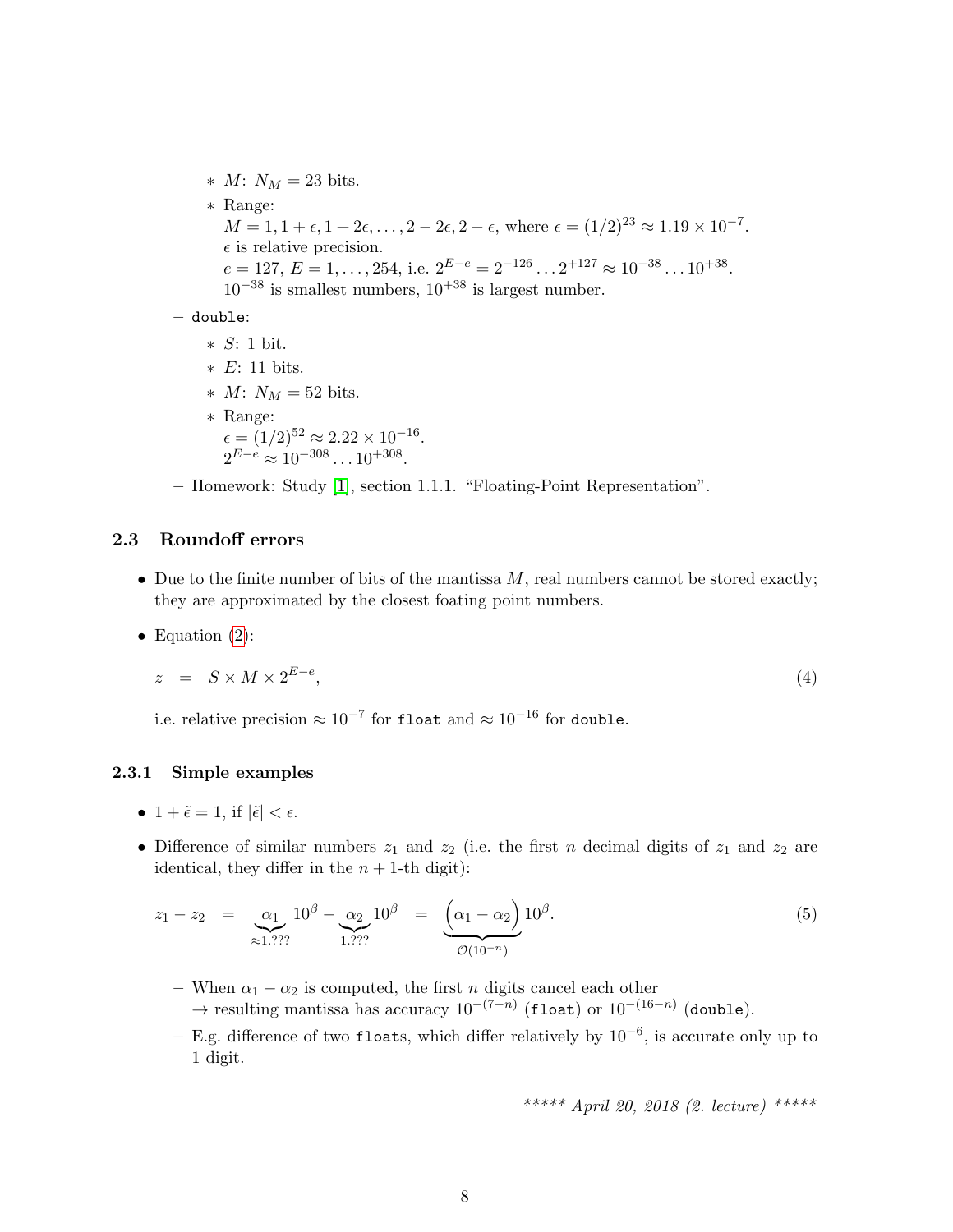- $M$: $N_M = 23$ bits.
  - Range:
    $M = 1, 1+\epsilon, 1+2\epsilon, \ldots, 2-2\epsilon, 2-\epsilon$, where $\epsilon = (1/2)^{23} \approx 1.19 \times 10^{-7}$.
    $\epsilon$ is relative precision.
    $e = 127$, $E = 1, \ldots, 254$, i.e. $2^{E-e} = 2^{-126} \ldots 2^{+127} \approx 10^{-38} \ldots 10^{+38}$.
    $10^{-38}$ is smallest numbers, $10^{+38}$ is largest number.

- `double`:
  - $S$: 1 bit.
  - $E$: 11 bits.
  - $M$: $N_M = 52$ bits.
  - Range:
    $\epsilon = (1/2)^{52} \approx 2.22 \times 10^{-16}$.
    $2^{E-e} \approx 10^{-308} \ldots 10^{+308}$.
- Homework: Study [1], section 1.1.1. "Floating-Point Representation".

## 2.3 Roundoff errors

- Due to the finite number of bits of the mantissa $M$, real numbers cannot be stored exactly; they are approximated by the closest foating point numbers.
- Equation (2):

$$z \quad = \quad S \times M \times 2^{E-e}, \tag{4}$$

i.e. relative precision $\approx 10^{-7}$ for `float` and $\approx 10^{-16}$ for `double`.

### 2.3.1 Simple examples

- $1 + \tilde{\epsilon} = 1$, if $|\tilde{\epsilon}| < \epsilon$.
- Difference of similar numbers $z_1$ and $z_2$ (i.e. the first $n$ decimal digits of $z_1$ and $z_2$ are identical, they differ in the $n+1$-th digit):

$$z_1 - z_2 \quad = \quad \underbrace{\alpha_1}_{\approx 1.???} 10^{\beta} - \underbrace{\alpha_2}_{1.???} 10^{\beta} \quad = \quad \underbrace{\Big(\alpha_1 - \alpha_2\Big)}_{\mathcal{O}(10^{-n})} 10^{\beta}. \tag{5}$$

  - When $\alpha_1 - \alpha_2$ is computed, the first $n$ digits cancel each other
    $\rightarrow$ resulting mantissa has accuracy $10^{-(7-n)}$ (`float`) or $10^{-(16-n)}$ (`double`).
  - E.g. difference of two `float`s, which differ relatively by $10^{-6}$, is accurate only up to 1 digit.

*\*\*\*\*\* April 20, 2018 (2. lecture) \*\*\*\*\**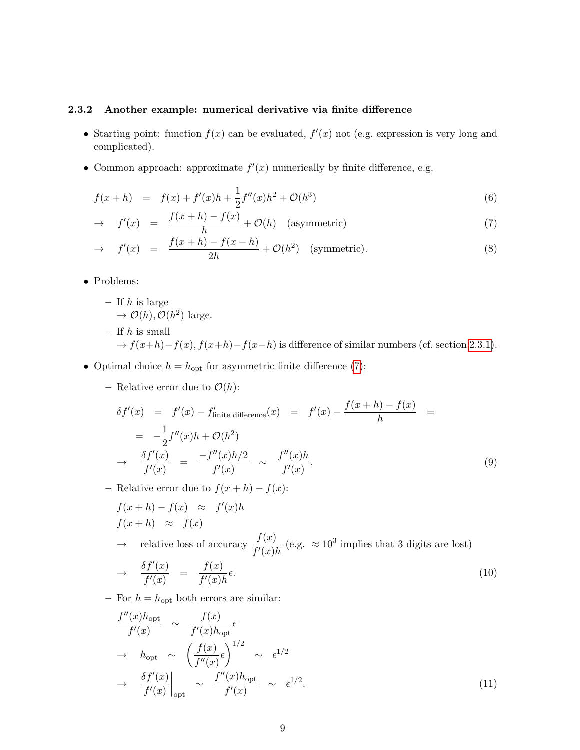### 2.3.2 Another example: numerical derivative via finite difference

- Starting point: function $f(x)$ can be evaluated, $f'(x)$ not (e.g. expression is very long and complicated).
- Common approach: approximate $f'(x)$ numerically by finite difference, e.g.

$$
\begin{aligned}
f(x+h) &= f(x) + f'(x)h + \frac{1}{2}f''(x)h^2 + \mathcal{O}(h^3) && (6)\\
\rightarrow \quad f'(x) &= \frac{f(x+h)-f(x)}{h} + \mathcal{O}(h) \quad \text{(asymmetric)} && (7)\\
\rightarrow \quad f'(x) &= \frac{f(x+h)-f(x-h)}{2h} + \mathcal{O}(h^2) \quad \text{(symmetric).} && (8)
\end{aligned}
$$

- Problems:
  - If $h$ is large
    $\rightarrow \mathcal{O}(h), \mathcal{O}(h^2)$ large.
  - If $h$ is small
    $\rightarrow f(x+h)-f(x), f(x+h)-f(x-h)$ is difference of similar numbers (cf. section 2.3.1).
- Optimal choice $h = h_{\text{opt}}$ for asymmetric finite difference (7):
  - Relative error due to $\mathcal{O}(h)$:

$$
\begin{aligned}
\delta f'(x) &= f'(x) - f'_{\text{finite difference}}(x) = f'(x) - \frac{f(x+h)-f(x)}{h} = \\
&= -\frac{1}{2}f''(x)h + \mathcal{O}(h^2)\\
\rightarrow \quad \frac{\delta f'(x)}{f'(x)} &= \frac{-f''(x)h/2}{f'(x)} \sim \frac{f''(x)h}{f'(x)}. && (9)
\end{aligned}
$$

  - Relative error due to $f(x+h)-f(x)$:

$$
\begin{aligned}
& f(x+h) - f(x) \approx f'(x)h\\
& f(x+h) \approx f(x)\\
& \rightarrow \quad \text{relative loss of accuracy } \frac{f(x)}{f'(x)h} \text{ (e.g. } \approx 10^3 \text{ implies that 3 digits are lost)}\\
& \rightarrow \quad \frac{\delta f'(x)}{f'(x)} = \frac{f(x)}{f'(x)h}\epsilon. && (10)
\end{aligned}
$$

  - For $h = h_{\text{opt}}$ both errors are similar:

$$
\begin{aligned}
& \frac{f''(x)h_{\text{opt}}}{f'(x)} \sim \frac{f(x)}{f'(x)h_{\text{opt}}}\epsilon\\
& \rightarrow \quad h_{\text{opt}} \sim \left(\frac{f(x)}{f''(x)}\epsilon\right)^{1/2} \sim \epsilon^{1/2}\\
& \rightarrow \quad \left.\frac{\delta f'(x)}{f'(x)}\right|_{\text{opt}} \sim \frac{f''(x)h_{\text{opt}}}{f'(x)} \sim \epsilon^{1/2}. && (11)
\end{aligned}
$$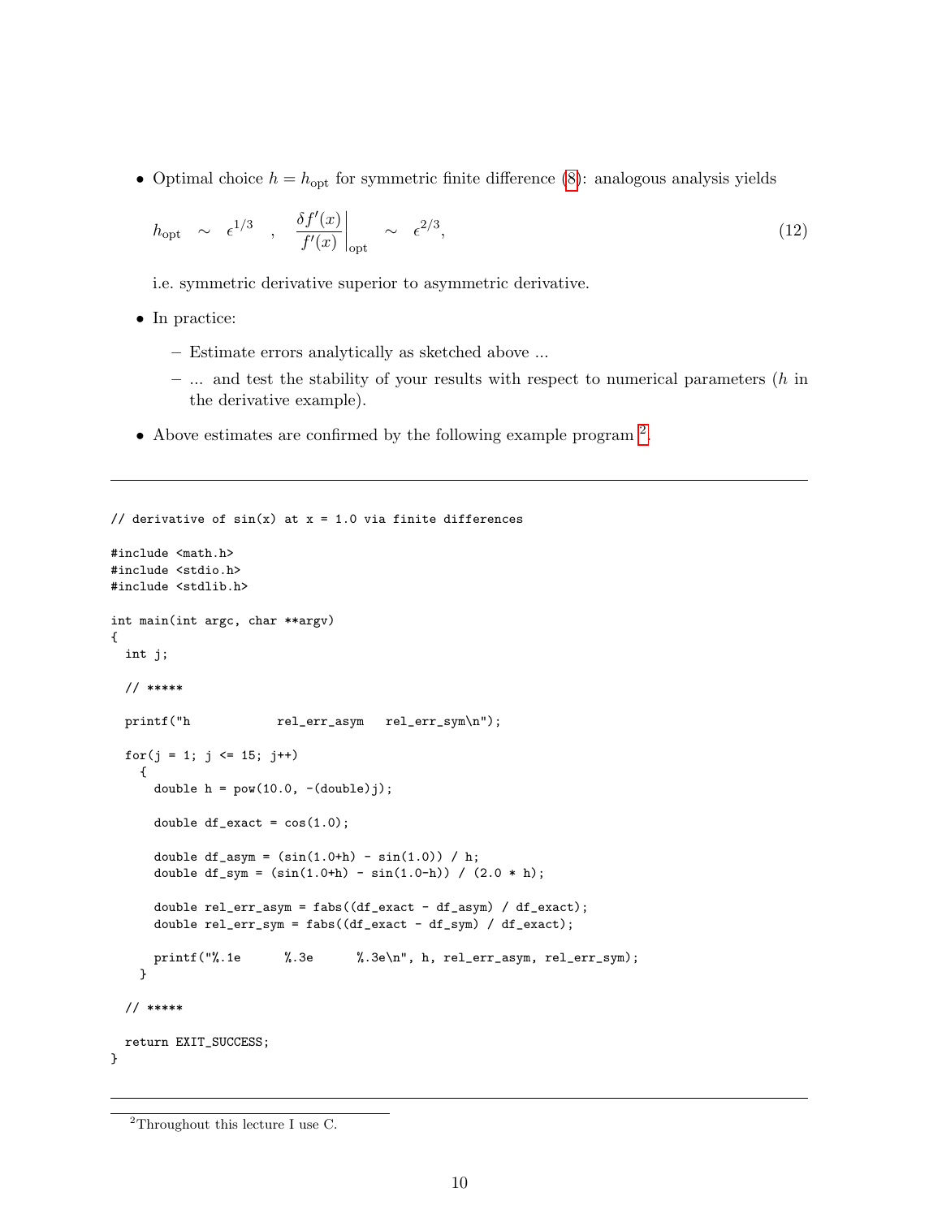- Optimal choice $h = h_{\text{opt}}$ for symmetric finite difference (8): analogous analysis yields

$$h_{\text{opt}} \sim \epsilon^{1/3} \quad , \quad \frac{\delta f'(x)}{f'(x)}\bigg|_{\text{opt}} \sim \epsilon^{2/3}, \tag{12}$$

  i.e. symmetric derivative superior to asymmetric derivative.

- In practice:
  - Estimate errors analytically as sketched above ...
  - ... and test the stability of your results with respect to numerical parameters ($h$ in the derivative example).
- Above estimates are confirmed by the following example program [2].

---

```
// derivative of sin(x) at x = 1.0 via finite differences

#include <math.h>
#include <stdio.h>
#include <stdlib.h>

int main(int argc, char **argv)
{
  int j;

  // *****

  printf("h            rel_err_asym   rel_err_sym\n");

  for(j = 1; j <= 15; j++)
    {
      double h = pow(10.0, -(double)j);

      double df_exact = cos(1.0);

      double df_asym = (sin(1.0+h) - sin(1.0)) / h;
      double df_sym = (sin(1.0+h) - sin(1.0-h)) / (2.0 * h);

      double rel_err_asym = fabs((df_exact - df_asym) / df_exact);
      double rel_err_sym = fabs((df_exact - df_sym) / df_exact);

      printf("%.1e      %.3e      %.3e\n", h, rel_err_asym, rel_err_sym);
    }

  // *****

  return EXIT_SUCCESS;
}
```

---

[2] Throughout this lecture I use C.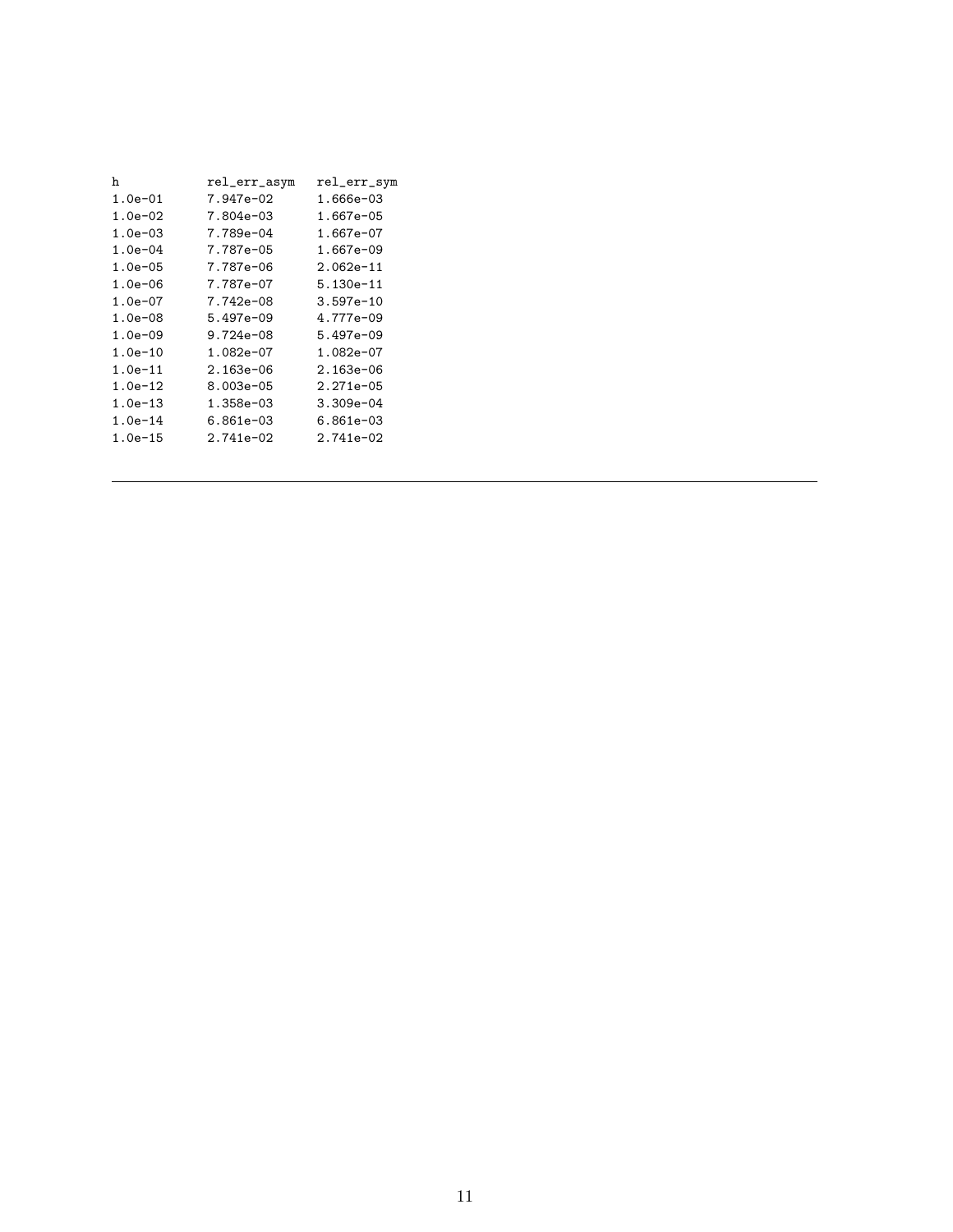```
h           rel_err_asym   rel_err_sym
1.0e-01     7.947e-02      1.666e-03
1.0e-02     7.804e-03      1.667e-05
1.0e-03     7.789e-04      1.667e-07
1.0e-04     7.787e-05      1.667e-09
1.0e-05     7.787e-06      2.062e-11
1.0e-06     7.787e-07      5.130e-11
1.0e-07     7.742e-08      3.597e-10
1.0e-08     5.497e-09      4.777e-09
1.0e-09     9.724e-08      5.497e-09
1.0e-10     1.082e-07      1.082e-07
1.0e-11     2.163e-06      2.163e-06
1.0e-12     8.003e-05      2.271e-05
1.0e-13     1.358e-03      3.309e-04
1.0e-14     6.861e-03      6.861e-03
1.0e-15     2.741e-02      2.741e-02
```

---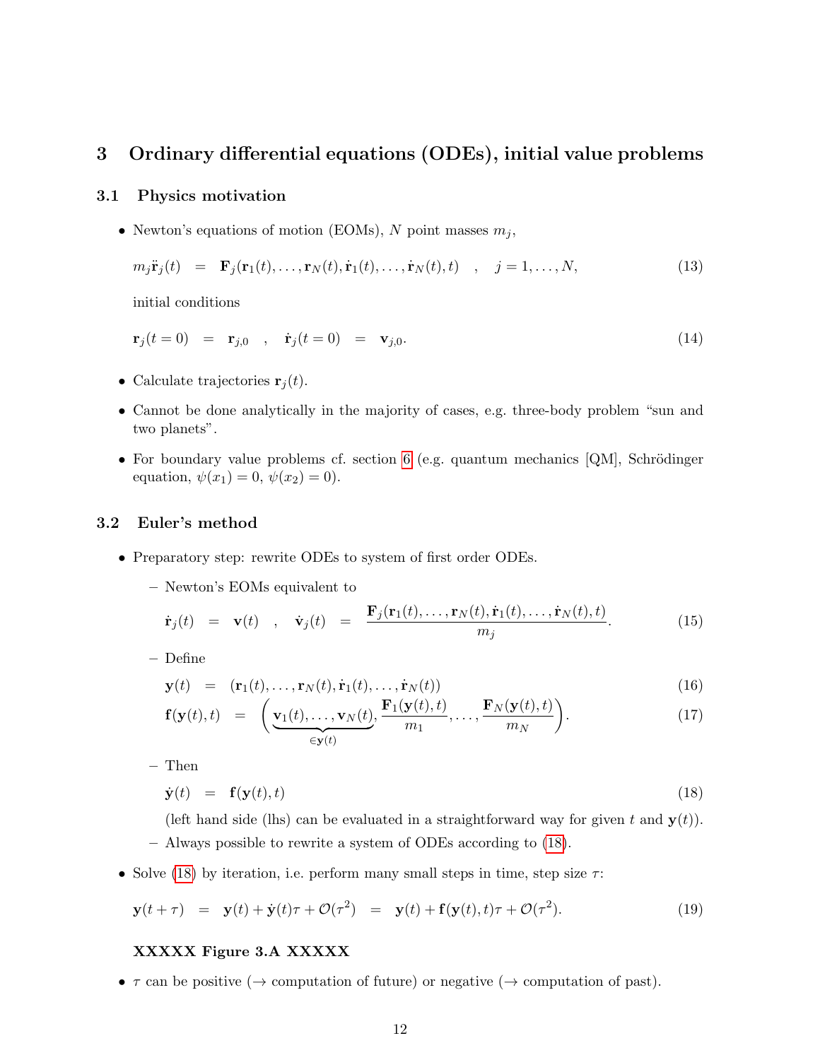# 3 Ordinary differential equations (ODEs), initial value problems

## 3.1 Physics motivation

- Newton's equations of motion (EOMs), $N$ point masses $m_j$,

$$m_j \ddot{\mathbf{r}}_j(t) \;\; = \;\; \mathbf{F}_j(\mathbf{r}_1(t), \ldots, \mathbf{r}_N(t), \dot{\mathbf{r}}_1(t), \ldots, \dot{\mathbf{r}}_N(t), t) \quad , \quad j = 1, \ldots, N, \tag{13}$$

  initial conditions

$$\mathbf{r}_j(t=0) \;\; = \;\; \mathbf{r}_{j,0} \quad , \quad \dot{\mathbf{r}}_j(t=0) \;\; = \;\; \mathbf{v}_{j,0}. \tag{14}$$

- Calculate trajectories $\mathbf{r}_j(t)$.
- Cannot be done analytically in the majority of cases, e.g. three-body problem "sun and two planets".
- For boundary value problems cf. section 6 (e.g. quantum mechanics [QM], Schrödinger equation, $\psi(x_1) = 0$, $\psi(x_2) = 0$).

## 3.2 Euler's method

- Preparatory step: rewrite ODEs to system of first order ODEs.
  - Newton's EOMs equivalent to

$$\dot{\mathbf{r}}_j(t) \;\; = \;\; \mathbf{v}(t) \quad , \quad \dot{\mathbf{v}}_j(t) \;\; = \;\; \frac{\mathbf{F}_j(\mathbf{r}_1(t), \ldots, \mathbf{r}_N(t), \dot{\mathbf{r}}_1(t), \ldots, \dot{\mathbf{r}}_N(t), t)}{m_j}. \tag{15}$$

  - Define

$$\mathbf{y}(t) \;\; = \;\; (\mathbf{r}_1(t), \ldots, \mathbf{r}_N(t), \dot{\mathbf{r}}_1(t), \ldots, \dot{\mathbf{r}}_N(t)) \tag{16}$$

$$\mathbf{f}(\mathbf{y}(t), t) \;\; = \;\; \bigg(\underbrace{\mathbf{v}_1(t), \ldots, \mathbf{v}_N(t)}_{\in \mathbf{y}(t)}, \frac{\mathbf{F}_1(\mathbf{y}(t), t)}{m_1}, \ldots, \frac{\mathbf{F}_N(\mathbf{y}(t), t)}{m_N}\bigg). \tag{17}$$

  - Then

$$\dot{\mathbf{y}}(t) \;\; = \;\; \mathbf{f}(\mathbf{y}(t), t) \tag{18}$$

    (left hand side (lhs) can be evaluated in a straightforward way for given $t$ and $\mathbf{y}(t)$).
  - Always possible to rewrite a system of ODEs according to (18).

- Solve (18) by iteration, i.e. perform many small steps in time, step size $\tau$:

$$\mathbf{y}(t+\tau) \;\; = \;\; \mathbf{y}(t) + \dot{\mathbf{y}}(t)\tau + \mathcal{O}(\tau^2) \;\; = \;\; \mathbf{y}(t) + \mathbf{f}(\mathbf{y}(t), t)\tau + \mathcal{O}(\tau^2). \tag{19}$$

  **XXXXX Figure 3.A XXXXX**

- $\tau$ can be positive ($\rightarrow$ computation of future) or negative ($\rightarrow$ computation of past).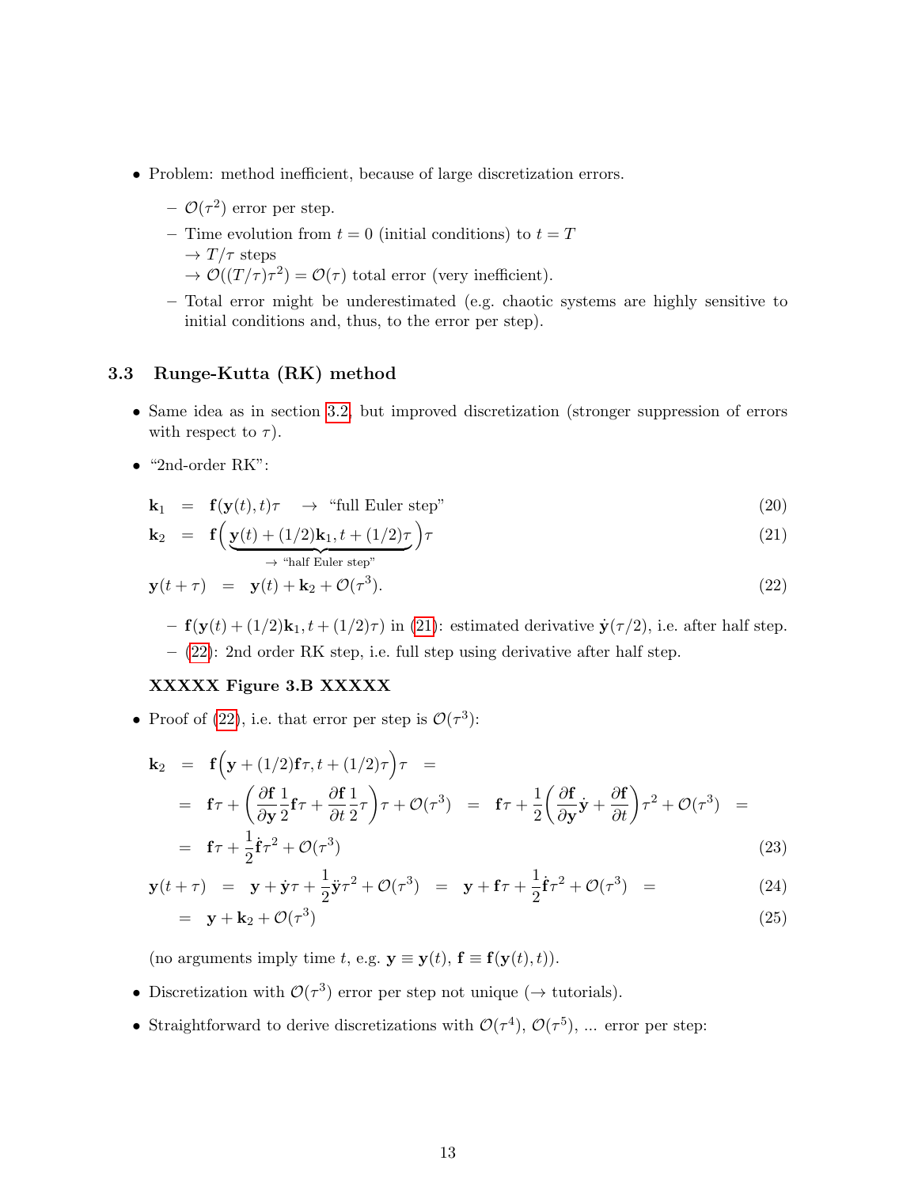- Problem: method inefficient, because of large discretization errors.
  - $\mathcal{O}(\tau^2)$ error per step.
  - Time evolution from $t = 0$ (initial conditions) to $t = T$ 
    $\rightarrow T/\tau$ steps 
    $\rightarrow \mathcal{O}((T/\tau)\tau^2) = \mathcal{O}(\tau)$ total error (very inefficient).
  - Total error might be underestimated (e.g. chaotic systems are highly sensitive to initial conditions and, thus, to the error per step).

### 3.3 Runge-Kutta (RK) method

- Same idea as in section 3.2, but improved discretization (stronger suppression of errors with respect to $\tau$).
- "2nd-order RK":

$$\mathbf{k}_1 \;=\; \mathbf{f}(\mathbf{y}(t), t)\tau \quad \rightarrow \quad \text{"full Euler step"} \tag{20}$$

$$\mathbf{k}_2 \;=\; \mathbf{f}\Big(\underbrace{\mathbf{y}(t) + (1/2)\mathbf{k}_1, t + (1/2)\tau}_{\rightarrow \text{"half Euler step"}}\Big)\tau \tag{21}$$

$$\mathbf{y}(t+\tau) \;=\; \mathbf{y}(t) + \mathbf{k}_2 + \mathcal{O}(\tau^3). \tag{22}$$

  - $\mathbf{f}(\mathbf{y}(t) + (1/2)\mathbf{k}_1, t + (1/2)\tau)$ in (21): estimated derivative $\dot{\mathbf{y}}(\tau/2)$, i.e. after half step.
  - (22): 2nd order RK step, i.e. full step using derivative after half step.

  **XXXXX Figure 3.B XXXXX**

- Proof of (22), i.e. that error per step is $\mathcal{O}(\tau^3)$:

$$\begin{aligned}
\mathbf{k}_2 \;&=\; \mathbf{f}\Big(\mathbf{y} + (1/2)\mathbf{f}\tau, t + (1/2)\tau\Big)\tau \;= \\
&=\; \mathbf{f}\tau + \left(\frac{\partial \mathbf{f}}{\partial \mathbf{y}}\frac{1}{2}\mathbf{f}\tau + \frac{\partial \mathbf{f}}{\partial t}\frac{1}{2}\tau\right)\tau + \mathcal{O}(\tau^3) \;=\; \mathbf{f}\tau + \frac{1}{2}\left(\frac{\partial \mathbf{f}}{\partial \mathbf{y}}\dot{\mathbf{y}} + \frac{\partial \mathbf{f}}{\partial t}\right)\tau^2 + \mathcal{O}(\tau^3) \;= \\
&=\; \mathbf{f}\tau + \frac{1}{2}\dot{\mathbf{f}}\tau^2 + \mathcal{O}(\tau^3)
\end{aligned} \tag{23}$$

$$\mathbf{y}(t+\tau) \;=\; \mathbf{y} + \dot{\mathbf{y}}\tau + \frac{1}{2}\ddot{\mathbf{y}}\tau^2 + \mathcal{O}(\tau^3) \;=\; \mathbf{y} + \mathbf{f}\tau + \frac{1}{2}\dot{\mathbf{f}}\tau^2 + \mathcal{O}(\tau^3) \;= \tag{24}$$

$$=\; \mathbf{y} + \mathbf{k}_2 + \mathcal{O}(\tau^3) \tag{25}$$

  (no arguments imply time $t$, e.g. $\mathbf{y} \equiv \mathbf{y}(t)$, $\mathbf{f} \equiv \mathbf{f}(\mathbf{y}(t), t)$).

- Discretization with $\mathcal{O}(\tau^3)$ error per step not unique ($\rightarrow$ tutorials).
- Straightforward to derive discretizations with $\mathcal{O}(\tau^4)$, $\mathcal{O}(\tau^5)$, ... error per step: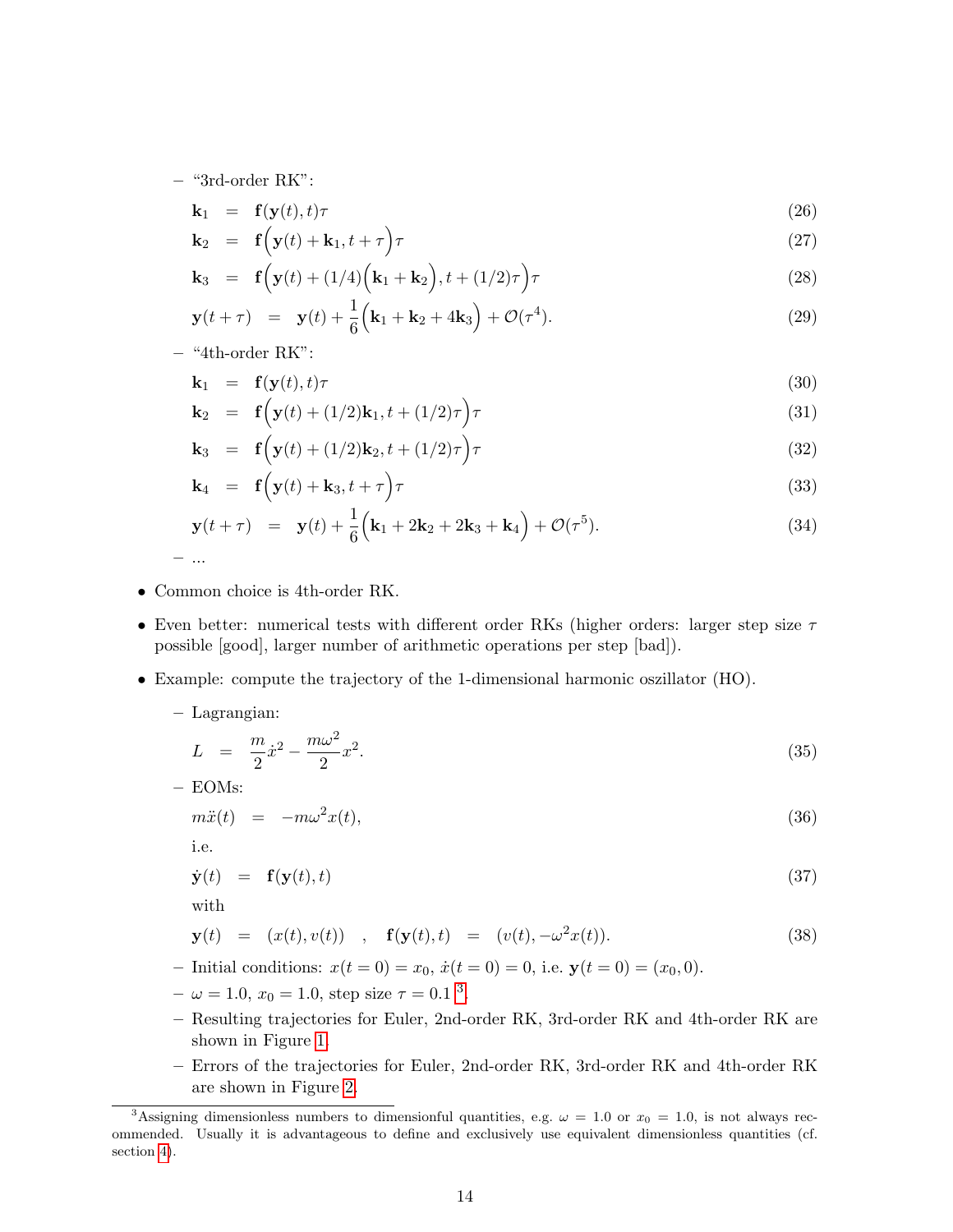- "3rd-order RK":

$$\mathbf{k}_1 = \mathbf{f}(\mathbf{y}(t), t)\tau \tag{26}$$

$$\mathbf{k}_2 = \mathbf{f}\Big(\mathbf{y}(t) + \mathbf{k}_1, t + \tau\Big)\tau \tag{27}$$

$$\mathbf{k}_3 = \mathbf{f}\Big(\mathbf{y}(t) + (1/4)\Big(\mathbf{k}_1 + \mathbf{k}_2\Big), t + (1/2)\tau\Big)\tau \tag{28}$$

$$\mathbf{y}(t + \tau) = \mathbf{y}(t) + \frac{1}{6}\Big(\mathbf{k}_1 + \mathbf{k}_2 + 4\mathbf{k}_3\Big) + \mathcal{O}(\tau^4). \tag{29}$$

- "4th-order RK":

$$\mathbf{k}_1 = \mathbf{f}(\mathbf{y}(t), t)\tau \tag{30}$$

$$\mathbf{k}_2 = \mathbf{f}\Big(\mathbf{y}(t) + (1/2)\mathbf{k}_1, t + (1/2)\tau\Big)\tau \tag{31}$$

$$\mathbf{k}_3 = \mathbf{f}\Big(\mathbf{y}(t) + (1/2)\mathbf{k}_2, t + (1/2)\tau\Big)\tau \tag{32}$$

$$\mathbf{k}_4 = \mathbf{f}\Big(\mathbf{y}(t) + \mathbf{k}_3, t + \tau\Big)\tau \tag{33}$$

$$\mathbf{y}(t + \tau) = \mathbf{y}(t) + \frac{1}{6}\Big(\mathbf{k}_1 + 2\mathbf{k}_2 + 2\mathbf{k}_3 + \mathbf{k}_4\Big) + \mathcal{O}(\tau^5). \tag{34}$$

- ...

- Common choice is 4th-order RK.
- Even better: numerical tests with different order RKs (higher orders: larger step size $\tau$ possible [good], larger number of arithmetic operations per step [bad]).
- Example: compute the trajectory of the 1-dimensional harmonic oszillator (HO).
  - Lagrangian:

$$L = \frac{m}{2}\dot{x}^2 - \frac{m\omega^2}{2}x^2. \tag{35}$$

  - EOMs:

$$m\ddot{x}(t) = -m\omega^2 x(t), \tag{36}$$

    i.e.

$$\dot{\mathbf{y}}(t) = \mathbf{f}(\mathbf{y}(t), t) \tag{37}$$

    with

$$\mathbf{y}(t) = (x(t), v(t)) \quad , \quad \mathbf{f}(\mathbf{y}(t), t) = (v(t), -\omega^2 x(t)). \tag{38}$$

  - Initial conditions: $x(t = 0) = x_0$, $\dot{x}(t = 0) = 0$, i.e. $\mathbf{y}(t = 0) = (x_0, 0)$.
  - $\omega = 1.0$, $x_0 = 1.0$, step size $\tau = 0.1$ [3].
  - Resulting trajectories for Euler, 2nd-order RK, 3rd-order RK and 4th-order RK are shown in Figure 1.
  - Errors of the trajectories for Euler, 2nd-order RK, 3rd-order RK and 4th-order RK are shown in Figure 2.

[3] Assigning dimensionless numbers to dimensionful quantities, e.g. $\omega = 1.0$ or $x_0 = 1.0$, is not always recommended. Usually it is advantageous to define and exclusively use equivalent dimensionless quantities (cf. section 4).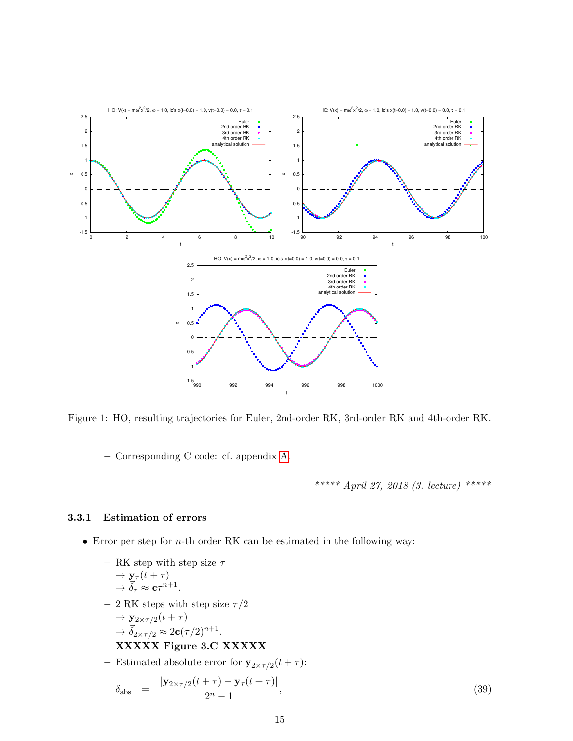Figure 1: HO, resulting trajectories for Euler, 2nd-order RK, 3rd-order RK and 4th-order RK.

– Corresponding C code: cf. appendix A.

*\*\*\*\*\* April 27, 2018 (3. lecture) \*\*\*\*\**

### 3.3.1 Estimation of errors

- Error per step for $n$-th order RK can be estimated in the following way:
  - RK step with step size $\tau$
    $\rightarrow \mathbf{y}_\tau(t+\tau)$
    $\rightarrow \vec{\delta}_\tau \approx \mathbf{c}\tau^{n+1}$.
  - 2 RK steps with step size $\tau/2$
    $\rightarrow \mathbf{y}_{2\times\tau/2}(t+\tau)$
    $\rightarrow \vec{\delta}_{2\times\tau/2} \approx 2\mathbf{c}(\tau/2)^{n+1}$.
    **XXXXX Figure 3.C XXXXX**
  - Estimated absolute error for $\mathbf{y}_{2\times\tau/2}(t+\tau)$:

$$\delta_{\text{abs}} \quad = \quad \frac{|\mathbf{y}_{2\times\tau/2}(t+\tau) - \mathbf{y}_\tau(t+\tau)|}{2^n - 1}, \tag{39}$$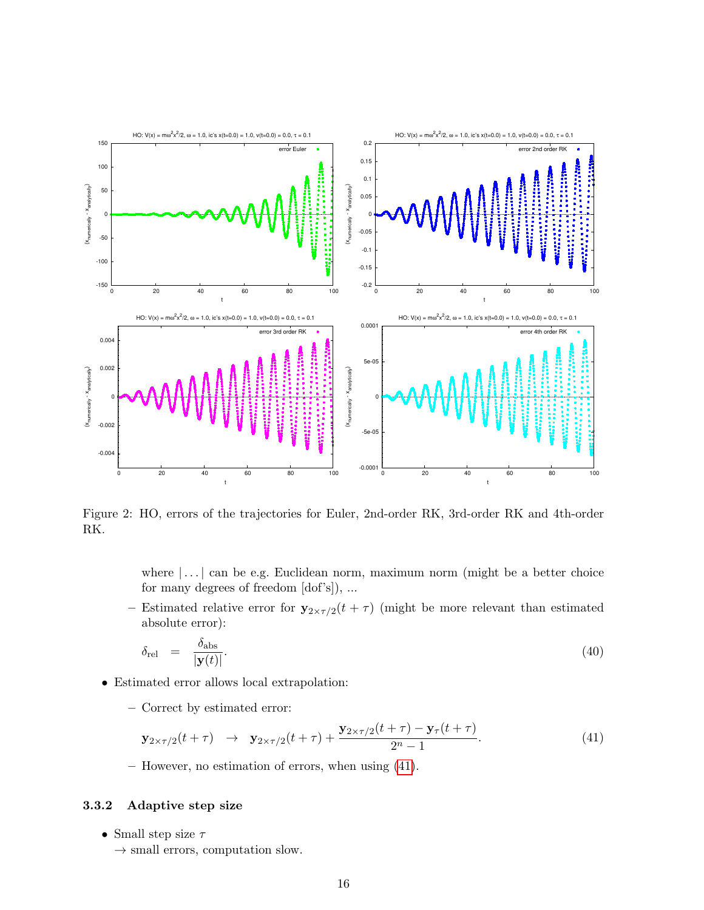Figure 2: HO, errors of the trajectories for Euler, 2nd-order RK, 3rd-order RK and 4th-order RK.

where $|\ldots|$ can be e.g. Euclidean norm, maximum norm (might be a better choice for many degrees of freedom [dof's]), ...

  - Estimated relative error for $\mathbf{y}_{2\times\tau/2}(t+\tau)$ (might be more relevant than estimated absolute error):

$$\delta_{\text{rel}} = \frac{\delta_{\text{abs}}}{|\mathbf{y}(t)|}. \tag{40}$$

- Estimated error allows local extrapolation:
  - Correct by estimated error:

$$\mathbf{y}_{2\times\tau/2}(t+\tau) \rightarrow \mathbf{y}_{2\times\tau/2}(t+\tau) + \frac{\mathbf{y}_{2\times\tau/2}(t+\tau) - \mathbf{y}_{\tau}(t+\tau)}{2^n - 1}. \tag{41}$$

  - However, no estimation of errors, when using (41).

### 3.3.2 Adaptive step size

- Small step size $\tau$
  $\rightarrow$ small errors, computation slow.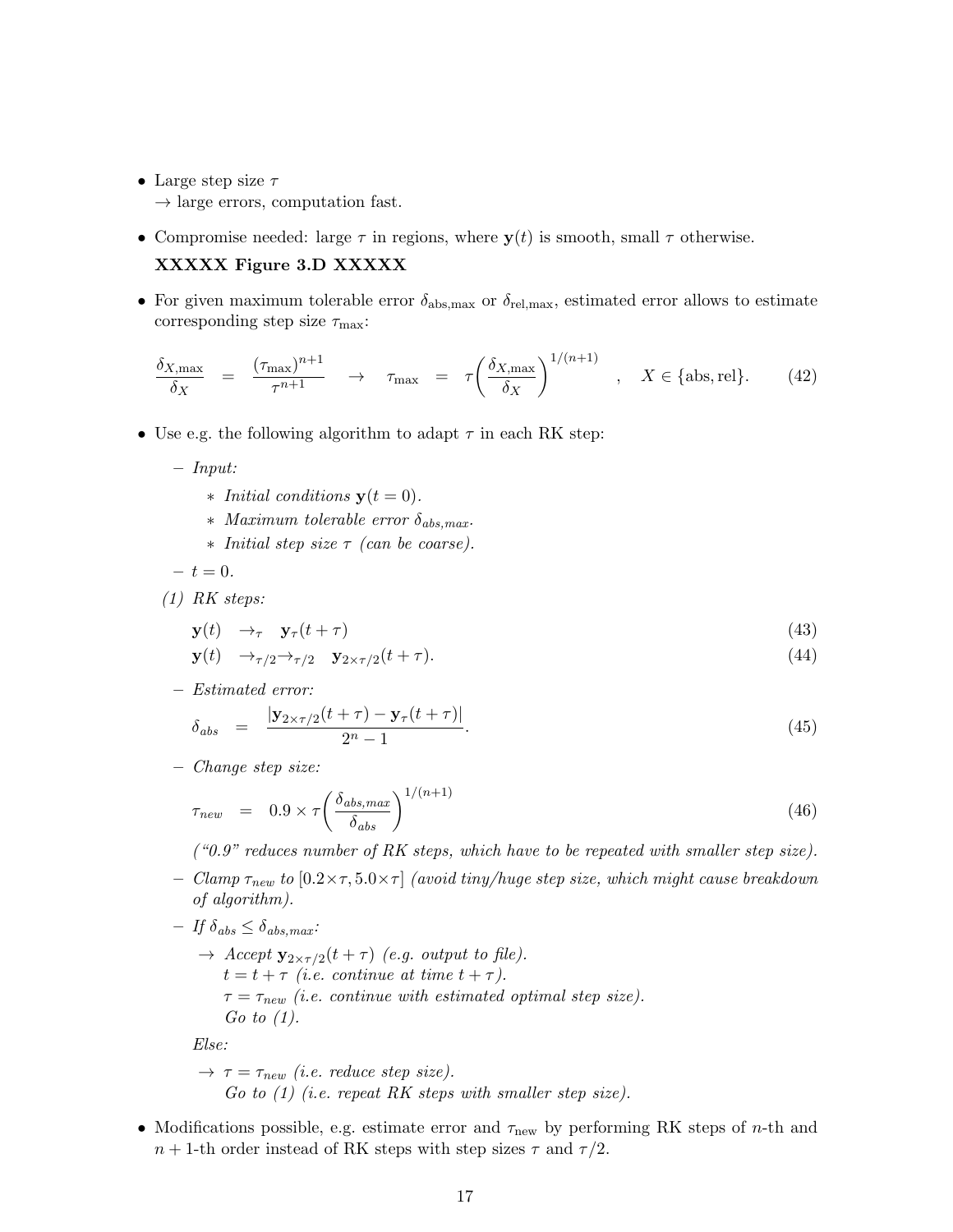- Large step size $\tau$
  $\rightarrow$ large errors, computation fast.

- Compromise needed: large $\tau$ in regions, where $\mathbf{y}(t)$ is smooth, small $\tau$ otherwise.

  **XXXXX Figure 3.D XXXXX**

- For given maximum tolerable error $\delta_{\text{abs,max}}$ or $\delta_{\text{rel,max}}$, estimated error allows to estimate corresponding step size $\tau_{\text{max}}$:

$$\frac{\delta_{X,\text{max}}}{\delta_X} \quad = \quad \frac{(\tau_{\text{max}})^{n+1}}{\tau^{n+1}} \quad \rightarrow \quad \tau_{\text{max}} \quad = \quad \tau\left(\frac{\delta_{X,\text{max}}}{\delta_X}\right)^{1/(n+1)} \quad , \quad X \in \{\text{abs}, \text{rel}\}. \tag{42}$$

- Use e.g. the following algorithm to adapt $\tau$ in each RK step:

  - *Input:*
    - *Initial conditions* $\mathbf{y}(t = 0)$.
    - *Maximum tolerable error* $\delta_{abs,max}$.
    - *Initial step size* $\tau$ *(can be coarse).*
  - $t = 0$.

  (1) *RK steps:*

$$\mathbf{y}(t) \quad \rightarrow_\tau \quad \mathbf{y}_\tau(t + \tau) \tag{43}$$

$$\mathbf{y}(t) \quad \rightarrow_{\tau/2}\rightarrow_{\tau/2} \quad \mathbf{y}_{2\times\tau/2}(t + \tau). \tag{44}$$

  - *Estimated error:*

$$\delta_{abs} \quad = \quad \frac{|\mathbf{y}_{2\times\tau/2}(t + \tau) - \mathbf{y}_\tau(t + \tau)|}{2^n - 1}. \tag{45}$$

  - *Change step size:*

$$\tau_{new} \quad = \quad 0.9 \times \tau\left(\frac{\delta_{abs,max}}{\delta_{abs}}\right)^{1/(n+1)} \tag{46}$$

    *("0.9" reduces number of RK steps, which have to be repeated with smaller step size).*

  - *Clamp* $\tau_{new}$ *to* $[0.2\times\tau, 5.0\times\tau]$ *(avoid tiny/huge step size, which might cause breakdown of algorithm).*

  - *If* $\delta_{abs} \leq \delta_{abs,max}$*:*

    $\rightarrow$ *Accept* $\mathbf{y}_{2\times\tau/2}(t + \tau)$ *(e.g. output to file).*
    $t = t + \tau$ *(i.e. continue at time* $t + \tau$*).*
    $\tau = \tau_{new}$ *(i.e. continue with estimated optimal step size).*
    *Go to (1).*

    *Else:*

    $\rightarrow$ $\tau = \tau_{new}$ *(i.e. reduce step size).*
    *Go to (1) (i.e. repeat RK steps with smaller step size).*

- Modifications possible, e.g. estimate error and $\tau_{\text{new}}$ by performing RK steps of $n$-th and $n + 1$-th order instead of RK steps with step sizes $\tau$ and $\tau/2$.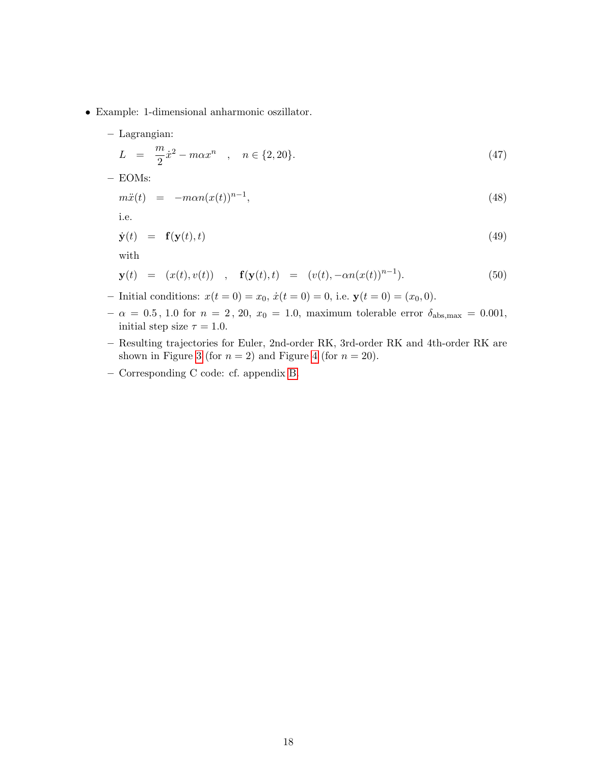- Example: 1-dimensional anharmonic oszillator.
  - Lagrangian:

$$L = \frac{m}{2}\dot{x}^2 - m\alpha x^n \quad , \quad n \in \{2, 20\}. \tag{47}$$

  - EOMs:

$$m\ddot{x}(t) = -m\alpha n(x(t))^{n-1}, \tag{48}$$

    i.e.

$$\dot{\mathbf{y}}(t) = \mathbf{f}(\mathbf{y}(t), t) \tag{49}$$

    with

$$\mathbf{y}(t) = (x(t), v(t)) \quad , \quad \mathbf{f}(\mathbf{y}(t), t) = (v(t), -\alpha n(x(t))^{n-1}). \tag{50}$$

  - Initial conditions: $x(t = 0) = x_0$, $\dot{x}(t = 0) = 0$, i.e. $\mathbf{y}(t = 0) = (x_0, 0)$.
  - $\alpha = 0.5\,,\,1.0$ for $n = 2\,,\,20$, $x_0 = 1.0$, maximum tolerable error $\delta_{\text{abs,max}} = 0.001$, initial step size $\tau = 1.0$.
  - Resulting trajectories for Euler, 2nd-order RK, 3rd-order RK and 4th-order RK are shown in Figure 3 (for $n = 2$) and Figure 4 (for $n = 20$).
  - Corresponding C code: cf. appendix B.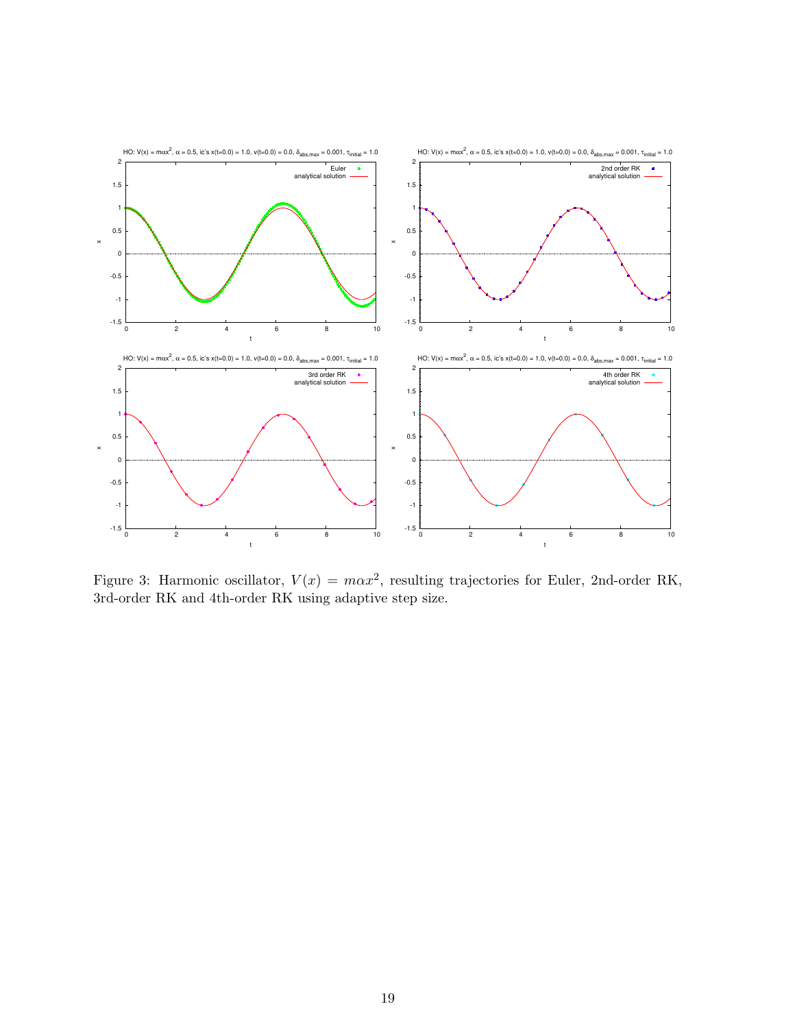Figure 3: Harmonic oscillator, $V(x) = m\alpha x^2$, resulting trajectories for Euler, 2nd-order RK, 3rd-order RK and 4th-order RK using adaptive step size.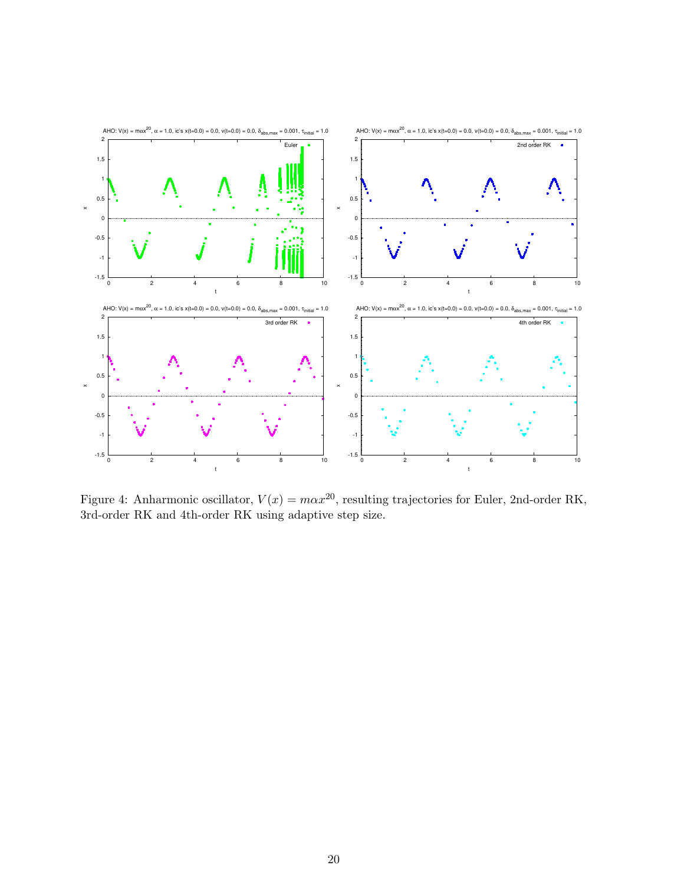Figure 4: Anharmonic oscillator, $V(x) = m\alpha x^{20}$, resulting trajectories for Euler, 2nd-order RK, 3rd-order RK and 4th-order RK using adaptive step size.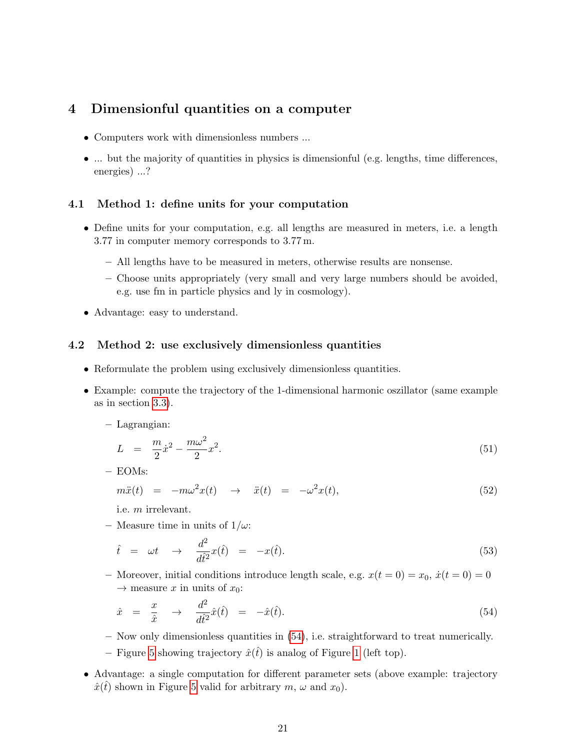# 4 Dimensionful quantities on a computer

- Computers work with dimensionless numbers ...
- ... but the majority of quantities in physics is dimensionful (e.g. lengths, time differences, energies) ...?

## 4.1 Method 1: define units for your computation

- Define units for your computation, e.g. all lengths are measured in meters, i.e. a length 3.77 in computer memory corresponds to 3.77 m.
  - All lengths have to be measured in meters, otherwise results are nonsense.
  - Choose units appropriately (very small and very large numbers should be avoided, e.g. use fm in particle physics and ly in cosmology).
- Advantage: easy to understand.

## 4.2 Method 2: use exclusively dimensionless quantities

- Reformulate the problem using exclusively dimensionless quantities.
- Example: compute the trajectory of the 1-dimensional harmonic oszillator (same example as in section 3.3).
  - Lagrangian:

    $$L \;=\; \frac{m}{2}\dot{x}^2 - \frac{m\omega^2}{2}x^2. \tag{51}$$

  - EOMs:

    $$m\ddot{x}(t) \;=\; -m\omega^2 x(t) \quad \rightarrow \quad \ddot{x}(t) \;=\; -\omega^2 x(t), \tag{52}$$

    i.e. $m$ irrelevant.
  - Measure time in units of $1/\omega$:

    $$\hat{t} \;=\; \omega t \quad \rightarrow \quad \frac{d^2}{d\hat{t}^2}x(\hat{t}) \;=\; -x(\hat{t}). \tag{53}$$

  - Moreover, initial conditions introduce length scale, e.g. $x(t=0) = x_0$, $\dot{x}(t=0) = 0$ $\rightarrow$ measure $x$ in units of $x_0$:

    $$\hat{x} \;=\; \frac{x}{\hat{x}} \quad \rightarrow \quad \frac{d^2}{d\hat{t}^2}\hat{x}(\hat{t}) \;=\; -\hat{x}(\hat{t}). \tag{54}$$

  - Now only dimensionless quantities in (54), i.e. straightforward to treat numerically.
  - Figure 5 showing trajectory $\hat{x}(\hat{t})$ is analog of Figure 1 (left top).
- Advantage: a single computation for different parameter sets (above example: trajectory $\hat{x}(\hat{t})$ shown in Figure 5 valid for arbitrary $m$, $\omega$ and $x_0$).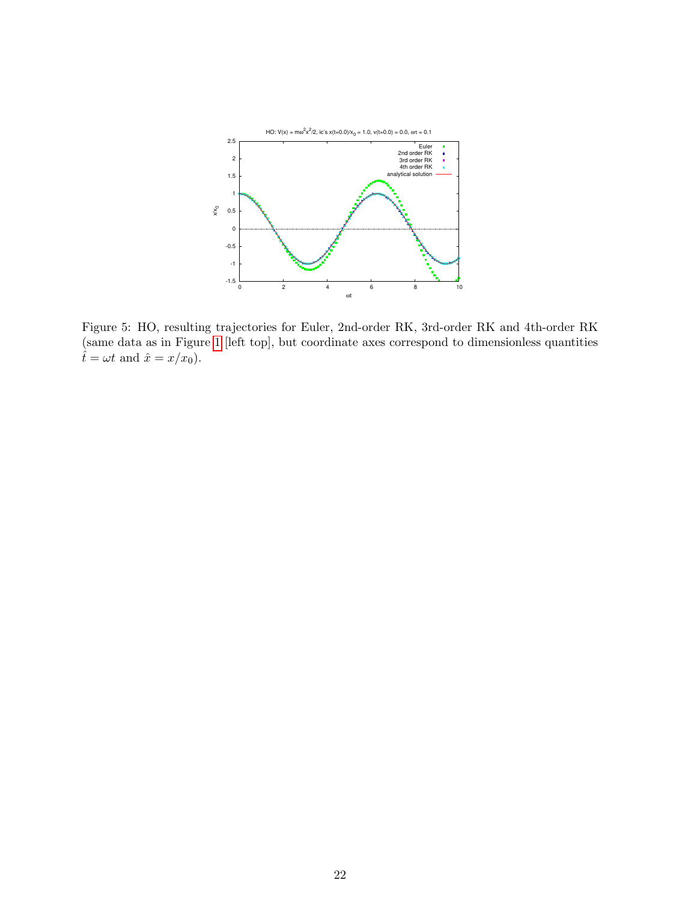Figure 5: HO, resulting trajectories for Euler, 2nd-order RK, 3rd-order RK and 4th-order RK (same data as in Figure 1 [left top], but coordinate axes correspond to dimensionless quantities $\hat{t} = \omega t$ and $\hat{x} = x/x_0$).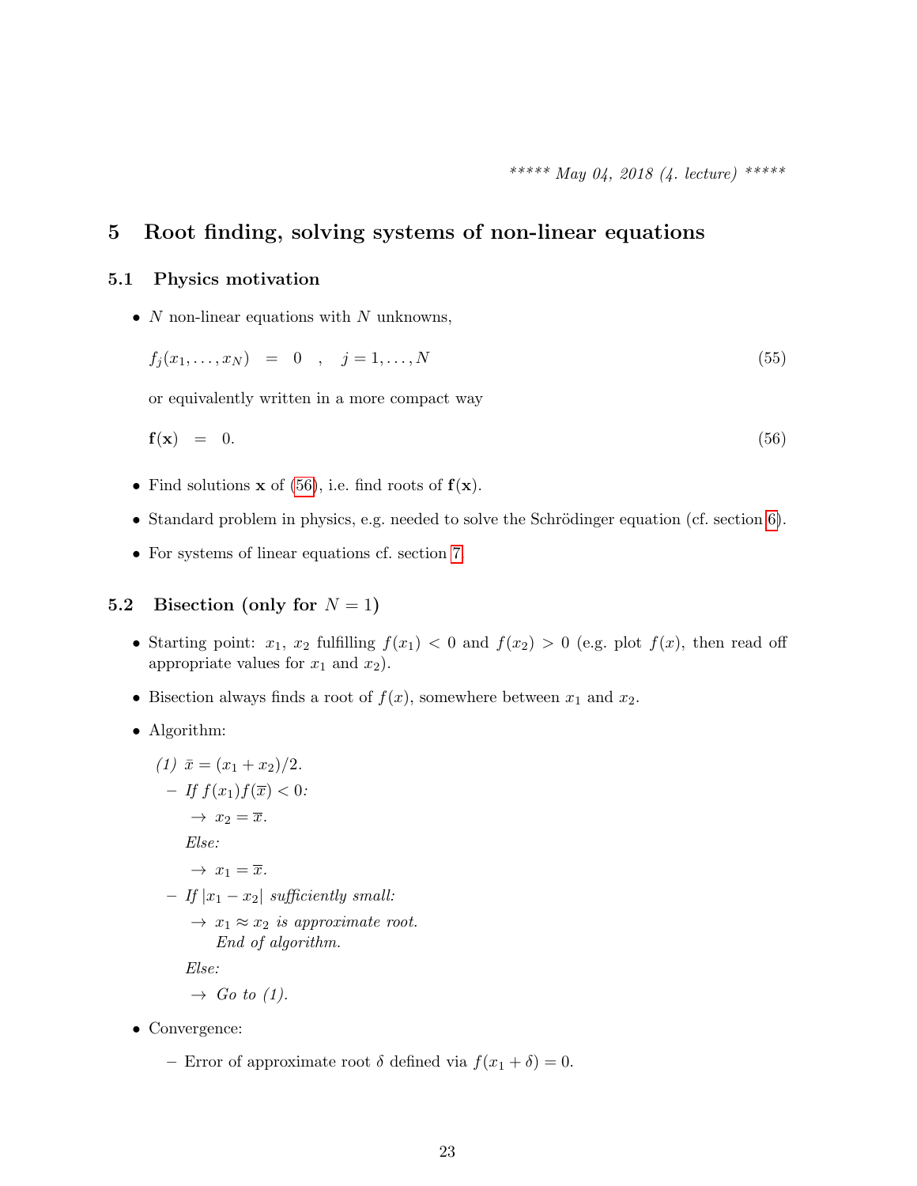*\*\*\*\*\* May 04, 2018 (4. lecture) \*\*\*\*\**

# 5 Root finding, solving systems of non-linear equations

## 5.1 Physics motivation

- $N$ non-linear equations with $N$ unknowns,

$$f_j(x_1, \ldots, x_N) \quad = \quad 0 \quad , \quad j = 1, \ldots, N \tag{55}$$

  or equivalently written in a more compact way

$$\mathbf{f}(\mathbf{x}) \quad = \quad 0. \tag{56}$$

- Find solutions $\mathbf{x}$ of (56), i.e. find roots of $\mathbf{f}(\mathbf{x})$.
- Standard problem in physics, e.g. needed to solve the Schrödinger equation (cf. section 6).
- For systems of linear equations cf. section 7.

## 5.2 Bisection (only for $N = 1$)

- Starting point: $x_1$, $x_2$ fulfilling $f(x_1) < 0$ and $f(x_2) > 0$ (e.g. plot $f(x)$, then read off appropriate values for $x_1$ and $x_2$).
- Bisection always finds a root of $f(x)$, somewhere between $x_1$ and $x_2$.
- Algorithm:

  *(1)* $\bar{x} = (x_1 + x_2)/2$.
  - *If* $f(x_1)f(\overline{x}) < 0$*:*
    - $\rightarrow$ $x_2 = \overline{x}$.

    *Else:*
    - $\rightarrow$ $x_1 = \overline{x}$.
  - *If* $|x_1 - x_2|$ *sufficiently small:*
    - $\rightarrow$ $x_1 \approx x_2$ *is approximate root.*
      *End of algorithm.*

    *Else:*
    - $\rightarrow$ *Go to (1).*

- Convergence:
  - Error of approximate root $\delta$ defined via $f(x_1 + \delta) = 0$.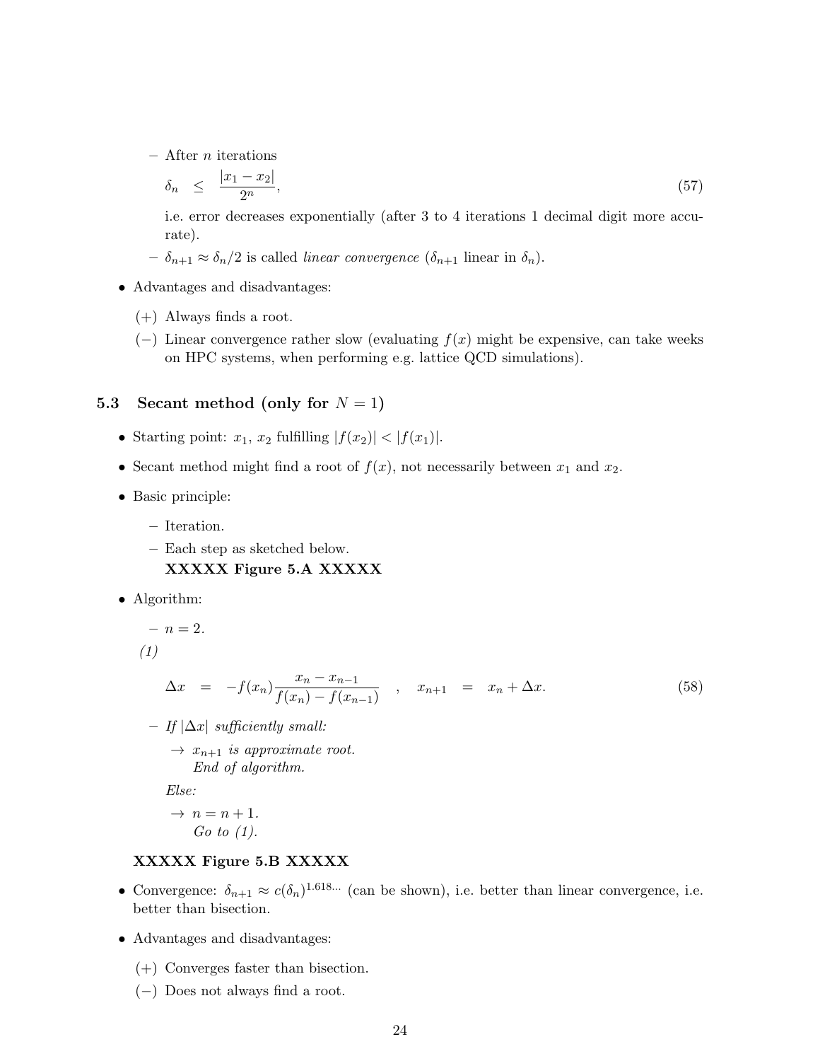- After $n$ iterations

$$\delta_n \leq \frac{|x_1 - x_2|}{2^n}, \tag{57}$$

  i.e. error decreases exponentially (after 3 to 4 iterations 1 decimal digit more accurate).

- $\delta_{n+1} \approx \delta_n/2$ is called *linear convergence* ($\delta_{n+1}$ linear in $\delta_n$).

- Advantages and disadvantages:
  - (+) Always finds a root.
  - (−) Linear convergence rather slow (evaluating $f(x)$ might be expensive, can take weeks on HPC systems, when performing e.g. lattice QCD simulations).

### 5.3 Secant method (only for $N = 1$)

- Starting point: $x_1$, $x_2$ fulfilling $|f(x_2)| < |f(x_1)|$.
- Secant method might find a root of $f(x)$, not necessarily between $x_1$ and $x_2$.
- Basic principle:
  - Iteration.
  - Each step as sketched below.

    **XXXXX Figure 5.A XXXXX**

- Algorithm:
  - $n = 2$.

  *(1)*

$$\Delta x = -f(x_n) \frac{x_n - x_{n-1}}{f(x_n) - f(x_{n-1})} \quad , \quad x_{n+1} = x_n + \Delta x. \tag{58}$$

  - *If $|\Delta x|$ sufficiently small:*

    $\rightarrow$ *$x_{n+1}$ is approximate root.*
    *End of algorithm.*

    *Else:*

    $\rightarrow$ $n = n + 1$.
    *Go to (1).*

  **XXXXX Figure 5.B XXXXX**

- Convergence: $\delta_{n+1} \approx c(\delta_n)^{1.618\ldots}$ (can be shown), i.e. better than linear convergence, i.e. better than bisection.
- Advantages and disadvantages:
  - (+) Converges faster than bisection.
  - (−) Does not always find a root.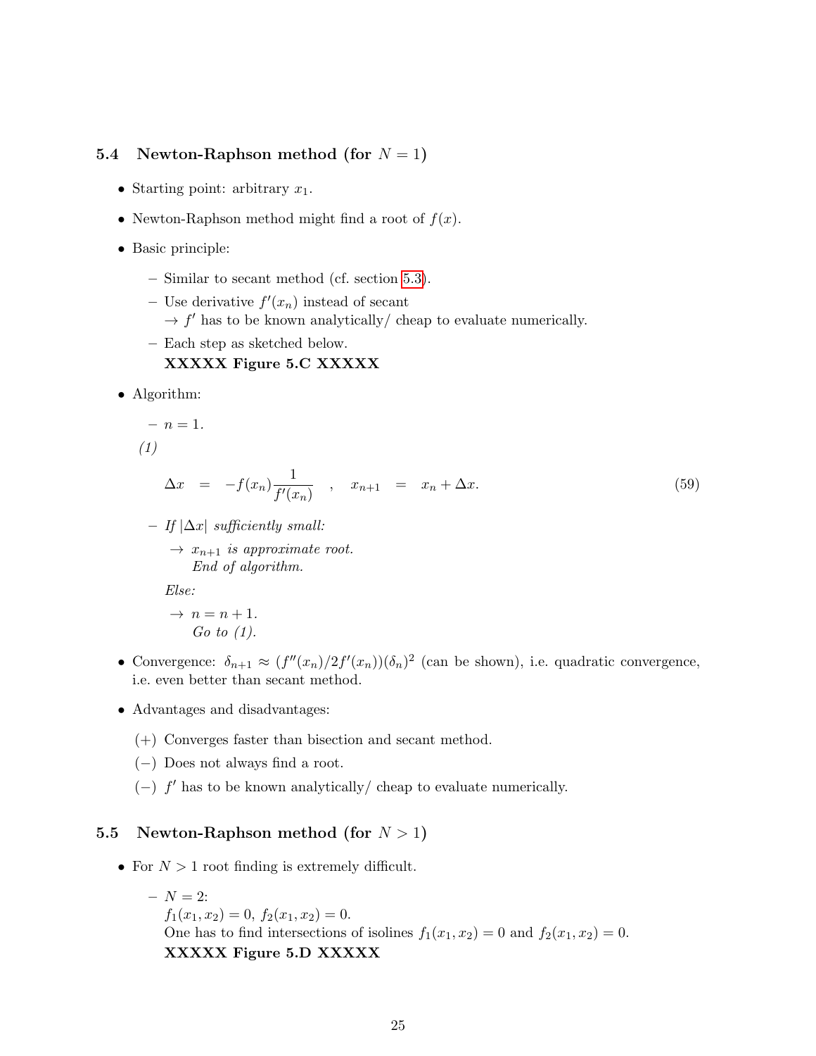### 5.4 Newton-Raphson method (for $N = 1$)

- Starting point: arbitrary $x_1$.
- Newton-Raphson method might find a root of $f(x)$.
- Basic principle:
  - Similar to secant method (cf. section 5.3).
  - Use derivative $f'(x_n)$ instead of secant
    $\rightarrow$ $f'$ has to be known analytically/ cheap to evaluate numerically.
  - Each step as sketched below.
    **XXXXX Figure 5.C XXXXX**
- Algorithm:
  - $n = 1$.

  *(1)*

  $$\Delta x \quad = \quad -f(x_n)\frac{1}{f'(x_n)} \quad , \quad x_{n+1} \quad = \quad x_n + \Delta x. \tag{59}$$

  - *If* $|\Delta x|$ *sufficiently small:*
    $\rightarrow$ $x_{n+1}$ *is approximate root.*
    *End of algorithm.*

    *Else:*

    $\rightarrow$ $n = n + 1$.
    *Go to (1).*
- Convergence: $\delta_{n+1} \approx (f''(x_n)/2f'(x_n))(\delta_n)^2$ (can be shown), i.e. quadratic convergence, i.e. even better than secant method.
- Advantages and disadvantages:
  - (+) Converges faster than bisection and secant method.
  - (−) Does not always find a root.
  - (−) $f'$ has to be known analytically/ cheap to evaluate numerically.

### 5.5 Newton-Raphson method (for $N > 1$)

- For $N > 1$ root finding is extremely difficult.
  - $N = 2$:
    $f_1(x_1, x_2) = 0$, $f_2(x_1, x_2) = 0$.
    One has to find intersections of isolines $f_1(x_1, x_2) = 0$ and $f_2(x_1, x_2) = 0$.
    **XXXXX Figure 5.D XXXXX**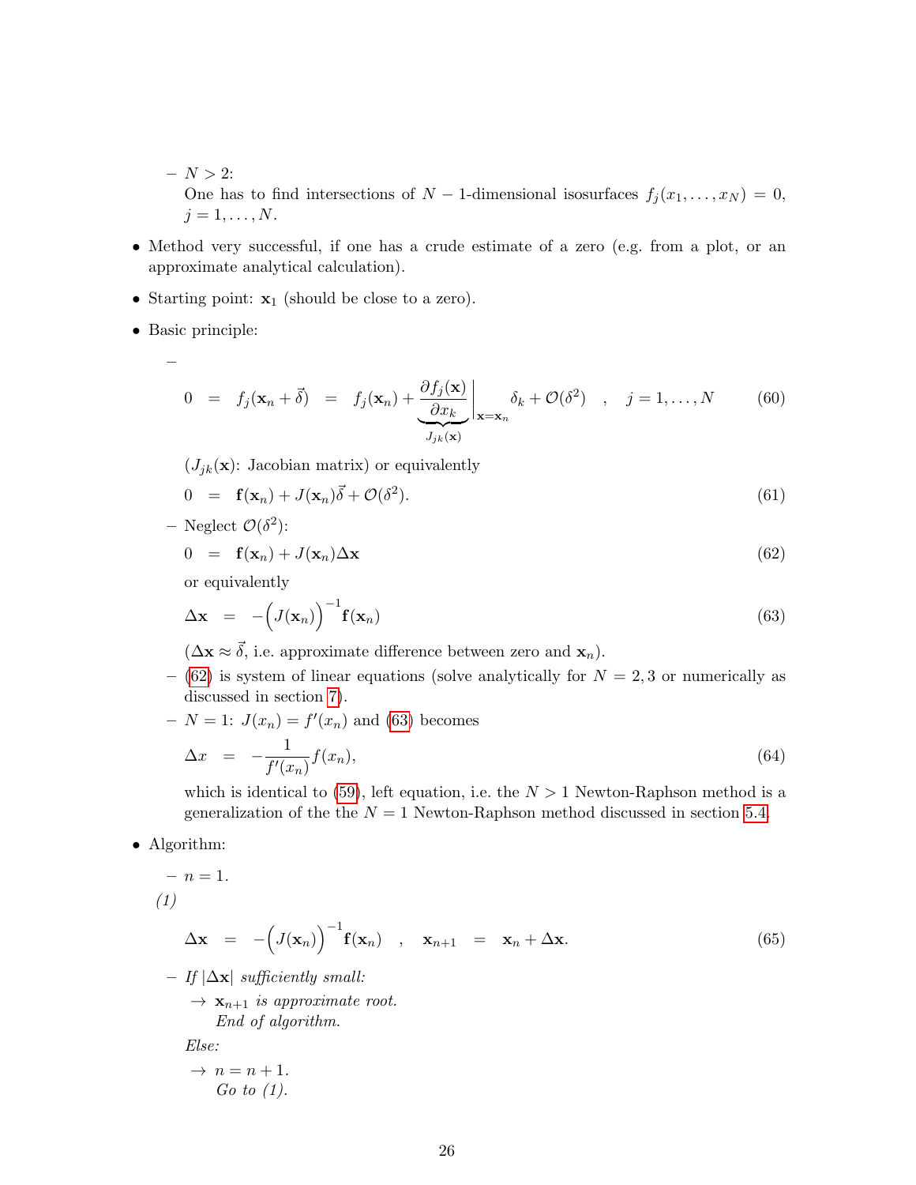- $N > 2$:
    One has to find intersections of $N-1$-dimensional isosurfaces $f_j(x_1, \ldots, x_N) = 0$, $j = 1, \ldots, N$.

- Method very successful, if one has a crude estimate of a zero (e.g. from a plot, or an approximate analytical calculation).

- Starting point: $\mathbf{x}_1$ (should be close to a zero).

- Basic principle:

  -
  $$0 \;\; = \;\; f_j(\mathbf{x}_n + \vec{\delta}) \;\; = \;\; f_j(\mathbf{x}_n) + \underbrace{\frac{\partial f_j(\mathbf{x})}{\partial x_k}}_{J_{jk}(\mathbf{x})}\bigg|_{\mathbf{x}=\mathbf{x}_n} \delta_k + \mathcal{O}(\delta^2) \quad , \quad j = 1, \ldots, N \tag{60}$$

    ($J_{jk}(\mathbf{x})$: Jacobian matrix) or equivalently

  $$0 \;\; = \;\; \mathbf{f}(\mathbf{x}_n) + J(\mathbf{x}_n)\vec{\delta} + \mathcal{O}(\delta^2). \tag{61}$$

  - Neglect $\mathcal{O}(\delta^2)$:

  $$0 \;\; = \;\; \mathbf{f}(\mathbf{x}_n) + J(\mathbf{x}_n)\Delta\mathbf{x} \tag{62}$$

    or equivalently

  $$\Delta\mathbf{x} \;\; = \;\; -\Big(J(\mathbf{x}_n)\Big)^{-1}\mathbf{f}(\mathbf{x}_n) \tag{63}$$

    ($\Delta\mathbf{x} \approx \vec{\delta}$, i.e. approximate difference between zero and $\mathbf{x}_n$).

  - (62) is system of linear equations (solve analytically for $N = 2, 3$ or numerically as discussed in section 7).

  - $N = 1$: $J(x_n) = f'(x_n)$ and (63) becomes

  $$\Delta x \;\; = \;\; -\frac{1}{f'(x_n)}f(x_n), \tag{64}$$

    which is identical to (59), left equation, i.e. the $N > 1$ Newton-Raphson method is a generalization of the the $N = 1$ Newton-Raphson method discussed in section 5.4.

- Algorithm:

  - $n = 1$.

  *(1)*

  $$\Delta\mathbf{x} \;\; = \;\; -\Big(J(\mathbf{x}_n)\Big)^{-1}\mathbf{f}(\mathbf{x}_n) \quad , \quad \mathbf{x}_{n+1} \;\; = \;\; \mathbf{x}_n + \Delta\mathbf{x}. \tag{65}$$

  - *If $|\Delta\mathbf{x}|$ sufficiently small:*

    $\rightarrow$ $\mathbf{x}_{n+1}$ *is approximate root.*
    *End of algorithm.*

    *Else:*

    $\rightarrow$ $n = n + 1$.
    *Go to (1).*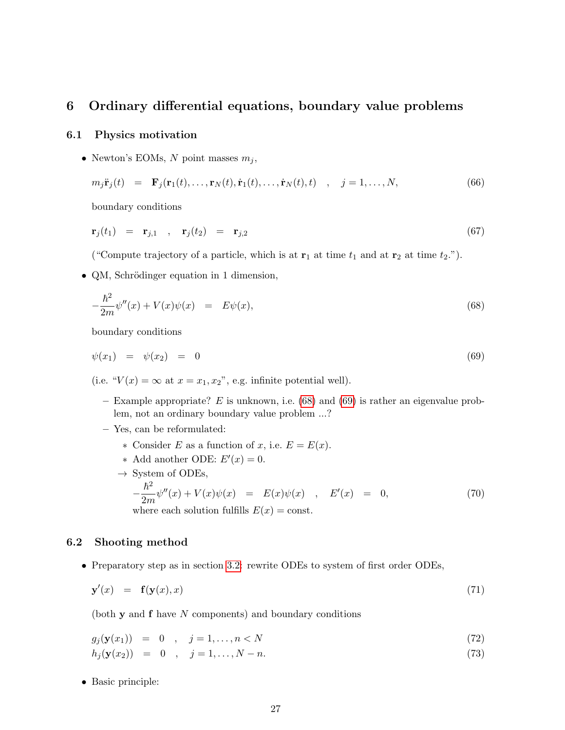# 6 Ordinary differential equations, boundary value problems

## 6.1 Physics motivation

- Newton's EOMs, $N$ point masses $m_j$,

$$m_j \ddot{\mathbf{r}}_j(t) = \mathbf{F}_j(\mathbf{r}_1(t), \ldots, \mathbf{r}_N(t), \dot{\mathbf{r}}_1(t), \ldots, \dot{\mathbf{r}}_N(t), t) \quad , \quad j = 1, \ldots, N, \tag{66}$$

boundary conditions

$$\mathbf{r}_j(t_1) = \mathbf{r}_{j,1} \quad , \quad \mathbf{r}_j(t_2) = \mathbf{r}_{j,2} \tag{67}$$

("Compute trajectory of a particle, which is at $\mathbf{r}_1$ at time $t_1$ and at $\mathbf{r}_2$ at time $t_2$.").

- QM, Schrödinger equation in 1 dimension,

$$-\frac{\hbar^2}{2m}\psi''(x) + V(x)\psi(x) = E\psi(x), \tag{68}$$

boundary conditions

$$\psi(x_1) = \psi(x_2) = 0 \tag{69}$$

(i.e. "$V(x) = \infty$ at $x = x_1, x_2$", e.g. infinite potential well).

  - Example appropriate? $E$ is unknown, i.e. (68) and (69) is rather an eigenvalue problem, not an ordinary boundary value problem ...?
  - Yes, can be reformulated:
    - Consider $E$ as a function of $x$, i.e. $E = E(x)$.
    - Add another ODE: $E'(x) = 0$.

    $\rightarrow$ System of ODEs,

    $$-\frac{\hbar^2}{2m}\psi''(x) + V(x)\psi(x) = E(x)\psi(x) \quad , \quad E'(x) = 0, \tag{70}$$

    where each solution fulfills $E(x) = \text{const}$.

## 6.2 Shooting method

- Preparatory step as in section 3.2: rewrite ODEs to system of first order ODEs,

$$\mathbf{y}'(x) = \mathbf{f}(\mathbf{y}(x), x) \tag{71}$$

(both $\mathbf{y}$ and $\mathbf{f}$ have $N$ components) and boundary conditions

$$g_j(\mathbf{y}(x_1)) = 0 \quad , \quad j = 1, \ldots, n < N \tag{72}$$

$$h_j(\mathbf{y}(x_2)) = 0 \quad , \quad j = 1, \ldots, N - n. \tag{73}$$

- Basic principle: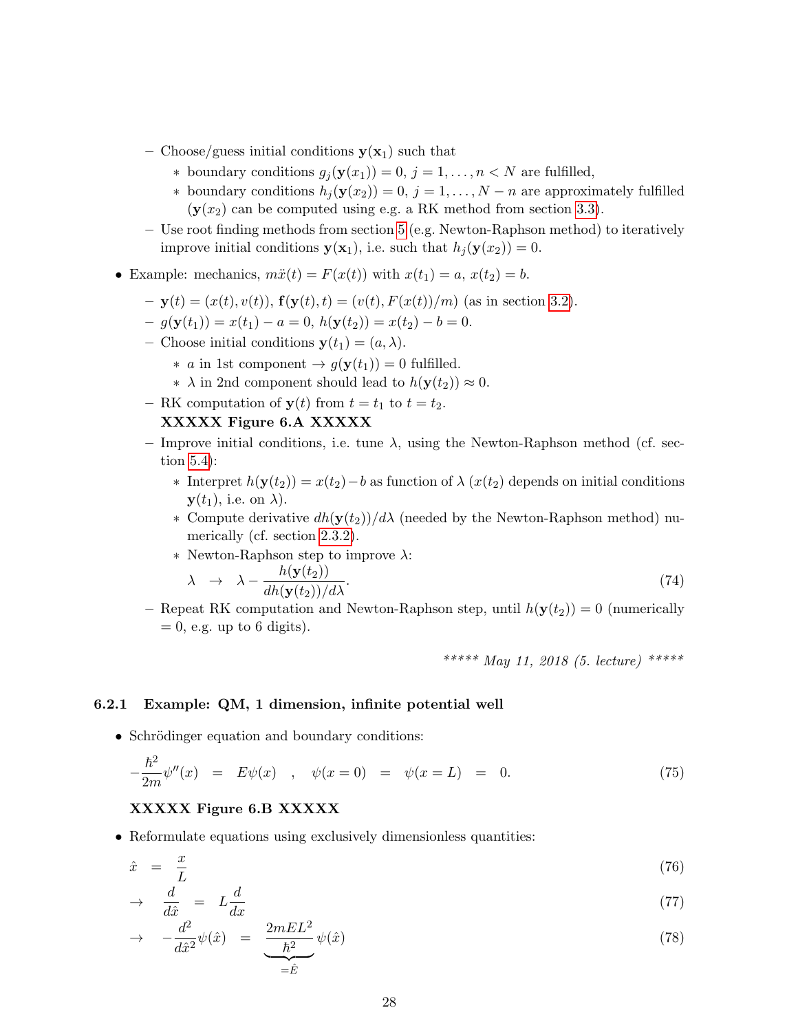- Choose/guess initial conditions $\mathbf{y}(\mathbf{x}_1)$ such that
    * boundary conditions $g_j(\mathbf{y}(x_1)) = 0$, $j = 1, \ldots, n < N$ are fulfilled,
    * boundary conditions $h_j(\mathbf{y}(x_2)) = 0$, $j = 1, \ldots, N - n$ are approximately fulfilled ($\mathbf{y}(x_2)$ can be computed using e.g. a RK method from section 3.3).
  - Use root finding methods from section 5 (e.g. Newton-Raphson method) to iteratively improve initial conditions $\mathbf{y}(\mathbf{x}_1)$, i.e. such that $h_j(\mathbf{y}(x_2)) = 0$.

- Example: mechanics, $m\ddot{x}(t) = F(x(t))$ with $x(t_1) = a$, $x(t_2) = b$.
  - $\mathbf{y}(t) = (x(t), v(t))$, $\mathbf{f}(\mathbf{y}(t), t) = (v(t), F(x(t))/m)$ (as in section 3.2).
  - $g(\mathbf{y}(t_1)) = x(t_1) - a = 0$, $h(\mathbf{y}(t_2)) = x(t_2) - b = 0$.
  - Choose initial conditions $\mathbf{y}(t_1) = (a, \lambda)$.
    * $a$ in 1st component $\rightarrow g(\mathbf{y}(t_1)) = 0$ fulfilled.
    * $\lambda$ in 2nd component should lead to $h(\mathbf{y}(t_2)) \approx 0$.
  - RK computation of $\mathbf{y}(t)$ from $t = t_1$ to $t = t_2$.

    **XXXXX Figure 6.A XXXXX**
  - Improve initial conditions, i.e. tune $\lambda$, using the Newton-Raphson method (cf. section 5.4):
    * Interpret $h(\mathbf{y}(t_2)) = x(t_2) - b$ as function of $\lambda$ ($x(t_2)$ depends on initial conditions $\mathbf{y}(t_1)$, i.e. on $\lambda$).
    * Compute derivative $dh(\mathbf{y}(t_2))/d\lambda$ (needed by the Newton-Raphson method) numerically (cf. section 2.3.2).
    * Newton-Raphson step to improve $\lambda$:
    $$\lambda \quad \rightarrow \quad \lambda - \frac{h(\mathbf{y}(t_2))}{dh(\mathbf{y}(t_2))/d\lambda}. \tag{74}$$
  - Repeat RK computation and Newton-Raphson step, until $h(\mathbf{y}(t_2)) = 0$ (numerically $= 0$, e.g. up to 6 digits).

*\*\*\*\*\* May 11, 2018 (5. lecture) \*\*\*\*\**

### 6.2.1 Example: QM, 1 dimension, infinite potential well

- Schrödinger equation and boundary conditions:

$$-\frac{\hbar^2}{2m}\psi''(x) \quad = \quad E\psi(x) \quad , \quad \psi(x=0) \quad = \quad \psi(x=L) \quad = \quad 0. \tag{75}$$

  **XXXXX Figure 6.B XXXXX**

- Reformulate equations using exclusively dimensionless quantities:

$$\hat{x} \quad = \quad \frac{x}{L} \tag{76}$$

$$\rightarrow \quad \frac{d}{d\hat{x}} \quad = \quad L\frac{d}{dx} \tag{77}$$

$$\rightarrow \quad -\frac{d^2}{d\hat{x}^2}\psi(\hat{x}) \quad = \quad \underbrace{\frac{2mEL^2}{\hbar^2}}_{=\hat{E}}\psi(\hat{x}) \tag{78}$$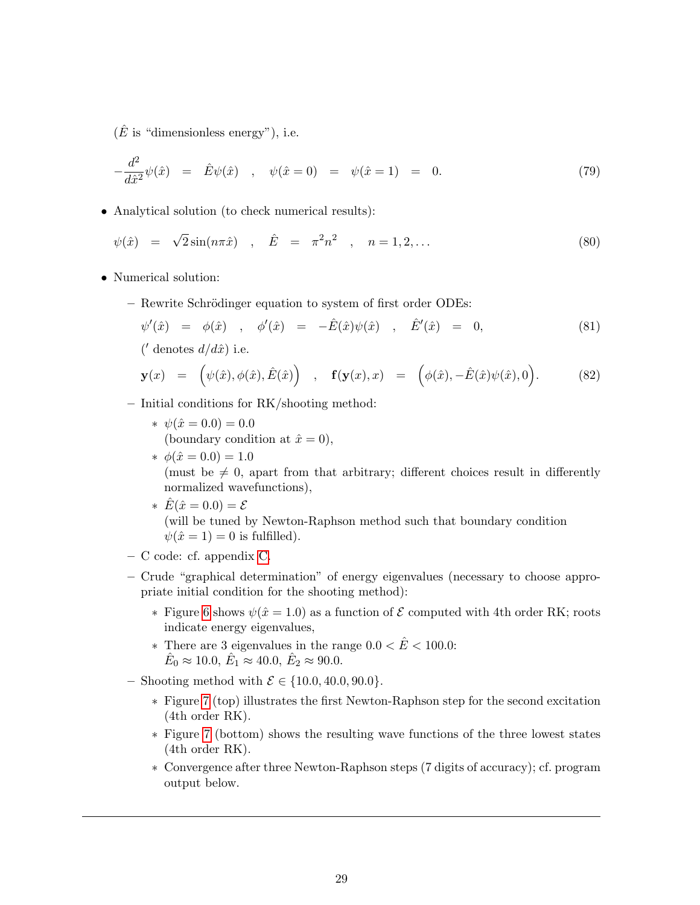($\hat{E}$ is "dimensionless energy"), i.e.

$$-\frac{d^2}{d\hat{x}^2}\psi(\hat{x}) \quad = \quad \hat{E}\psi(\hat{x}) \quad , \quad \psi(\hat{x}=0) \quad = \quad \psi(\hat{x}=1) \quad = \quad 0. \tag{79}$$

- Analytical solution (to check numerical results):

$$\psi(\hat{x}) \quad = \quad \sqrt{2}\sin(n\pi\hat{x}) \quad , \quad \hat{E} \quad = \quad \pi^2 n^2 \quad , \quad n = 1, 2, \ldots \tag{80}$$

- Numerical solution:
  - Rewrite Schrödinger equation to system of first order ODEs:

    $$\psi'(\hat{x}) \quad = \quad \phi(\hat{x}) \quad , \quad \phi'(\hat{x}) \quad = \quad -\hat{E}(\hat{x})\psi(\hat{x}) \quad , \quad \hat{E}'(\hat{x}) \quad = \quad 0, \tag{81}$$

    ($'$ denotes $d/d\hat{x}$) i.e.

    $$\mathbf{y}(x) \quad = \quad \Big(\psi(\hat{x}), \phi(\hat{x}), \hat{E}(\hat{x})\Big) \quad , \quad \mathbf{f}(\mathbf{y}(x), x) \quad = \quad \Big(\phi(\hat{x}), -\hat{E}(\hat{x})\psi(\hat{x}), 0\Big). \tag{82}$$

  - Initial conditions for RK/shooting method:
    * $\psi(\hat{x} = 0.0) = 0.0$
      (boundary condition at $\hat{x} = 0$),
    * $\phi(\hat{x} = 0.0) = 1.0$
      (must be $\neq 0$, apart from that arbitrary; different choices result in differently normalized wavefunctions),
    * $\hat{E}(\hat{x} = 0.0) = \mathcal{E}$
      (will be tuned by Newton-Raphson method such that boundary condition $\psi(\hat{x} = 1) = 0$ is fulfilled).
  - C code: cf. appendix C.
  - Crude "graphical determination" of energy eigenvalues (necessary to choose appropriate initial condition for the shooting method):
    * Figure 6 shows $\psi(\hat{x} = 1.0)$ as a function of $\mathcal{E}$ computed with 4th order RK; roots indicate energy eigenvalues,
    * There are 3 eigenvalues in the range $0.0 < \hat{E} < 100.0$:
      $\hat{E}_0 \approx 10.0$, $\hat{E}_1 \approx 40.0$, $\hat{E}_2 \approx 90.0$.
  - Shooting method with $\mathcal{E} \in \{10.0, 40.0, 90.0\}$.
    * Figure 7 (top) illustrates the first Newton-Raphson step for the second excitation (4th order RK).
    * Figure 7 (bottom) shows the resulting wave functions of the three lowest states (4th order RK).
    * Convergence after three Newton-Raphson steps (7 digits of accuracy); cf. program output below.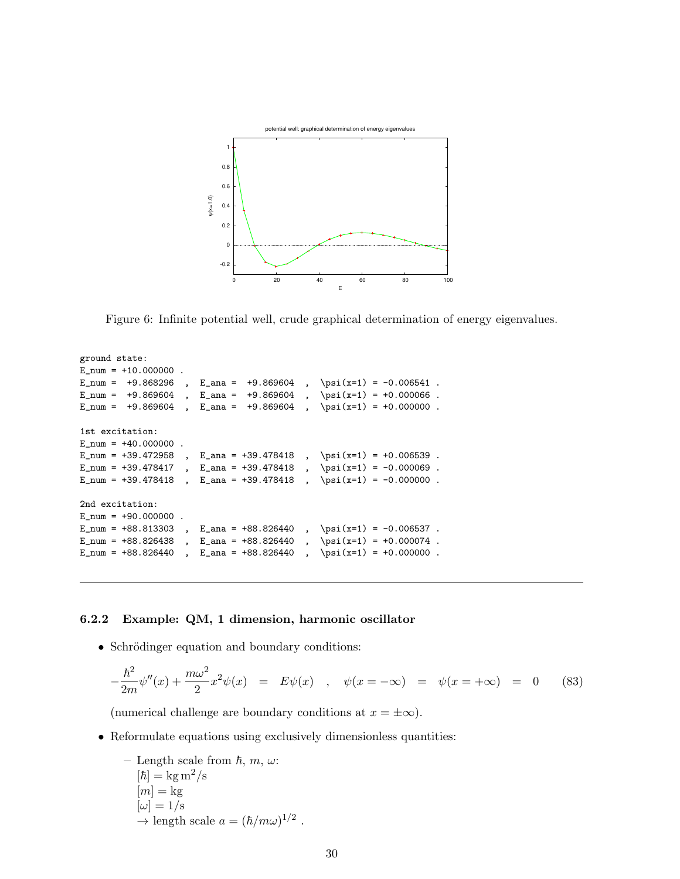Figure 6: Infinite potential well, crude graphical determination of energy eigenvalues.

```
ground state:
E_num = +10.000000 .
E_num =  +9.868296  ,  E_ana =  +9.869604  ,  \psi(x=1) = -0.006541 .
E_num =  +9.869604  ,  E_ana =  +9.869604  ,  \psi(x=1) = +0.000066 .
E_num =  +9.869604  ,  E_ana =  +9.869604  ,  \psi(x=1) = +0.000000 .

1st excitation:
E_num = +40.000000 .
E_num = +39.472958  ,  E_ana = +39.478418  ,  \psi(x=1) = +0.006539 .
E_num = +39.478417  ,  E_ana = +39.478418  ,  \psi(x=1) = -0.000069 .
E_num = +39.478418  ,  E_ana = +39.478418  ,  \psi(x=1) = -0.000000 .

2nd excitation:
E_num = +90.000000 .
E_num = +88.813303  ,  E_ana = +88.826440  ,  \psi(x=1) = -0.006537 .
E_num = +88.826438  ,  E_ana = +88.826440  ,  \psi(x=1) = +0.000074 .
E_num = +88.826440  ,  E_ana = +88.826440  ,  \psi(x=1) = +0.000000 .
```

---

### 6.2.2 Example: QM, 1 dimension, harmonic oscillator

- Schrödinger equation and boundary conditions:

$$-\frac{\hbar^2}{2m}\psi''(x) + \frac{m\omega^2}{2}x^2\psi(x) \quad = \quad E\psi(x) \quad , \quad \psi(x = -\infty) \quad = \quad \psi(x = +\infty) \quad = \quad 0 \qquad (83)$$

  (numerical challenge are boundary conditions at $x = \pm\infty$).

- Reformulate equations using exclusively dimensionless quantities:
  - Length scale from $\hbar$, $m$, $\omega$:
    $[\hbar] = \mathrm{kg\,m^2/s}$
    $[m] = \mathrm{kg}$
    $[\omega] = 1/\mathrm{s}$
    $\rightarrow$ length scale $a = (\hbar/m\omega)^{1/2}$ .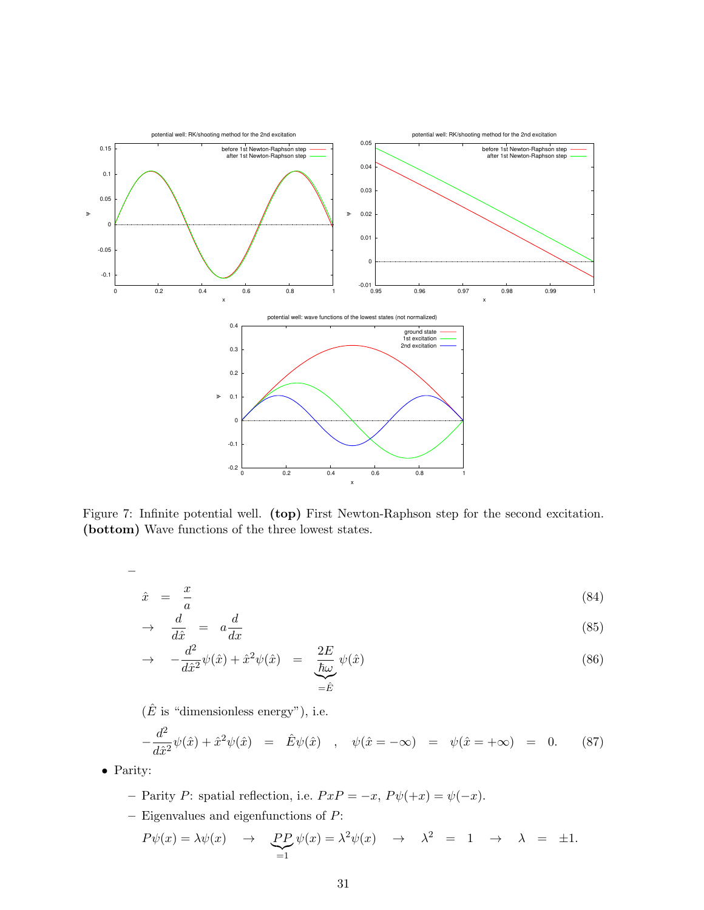Figure 7: Infinite potential well. **(top)** First Newton-Raphson step for the second excitation. **(bottom)** Wave functions of the three lowest states.

–

$$\hat{x} = \frac{x}{a} \tag{84}$$

$$\rightarrow \quad \frac{d}{d\hat{x}} = a\frac{d}{dx} \tag{85}$$

$$\rightarrow \quad -\frac{d^2}{d\hat{x}^2}\psi(\hat{x}) + \hat{x}^2\psi(\hat{x}) = \underbrace{\frac{2E}{\hbar\omega}}_{=\hat{E}}\psi(\hat{x}) \tag{86}$$

($\hat{E}$ is "dimensionless energy"), i.e.

$$-\frac{d^2}{d\hat{x}^2}\psi(\hat{x}) + \hat{x}^2\psi(\hat{x}) = \hat{E}\psi(\hat{x}) \quad , \quad \psi(\hat{x} = -\infty) = \psi(\hat{x} = +\infty) = 0. \tag{87}$$

- Parity:
  - Parity $P$: spatial reflection, i.e. $PxP = -x$, $P\psi(+x) = \psi(-x)$.
  - Eigenvalues and eigenfunctions of $P$:

$$P\psi(x) = \lambda\psi(x) \quad \rightarrow \quad \underbrace{PP}_{=1}\psi(x) = \lambda^2\psi(x) \quad \rightarrow \quad \lambda^2 = 1 \quad \rightarrow \quad \lambda = \pm 1.$$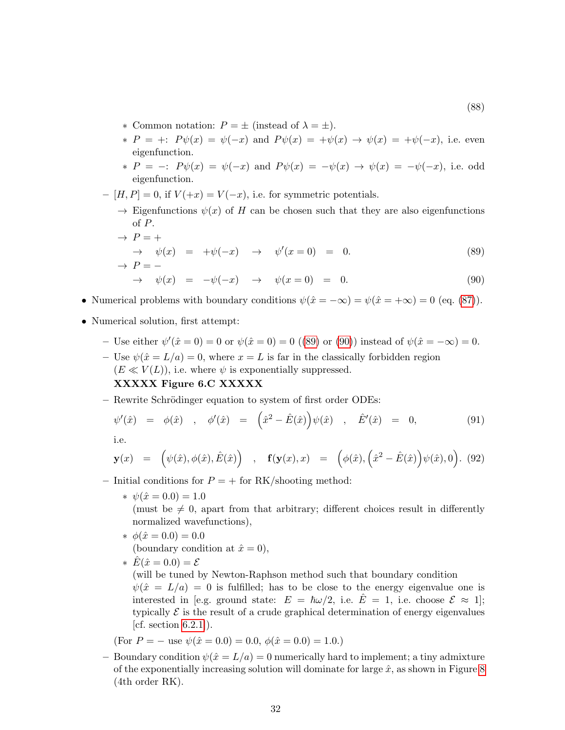(88)

  - Common notation: $P = \pm$ (instead of $\lambda = \pm$).
  - $P = +$: $P\psi(x) = \psi(-x)$ and $P\psi(x) = +\psi(x) \rightarrow \psi(x) = +\psi(-x)$, i.e. even eigenfunction.
  - $P = -$: $P\psi(x) = \psi(-x)$ and $P\psi(x) = -\psi(x) \rightarrow \psi(x) = -\psi(-x)$, i.e. odd eigenfunction.

- $[H, P] = 0$, if $V(+x) = V(-x)$, i.e. for symmetric potentials.
  - $\rightarrow$ Eigenfunctions $\psi(x)$ of $H$ can be chosen such that they are also eigenfunctions of $P$.
  - $\rightarrow$ $P = +$

$$\rightarrow \quad \psi(x) \;=\; +\psi(-x) \quad \rightarrow \quad \psi'(x=0) \;=\; 0. \tag{89}$$

  - $\rightarrow$ $P = -$

$$\rightarrow \quad \psi(x) \;=\; -\psi(-x) \quad \rightarrow \quad \psi(x=0) \;=\; 0. \tag{90}$$

- Numerical problems with boundary conditions $\psi(\hat{x} = -\infty) = \psi(\hat{x} = +\infty) = 0$ (eq. (87)).
- Numerical solution, first attempt:
  - Use either $\psi'(\hat{x} = 0) = 0$ or $\psi(\hat{x} = 0) = 0$ ((89) or (90)) instead of $\psi(\hat{x} = -\infty) = 0$.
  - Use $\psi(\hat{x} = L/a) = 0$, where $x = L$ is far in the classically forbidden region ($E \ll V(L)$), i.e. where $\psi$ is exponentially suppressed.
    **XXXXX Figure 6.C XXXXX**
  - Rewrite Schrödinger equation to system of first order ODEs:

$$\psi'(\hat{x}) \;=\; \phi(\hat{x}) \quad , \quad \phi'(\hat{x}) \;=\; \Big(\hat{x}^2 - \hat{E}(\hat{x})\Big)\psi(\hat{x}) \quad , \quad \hat{E}'(\hat{x}) \;=\; 0, \tag{91}$$

i.e.

$$\mathbf{y}(x) \;=\; \Big(\psi(\hat{x}), \phi(\hat{x}), \hat{E}(\hat{x})\Big) \quad , \quad \mathbf{f}(\mathbf{y}(x), x) \;=\; \Big(\phi(\hat{x}), \Big(\hat{x}^2 - \hat{E}(\hat{x})\Big)\psi(\hat{x}), 0\Big). \tag{92}$$

  - Initial conditions for $P = +$ for RK/shooting method:
    - $\psi(\hat{x} = 0.0) = 1.0$
      (must be $\neq 0$, apart from that arbitrary; different choices result in differently normalized wavefunctions),
    - $\phi(\hat{x} = 0.0) = 0.0$
      (boundary condition at $\hat{x} = 0$),
    - $\hat{E}(\hat{x} = 0.0) = \mathcal{E}$
      (will be tuned by Newton-Raphson method such that boundary condition $\psi(\hat{x} = L/a) = 0$ is fulfilled; has to be close to the energy eigenvalue one is interested in [e.g. ground state: $E = \hbar\omega/2$, i.e. $\hat{E} = 1$, i.e. choose $\mathcal{E} \approx 1$]; typically $\mathcal{E}$ is the result of a crude graphical determination of energy eigenvalues [cf. section 6.2.1]).

    (For $P = -$ use $\psi(\hat{x} = 0.0) = 0.0$, $\phi(\hat{x} = 0.0) = 1.0$.)
  - Boundary condition $\psi(\hat{x} = L/a) = 0$ numerically hard to implement; a tiny admixture of the exponentially increasing solution will dominate for large $\hat{x}$, as shown in Figure 8 (4th order RK).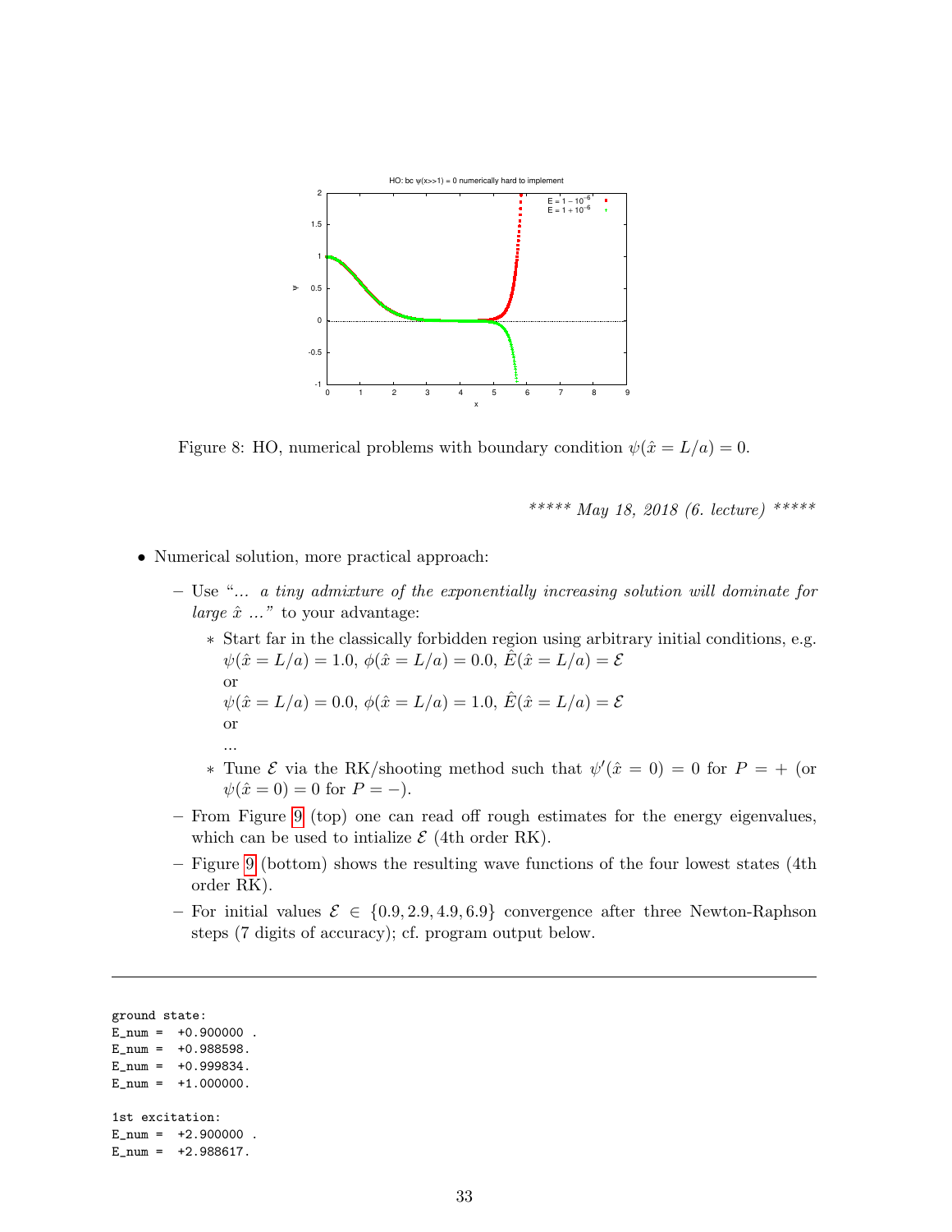Figure 8: HO, numerical problems with boundary condition $\psi(\hat{x} = L/a) = 0$.

*\*\*\*\*\* May 18, 2018 (6. lecture) \*\*\*\*\**

- Numerical solution, more practical approach:
  - Use "*... a tiny admixture of the exponentially increasing solution will dominate for large $\hat{x}$ ...*" to your advantage:
    - Start far in the classically forbidden region using arbitrary initial conditions, e.g. $\psi(\hat{x} = L/a) = 1.0$, $\phi(\hat{x} = L/a) = 0.0$, $\hat{E}(\hat{x} = L/a) = \mathcal{E}$ or $\psi(\hat{x} = L/a) = 0.0$, $\phi(\hat{x} = L/a) = 1.0$, $\hat{E}(\hat{x} = L/a) = \mathcal{E}$ or ...
    - Tune $\mathcal{E}$ via the RK/shooting method such that $\psi'(\hat{x} = 0) = 0$ for $P = +$ (or $\psi(\hat{x} = 0) = 0$ for $P = -$).
  - From Figure 9 (top) one can read off rough estimates for the energy eigenvalues, which can be used to intialize $\mathcal{E}$ (4th order RK).
  - Figure 9 (bottom) shows the resulting wave functions of the four lowest states (4th order RK).
  - For initial values $\mathcal{E} \in \{0.9, 2.9, 4.9, 6.9\}$ convergence after three Newton-Raphson steps (7 digits of accuracy); cf. program output below.

---

```
ground state:
E_num =  +0.900000 .
E_num =  +0.988598.
E_num =  +0.999834.
E_num =  +1.000000.

1st excitation:
E_num =  +2.900000 .
E_num =  +2.988617.
```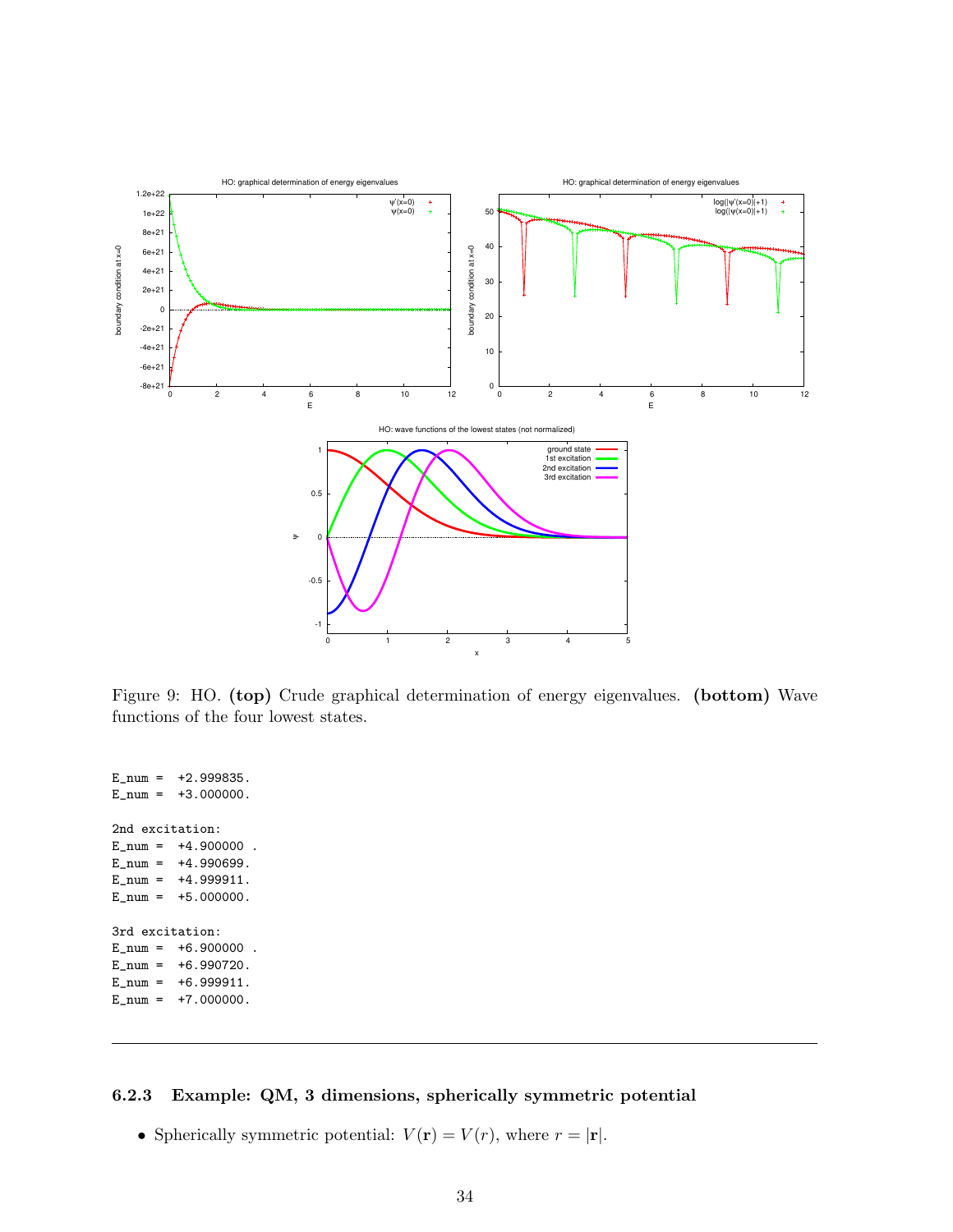Figure 9: HO. **(top)** Crude graphical determination of energy eigenvalues. **(bottom)** Wave functions of the four lowest states.

```
E_num =  +2.999835.
E_num =  +3.000000.

2nd excitation:
E_num =  +4.900000 .
E_num =  +4.990699.
E_num =  +4.999911.
E_num =  +5.000000.

3rd excitation:
E_num =  +6.900000 .
E_num =  +6.990720.
E_num =  +6.999911.
E_num =  +7.000000.
```

---

### 6.2.3 Example: QM, 3 dimensions, spherically symmetric potential

- Spherically symmetric potential: $V(\mathbf{r}) = V(r)$, where $r = |\mathbf{r}|$.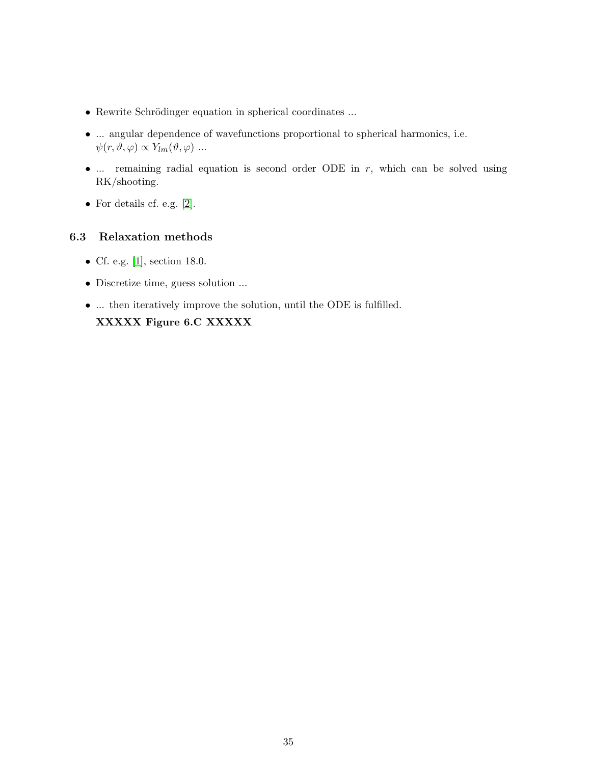- Rewrite Schrödinger equation in spherical coordinates ...
- ... angular dependence of wavefunctions proportional to spherical harmonics, i.e. $\psi(r, \vartheta, \varphi) \propto Y_{lm}(\vartheta, \varphi)$ ...
- ... remaining radial equation is second order ODE in $r$, which can be solved using RK/shooting.
- For details cf. e.g. [2].

### 6.3 Relaxation methods

- Cf. e.g. [1], section 18.0.
- Discretize time, guess solution ...
- ... then iteratively improve the solution, until the ODE is fulfilled.

  **XXXXX Figure 6.C XXXXX**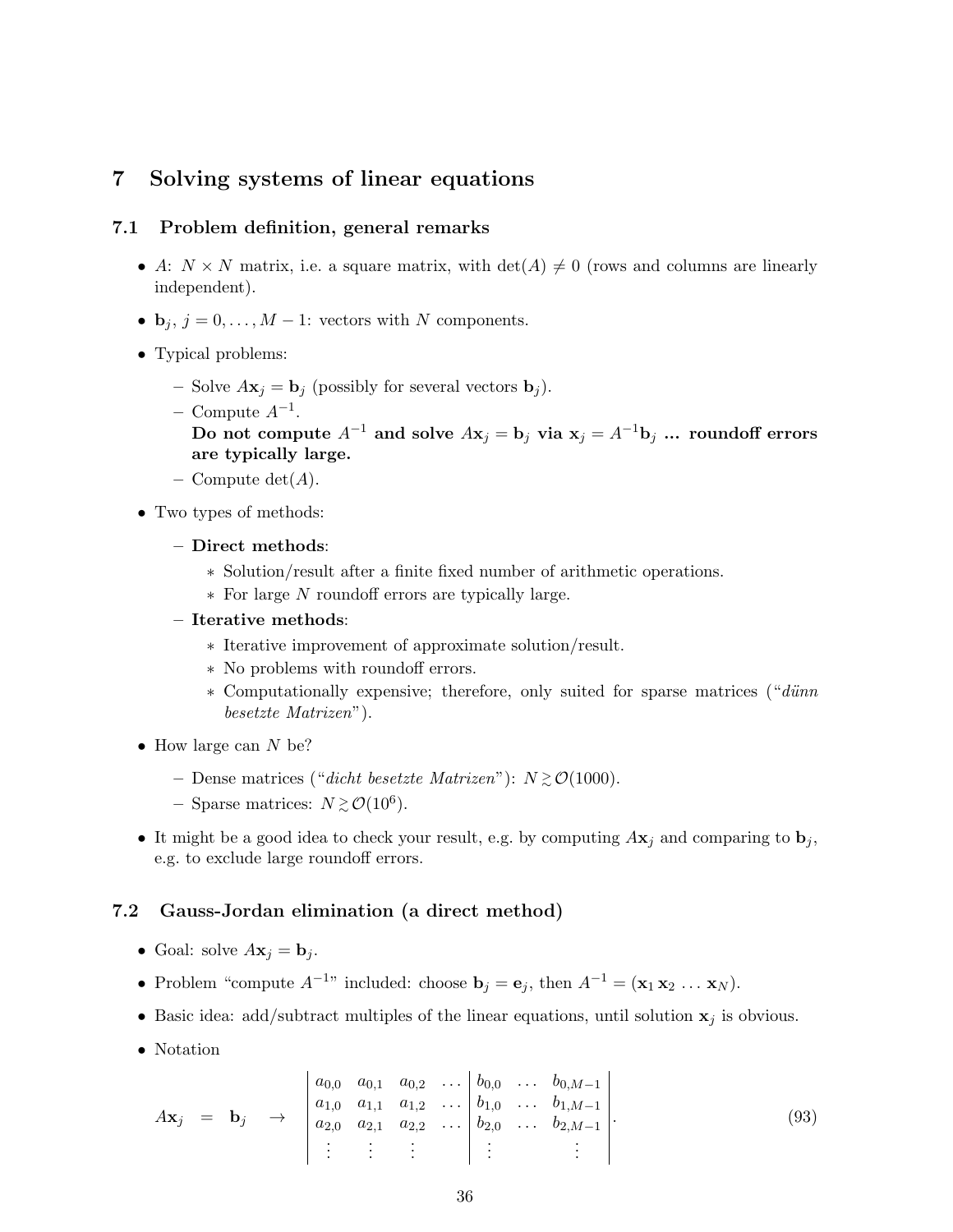# 7 Solving systems of linear equations

## 7.1 Problem definition, general remarks

- $A$: $N \times N$ matrix, i.e. a square matrix, with $\det(A) \neq 0$ (rows and columns are linearly independent).
- $\mathbf{b}_j$, $j = 0, \ldots, M-1$: vectors with $N$ components.
- Typical problems:
  - Solve $A\mathbf{x}_j = \mathbf{b}_j$ (possibly for several vectors $\mathbf{b}_j$).
  - Compute $A^{-1}$.
    **Do not compute $A^{-1}$ and solve $A\mathbf{x}_j = \mathbf{b}_j$ via $\mathbf{x}_j = A^{-1}\mathbf{b}_j$ ... roundoff errors are typically large.**
  - Compute $\det(A)$.
- Two types of methods:
  - **Direct methods**:
    - Solution/result after a finite fixed number of arithmetic operations.
    - For large $N$ roundoff errors are typically large.
  - **Iterative methods**:
    - Iterative improvement of approximate solution/result.
    - No problems with roundoff errors.
    - Computationally expensive; therefore, only suited for sparse matrices ("*dünn besetzte Matrizen*").
- How large can $N$ be?
  - Dense matrices ("*dicht besetzte Matrizen*"): $N \gtrsim \mathcal{O}(1000)$.
  - Sparse matrices: $N \gtrsim \mathcal{O}(10^6)$.
- It might be a good idea to check your result, e.g. by computing $A\mathbf{x}_j$ and comparing to $\mathbf{b}_j$, e.g. to exclude large roundoff errors.

## 7.2 Gauss-Jordan elimination (a direct method)

- Goal: solve $A\mathbf{x}_j = \mathbf{b}_j$.
- Problem "compute $A^{-1}$" included: choose $\mathbf{b}_j = \mathbf{e}_j$, then $A^{-1} = (\mathbf{x}_1 \, \mathbf{x}_2 \, \ldots \, \mathbf{x}_N)$.
- Basic idea: add/subtract multiples of the linear equations, until solution $\mathbf{x}_j$ is obvious.
- Notation

$$A\mathbf{x}_j \quad = \quad \mathbf{b}_j \quad \rightarrow \quad \left| \begin{array}{cccc|ccc} a_{0,0} & a_{0,1} & a_{0,2} & \ldots & b_{0,0} & \ldots & b_{0,M-1} \\ a_{1,0} & a_{1,1} & a_{1,2} & \ldots & b_{1,0} & \ldots & b_{1,M-1} \\ a_{2,0} & a_{2,1} & a_{2,2} & \ldots & b_{2,0} & \ldots & b_{2,M-1} \\ \vdots & \vdots & \vdots & & \vdots & & \vdots \end{array} \right| . \tag{93}$$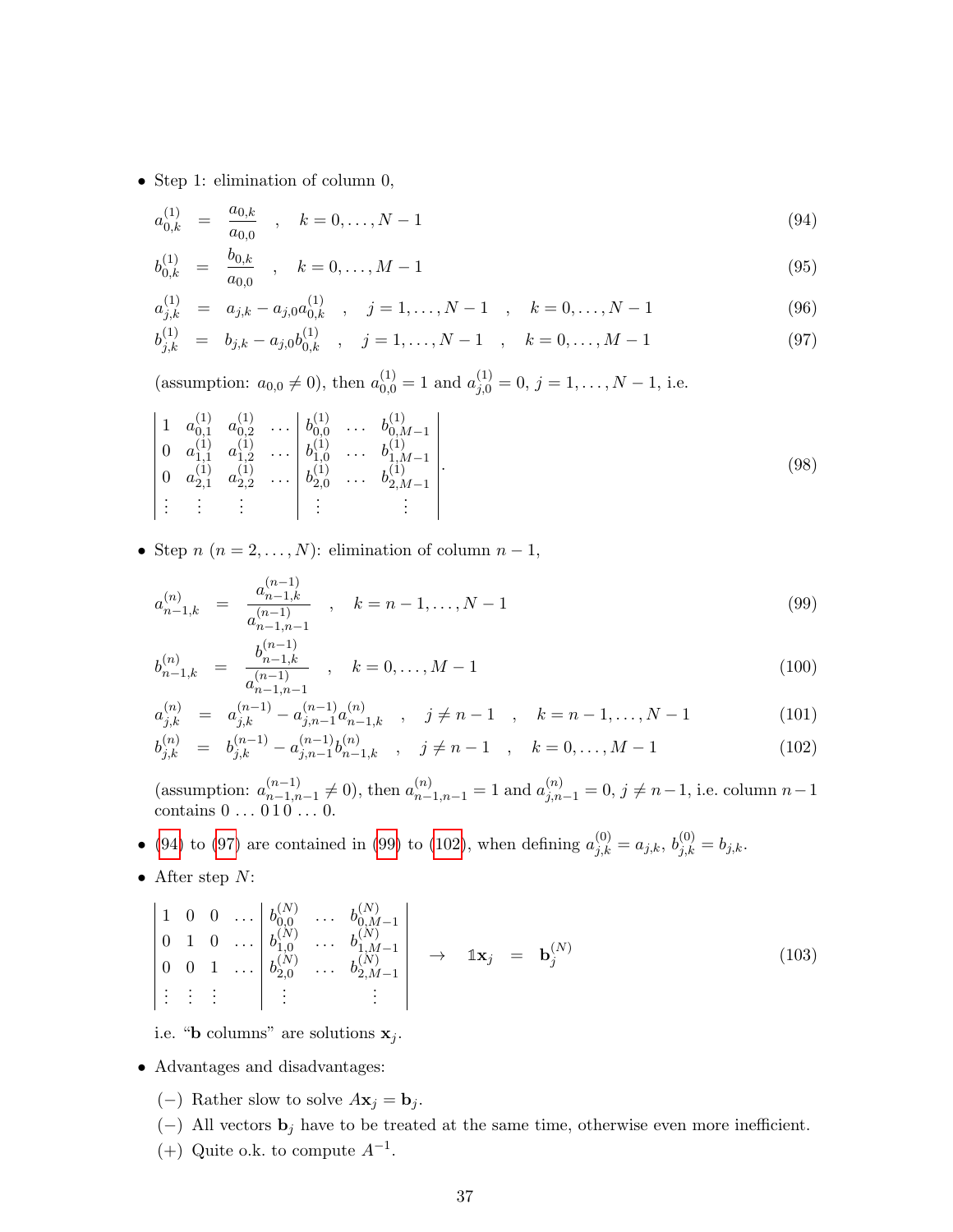- Step 1: elimination of column 0,

$$a^{(1)}_{0,k} = \frac{a_{0,k}}{a_{0,0}} \quad , \quad k = 0,\ldots,N-1 \tag{94}$$

$$b^{(1)}_{0,k} = \frac{b_{0,k}}{a_{0,0}} \quad , \quad k = 0,\ldots,M-1 \tag{95}$$

$$a^{(1)}_{j,k} = a_{j,k} - a_{j,0}a^{(1)}_{0,k} \quad , \quad j = 1,\ldots,N-1 \quad , \quad k = 0,\ldots,N-1 \tag{96}$$

$$b^{(1)}_{j,k} = b_{j,k} - a_{j,0}b^{(1)}_{0,k} \quad , \quad j = 1,\ldots,N-1 \quad , \quad k = 0,\ldots,M-1 \tag{97}$$

(assumption: $a_{0,0} \neq 0$), then $a^{(1)}_{0,0} = 1$ and $a^{(1)}_{j,0} = 0$, $j = 1,\ldots,N-1$, i.e.

$$\left|\begin{array}{cccc|ccc} 1 & a^{(1)}_{0,1} & a^{(1)}_{0,2} & \ldots & b^{(1)}_{0,0} & \ldots & b^{(1)}_{0,M-1} \\ 0 & a^{(1)}_{1,1} & a^{(1)}_{1,2} & \ldots & b^{(1)}_{1,0} & \ldots & b^{(1)}_{1,M-1} \\ 0 & a^{(1)}_{2,1} & a^{(1)}_{2,2} & \ldots & b^{(1)}_{2,0} & \ldots & b^{(1)}_{2,M-1} \\ \vdots & \vdots & \vdots & & \vdots & & \vdots \end{array}\right| . \tag{98}$$

- Step $n$ ($n = 2,\ldots,N$): elimination of column $n-1$,

$$a^{(n)}_{n-1,k} = \frac{a^{(n-1)}_{n-1,k}}{a^{(n-1)}_{n-1,n-1}} \quad , \quad k = n-1,\ldots,N-1 \tag{99}$$

$$b^{(n)}_{n-1,k} = \frac{b^{(n-1)}_{n-1,k}}{a^{(n-1)}_{n-1,n-1}} \quad , \quad k = 0,\ldots,M-1 \tag{100}$$

$$a^{(n)}_{j,k} = a^{(n-1)}_{j,k} - a^{(n-1)}_{j,n-1}a^{(n)}_{n-1,k} \quad , \quad j \neq n-1 \quad , \quad k = n-1,\ldots,N-1 \tag{101}$$

$$b^{(n)}_{j,k} = b^{(n-1)}_{j,k} - a^{(n-1)}_{j,n-1}b^{(n)}_{n-1,k} \quad , \quad j \neq n-1 \quad , \quad k = 0,\ldots,M-1 \tag{102}$$

(assumption: $a^{(n-1)}_{n-1,n-1} \neq 0$), then $a^{(n)}_{n-1,n-1} = 1$ and $a^{(n)}_{j,n-1} = 0$, $j \neq n-1$, i.e. column $n-1$ contains $0 \ldots 0\, 1\, 0 \ldots 0$.

- (94) to (97) are contained in (99) to (102), when defining $a^{(0)}_{j,k} = a_{j,k}$, $b^{(0)}_{j,k} = b_{j,k}$.

- After step $N$:

$$\left|\begin{array}{cccc|ccc} 1 & 0 & 0 & \ldots & b^{(N)}_{0,0} & \ldots & b^{(N)}_{0,M-1} \\ 0 & 1 & 0 & \ldots & b^{(N)}_{1,0} & \ldots & b^{(N)}_{1,M-1} \\ 0 & 0 & 1 & \ldots & b^{(N)}_{2,0} & \ldots & b^{(N)}_{2,M-1} \\ \vdots & \vdots & \vdots & & \vdots & & \vdots \end{array}\right| \quad \rightarrow \quad \mathbb{1}\mathbf{x}_j = \mathbf{b}^{(N)}_j \tag{103}$$

  i.e. "**b** columns" are solutions $\mathbf{x}_j$.

- Advantages and disadvantages:
  - (−) Rather slow to solve $A\mathbf{x}_j = \mathbf{b}_j$.
  - (−) All vectors $\mathbf{b}_j$ have to be treated at the same time, otherwise even more inefficient.
  - (+) Quite o.k. to compute $A^{-1}$.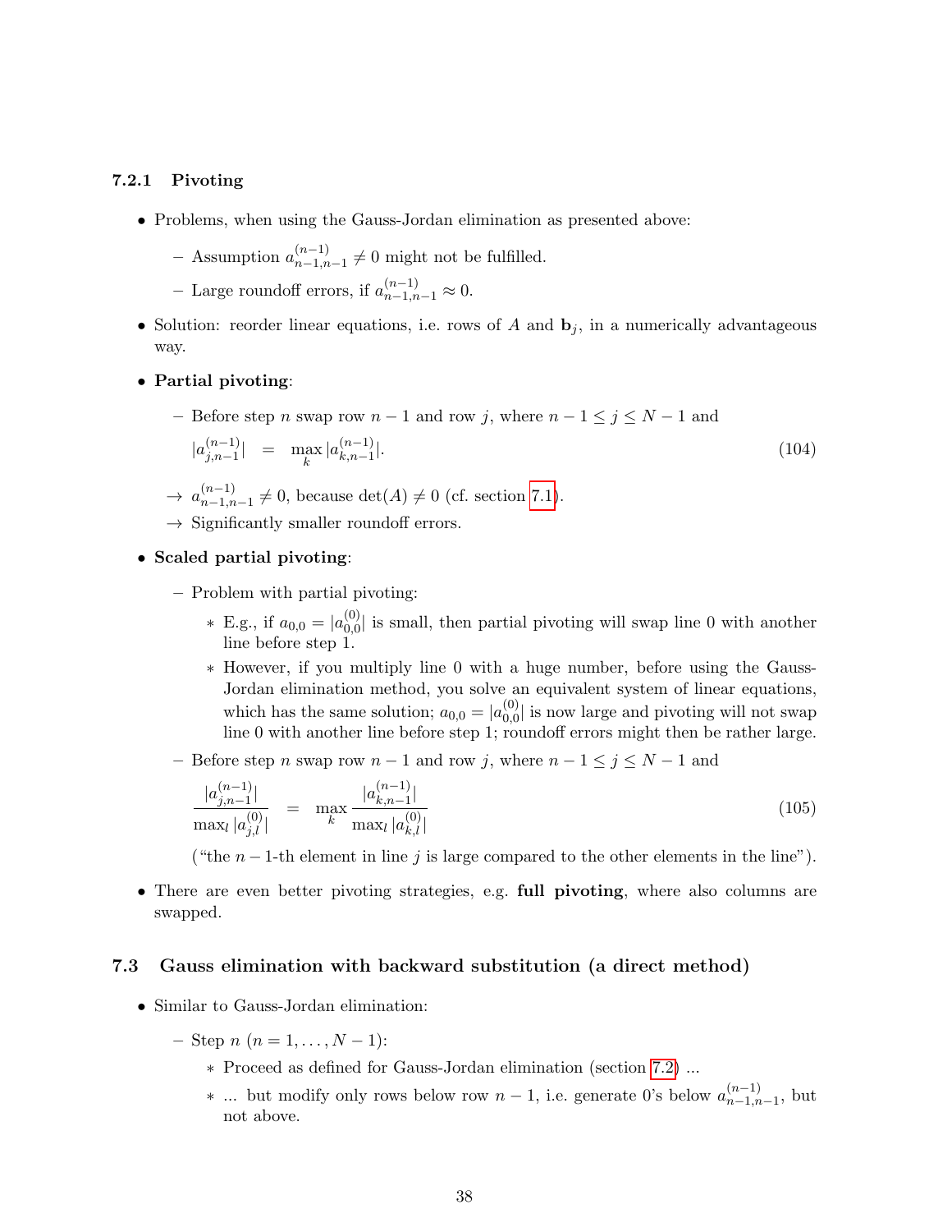### 7.2.1 Pivoting

- Problems, when using the Gauss-Jordan elimination as presented above:
  - Assumption $a^{(n-1)}_{n-1,n-1} \neq 0$ might not be fulfilled.
  - Large roundoff errors, if $a^{(n-1)}_{n-1,n-1} \approx 0$.
- Solution: reorder linear equations, i.e. rows of $A$ and $\mathbf{b}_j$, in a numerically advantageous way.
- **Partial pivoting**:
  - Before step $n$ swap row $n-1$ and row $j$, where $n-1 \leq j \leq N-1$ and

$$|a^{(n-1)}_{j,n-1}| \quad = \quad \max_k |a^{(n-1)}_{k,n-1}|. \tag{104}$$

  → $a^{(n-1)}_{n-1,n-1} \neq 0$, because $\det(A) \neq 0$ (cf. section 7.1).

  → Significantly smaller roundoff errors.

- **Scaled partial pivoting**:
  - Problem with partial pivoting:
    - E.g., if $a_{0,0} = |a^{(0)}_{0,0}|$ is small, then partial pivoting will swap line 0 with another line before step 1.
    - However, if you multiply line 0 with a huge number, before using the Gauss-Jordan elimination method, you solve an equivalent system of linear equations, which has the same solution; $a_{0,0} = |a^{(0)}_{0,0}|$ is now large and pivoting will not swap line 0 with another line before step 1; roundoff errors might then be rather large.
  - Before step $n$ swap row $n-1$ and row $j$, where $n-1 \leq j \leq N-1$ and

$$\frac{|a^{(n-1)}_{j,n-1}|}{\max_l |a^{(0)}_{j,l}|} \quad = \quad \max_k \frac{|a^{(n-1)}_{k,n-1}|}{\max_l |a^{(0)}_{k,l}|} \tag{105}$$

  ("the $n-1$-th element in line $j$ is large compared to the other elements in the line").

- There are even better pivoting strategies, e.g. **full pivoting**, where also columns are swapped.

## 7.3 Gauss elimination with backward substitution (a direct method)

- Similar to Gauss-Jordan elimination:
  - Step $n$ ($n = 1, \ldots, N-1$):
    - Proceed as defined for Gauss-Jordan elimination (section 7.2) ...
    - ... but modify only rows below row $n-1$, i.e. generate 0's below $a^{(n-1)}_{n-1,n-1}$, but not above.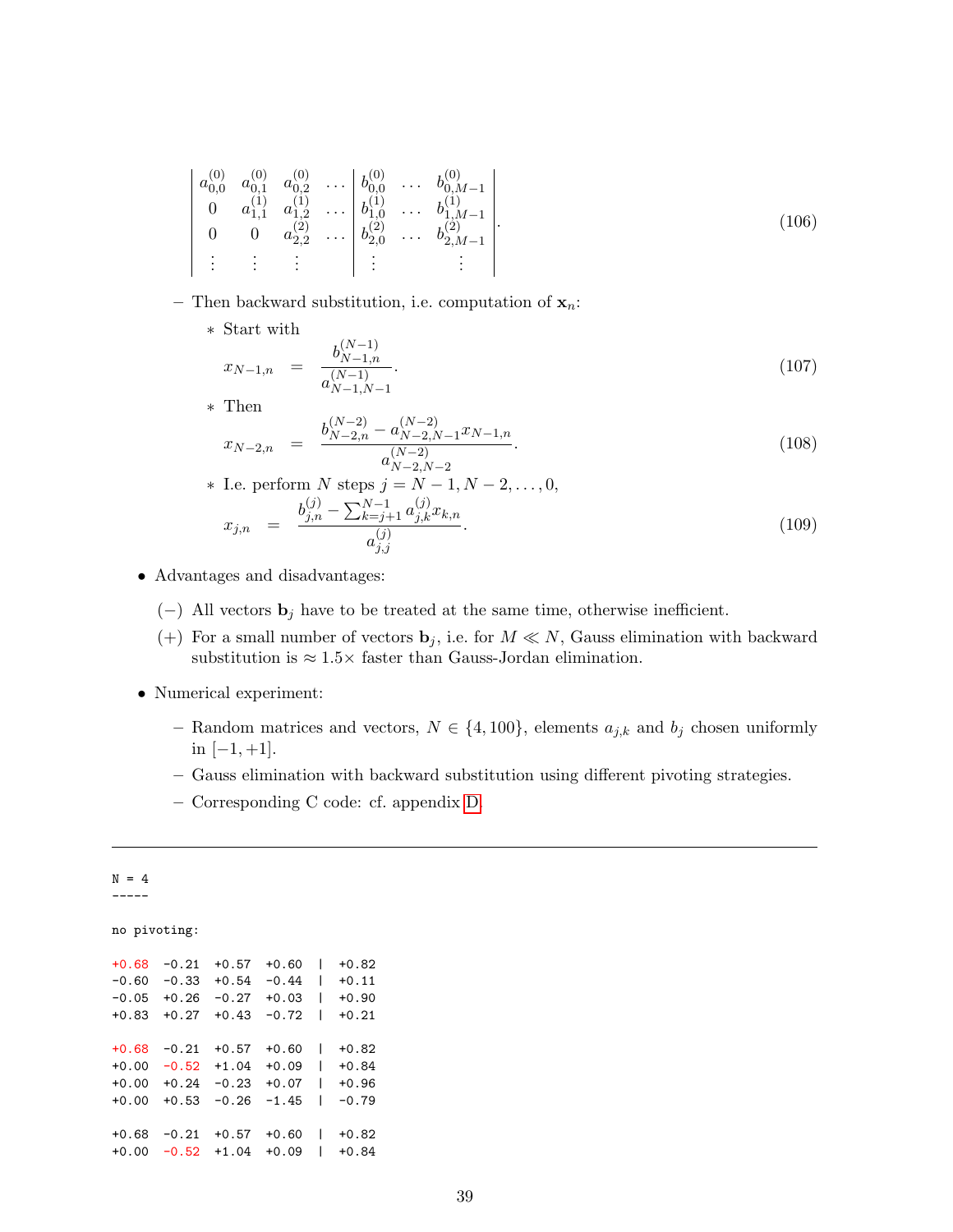$$
\left|\begin{array}{cccc|ccc}
a^{(0)}_{0,0} & a^{(0)}_{0,1} & a^{(0)}_{0,2} & \ldots & b^{(0)}_{0,0} & \ldots & b^{(0)}_{0,M-1} \\
0 & a^{(1)}_{1,1} & a^{(1)}_{1,2} & \ldots & b^{(1)}_{1,0} & \ldots & b^{(1)}_{1,M-1} \\
0 & 0 & a^{(2)}_{2,2} & \ldots & b^{(2)}_{2,0} & \ldots & b^{(2)}_{2,M-1} \\
\vdots & \vdots & \vdots & & \vdots & & \vdots
\end{array}\right| . \tag{106}
$$

- Then backward substitution, i.e. computation of $\mathbf{x}_n$:
  - Start with
$$x_{N-1,n} = \frac{b^{(N-1)}_{N-1,n}}{a^{(N-1)}_{N-1,N-1}}. \tag{107}$$
  - Then
$$x_{N-2,n} = \frac{b^{(N-2)}_{N-2,n} - a^{(N-2)}_{N-2,N-1} x_{N-1,n}}{a^{(N-2)}_{N-2,N-2}}. \tag{108}$$
  - I.e. perform $N$ steps $j = N-1, N-2, \ldots, 0$,
$$x_{j,n} = \frac{b^{(j)}_{j,n} - \sum_{k=j+1}^{N-1} a^{(j)}_{j,k} x_{k,n}}{a^{(j)}_{j,j}}. \tag{109}$$

- Advantages and disadvantages:
  - (−) All vectors $\mathbf{b}_j$ have to be treated at the same time, otherwise inefficient.
  - (+) For a small number of vectors $\mathbf{b}_j$, i.e. for $M \ll N$, Gauss elimination with backward substitution is $\approx 1.5\times$ faster than Gauss-Jordan elimination.

- Numerical experiment:
  - Random matrices and vectors, $N \in \{4, 100\}$, elements $a_{j,k}$ and $b_j$ chosen uniformly in $[-1, +1]$.
  - Gauss elimination with backward substitution using different pivoting strategies.
  - Corresponding C code: cf. appendix D.

---

```
N = 4
-----

no pivoting:

+0.68  -0.21  +0.57  +0.60   |   +0.82
-0.60  -0.33  +0.54  -0.44   |   +0.11
-0.05  +0.26  -0.27  +0.03   |   +0.90
+0.83  +0.27  +0.43  -0.72   |   +0.21

+0.68  -0.21  +0.57  +0.60   |   +0.82
+0.00  -0.52  +1.04  +0.09   |   +0.84
+0.00  +0.24  -0.23  +0.07   |   +0.96
+0.00  +0.53  -0.26  -1.45   |   -0.79

+0.68  -0.21  +0.57  +0.60   |   +0.82
+0.00  -0.52  +1.04  +0.09   |   +0.84
```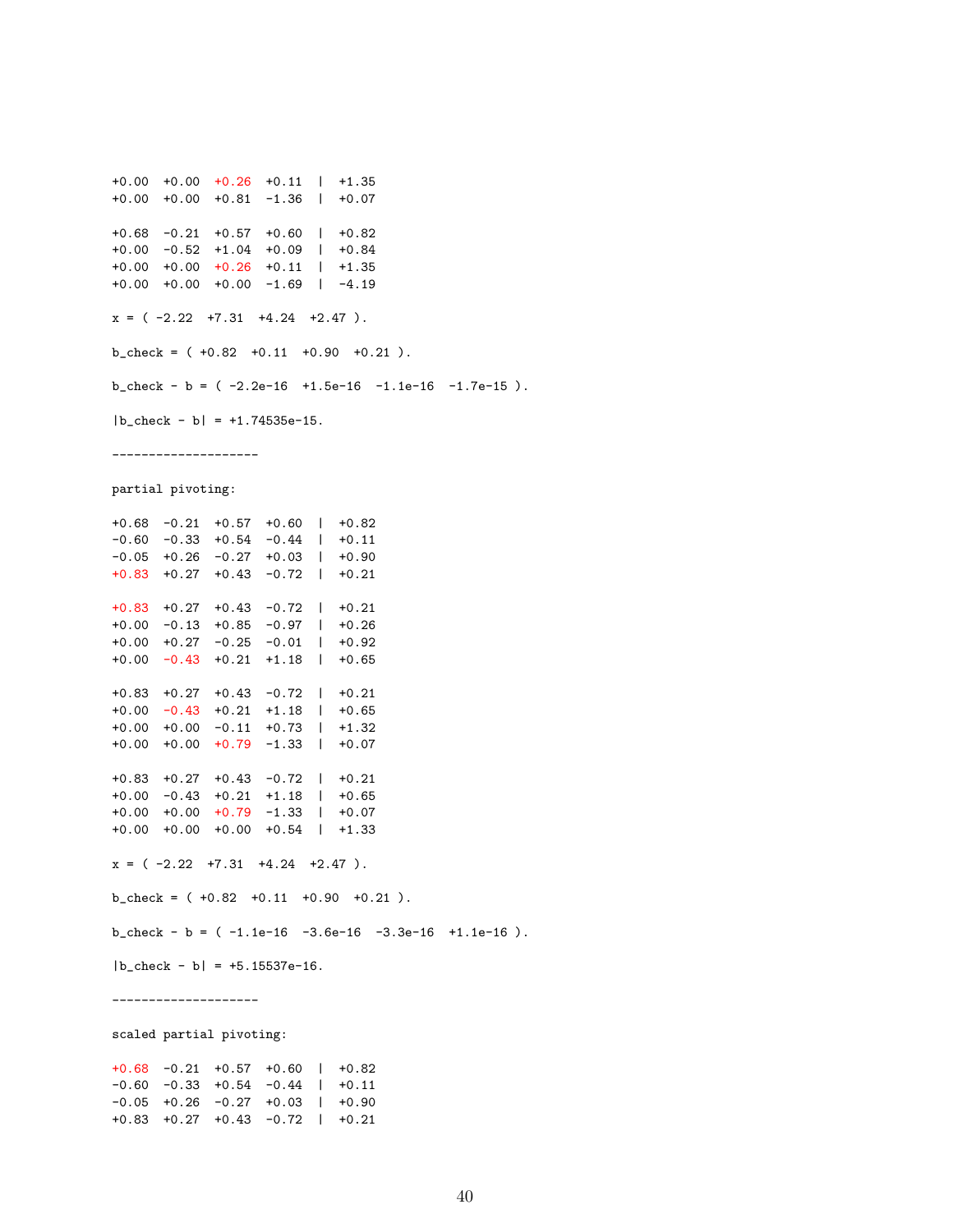```
+0.00  +0.00  +0.26  +0.11  |  +1.35
+0.00  +0.00  +0.81  -1.36  |  +0.07

+0.68  -0.21  +0.57  +0.60  |  +0.82
+0.00  -0.52  +1.04  +0.09  |  +0.84
+0.00  +0.00  +0.26  +0.11  |  +1.35
+0.00  +0.00  +0.00  -1.69  |  -4.19

x = ( -2.22  +7.31  +4.24  +2.47 ).

b_check = ( +0.82  +0.11  +0.90  +0.21 ).

b_check - b = ( -2.2e-16  +1.5e-16  -1.1e-16  -1.7e-15 ).

|b_check - b| = +1.74535e-15.

--------------------

partial pivoting:

+0.68  -0.21  +0.57  +0.60  |  +0.82
-0.60  -0.33  +0.54  -0.44  |  +0.11
-0.05  +0.26  -0.27  +0.03  |  +0.90
+0.83  +0.27  +0.43  -0.72  |  +0.21

+0.83  +0.27  +0.43  -0.72  |  +0.21
+0.00  -0.13  +0.85  -0.97  |  +0.26
+0.00  +0.27  -0.25  -0.01  |  +0.92
+0.00  -0.43  +0.21  +1.18  |  +0.65

+0.83  +0.27  +0.43  -0.72  |  +0.21
+0.00  -0.43  +0.21  +1.18  |  +0.65
+0.00  +0.00  -0.11  +0.73  |  +1.32
+0.00  +0.00  +0.79  -1.33  |  +0.07

+0.83  +0.27  +0.43  -0.72  |  +0.21
+0.00  -0.43  +0.21  +1.18  |  +0.65
+0.00  +0.00  +0.79  -1.33  |  +0.07
+0.00  +0.00  +0.00  +0.54  |  +1.33

x = ( -2.22  +7.31  +4.24  +2.47 ).

b_check = ( +0.82  +0.11  +0.90  +0.21 ).

b_check - b = ( -1.1e-16  -3.6e-16  -3.3e-16  +1.1e-16 ).

|b_check - b| = +5.15537e-16.

--------------------

scaled partial pivoting:

+0.68  -0.21  +0.57  +0.60  |  +0.82
-0.60  -0.33  +0.54  -0.44  |  +0.11
-0.05  +0.26  -0.27  +0.03  |  +0.90
+0.83  +0.27  +0.43  -0.72  |  +0.21
```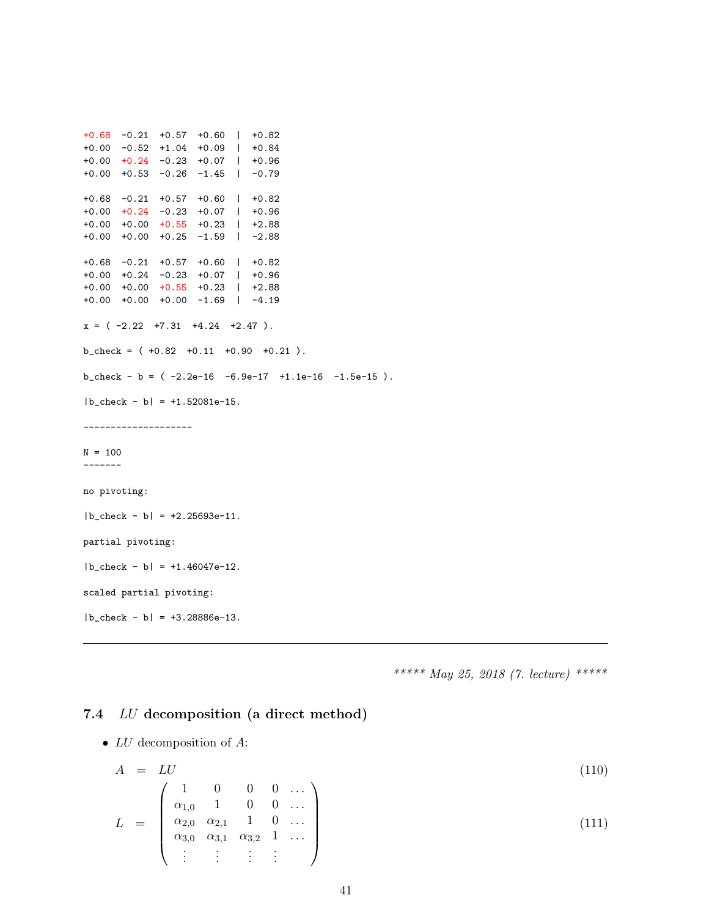```
+0.68  -0.21  +0.57  +0.60  |  +0.82
+0.00  -0.52  +1.04  +0.09  |  +0.84
+0.00  +0.24  -0.23  +0.07  |  +0.96
+0.00  +0.53  -0.26  -1.45  |  -0.79

+0.68  -0.21  +0.57  +0.60  |  +0.82
+0.00  +0.24  -0.23  +0.07  |  +0.96
+0.00  +0.00  +0.55  +0.23  |  +2.88
+0.00  +0.00  +0.25  -1.59  |  -2.88

+0.68  -0.21  +0.57  +0.60  |  +0.82
+0.00  +0.24  -0.23  +0.07  |  +0.96
+0.00  +0.00  +0.55  +0.23  |  +2.88
+0.00  +0.00  +0.00  -1.69  |  -4.19

x = ( -2.22  +7.31  +4.24  +2.47 ).

b_check = ( +0.82  +0.11  +0.90  +0.21 ).

b_check - b = ( -2.2e-16  -6.9e-17  +1.1e-16  -1.5e-15 ).

|b_check - b| = +1.52081e-15.

--------------------

N = 100
-------

no pivoting:

|b_check - b| = +2.25693e-11.

partial pivoting:

|b_check - b| = +1.46047e-12.

scaled partial pivoting:

|b_check - b| = +3.28886e-13.
```

---

*\*\*\*\*\* May 25, 2018 (7. lecture) \*\*\*\*\**

## 7.4 *LU* decomposition (a direct method)

- *LU* decomposition of $A$:

$$A = LU \tag{110}$$

$$L = \begin{pmatrix} 1 & 0 & 0 & 0 & \ldots \\ \alpha_{1,0} & 1 & 0 & 0 & \ldots \\ \alpha_{2,0} & \alpha_{2,1} & 1 & 0 & \ldots \\ \alpha_{3,0} & \alpha_{3,1} & \alpha_{3,2} & 1 & \ldots \\ \vdots & \vdots & \vdots & \vdots & \end{pmatrix} \tag{111}$$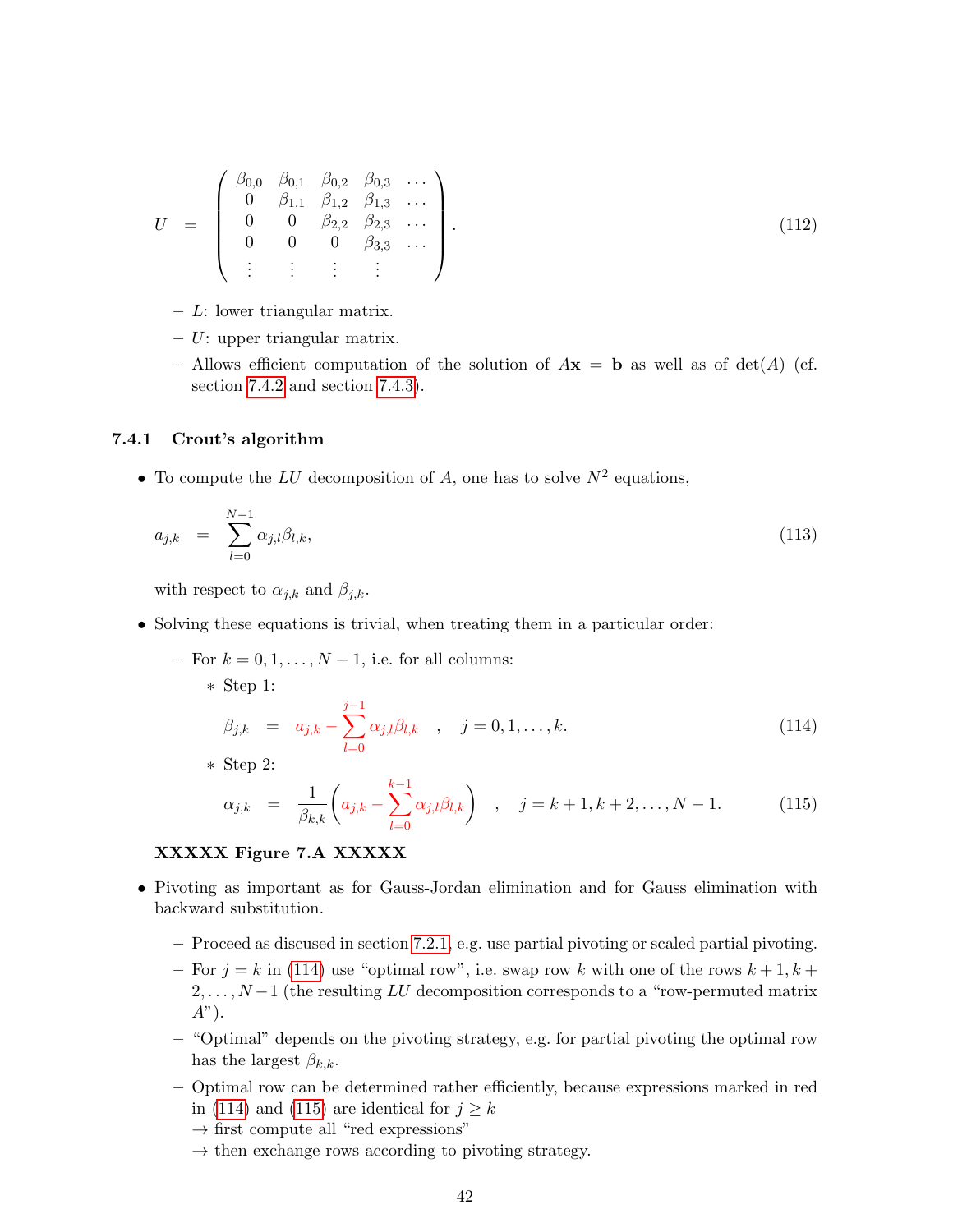$$U = \begin{pmatrix} \beta_{0,0} & \beta_{0,1} & \beta_{0,2} & \beta_{0,3} & \ldots \\ 0 & \beta_{1,1} & \beta_{1,2} & \beta_{1,3} & \ldots \\ 0 & 0 & \beta_{2,2} & \beta_{2,3} & \ldots \\ 0 & 0 & 0 & \beta_{3,3} & \ldots \\ \vdots & \vdots & \vdots & \vdots & \end{pmatrix}. \tag{112}$$

- $L$: lower triangular matrix.
- $U$: upper triangular matrix.
- Allows efficient computation of the solution of $A\mathbf{x} = \mathbf{b}$ as well as of $\det(A)$ (cf. section 7.4.2 and section 7.4.3).

### 7.4.1 Crout's algorithm

- To compute the $LU$ decomposition of $A$, one has to solve $N^2$ equations,

$$a_{j,k} = \sum_{l=0}^{N-1} \alpha_{j,l}\beta_{l,k}, \tag{113}$$

  with respect to $\alpha_{j,k}$ and $\beta_{j,k}$.

- Solving these equations is trivial, when treating them in a particular order:
  - For $k = 0, 1, \ldots, N-1$, i.e. for all columns:
    - Step 1:
    $$\beta_{j,k} = a_{j,k} - \sum_{l=0}^{j-1} \alpha_{j,l}\beta_{l,k} \quad , \quad j = 0, 1, \ldots, k. \tag{114}$$
    - Step 2:
    $$\alpha_{j,k} = \frac{1}{\beta_{k,k}}\left(a_{j,k} - \sum_{l=0}^{k-1} \alpha_{j,l}\beta_{l,k}\right) \quad , \quad j = k+1, k+2, \ldots, N-1. \tag{115}$$

  **XXXXX Figure 7.A XXXXX**

- Pivoting as important as for Gauss-Jordan elimination and for Gauss elimination with backward substitution.
  - Proceed as discused in section 7.2.1, e.g. use partial pivoting or scaled partial pivoting.
  - For $j = k$ in (114) use "optimal row", i.e. swap row $k$ with one of the rows $k+1, k+2, \ldots, N-1$ (the resulting $LU$ decomposition corresponds to a "row-permuted matrix $A$").
  - "Optimal" depends on the pivoting strategy, e.g. for partial pivoting the optimal row has the largest $\beta_{k,k}$.
  - Optimal row can be determined rather efficiently, because expressions marked in red in (114) and (115) are identical for $j \geq k$  
    $\rightarrow$ first compute all "red expressions"  
    $\rightarrow$ then exchange rows according to pivoting strategy.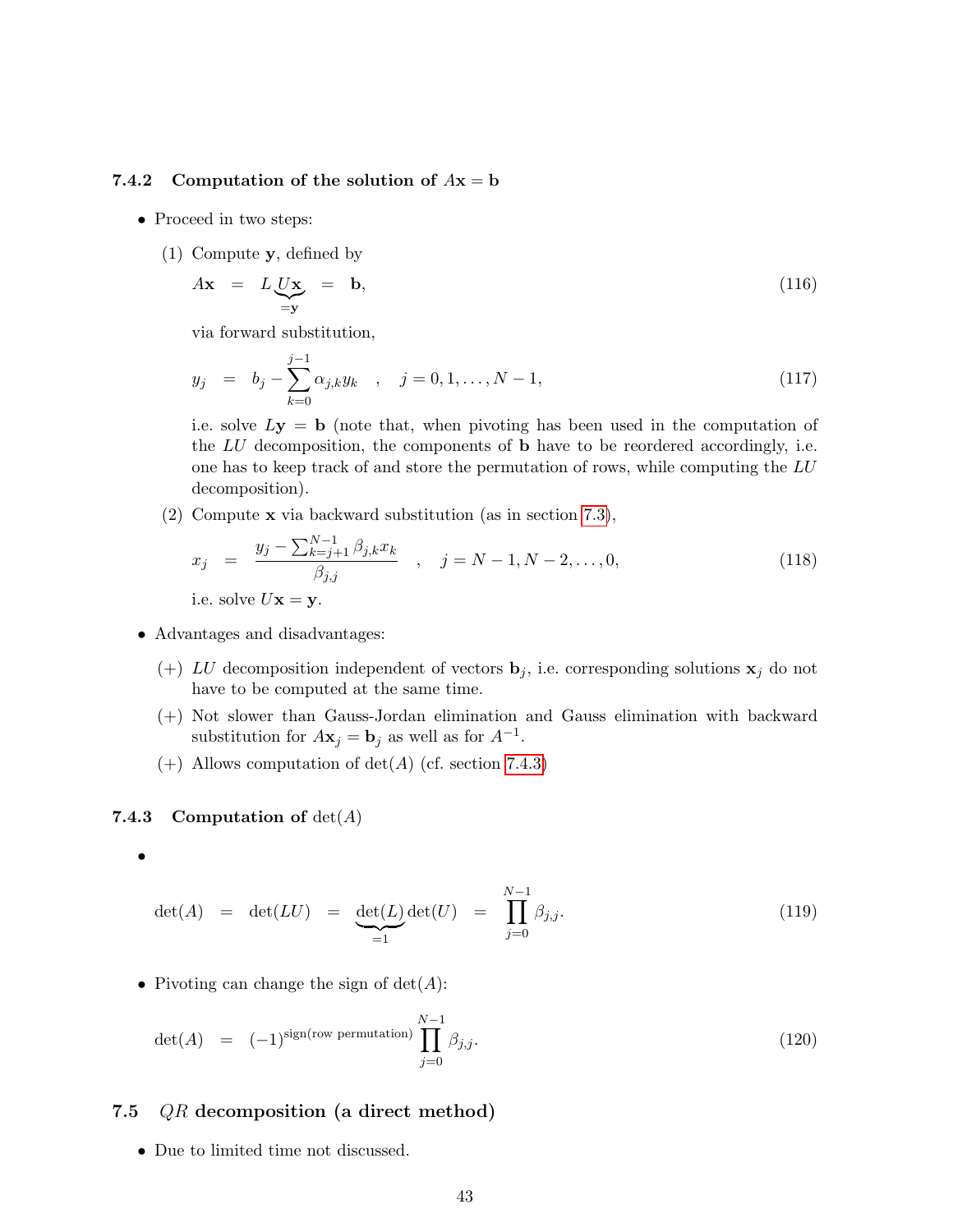### 7.4.2 Computation of the solution of $A\mathbf{x} = \mathbf{b}$

- Proceed in two steps:

  (1) Compute $\mathbf{y}$, defined by

  $$A\mathbf{x} \quad = \quad L \underbrace{U\mathbf{x}}_{=\mathbf{y}} \quad = \quad \mathbf{b}, \tag{116}$$

  via forward substitution,

  $$y_j \quad = \quad b_j - \sum_{k=0}^{j-1} \alpha_{j,k} y_k \quad , \quad j = 0, 1, \ldots, N-1, \tag{117}$$

  i.e. solve $L\mathbf{y} = \mathbf{b}$ (note that, when pivoting has been used in the computation of the $LU$ decomposition, the components of $\mathbf{b}$ have to be reordered accordingly, i.e. one has to keep track of and store the permutation of rows, while computing the $LU$ decomposition).

  (2) Compute $\mathbf{x}$ via backward substitution (as in section 7.3),

  $$x_j \quad = \quad \frac{y_j - \sum_{k=j+1}^{N-1} \beta_{j,k} x_k}{\beta_{j,j}} \quad , \quad j = N-1, N-2, \ldots, 0, \tag{118}$$

  i.e. solve $U\mathbf{x} = \mathbf{y}$.

- Advantages and disadvantages:

  (+) $LU$ decomposition independent of vectors $\mathbf{b}_j$, i.e. corresponding solutions $\mathbf{x}_j$ do not have to be computed at the same time.

  (+) Not slower than Gauss-Jordan elimination and Gauss elimination with backward substitution for $A\mathbf{x}_j = \mathbf{b}_j$ as well as for $A^{-1}$.

  (+) Allows computation of $\det(A)$ (cf. section 7.4.3)

### 7.4.3 Computation of $\det(A)$

- $$\det(A) \quad = \quad \det(LU) \quad = \quad \underbrace{\det(L)}_{=1} \det(U) \quad = \quad \prod_{j=0}^{N-1} \beta_{j,j}. \tag{119}$$

- Pivoting can change the sign of $\det(A)$:

  $$\det(A) \quad = \quad (-1)^{\textrm{sign(row permutation)}} \prod_{j=0}^{N-1} \beta_{j,j}. \tag{120}$$

## 7.5 $QR$ decomposition (a direct method)

- Due to limited time not discussed.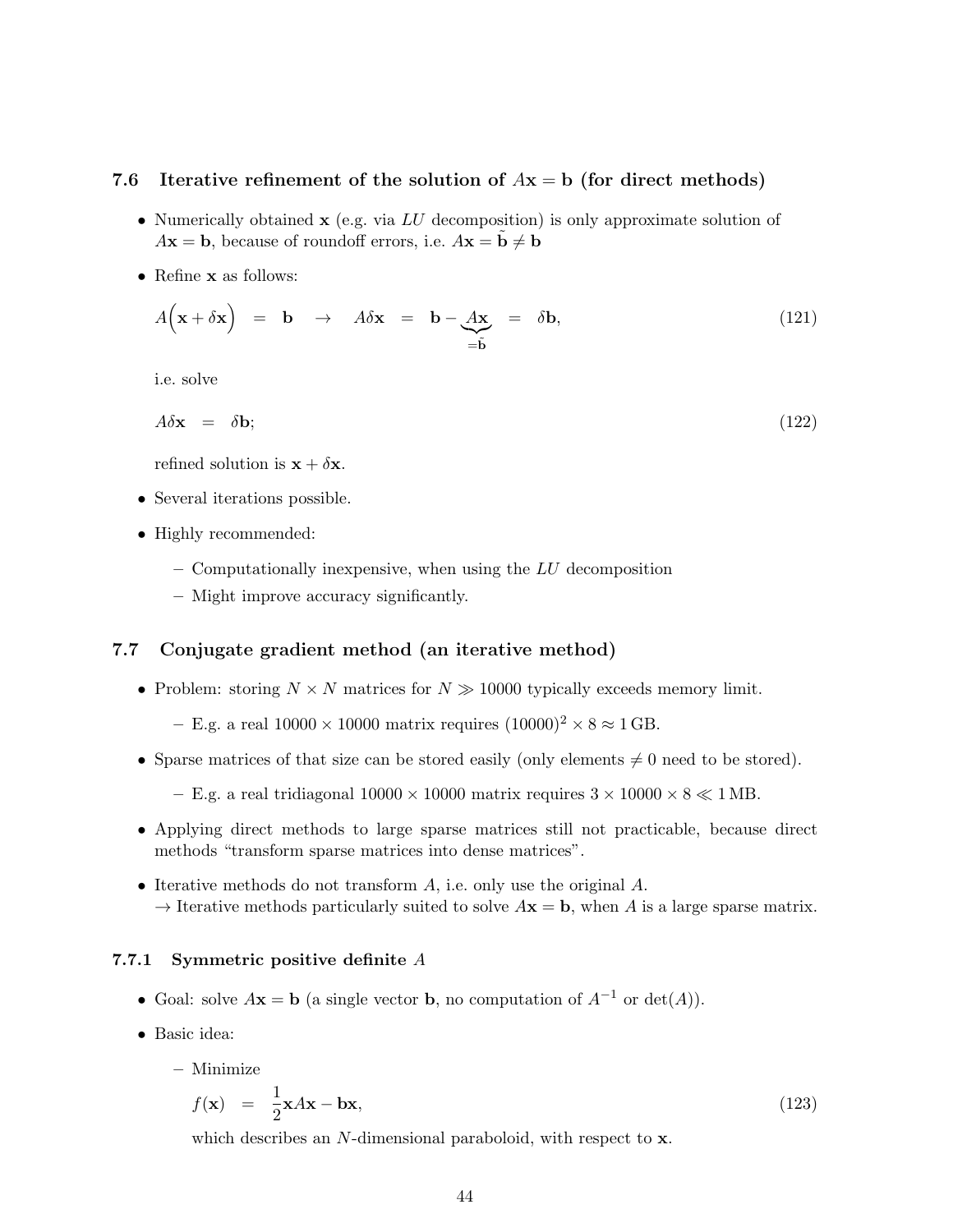### 7.6 Iterative refinement of the solution of $A\mathbf{x} = \mathbf{b}$ (for direct methods)

- Numerically obtained $\mathbf{x}$ (e.g. via $LU$ decomposition) is only approximate solution of $A\mathbf{x} = \mathbf{b}$, because of roundoff errors, i.e. $A\mathbf{x} = \tilde{\mathbf{b}} \neq \mathbf{b}$

- Refine $\mathbf{x}$ as follows:

$$A\Big(\mathbf{x} + \delta\mathbf{x}\Big) \quad = \quad \mathbf{b} \quad \rightarrow \quad A\delta\mathbf{x} \quad = \quad \mathbf{b} - \underbrace{A\mathbf{x}}_{=\tilde{\mathbf{b}}} \quad = \quad \delta\mathbf{b}, \tag{121}$$

  i.e. solve

$$A\delta\mathbf{x} \quad = \quad \delta\mathbf{b}; \tag{122}$$

  refined solution is $\mathbf{x} + \delta\mathbf{x}$.

- Several iterations possible.

- Highly recommended:
  - Computationally inexpensive, when using the $LU$ decomposition
  - Might improve accuracy significantly.

### 7.7 Conjugate gradient method (an iterative method)

- Problem: storing $N \times N$ matrices for $N \gg 10000$ typically exceeds memory limit.
  - E.g. a real $10000 \times 10000$ matrix requires $(10000)^2 \times 8 \approx 1\,\mathrm{GB}$.
- Sparse matrices of that size can be stored easily (only elements $\neq 0$ need to be stored).
  - E.g. a real tridiagonal $10000 \times 10000$ matrix requires $3 \times 10000 \times 8 \ll 1\,\mathrm{MB}$.
- Applying direct methods to large sparse matrices still not practicable, because direct methods "transform sparse matrices into dense matrices".
- Iterative methods do not transform $A$, i.e. only use the original $A$.
  $\rightarrow$ Iterative methods particularly suited to solve $A\mathbf{x} = \mathbf{b}$, when $A$ is a large sparse matrix.

#### 7.7.1 Symmetric positive definite $A$

- Goal: solve $A\mathbf{x} = \mathbf{b}$ (a single vector $\mathbf{b}$, no computation of $A^{-1}$ or $\det(A)$).
- Basic idea:
  - Minimize

$$f(\mathbf{x}) \quad = \quad \frac{1}{2}\mathbf{x}A\mathbf{x} - \mathbf{b}\mathbf{x}, \tag{123}$$

    which describes an $N$-dimensional paraboloid, with respect to $\mathbf{x}$.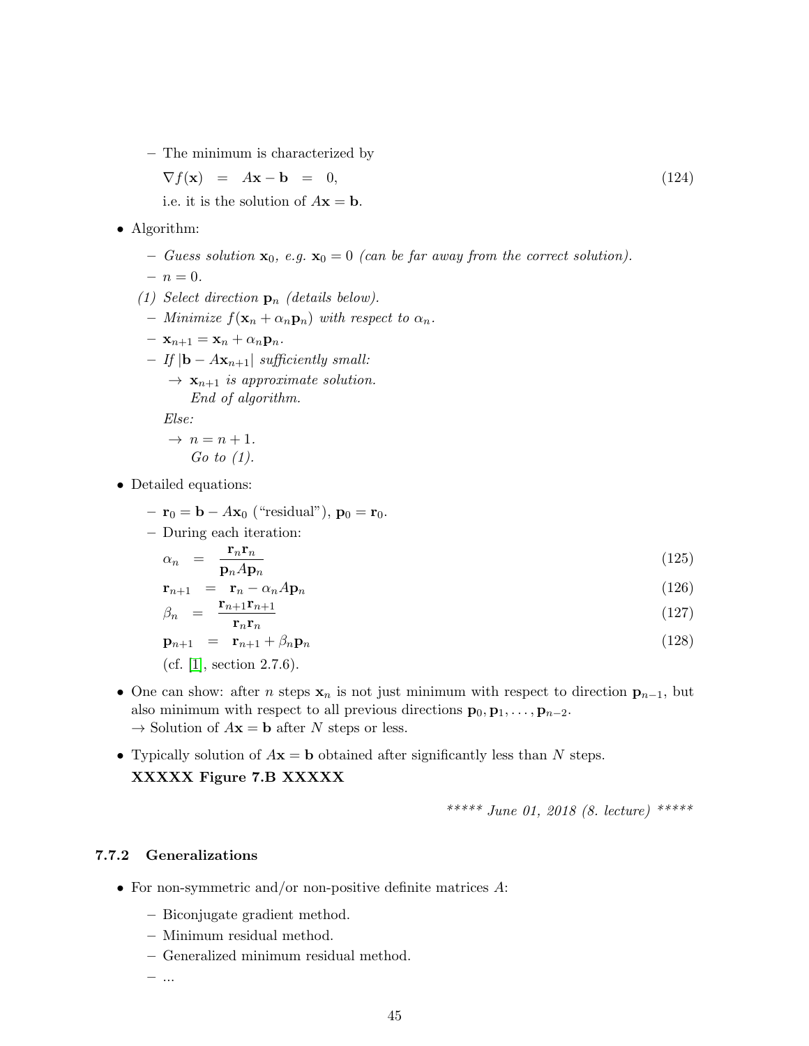- The minimum is characterized by

$$\nabla f(\mathbf{x}) \quad = \quad A\mathbf{x} - \mathbf{b} \quad = \quad 0, \tag{124}$$

i.e. it is the solution of $A\mathbf{x} = \mathbf{b}$.

- Algorithm:
  - *Guess solution* $\mathbf{x}_0$*, e.g.* $\mathbf{x}_0 = 0$ *(can be far away from the correct solution).*
  - $n = 0$.

  (1) *Select direction* $\mathbf{p}_n$ *(details below).*
  - *Minimize* $f(\mathbf{x}_n + \alpha_n \mathbf{p}_n)$ *with respect to* $\alpha_n$.
  - $\mathbf{x}_{n+1} = \mathbf{x}_n + \alpha_n \mathbf{p}_n$.
  - *If* $|\mathbf{b} - A\mathbf{x}_{n+1}|$ *sufficiently small:*

    → $\mathbf{x}_{n+1}$ *is approximate solution.*
    *End of algorithm.*

    *Else:*

    → $n = n + 1$.
    *Go to (1).*

- Detailed equations:
  - $\mathbf{r}_0 = \mathbf{b} - A\mathbf{x}_0$ ("residual"), $\mathbf{p}_0 = \mathbf{r}_0$.
  - During each iteration:

$$\alpha_n \quad = \quad \frac{\mathbf{r}_n \mathbf{r}_n}{\mathbf{p}_n A \mathbf{p}_n} \tag{125}$$

$$\mathbf{r}_{n+1} \quad = \quad \mathbf{r}_n - \alpha_n A \mathbf{p}_n \tag{126}$$

$$\beta_n \quad = \quad \frac{\mathbf{r}_{n+1} \mathbf{r}_{n+1}}{\mathbf{r}_n \mathbf{r}_n} \tag{127}$$

$$\mathbf{p}_{n+1} \quad = \quad \mathbf{r}_{n+1} + \beta_n \mathbf{p}_n \tag{128}$$

(cf. [1], section 2.7.6).

- One can show: after $n$ steps $\mathbf{x}_n$ is not just minimum with respect to direction $\mathbf{p}_{n-1}$, but also minimum with respect to all previous directions $\mathbf{p}_0, \mathbf{p}_1, \ldots, \mathbf{p}_{n-2}$.
  → Solution of $A\mathbf{x} = \mathbf{b}$ after $N$ steps or less.

- Typically solution of $A\mathbf{x} = \mathbf{b}$ obtained after significantly less than $N$ steps.
  **XXXXX Figure 7.B XXXXX**

*\*\*\*\*\* June 01, 2018 (8. lecture) \*\*\*\*\**

### 7.7.2 Generalizations

- For non-symmetric and/or non-positive definite matrices $A$:
  - Biconjugate gradient method.
  - Minimum residual method.
  - Generalized minimum residual method.
  - ...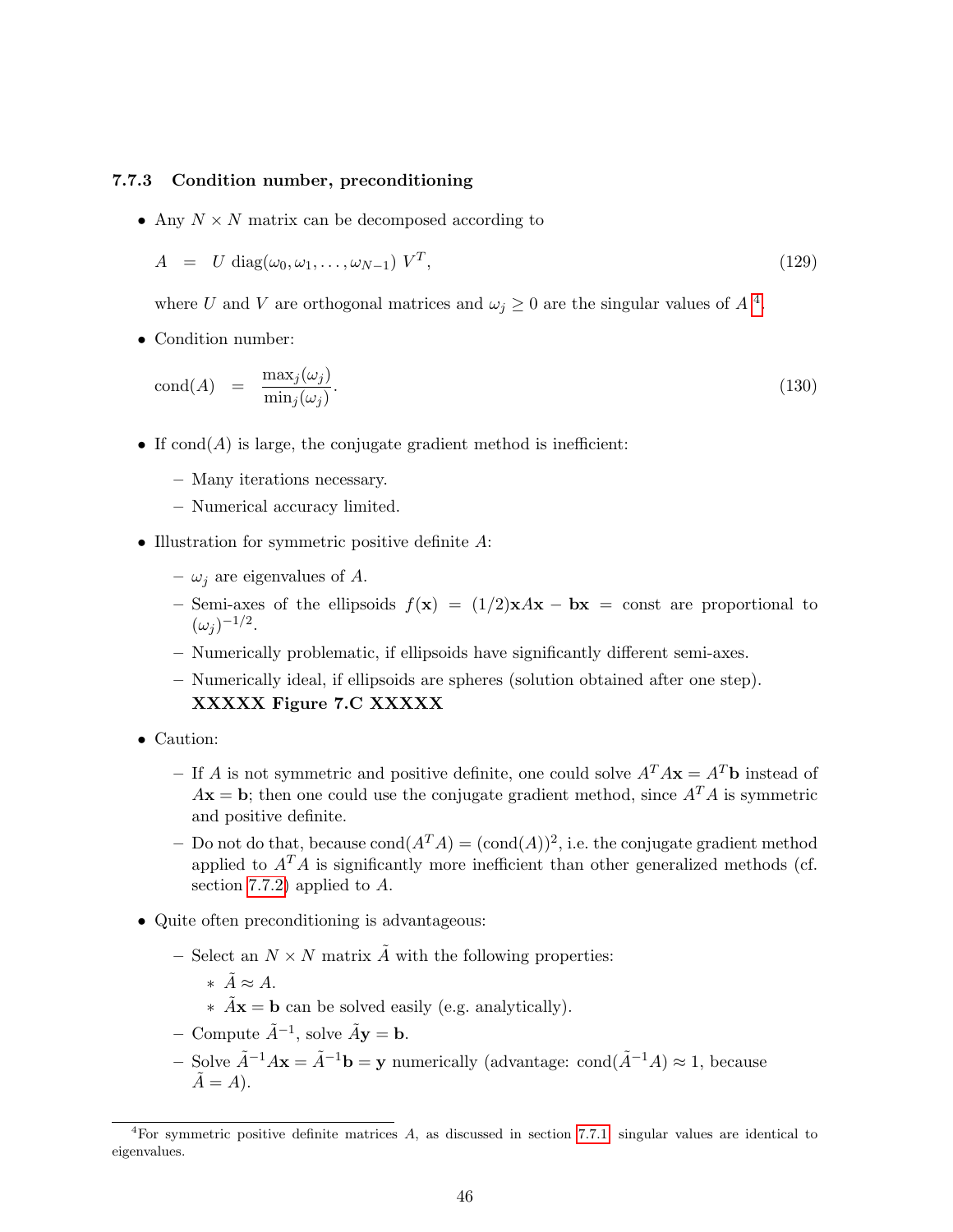### 7.7.3 Condition number, preconditioning

- Any $N \times N$ matrix can be decomposed according to

$$A = U \, \text{diag}(\omega_0, \omega_1, \ldots, \omega_{N-1}) \, V^T, \tag{129}$$

  where $U$ and $V$ are orthogonal matrices and $\omega_j \geq 0$ are the singular values of $A$ [4].

- Condition number:

$$\text{cond}(A) = \frac{\max_j(\omega_j)}{\min_j(\omega_j)}. \tag{130}$$

- If cond$(A)$ is large, the conjugate gradient method is inefficient:
  - Many iterations necessary.
  - Numerical accuracy limited.
- Illustration for symmetric positive definite $A$:
  - $\omega_j$ are eigenvalues of $A$.
  - Semi-axes of the ellipsoids $f(\mathbf{x}) = (1/2)\mathbf{x}A\mathbf{x} - \mathbf{b}\mathbf{x} = \text{const}$ are proportional to $(\omega_j)^{-1/2}$.
  - Numerically problematic, if ellipsoids have significantly different semi-axes.
  - Numerically ideal, if ellipsoids are spheres (solution obtained after one step).
    **XXXXX Figure 7.C XXXXX**
- Caution:
  - If $A$ is not symmetric and positive definite, one could solve $A^T A\mathbf{x} = A^T\mathbf{b}$ instead of $A\mathbf{x} = \mathbf{b}$; then one could use the conjugate gradient method, since $A^T A$ is symmetric and positive definite.
  - Do not do that, because $\text{cond}(A^T A) = (\text{cond}(A))^2$, i.e. the conjugate gradient method applied to $A^T A$ is significantly more inefficient than other generalized methods (cf. section 7.7.2) applied to $A$.
- Quite often preconditioning is advantageous:
  - Select an $N \times N$ matrix $\tilde{A}$ with the following properties:
    - $\tilde{A} \approx A$.
    - $\tilde{A}\mathbf{x} = \mathbf{b}$ can be solved easily (e.g. analytically).
  - Compute $\tilde{A}^{-1}$, solve $\tilde{A}\mathbf{y} = \mathbf{b}$.
  - Solve $\tilde{A}^{-1}A\mathbf{x} = \tilde{A}^{-1}\mathbf{b} = \mathbf{y}$ numerically (advantage: $\text{cond}(\tilde{A}^{-1}A) \approx 1$, because $\tilde{A} = A$).

[4] For symmetric positive definite matrices $A$, as discussed in section 7.7.1, singular values are identical to eigenvalues.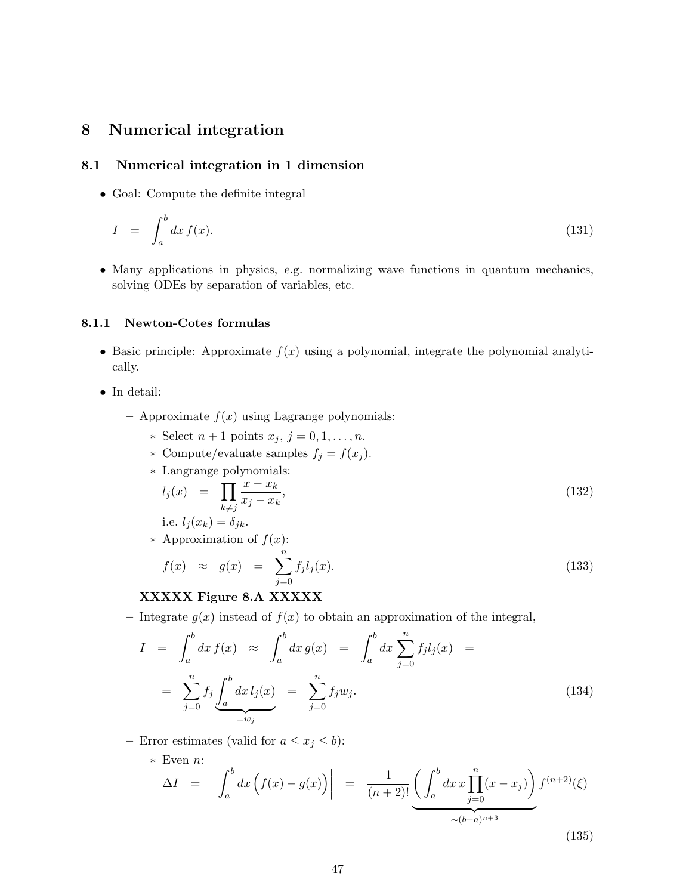# 8 Numerical integration

## 8.1 Numerical integration in 1 dimension

- Goal: Compute the definite integral

$$I = \int_a^b dx\, f(x). \tag{131}$$

- Many applications in physics, e.g. normalizing wave functions in quantum mechanics, solving ODEs by separation of variables, etc.

### 8.1.1 Newton-Cotes formulas

- Basic principle: Approximate $f(x)$ using a polynomial, integrate the polynomial analytically.
- In detail:
  - Approximate $f(x)$ using Lagrange polynomials:
    - Select $n+1$ points $x_j$, $j = 0, 1, \ldots, n$.
    - Compute/evaluate samples $f_j = f(x_j)$.
    - Langrange polynomials:

      $$l_j(x) = \prod_{k \neq j} \frac{x - x_k}{x_j - x_k}, \tag{132}$$

      i.e. $l_j(x_k) = \delta_{jk}$.
    - Approximation of $f(x)$:

      $$f(x) \approx g(x) = \sum_{j=0}^{n} f_j l_j(x). \tag{133}$$

    **XXXXX Figure 8.A XXXXX**
  - Integrate $g(x)$ instead of $f(x)$ to obtain an approximation of the integral,

    $$I = \int_a^b dx\, f(x) \approx \int_a^b dx\, g(x) = \int_a^b dx \sum_{j=0}^{n} f_j l_j(x) = \\ = \sum_{j=0}^{n} f_j \underbrace{\int_a^b dx\, l_j(x)}_{=w_j} = \sum_{j=0}^{n} f_j w_j. \tag{134}$$

  - Error estimates (valid for $a \leq x_j \leq b$):
    - Even $n$:

      $$\Delta I = \left| \int_a^b dx \Big( f(x) - g(x) \Big) \right| = \frac{1}{(n+2)!} \underbrace{\left( \int_a^b dx\, x \prod_{j=0}^{n} (x - x_j) \right)}_{\sim (b-a)^{n+3}} f^{(n+2)}(\xi) \tag{135}$$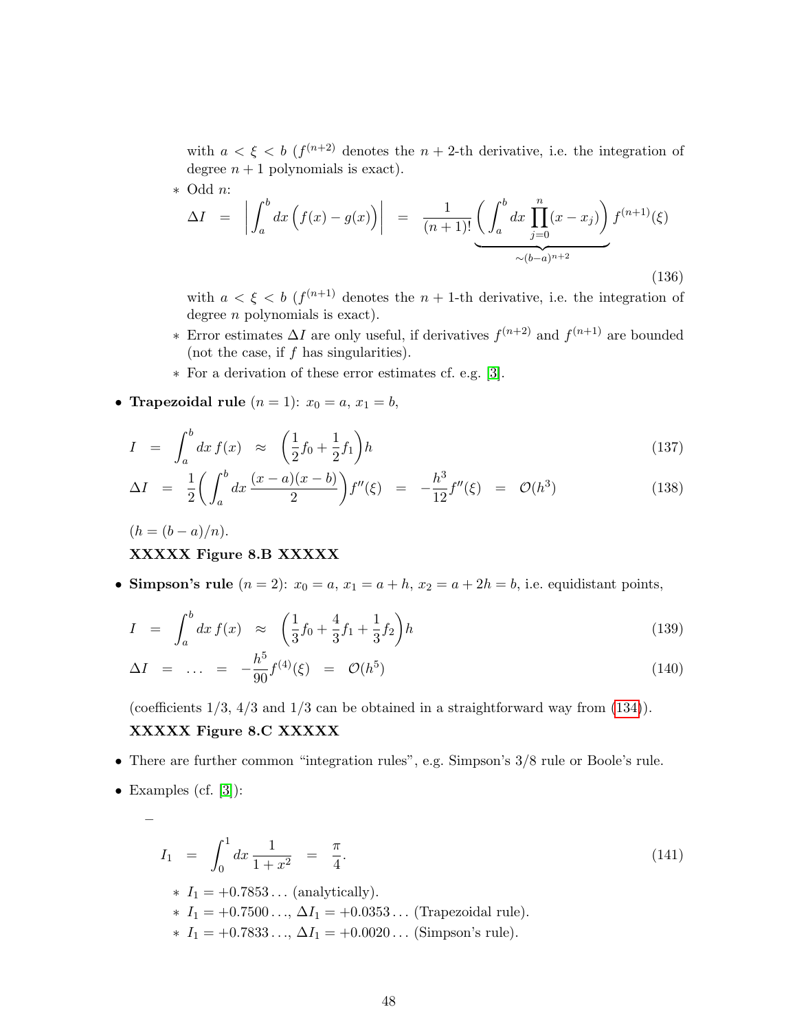with $a < \xi < b$ ($f^{(n+2)}$ denotes the $n+2$-th derivative, i.e. the integration of degree $n+1$ polynomials is exact).

  * Odd $n$:

$$\Delta I \ = \ \left| \int_a^b dx \Big( f(x) - g(x) \Big) \right| \ = \ \frac{1}{(n+1)!} \underbrace{\bigg( \int_a^b dx \prod_{j=0}^{n} (x - x_j) \bigg)}_{\sim (b-a)^{n+2}} f^{(n+1)}(\xi) \tag{136}$$

  with $a < \xi < b$ ($f^{(n+1)}$ denotes the $n+1$-th derivative, i.e. the integration of degree $n$ polynomials is exact).

  * Error estimates $\Delta I$ are only useful, if derivatives $f^{(n+2)}$ and $f^{(n+1)}$ are bounded (not the case, if $f$ has singularities).
  * For a derivation of these error estimates cf. e.g. [3].

- **Trapezoidal rule** ($n = 1$): $x_0 = a$, $x_1 = b$,

$$I \ = \ \int_a^b dx \, f(x) \ \approx \ \left( \frac{1}{2} f_0 + \frac{1}{2} f_1 \right) h \tag{137}$$

$$\Delta I \ = \ \frac{1}{2} \bigg( \int_a^b dx \, \frac{(x-a)(x-b)}{2} \bigg) f''(\xi) \ = \ -\frac{h^3}{12} f''(\xi) \ = \ \mathcal{O}(h^3) \tag{138}$$

  ($h = (b-a)/n$).

  **XXXXX Figure 8.B XXXXX**

- **Simpson's rule** ($n = 2$): $x_0 = a$, $x_1 = a + h$, $x_2 = a + 2h = b$, i.e. equidistant points,

$$I \ = \ \int_a^b dx \, f(x) \ \approx \ \left( \frac{1}{3} f_0 + \frac{4}{3} f_1 + \frac{1}{3} f_2 \right) h \tag{139}$$

$$\Delta I \ = \ \ldots \ = \ -\frac{h^5}{90} f^{(4)}(\xi) \ = \ \mathcal{O}(h^5) \tag{140}$$

  (coefficients 1/3, 4/3 and 1/3 can be obtained in a straightforward way from (134)).

  **XXXXX Figure 8.C XXXXX**

- There are further common "integration rules", e.g. Simpson's 3/8 rule or Boole's rule.

- Examples (cf. [3]):

  –

$$I_1 \ = \ \int_0^1 dx \, \frac{1}{1+x^2} \ = \ \frac{\pi}{4}. \tag{141}$$

  * $I_1 = +0.7853\ldots$ (analytically).
  * $I_1 = +0.7500\ldots$, $\Delta I_1 = +0.0353\ldots$ (Trapezoidal rule).
  * $I_1 = +0.7833\ldots$, $\Delta I_1 = +0.0020\ldots$ (Simpson's rule).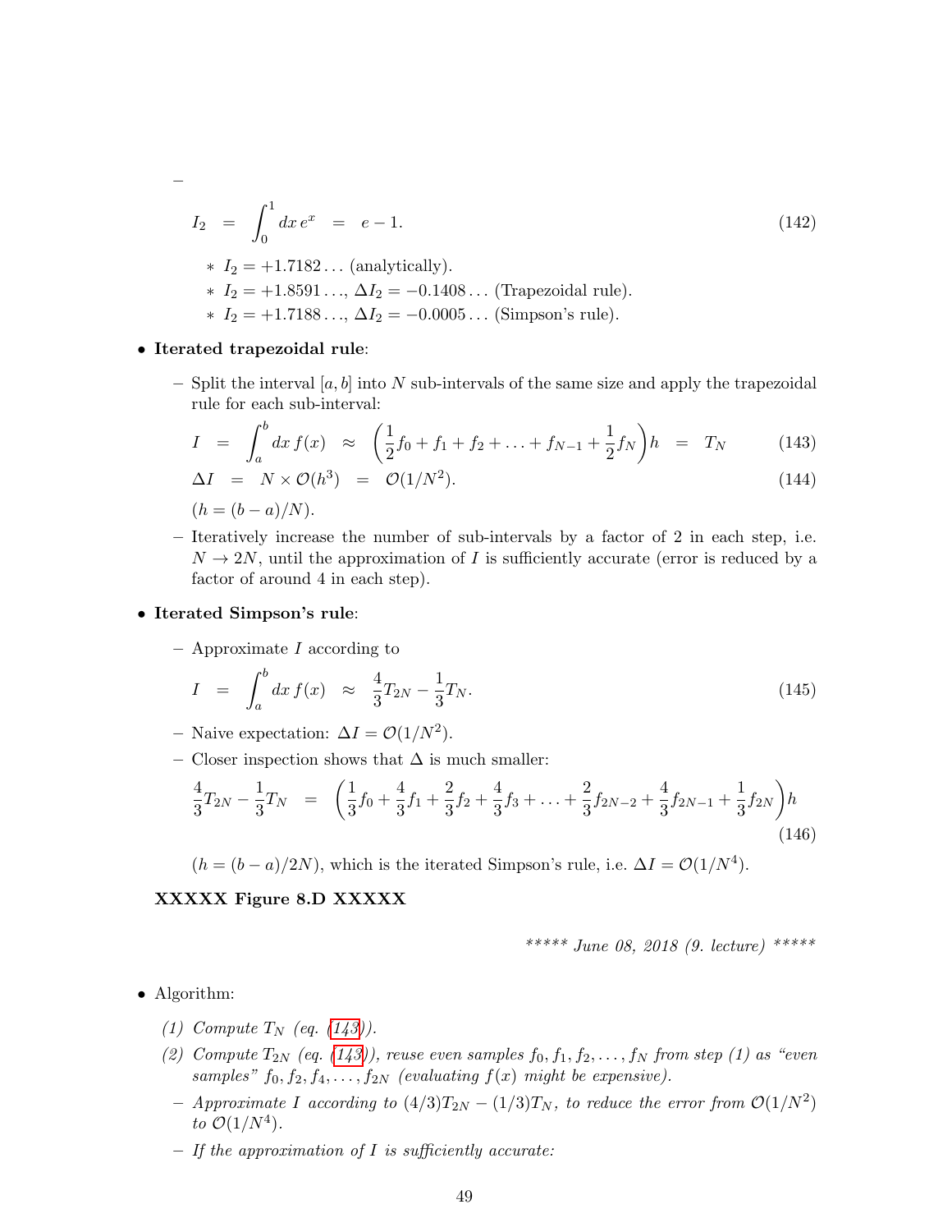-

$$I_2 \;=\; \int_0^1 dx\, e^x \;=\; e - 1. \tag{142}$$

  - $I_2 = +1.7182\ldots$ (analytically).
  - $I_2 = +1.8591\ldots$, $\Delta I_2 = -0.1408\ldots$ (Trapezoidal rule).
  - $I_2 = +1.7188\ldots$, $\Delta I_2 = -0.0005\ldots$ (Simpson's rule).

- **Iterated trapezoidal rule**:
  - Split the interval $[a, b]$ into $N$ sub-intervals of the same size and apply the trapezoidal rule for each sub-interval:

$$I \;=\; \int_a^b dx\, f(x) \;\approx\; \left(\frac{1}{2}f_0 + f_1 + f_2 + \ldots + f_{N-1} + \frac{1}{2}f_N\right)h \;=\; T_N \tag{143}$$

$$\Delta I \;=\; N \times \mathcal{O}(h^3) \;=\; \mathcal{O}(1/N^2). \tag{144}$$

    ($h = (b-a)/N$).
  - Iteratively increase the number of sub-intervals by a factor of 2 in each step, i.e. $N \to 2N$, until the approximation of $I$ is sufficiently accurate (error is reduced by a factor of around 4 in each step).

- **Iterated Simpson's rule**:
  - Approximate $I$ according to

$$I \;=\; \int_a^b dx\, f(x) \;\approx\; \frac{4}{3}T_{2N} - \frac{1}{3}T_N. \tag{145}$$

  - Naive expectation: $\Delta I = \mathcal{O}(1/N^2)$.
  - Closer inspection shows that $\Delta$ is much smaller:

$$\frac{4}{3}T_{2N} - \frac{1}{3}T_N \;=\; \left(\frac{1}{3}f_0 + \frac{4}{3}f_1 + \frac{2}{3}f_2 + \frac{4}{3}f_3 + \ldots + \frac{2}{3}f_{2N-2} + \frac{4}{3}f_{2N-1} + \frac{1}{3}f_{2N}\right)h \tag{146}$$

    ($h = (b-a)/2N$), which is the iterated Simpson's rule, i.e. $\Delta I = \mathcal{O}(1/N^4)$.

**XXXXX Figure 8.D XXXXX**

*\*\*\*\*\* June 08, 2018 (9. lecture) \*\*\*\*\**

- Algorithm:

  *(1) Compute $T_N$ (eq. (143)).*

  *(2) Compute $T_{2N}$ (eq. (143)), reuse even samples $f_0, f_1, f_2, \ldots, f_N$ from step (1) as "even samples" $f_0, f_2, f_4, \ldots, f_{2N}$ (evaluating $f(x)$ might be expensive).*

  - *Approximate $I$ according to $(4/3)T_{2N} - (1/3)T_N$, to reduce the error from $\mathcal{O}(1/N^2)$ to $\mathcal{O}(1/N^4)$.*
  - *If the approximation of $I$ is sufficiently accurate:*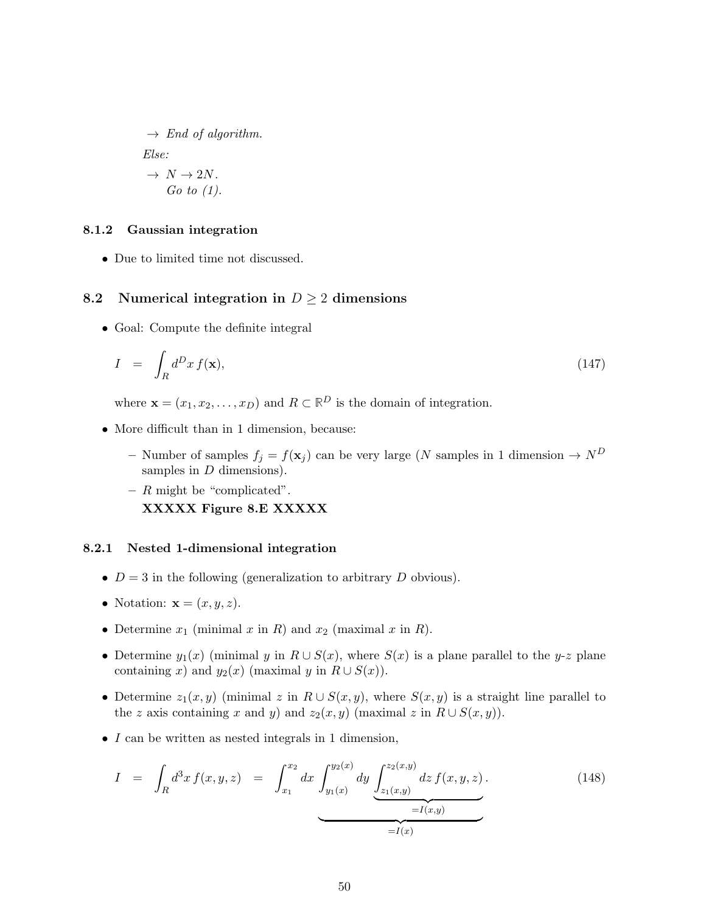$\rightarrow$ *End of algorithm.*

*Else:*

$\rightarrow$ $N \rightarrow 2N$.
*Go to (1).*

### 8.1.2 Gaussian integration

- Due to limited time not discussed.

## 8.2 Numerical integration in $D \geq 2$ dimensions

- Goal: Compute the definite integral

$$I \quad = \quad \int_R d^D x \, f(\mathbf{x}), \tag{147}$$

where $\mathbf{x} = (x_1, x_2, \ldots, x_D)$ and $R \subset \mathbb{R}^D$ is the domain of integration.

- More difficult than in 1 dimension, because:
  - Number of samples $f_j = f(\mathbf{x}_j)$ can be very large ($N$ samples in 1 dimension $\rightarrow N^D$ samples in $D$ dimensions).
  - $R$ might be "complicated".
    **XXXXX Figure 8.E XXXXX**

### 8.2.1 Nested 1-dimensional integration

- $D = 3$ in the following (generalization to arbitrary $D$ obvious).
- Notation: $\mathbf{x} = (x, y, z)$.
- Determine $x_1$ (minimal $x$ in $R$) and $x_2$ (maximal $x$ in $R$).
- Determine $y_1(x)$ (minimal $y$ in $R \cup S(x)$, where $S(x)$ is a plane parallel to the $y$-$z$ plane containing $x$) and $y_2(x)$ (maximal $y$ in $R \cup S(x)$).
- Determine $z_1(x, y)$ (minimal $z$ in $R \cup S(x, y)$, where $S(x, y)$ is a straight line parallel to the $z$ axis containing $x$ and $y$) and $z_2(x, y)$ (maximal $z$ in $R \cup S(x, y)$).
- $I$ can be written as nested integrals in 1 dimension,

$$I \quad = \quad \int_R d^3 x \, f(x, y, z) \quad = \quad \int_{x_1}^{x_2} dx \, \underbrace{\int_{y_1(x)}^{y_2(x)} dy \, \underbrace{\int_{z_1(x,y)}^{z_2(x,y)} dz \, f(x, y, z)}_{=I(x,y)}}_{=I(x)} . \tag{148}$$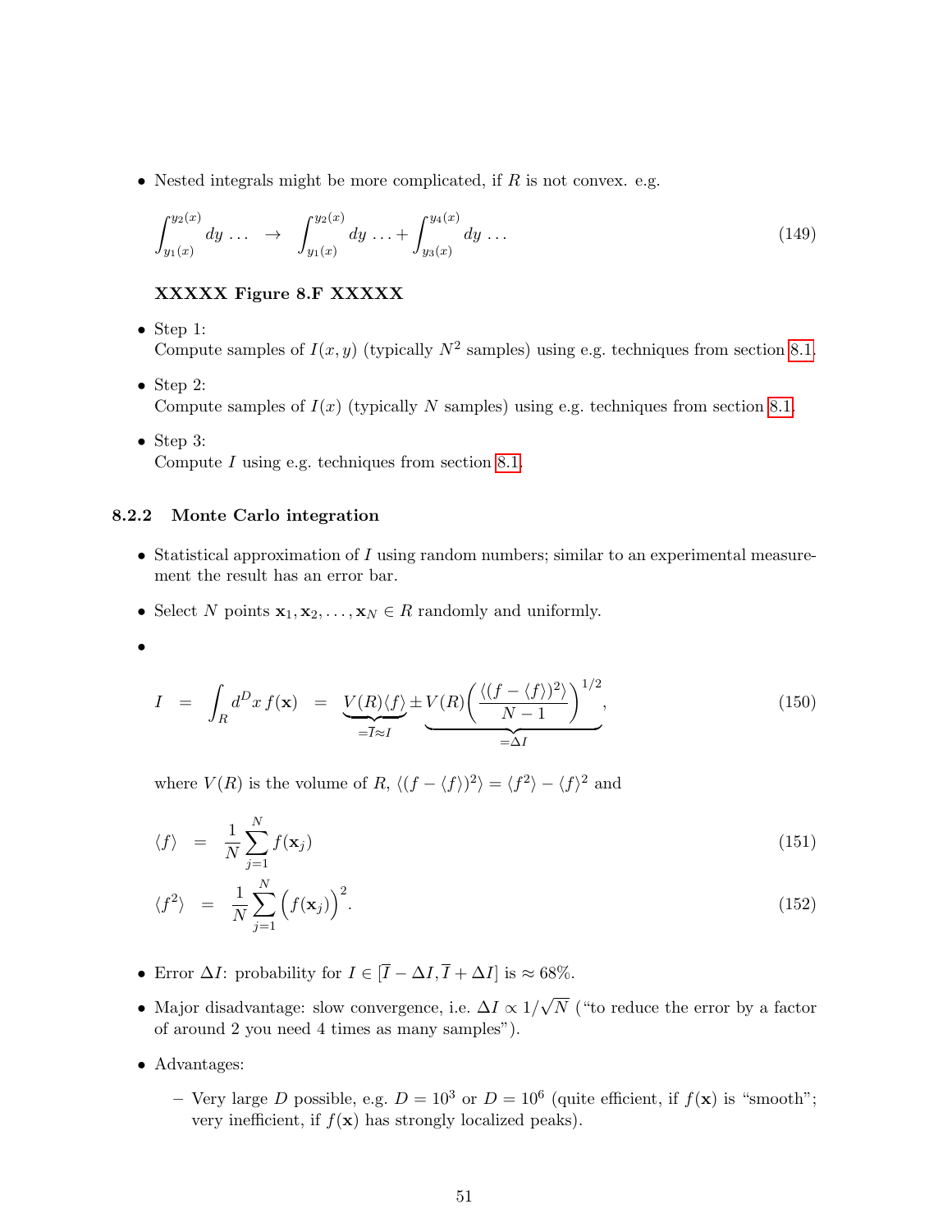- Nested integrals might be more complicated, if $R$ is not convex. e.g.

$$\int_{y_1(x)}^{y_2(x)} dy \ldots \quad \rightarrow \quad \int_{y_1(x)}^{y_2(x)} dy \ldots + \int_{y_3(x)}^{y_4(x)} dy \ldots \tag{149}$$

**XXXXX Figure 8.F XXXXX**

- Step 1:
  Compute samples of $I(x, y)$ (typically $N^2$ samples) using e.g. techniques from section 8.1.
- Step 2:
  Compute samples of $I(x)$ (typically $N$ samples) using e.g. techniques from section 8.1.
- Step 3:
  Compute $I$ using e.g. techniques from section 8.1.

### 8.2.2 Monte Carlo integration

- Statistical approximation of $I$ using random numbers; similar to an experimental measurement the result has an error bar.
- Select $N$ points $\mathbf{x}_1, \mathbf{x}_2, \ldots, \mathbf{x}_N \in R$ randomly and uniformly.
-

$$I \;=\; \int_R d^D x \, f(\mathbf{x}) \;=\; \underbrace{V(R)\langle f \rangle}_{=\overline{I} \approx I} \pm \underbrace{V(R)\bigg(\frac{\langle (f - \langle f \rangle)^2 \rangle}{N-1}\bigg)^{1/2}}_{=\Delta I}, \tag{150}$$

where $V(R)$ is the volume of $R$, $\langle (f - \langle f \rangle)^2 \rangle = \langle f^2 \rangle - \langle f \rangle^2$ and

$$\langle f \rangle \;=\; \frac{1}{N} \sum_{j=1}^{N} f(\mathbf{x}_j) \tag{151}$$

$$\langle f^2 \rangle \;=\; \frac{1}{N} \sum_{j=1}^{N} \Big( f(\mathbf{x}_j) \Big)^2. \tag{152}$$

- Error $\Delta I$: probability for $I \in [\overline{I} - \Delta I, \overline{I} + \Delta I]$ is $\approx 68\%$.
- Major disadvantage: slow convergence, i.e. $\Delta I \propto 1/\sqrt{N}$ ("to reduce the error by a factor of around 2 you need 4 times as many samples").
- Advantages:
  - Very large $D$ possible, e.g. $D = 10^3$ or $D = 10^6$ (quite efficient, if $f(\mathbf{x})$ is "smooth"; very inefficient, if $f(\mathbf{x})$ has strongly localized peaks).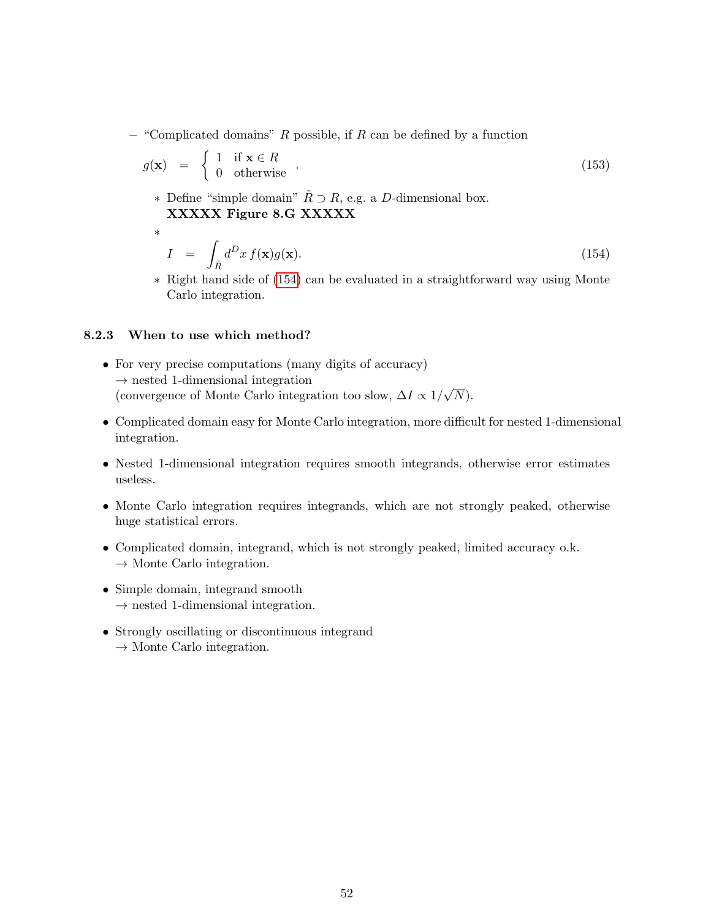- "Complicated domains" $R$ possible, if $R$ can be defined by a function

$$g(\mathbf{x}) = \begin{cases} 1 & \text{if } \mathbf{x} \in R \\ 0 & \text{otherwise} \end{cases} . \tag{153}$$

  * Define "simple domain" $\tilde{R} \supset R$, e.g. a $D$-dimensional box.
    **XXXXX Figure 8.G XXXXX**
  *
$$I = \int_{\tilde{R}} d^D x\, f(\mathbf{x}) g(\mathbf{x}). \tag{154}$$
  * Right hand side of (154) can be evaluated in a straightforward way using Monte Carlo integration.

### 8.2.3 When to use which method?

- For very precise computations (many digits of accuracy)
  $\rightarrow$ nested 1-dimensional integration
  (convergence of Monte Carlo integration too slow, $\Delta I \propto 1/\sqrt{N}$).
- Complicated domain easy for Monte Carlo integration, more difficult for nested 1-dimensional integration.
- Nested 1-dimensional integration requires smooth integrands, otherwise error estimates useless.
- Monte Carlo integration requires integrands, which are not strongly peaked, otherwise huge statistical errors.
- Complicated domain, integrand, which is not strongly peaked, limited accuracy o.k.
  $\rightarrow$ Monte Carlo integration.
- Simple domain, integrand smooth
  $\rightarrow$ nested 1-dimensional integration.
- Strongly oscillating or discontinuous integrand
  $\rightarrow$ Monte Carlo integration.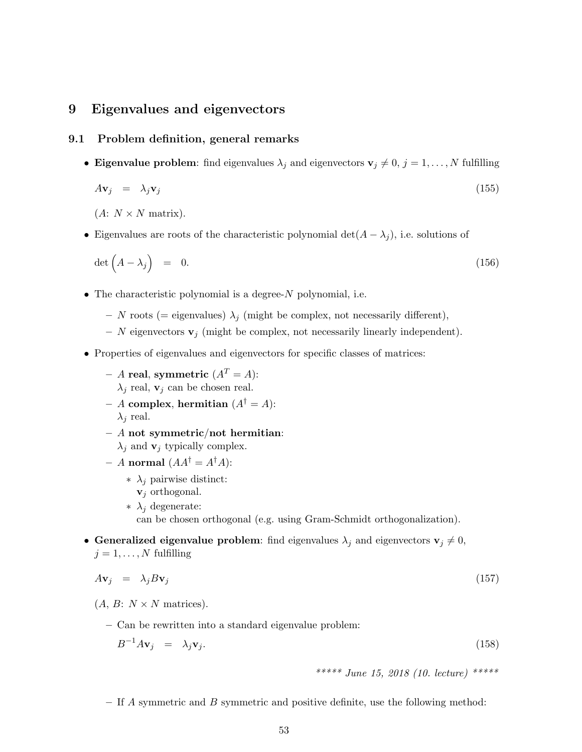# 9 Eigenvalues and eigenvectors

## 9.1 Problem definition, general remarks

- **Eigenvalue problem**: find eigenvalues $\lambda_j$ and eigenvectors $\mathbf{v}_j \neq 0$, $j = 1, \ldots, N$ fulfilling

$$A\mathbf{v}_j \quad = \quad \lambda_j \mathbf{v}_j \tag{155}$$

  ($A$: $N \times N$ matrix).

- Eigenvalues are roots of the characteristic polynomial $\det(A - \lambda_j)$, i.e. solutions of

$$\det\Big(A - \lambda_j\Big) \quad = \quad 0. \tag{156}$$

- The characteristic polynomial is a degree-$N$ polynomial, i.e.
  - $N$ roots (= eigenvalues) $\lambda_j$ (might be complex, not necessarily different),
  - $N$ eigenvectors $\mathbf{v}_j$ (might be complex, not necessarily linearly independent).

- Properties of eigenvalues and eigenvectors for specific classes of matrices:
  - $A$ **real**, **symmetric** ($A^T = A$):
    $\lambda_j$ real, $\mathbf{v}_j$ can be chosen real.
  - $A$ **complex**, **hermitian** ($A^\dagger = A$):
    $\lambda_j$ real.
  - $A$ **not symmetric/not hermitian**:
    $\lambda_j$ and $\mathbf{v}_j$ typically complex.
  - $A$ **normal** ($AA^\dagger = A^\dagger A$):
    * $\lambda_j$ pairwise distinct:
      $\mathbf{v}_j$ orthogonal.
    * $\lambda_j$ degenerate:
      can be chosen orthogonal (e.g. using Gram-Schmidt orthogonalization).

- **Generalized eigenvalue problem**: find eigenvalues $\lambda_j$ and eigenvectors $\mathbf{v}_j \neq 0$, $j = 1, \ldots, N$ fulfilling

$$A\mathbf{v}_j \quad = \quad \lambda_j B \mathbf{v}_j \tag{157}$$

  ($A$, $B$: $N \times N$ matrices).

  - Can be rewritten into a standard eigenvalue problem:

$$B^{-1}A\mathbf{v}_j \quad = \quad \lambda_j \mathbf{v}_j. \tag{158}$$

*\*\*\*\*\* June 15, 2018 (10. lecture) \*\*\*\*\**

  - If $A$ symmetric and $B$ symmetric and positive definite, use the following method: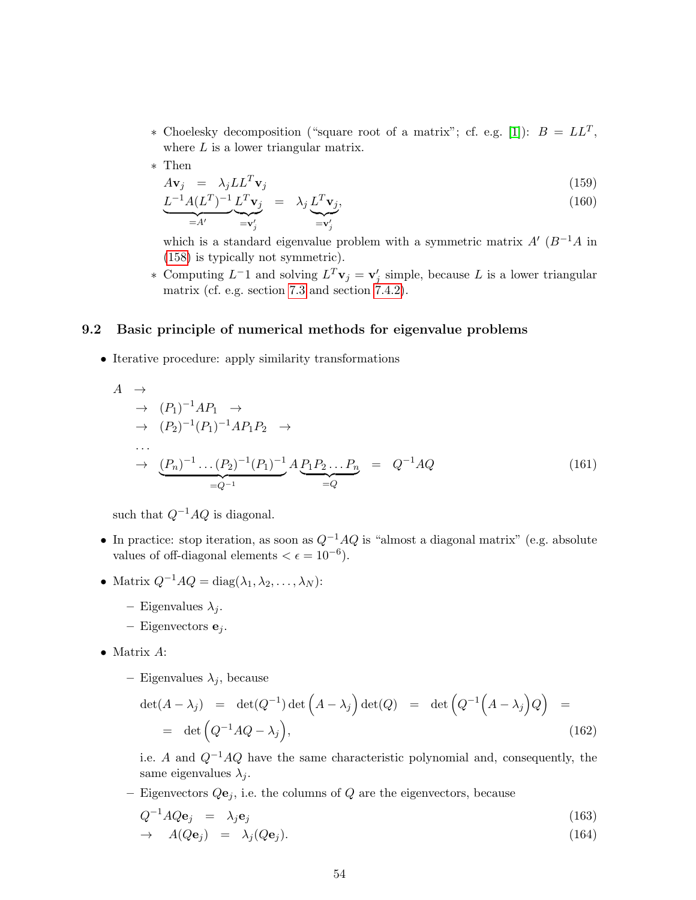- Choelesky decomposition ("square root of a matrix"; cf. e.g. [1]): $B = LL^T$, where $L$ is a lower triangular matrix.
- Then

$$A\mathbf{v}_j = \lambda_j LL^T \mathbf{v}_j \tag{159}$$

$$\underbrace{L^{-1}A(L^T)^{-1}}_{=A'} \underbrace{L^T\mathbf{v}_j}_{=\mathbf{v}'_j} = \lambda_j \underbrace{L^T\mathbf{v}_j}_{=\mathbf{v}'_j}, \tag{160}$$

which is a standard eigenvalue problem with a symmetric matrix $A'$ ($B^{-1}A$ in (158) is typically not symmetric).
- Computing $L^{-1}$ and solving $L^T\mathbf{v}_j = \mathbf{v}'_j$ simple, because $L$ is a lower triangular matrix (cf. e.g. section 7.3 and section 7.4.2).

## 9.2 Basic principle of numerical methods for eigenvalue problems

- Iterative procedure: apply similarity transformations

$$\begin{aligned} A &\rightarrow \\ &\rightarrow (P_1)^{-1}AP_1 \rightarrow \\ &\rightarrow (P_2)^{-1}(P_1)^{-1}AP_1P_2 \rightarrow \\ &\ldots \\ &\rightarrow \underbrace{(P_n)^{-1}\ldots(P_2)^{-1}(P_1)^{-1}}_{=Q^{-1}} A \underbrace{P_1P_2\ldots P_n}_{=Q} = Q^{-1}AQ \end{aligned} \tag{161}$$

such that $Q^{-1}AQ$ is diagonal.

- In practice: stop iteration, as soon as $Q^{-1}AQ$ is "almost a diagonal matrix" (e.g. absolute values of off-diagonal elements $< \epsilon = 10^{-6}$).
- Matrix $Q^{-1}AQ = \text{diag}(\lambda_1, \lambda_2, \ldots, \lambda_N)$:
  - Eigenvalues $\lambda_j$.
  - Eigenvectors $\mathbf{e}_j$.
- Matrix $A$:
  - Eigenvalues $\lambda_j$, because

$$\begin{aligned} \det(A - \lambda_j) &= \det(Q^{-1})\det\Big(A - \lambda_j\Big)\det(Q) = \det\Big(Q^{-1}\Big(A - \lambda_j\Big)Q\Big) = \\ &= \det\Big(Q^{-1}AQ - \lambda_j\Big), \end{aligned} \tag{162}$$

    i.e. $A$ and $Q^{-1}AQ$ have the same characteristic polynomial and, consequently, the same eigenvalues $\lambda_j$.
  - Eigenvectors $Q\mathbf{e}_j$, i.e. the columns of $Q$ are the eigenvectors, because

$$Q^{-1}AQ\mathbf{e}_j = \lambda_j\mathbf{e}_j \tag{163}$$

$$\rightarrow \quad A(Q\mathbf{e}_j) = \lambda_j(Q\mathbf{e}_j). \tag{164}$$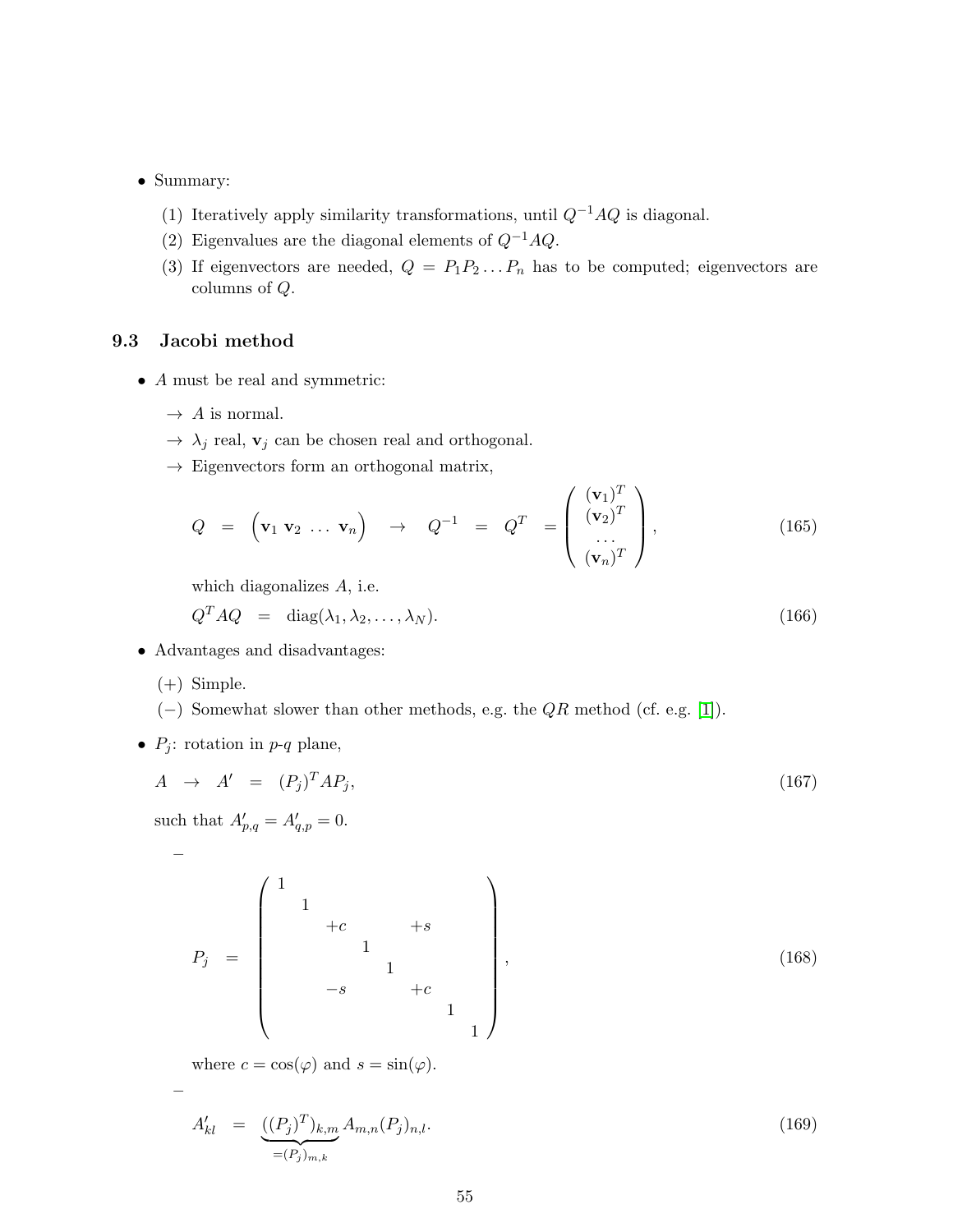- Summary:
  1. Iteratively apply similarity transformations, until $Q^{-1}AQ$ is diagonal.
  2. Eigenvalues are the diagonal elements of $Q^{-1}AQ$.
  3. If eigenvectors are needed, $Q = P_1 P_2 \ldots P_n$ has to be computed; eigenvectors are columns of $Q$.

### 9.3 Jacobi method

- $A$ must be real and symmetric:
  - → $A$ is normal.
  - → $\lambda_j$ real, $\mathbf{v}_j$ can be chosen real and orthogonal.
  - → Eigenvectors form an orthogonal matrix,

$$Q \quad = \quad \Big(\mathbf{v}_1 \; \mathbf{v}_2 \; \ldots \; \mathbf{v}_n\Big) \quad \rightarrow \quad Q^{-1} \quad = \quad Q^T \quad = \left(\begin{array}{c} (\mathbf{v}_1)^T \\ (\mathbf{v}_2)^T \\ \ldots \\ (\mathbf{v}_n)^T \end{array}\right), \tag{165}$$

which diagonalizes $A$, i.e.

$$Q^T A Q \quad = \quad \mathrm{diag}(\lambda_1, \lambda_2, \ldots, \lambda_N). \tag{166}$$

- Advantages and disadvantages:
  - (+) Simple.
  - (−) Somewhat slower than other methods, e.g. the $QR$ method (cf. e.g. [1]).

- $P_j$: rotation in $p$-$q$ plane,

$$A \quad \rightarrow \quad A' \quad = \quad (P_j)^T A P_j, \tag{167}$$

such that $A'_{p,q} = A'_{q,p} = 0$.

  –

$$P_j \quad = \quad \left(\begin{array}{cccccccc} 1 & & & & & & & \\ & 1 & & & & & & \\ & & +c & & & +s & & \\ & & & 1 & & & & \\ & & & & 1 & & & \\ & & -s & & & +c & & \\ & & & & & & 1 & \\ & & & & & & & 1 \end{array}\right), \tag{168}$$

where $c = \cos(\varphi)$ and $s = \sin(\varphi)$.

  –

$$A'_{kl} \quad = \quad \underbrace{((P_j)^T)_{k,m}}_{=(P_j)_{m,k}} A_{m,n} (P_j)_{n,l}. \tag{169}$$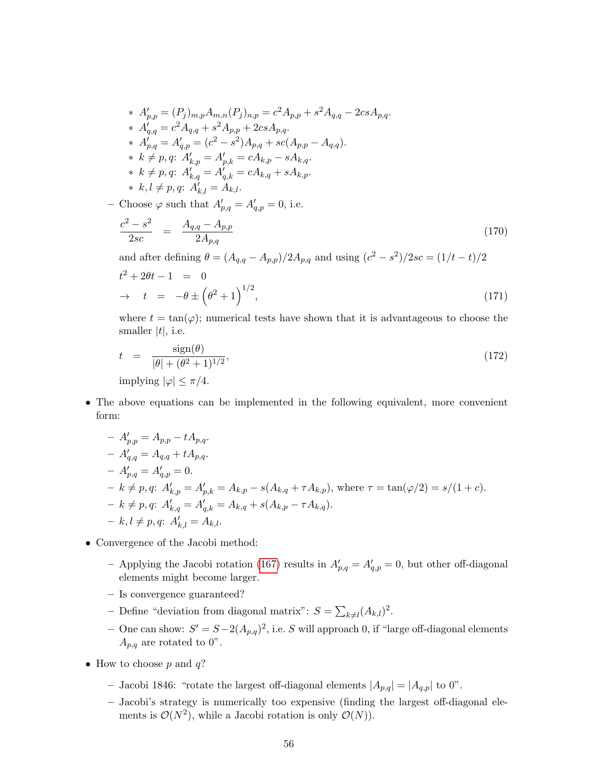- $A'_{p,p} = (P_j)_{m,p} A_{m,n} (P_j)_{n,p} = c^2 A_{p,p} + s^2 A_{q,q} - 2cs A_{p,q}$.
    - $A'_{q,q} = c^2 A_{q,q} + s^2 A_{p,p} + 2cs A_{p,q}$.
    - $A'_{p,q} = A'_{q,p} = (c^2 - s^2) A_{p,q} + sc(A_{p,p} - A_{q,q})$.
    - $k \neq p, q$: $A'_{k,p} = A'_{p,k} = c A_{k,p} - s A_{k,q}$.
    - $k \neq p, q$: $A'_{k,q} = A'_{q,k} = c A_{k,q} + s A_{k,p}$.
    - $k, l \neq p, q$: $A'_{k,l} = A_{k,l}$.

  - Choose $\varphi$ such that $A'_{p,q} = A'_{q,p} = 0$, i.e.

$$\frac{c^2 - s^2}{2sc} = \frac{A_{q,q} - A_{p,p}}{2A_{p,q}} \tag{170}$$

    and after defining $\theta = (A_{q,q} - A_{p,p})/2A_{p,q}$ and using $(c^2 - s^2)/2sc = (1/t - t)/2$

$$t^2 + 2\theta t - 1 = 0$$

$$\rightarrow \quad t = -\theta \pm \left(\theta^2 + 1\right)^{1/2}, \tag{171}$$

    where $t = \tan(\varphi)$; numerical tests have shown that it is advantageous to choose the smaller $|t|$, i.e.

$$t = \frac{\text{sign}(\theta)}{|\theta| + (\theta^2 + 1)^{1/2}}, \tag{172}$$

    implying $|\varphi| \leq \pi/4$.

- The above equations can be implemented in the following equivalent, more convenient form:
  - $A'_{p,p} = A_{p,p} - t A_{p,q}$.
  - $A'_{q,q} = A_{q,q} + t A_{p,q}$.
  - $A'_{p,q} = A'_{q,p} = 0$.
  - $k \neq p, q$: $A'_{k,p} = A'_{p,k} = A_{k,p} - s(A_{k,q} + \tau A_{k,p})$, where $\tau = \tan(\varphi/2) = s/(1 + c)$.
  - $k \neq p, q$: $A'_{k,q} = A'_{q,k} = A_{k,q} + s(A_{k,p} - \tau A_{k,q})$.
  - $k, l \neq p, q$: $A'_{k,l} = A_{k,l}$.

- Convergence of the Jacobi method:
  - Applying the Jacobi rotation (167) results in $A'_{p,q} = A'_{q,p} = 0$, but other off-diagonal elements might become larger.
  - Is convergence guaranteed?
  - Define "deviation from diagonal matrix": $S = \sum_{k \neq l} (A_{k,l})^2$.
  - One can show: $S' = S - 2(A_{p,q})^2$, i.e. $S$ will approach 0, if "large off-diagonal elements $A_{p,q}$ are rotated to 0".

- How to choose $p$ and $q$?
  - Jacobi 1846: "rotate the largest off-diagonal elements $|A_{p,q}| = |A_{q,p}|$ to 0".
  - Jacobi's strategy is numerically too expensive (finding the largest off-diagonal elements is $\mathcal{O}(N^2)$, while a Jacobi rotation is only $\mathcal{O}(N)$).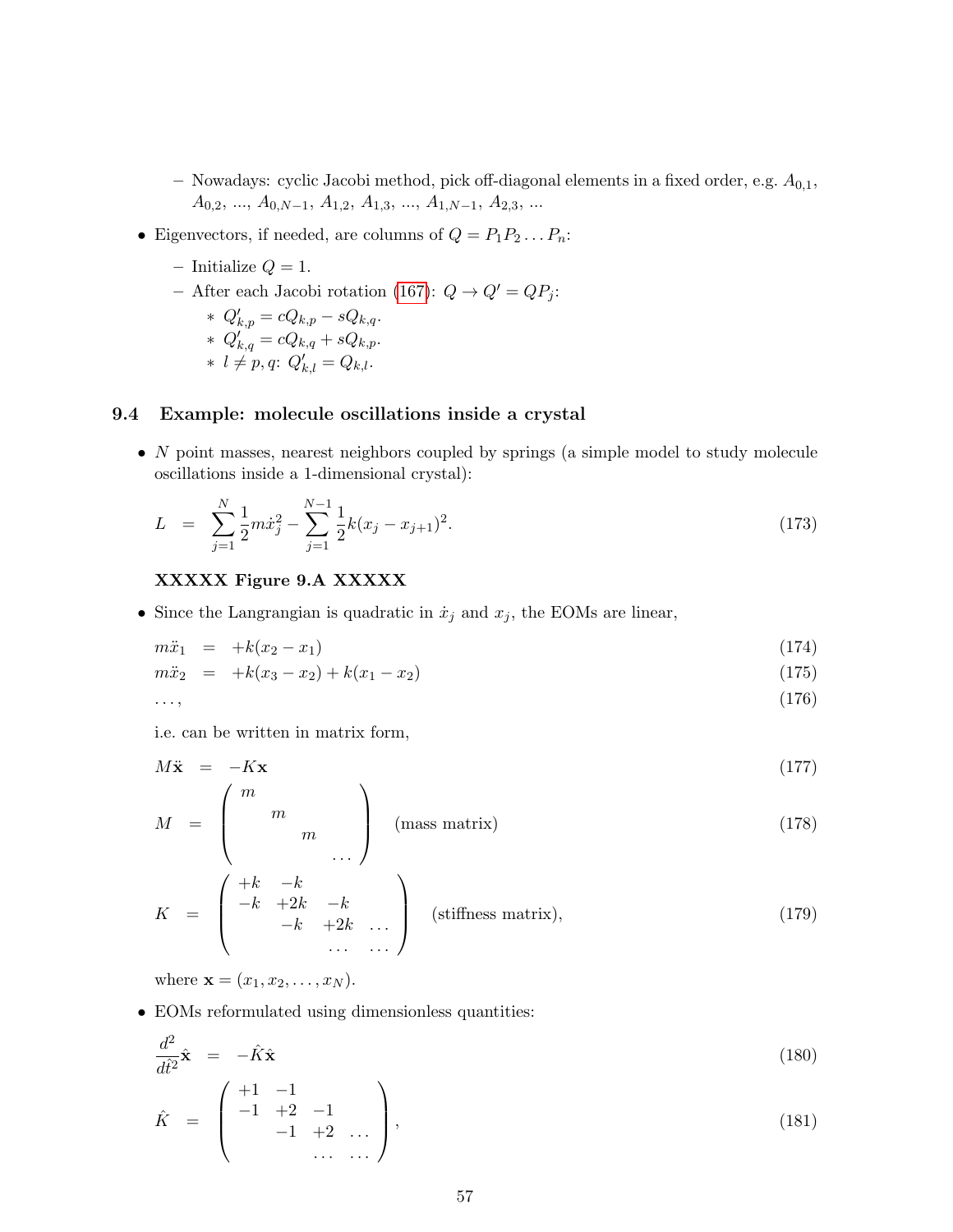- Nowadays: cyclic Jacobi method, pick off-diagonal elements in a fixed order, e.g. $A_{0,1}$, $A_{0,2}$, ..., $A_{0,N-1}$, $A_{1,2}$, $A_{1,3}$, ..., $A_{1,N-1}$, $A_{2,3}$, ...

- Eigenvectors, if needed, are columns of $Q = P_1 P_2 \ldots P_n$:
  - Initialize $Q = 1$.
  - After each Jacobi rotation (167): $Q \to Q' = QP_j$:
    - $Q'_{k,p} = cQ_{k,p} - sQ_{k,q}$.
    - $Q'_{k,q} = cQ_{k,q} + sQ_{k,p}$.
    - $l \neq p, q$: $Q'_{k,l} = Q_{k,l}$.

### 9.4 Example: molecule oscillations inside a crystal

- $N$ point masses, nearest neighbors coupled by springs (a simple model to study molecule oscillations inside a 1-dimensional crystal):

$$L = \sum_{j=1}^{N} \frac{1}{2} m \dot{x}_j^2 - \sum_{j=1}^{N-1} \frac{1}{2} k (x_j - x_{j+1})^2. \tag{173}$$

**XXXXX Figure 9.A XXXXX**

- Since the Langrangian is quadratic in $\dot{x}_j$ and $x_j$, the EOMs are linear,

$$m\ddot{x}_1 = +k(x_2 - x_1) \tag{174}$$

$$m\ddot{x}_2 = +k(x_3 - x_2) + k(x_1 - x_2) \tag{175}$$

$$\ldots, \tag{176}$$

i.e. can be written in matrix form,

$$M\ddot{\mathbf{x}} = -K\mathbf{x} \tag{177}$$

$$M = \begin{pmatrix} m & & & \\ & m & & \\ & & m & \\ & & & \ldots \end{pmatrix} \quad \text{(mass matrix)} \tag{178}$$

$$K = \begin{pmatrix} +k & -k & & \\ -k & +2k & -k & \\ & -k & +2k & \ldots \\ & & \ldots & \ldots \end{pmatrix} \quad \text{(stiffness matrix)}, \tag{179}$$

where $\mathbf{x} = (x_1, x_2, \ldots, x_N)$.

- EOMs reformulated using dimensionless quantities:

$$\frac{d^2}{d\hat{t}^2}\hat{\mathbf{x}} = -\hat{K}\hat{\mathbf{x}} \tag{180}$$

$$\hat{K} = \begin{pmatrix} +1 & -1 & & \\ -1 & +2 & -1 & \\ & -1 & +2 & \ldots \\ & & \ldots & \ldots \end{pmatrix}, \tag{181}$$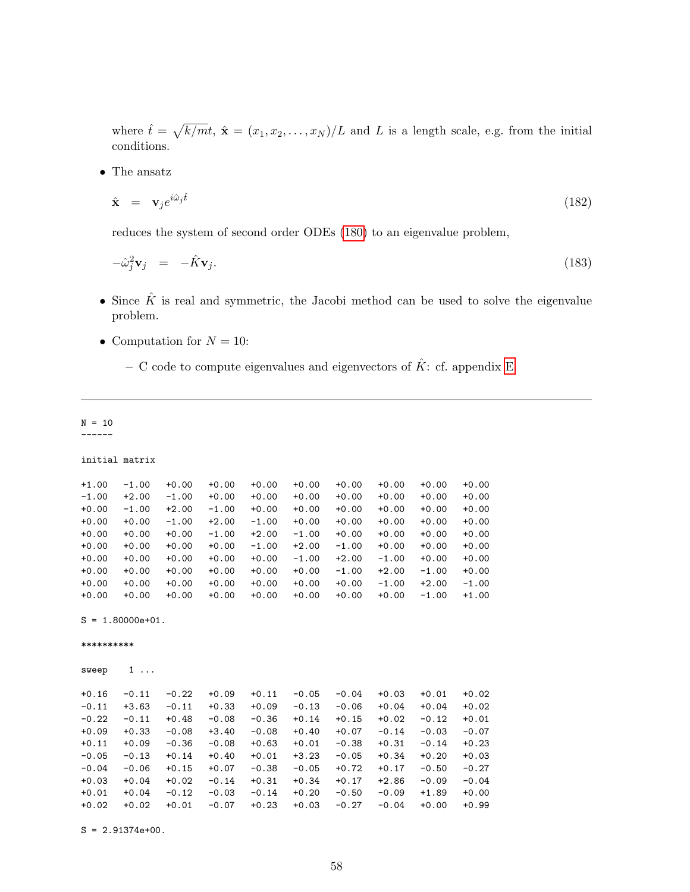where $\hat{t} = \sqrt{k/m}t$, $\hat{\mathbf{x}} = (x_1, x_2, \ldots, x_N)/L$ and $L$ is a length scale, e.g. from the initial conditions.

- The ansatz

$$\hat{\mathbf{x}} \;\; = \;\; \mathbf{v}_j e^{i\hat{\omega}_j \hat{t}} \tag{182}$$

reduces the system of second order ODEs (180) to an eigenvalue problem,

$$-\hat{\omega}_j^2 \mathbf{v}_j \;\; = \;\; -\hat{K}\mathbf{v}_j. \tag{183}$$

- Since $\hat{K}$ is real and symmetric, the Jacobi method can be used to solve the eigenvalue problem.

- Computation for $N = 10$:
  - C code to compute eigenvalues and eigenvectors of $\hat{K}$: cf. appendix E

---

```
N = 10
------

initial matrix

+1.00   -1.00   +0.00   +0.00   +0.00   +0.00   +0.00   +0.00   +0.00   +0.00
-1.00   +2.00   -1.00   +0.00   +0.00   +0.00   +0.00   +0.00   +0.00   +0.00
+0.00   -1.00   +2.00   -1.00   +0.00   +0.00   +0.00   +0.00   +0.00   +0.00
+0.00   +0.00   -1.00   +2.00   -1.00   +0.00   +0.00   +0.00   +0.00   +0.00
+0.00   +0.00   +0.00   -1.00   +2.00   -1.00   +0.00   +0.00   +0.00   +0.00
+0.00   +0.00   +0.00   +0.00   -1.00   +2.00   -1.00   +0.00   +0.00   +0.00
+0.00   +0.00   +0.00   +0.00   +0.00   -1.00   +2.00   -1.00   +0.00   +0.00
+0.00   +0.00   +0.00   +0.00   +0.00   +0.00   -1.00   +2.00   -1.00   +0.00
+0.00   +0.00   +0.00   +0.00   +0.00   +0.00   +0.00   -1.00   +2.00   -1.00
+0.00   +0.00   +0.00   +0.00   +0.00   +0.00   +0.00   +0.00   -1.00   +1.00

S = 1.80000e+01.

**********

sweep    1 ...

+0.16   -0.11   -0.22   +0.09   +0.11   -0.05   -0.04   +0.03   +0.01   +0.02
-0.11   +3.63   -0.11   +0.33   +0.09   -0.13   -0.06   +0.04   +0.04   +0.02
-0.22   -0.11   +0.48   -0.08   -0.36   +0.14   +0.15   +0.02   -0.12   +0.01
+0.09   +0.33   -0.08   +3.40   -0.08   +0.40   +0.07   -0.14   -0.03   -0.07
+0.11   +0.09   -0.36   -0.08   +0.63   +0.01   -0.38   +0.31   -0.14   +0.23
-0.05   -0.13   +0.14   +0.40   +0.01   +3.23   -0.05   +0.34   +0.20   +0.03
-0.04   -0.06   +0.15   +0.07   -0.38   -0.05   +0.72   +0.17   -0.50   -0.27
+0.03   +0.04   +0.02   -0.14   +0.31   +0.34   +0.17   +2.86   -0.09   -0.04
+0.01   +0.04   -0.12   -0.03   -0.14   +0.20   -0.50   -0.09   +1.89   +0.00
+0.02   +0.02   +0.01   -0.07   +0.23   +0.03   -0.27   -0.04   +0.00   +0.99

S = 2.91374e+00.
```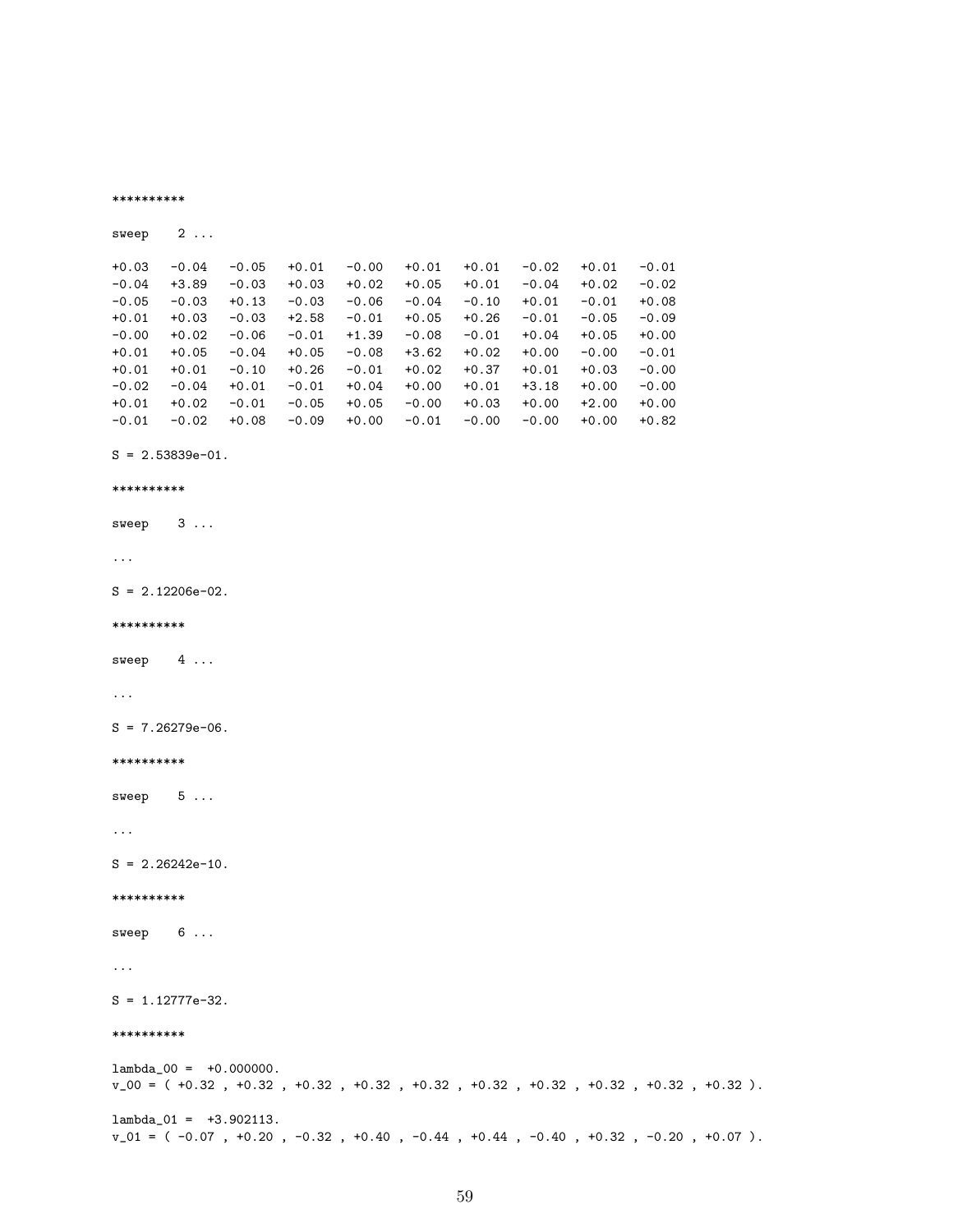```
**********

sweep    2 ...

+0.03   -0.04   -0.05   +0.01   -0.00   +0.01   +0.01   -0.02   +0.01   -0.01
-0.04   +3.89   -0.03   +0.03   +0.02   +0.05   +0.01   -0.04   +0.02   -0.02
-0.05   -0.03   +0.13   -0.03   -0.06   -0.04   -0.10   +0.01   -0.01   +0.08
+0.01   +0.03   -0.03   +2.58   -0.01   +0.05   +0.26   -0.01   -0.05   -0.09
-0.00   +0.02   -0.06   -0.01   +1.39   -0.08   -0.01   +0.04   +0.05   +0.00
+0.01   +0.05   -0.04   +0.05   -0.08   +3.62   +0.02   +0.00   -0.00   -0.01
+0.01   +0.01   -0.10   +0.26   -0.01   +0.02   +0.37   +0.01   +0.03   -0.00
-0.02   -0.04   +0.01   -0.01   +0.04   +0.00   +0.01   +3.18   +0.00   -0.00
+0.01   +0.02   -0.01   -0.05   +0.05   -0.00   +0.03   +0.00   +2.00   +0.00
-0.01   -0.02   +0.08   -0.09   +0.00   -0.01   -0.00   -0.00   +0.00   +0.82

S = 2.53839e-01.

**********

sweep    3 ...

...

S = 2.12206e-02.

**********

sweep    4 ...

...

S = 7.26279e-06.

**********

sweep    5 ...

...

S = 2.26242e-10.

**********

sweep    6 ...

...

S = 1.12777e-32.

**********

lambda_00 =  +0.000000.
v_00 = ( +0.32 , +0.32 , +0.32 , +0.32 , +0.32 , +0.32 , +0.32 , +0.32 , +0.32 , +0.32 ).

lambda_01 =  +3.902113.
v_01 = ( -0.07 , +0.20 , -0.32 , +0.40 , -0.44 , +0.44 , -0.40 , +0.32 , -0.20 , +0.07 ).
```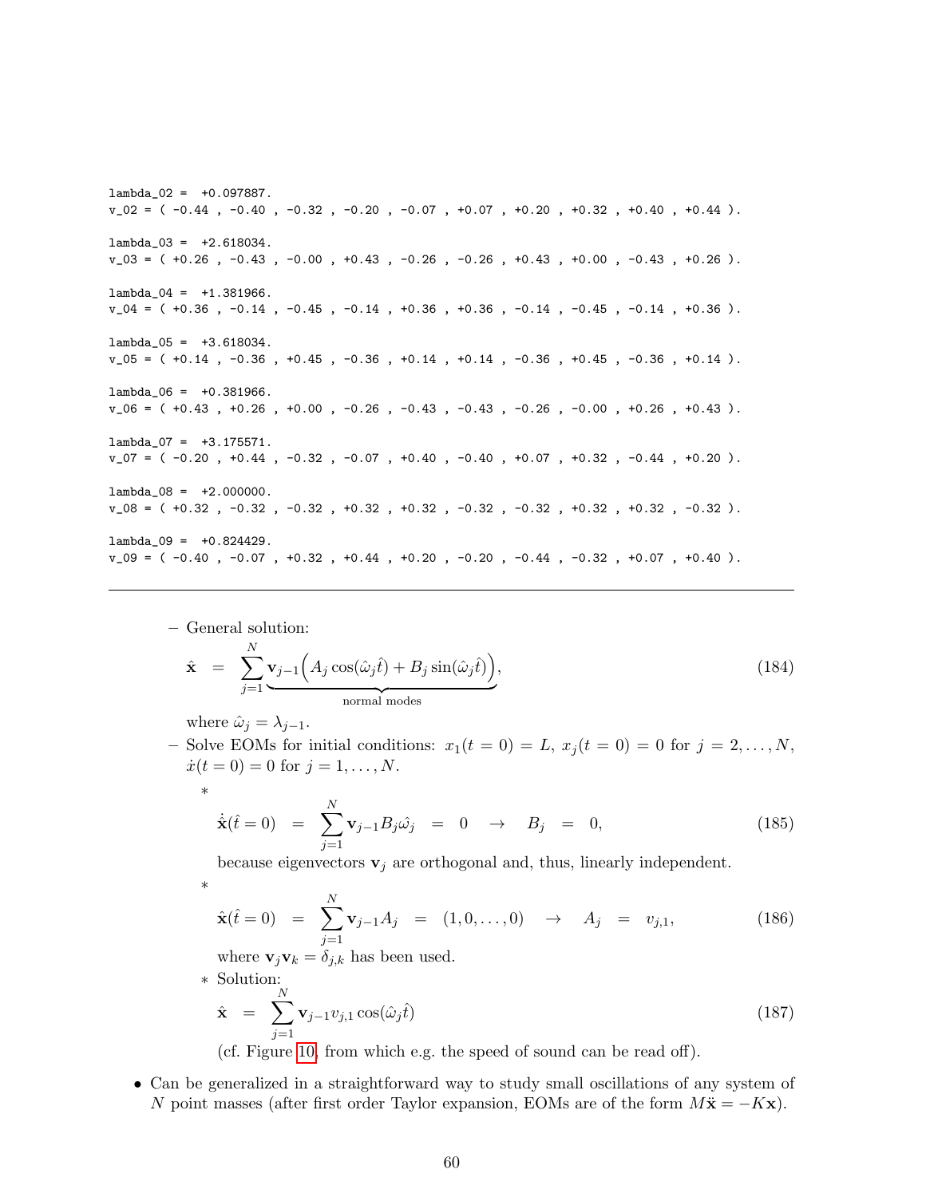```
lambda_02 =  +0.097887.
v_02 = ( -0.44 , -0.40 , -0.32 , -0.20 , -0.07 , +0.07 , +0.20 , +0.32 , +0.40 , +0.44 ).

lambda_03 =  +2.618034.
v_03 = ( +0.26 , -0.43 , -0.00 , +0.43 , -0.26 , -0.26 , +0.43 , +0.00 , -0.43 , +0.26 ).

lambda_04 =  +1.381966.
v_04 = ( +0.36 , -0.14 , -0.45 , -0.14 , +0.36 , +0.36 , -0.14 , -0.45 , -0.14 , +0.36 ).

lambda_05 =  +3.618034.
v_05 = ( +0.14 , -0.36 , +0.45 , -0.36 , +0.14 , +0.14 , -0.36 , +0.45 , -0.36 , +0.14 ).

lambda_06 =  +0.381966.
v_06 = ( +0.43 , +0.26 , +0.00 , -0.26 , -0.43 , -0.43 , -0.26 , -0.00 , +0.26 , +0.43 ).

lambda_07 =  +3.175571.
v_07 = ( -0.20 , +0.44 , -0.32 , -0.07 , +0.40 , -0.40 , +0.07 , +0.32 , -0.44 , +0.20 ).

lambda_08 =  +2.000000.
v_08 = ( +0.32 , -0.32 , -0.32 , +0.32 , +0.32 , -0.32 , -0.32 , +0.32 , +0.32 , -0.32 ).

lambda_09 =  +0.824429.
v_09 = ( -0.40 , -0.07 , +0.32 , +0.44 , +0.20 , -0.20 , -0.44 , -0.32 , +0.07 , +0.40 ).
```

---

- General solution:

$$\hat{\mathbf{x}} = \sum_{j=1}^{N} \underbrace{\mathbf{v}_{j-1}\Big(A_j \cos(\hat{\omega}_j \hat{t}) + B_j \sin(\hat{\omega}_j \hat{t})\Big)}_{\text{normal modes}}, \tag{184}$$

  where $\hat{\omega}_j = \lambda_{j-1}$.

- Solve EOMs for initial conditions: $x_1(t=0) = L$, $x_j(t=0) = 0$ for $j = 2, \ldots, N$, $\dot{x}(t=0) = 0$ for $j = 1, \ldots, N$.

  *
  $$\dot{\hat{\mathbf{x}}}(\hat{t} = 0) = \sum_{j=1}^{N} \mathbf{v}_{j-1} B_j \hat{\omega}_j = 0 \quad \rightarrow \quad B_j = 0, \tag{185}$$

    because eigenvectors $\mathbf{v}_j$ are orthogonal and, thus, linearly independent.

  *
  $$\hat{\mathbf{x}}(\hat{t} = 0) = \sum_{j=1}^{N} \mathbf{v}_{j-1} A_j = (1, 0, \ldots, 0) \quad \rightarrow \quad A_j = v_{j,1}, \tag{186}$$

    where $\mathbf{v}_j \mathbf{v}_k = \delta_{j,k}$ has been used.

  * Solution:

  $$\hat{\mathbf{x}} = \sum_{j=1}^{N} \mathbf{v}_{j-1} v_{j,1} \cos(\hat{\omega}_j \hat{t}) \tag{187}$$

    (cf. Figure 10, from which e.g. the speed of sound can be read off).

- Can be generalized in a straightforward way to study small oscillations of any system of $N$ point masses (after first order Taylor expansion, EOMs are of the form $M\ddot{\mathbf{x}} = -K\mathbf{x}$).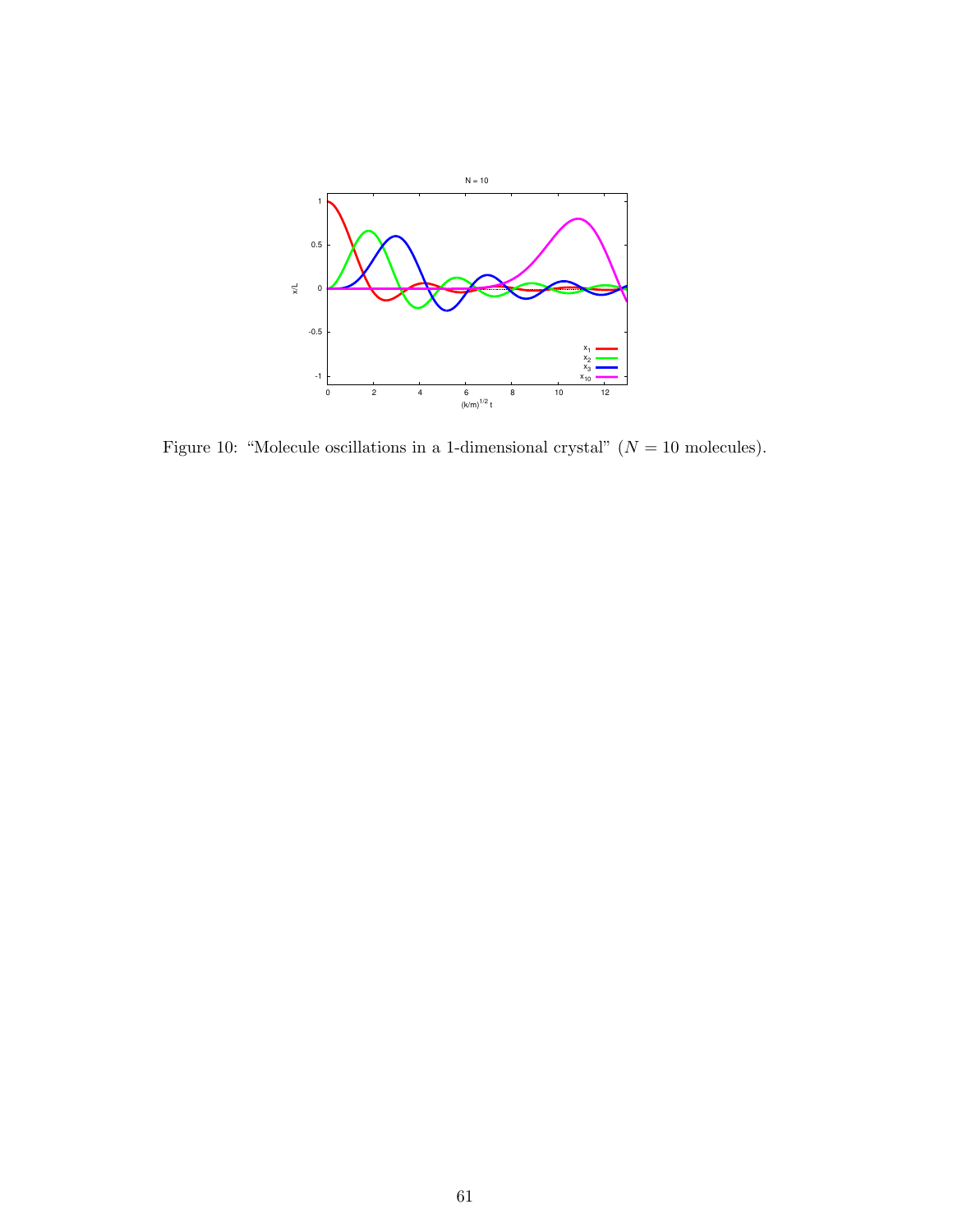Figure 10: "Molecule oscillations in a 1-dimensional crystal" ($N = 10$ molecules).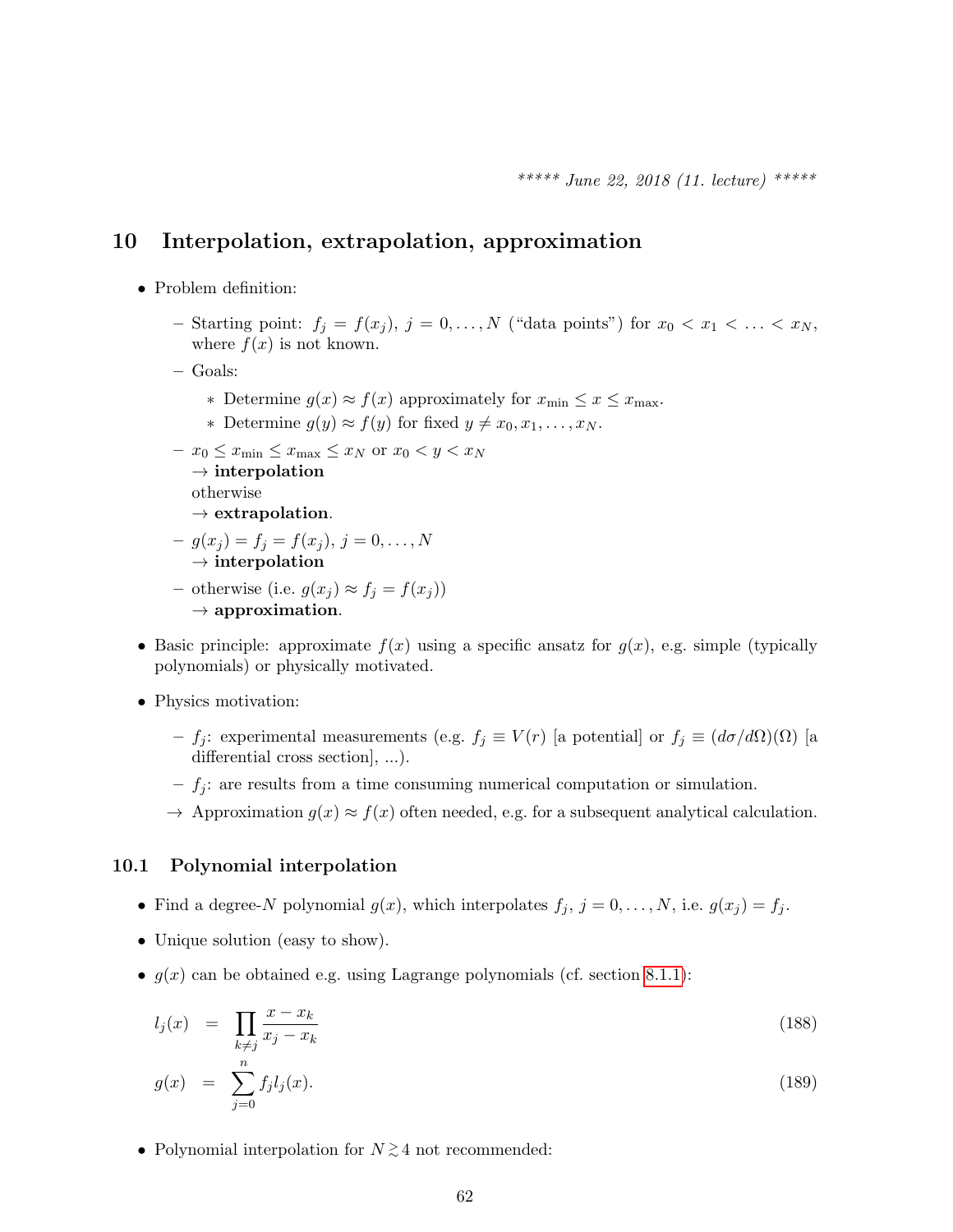***** *June 22, 2018 (11. lecture)* *****

# 10 Interpolation, extrapolation, approximation

- Problem definition:
  - Starting point: $f_j = f(x_j)$, $j = 0, \ldots, N$ ("data points") for $x_0 < x_1 < \ldots < x_N$, where $f(x)$ is not known.
  - Goals:
    - Determine $g(x) \approx f(x)$ approximately for $x_{\rm min} \leq x \leq x_{\rm max}$.
    - Determine $g(y) \approx f(y)$ for fixed $y \neq x_0, x_1, \ldots, x_N$.
  - $x_0 \leq x_{\rm min} \leq x_{\rm max} \leq x_N$ or $x_0 < y < x_N$  
    $\rightarrow$ **interpolation**  
    otherwise  
    $\rightarrow$ **extrapolation**.
  - $g(x_j) = f_j = f(x_j)$, $j = 0, \ldots, N$  
    $\rightarrow$ **interpolation**
  - otherwise (i.e. $g(x_j) \approx f_j = f(x_j)$)  
    $\rightarrow$ **approximation**.
- Basic principle: approximate $f(x)$ using a specific ansatz for $g(x)$, e.g. simple (typically polynomials) or physically motivated.
- Physics motivation:
  - $f_j$: experimental measurements (e.g. $f_j \equiv V(r)$ [a potential] or $f_j \equiv (d\sigma/d\Omega)(\Omega)$ [a differential cross section], ...).
  - $f_j$: are results from a time consuming numerical computation or simulation.
  - $\rightarrow$ Approximation $g(x) \approx f(x)$ often needed, e.g. for a subsequent analytical calculation.

## 10.1 Polynomial interpolation

- Find a degree-$N$ polynomial $g(x)$, which interpolates $f_j$, $j = 0, \ldots, N$, i.e. $g(x_j) = f_j$.
- Unique solution (easy to show).
- $g(x)$ can be obtained e.g. using Lagrange polynomials (cf. section 8.1.1):

$$l_j(x) = \prod_{k \neq j} \frac{x - x_k}{x_j - x_k} \tag{188}$$

$$g(x) = \sum_{j=0}^{n} f_j l_j(x). \tag{189}$$

- Polynomial interpolation for $N \gtrsim 4$ not recommended: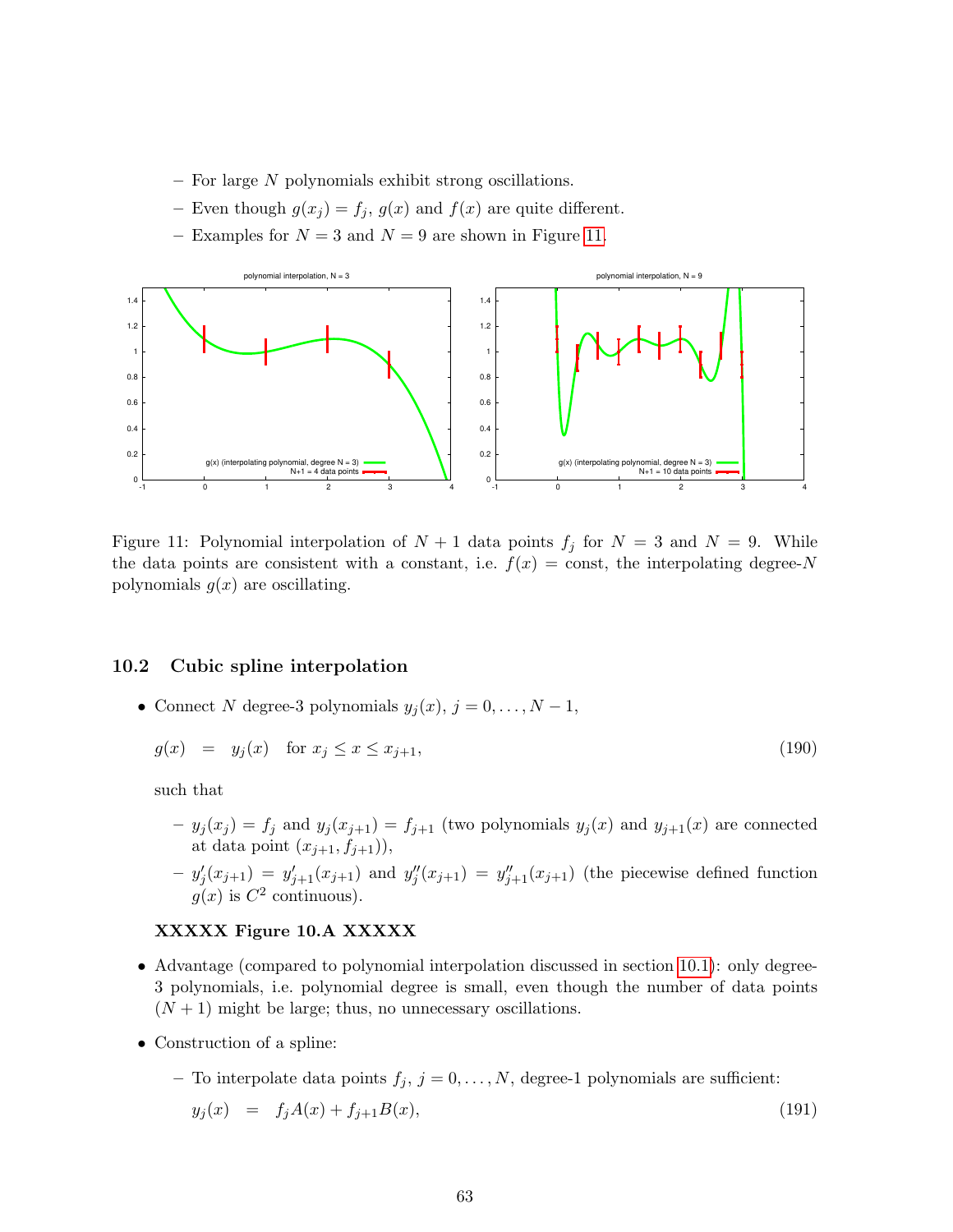- For large $N$ polynomials exhibit strong oscillations.
- Even though $g(x_j) = f_j$, $g(x)$ and $f(x)$ are quite different.
- Examples for $N = 3$ and $N = 9$ are shown in Figure 11.

Figure 11: Polynomial interpolation of $N+1$ data points $f_j$ for $N = 3$ and $N = 9$. While the data points are consistent with a constant, i.e. $f(x) = \text{const}$, the interpolating degree-$N$ polynomials $g(x)$ are oscillating.

## 10.2 Cubic spline interpolation

- Connect $N$ degree-3 polynomials $y_j(x)$, $j = 0, \ldots, N-1$,

$$g(x) = y_j(x) \quad \text{for } x_j \leq x \leq x_{j+1}, \tag{190}$$

  such that

  - $y_j(x_j) = f_j$ and $y_j(x_{j+1}) = f_{j+1}$ (two polynomials $y_j(x)$ and $y_{j+1}(x)$ are connected at data point $(x_{j+1}, f_{j+1})$),
  - $y_j'(x_{j+1}) = y_{j+1}'(x_{j+1})$ and $y_j''(x_{j+1}) = y_{j+1}''(x_{j+1})$ (the piecewise defined function $g(x)$ is $C^2$ continuous).

  **XXXXX Figure 10.A XXXXX**

- Advantage (compared to polynomial interpolation discussed in section 10.1): only degree-3 polynomials, i.e. polynomial degree is small, even though the number of data points $(N+1)$ might be large; thus, no unnecessary oscillations.

- Construction of a spline:

  - To interpolate data points $f_j$, $j = 0, \ldots, N$, degree-1 polynomials are sufficient:

$$y_j(x) = f_j A(x) + f_{j+1} B(x), \tag{191}$$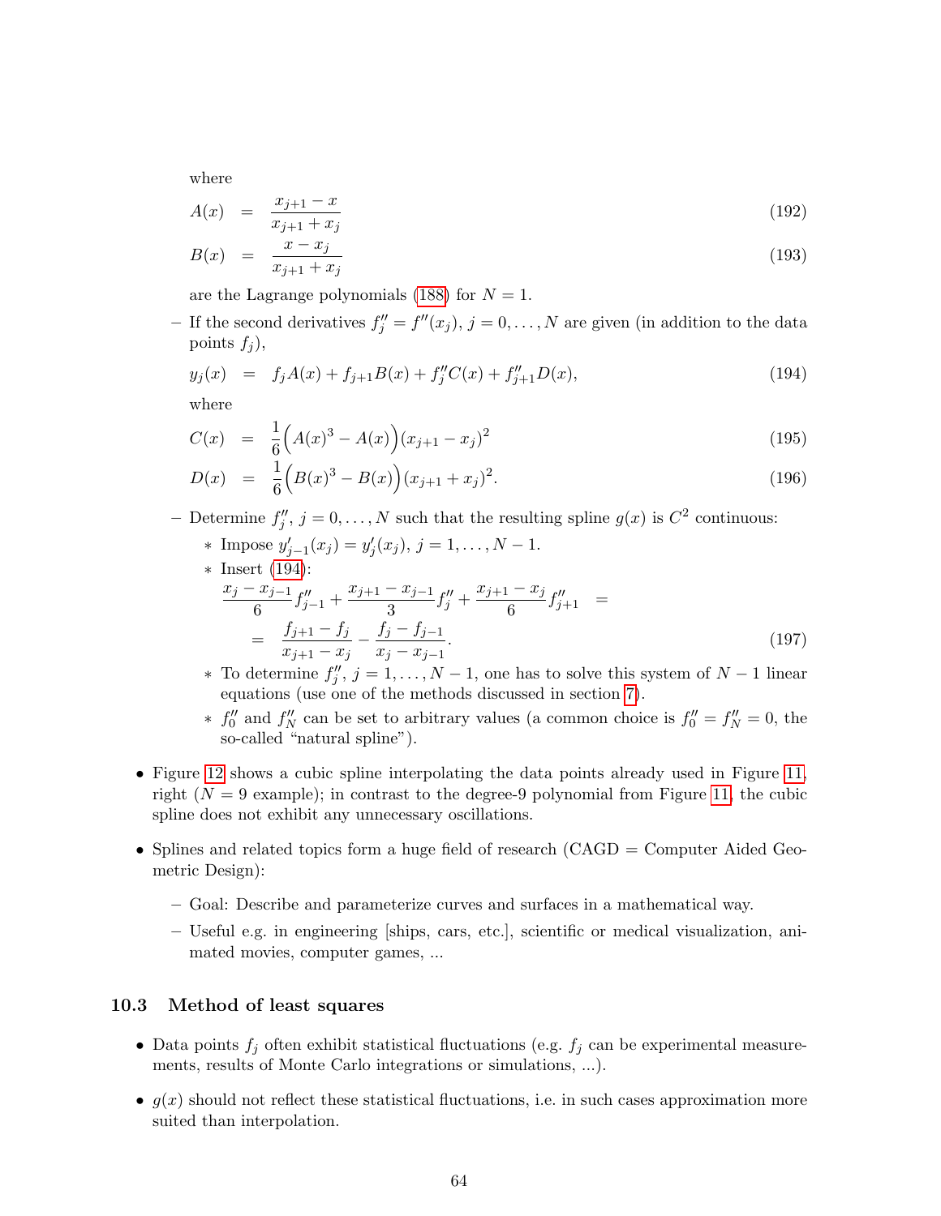where

$$A(x) = \frac{x_{j+1} - x}{x_{j+1} + x_j} \tag{192}$$

$$B(x) = \frac{x - x_j}{x_{j+1} + x_j} \tag{193}$$

are the Lagrange polynomials (188) for $N = 1$.

- If the second derivatives $f''_j = f''(x_j)$, $j = 0, \ldots, N$ are given (in addition to the data points $f_j$),

$$y_j(x) = f_j A(x) + f_{j+1} B(x) + f''_j C(x) + f''_{j+1} D(x), \tag{194}$$

where

$$C(x) = \frac{1}{6}\Big(A(x)^3 - A(x)\Big)(x_{j+1} - x_j)^2 \tag{195}$$

$$D(x) = \frac{1}{6}\Big(B(x)^3 - B(x)\Big)(x_{j+1} + x_j)^2. \tag{196}$$

- Determine $f''_j$, $j = 0, \ldots, N$ such that the resulting spline $g(x)$ is $C^2$ continuous:
  * Impose $y'_{j-1}(x_j) = y'_j(x_j)$, $j = 1, \ldots, N-1$.
  * Insert (194):

$$\frac{x_j - x_{j-1}}{6} f''_{j-1} + \frac{x_{j+1} - x_{j-1}}{3} f''_j + \frac{x_{j+1} - x_j}{6} f''_{j+1} = \\ = \frac{f_{j+1} - f_j}{x_{j+1} - x_j} - \frac{f_j - f_{j-1}}{x_j - x_{j-1}}. \tag{197}$$

  * To determine $f''_j$, $j = 1, \ldots, N-1$, one has to solve this system of $N - 1$ linear equations (use one of the methods discussed in section 7).
  * $f''_0$ and $f''_N$ can be set to arbitrary values (a common choice is $f''_0 = f''_N = 0$, the so-called "natural spline").

- Figure 12 shows a cubic spline interpolating the data points already used in Figure 11, right ($N = 9$ example); in contrast to the degree-9 polynomial from Figure 11, the cubic spline does not exhibit any unnecessary oscillations.

- Splines and related topics form a huge field of research (CAGD = Computer Aided Geometric Design):
  - Goal: Describe and parameterize curves and surfaces in a mathematical way.
  - Useful e.g. in engineering [ships, cars, etc.], scientific or medical visualization, animated movies, computer games, ...

### 10.3 Method of least squares

- Data points $f_j$ often exhibit statistical fluctuations (e.g. $f_j$ can be experimental measurements, results of Monte Carlo integrations or simulations, ...).

- $g(x)$ should not reflect these statistical fluctuations, i.e. in such cases approximation more suited than interpolation.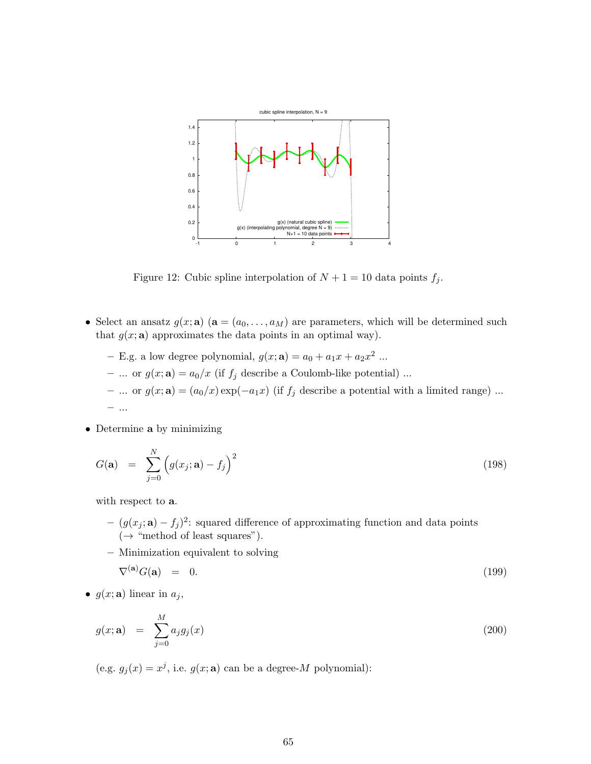Figure 12: Cubic spline interpolation of $N + 1 = 10$ data points $f_j$.

- Select an ansatz $g(x; \mathbf{a})$ ($\mathbf{a} = (a_0, \ldots, a_M)$ are parameters, which will be determined such that $g(x; \mathbf{a})$ approximates the data points in an optimal way).
  - E.g. a low degree polynomial, $g(x; \mathbf{a}) = a_0 + a_1 x + a_2 x^2$ ...
  - ... or $g(x; \mathbf{a}) = a_0/x$ (if $f_j$ describe a Coulomb-like potential) ...
  - ... or $g(x; \mathbf{a}) = (a_0/x) \exp(-a_1 x)$ (if $f_j$ describe a potential with a limited range) ...
  - ...
- Determine $\mathbf{a}$ by minimizing

$$G(\mathbf{a}) = \sum_{j=0}^{N} \Big( g(x_j; \mathbf{a}) - f_j \Big)^2 \tag{198}$$

  with respect to $\mathbf{a}$.
  - $(g(x_j; \mathbf{a}) - f_j)^2$: squared difference of approximating function and data points ($\rightarrow$ "method of least squares").
  - Minimization equivalent to solving

$$\nabla^{(\mathbf{a})} G(\mathbf{a}) = 0. \tag{199}$$

- $g(x; \mathbf{a})$ linear in $a_j$,

$$g(x; \mathbf{a}) = \sum_{j=0}^{M} a_j g_j(x) \tag{200}$$

  (e.g. $g_j(x) = x^j$, i.e. $g(x; \mathbf{a})$ can be a degree-$M$ polynomial):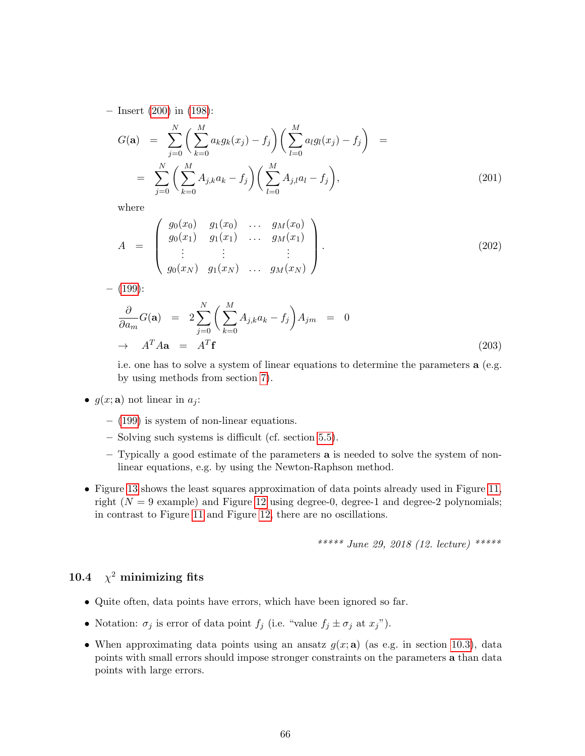- Insert (200) in (198):

$$
\begin{aligned}
G(\mathbf{a}) \quad &= \quad \sum_{j=0}^{N} \bigg( \sum_{k=0}^{M} a_k g_k(x_j) - f_j \bigg) \bigg( \sum_{l=0}^{M} a_l g_l(x_j) - f_j \bigg) \quad = \\
&= \quad \sum_{j=0}^{N} \bigg( \sum_{k=0}^{M} A_{j,k} a_k - f_j \bigg) \bigg( \sum_{l=0}^{M} A_{j,l} a_l - f_j \bigg), \qquad (201)
\end{aligned}
$$

    where

$$
A \quad = \quad \begin{pmatrix} g_0(x_0) & g_1(x_0) & \ldots & g_M(x_0) \\ g_0(x_1) & g_1(x_1) & \ldots & g_M(x_1) \\ \vdots & \vdots & & \vdots \\ g_0(x_N) & g_1(x_N) & \ldots & g_M(x_N) \end{pmatrix}. \qquad (202)
$$

  - (199):

$$
\begin{aligned}
\frac{\partial}{\partial a_m} G(\mathbf{a}) \quad &= \quad 2 \sum_{j=0}^{N} \bigg( \sum_{k=0}^{M} A_{j,k} a_k - f_j \bigg) A_{jm} \quad = \quad 0 \\
\rightarrow \quad A^T A \mathbf{a} \quad &= \quad A^T \mathbf{f} \qquad (203)
\end{aligned}
$$

    i.e. one has to solve a system of linear equations to determine the parameters $\mathbf{a}$ (e.g. by using methods from section 7).

- $g(x; \mathbf{a})$ not linear in $a_j$:
  - (199) is system of non-linear equations.
  - Solving such systems is difficult (cf. section 5.5).
  - Typically a good estimate of the parameters $\mathbf{a}$ is needed to solve the system of non-linear equations, e.g. by using the Newton-Raphson method.

- Figure 13 shows the least squares approximation of data points already used in Figure 11, right ($N = 9$ example) and Figure 12 using degree-0, degree-1 and degree-2 polynomials; in contrast to Figure 11 and Figure 12, there are no oscillations.

*\*\*\*\*\* June 29, 2018 (12. lecture) \*\*\*\*\**

### 10.4 $\chi^2$ minimizing fits

- Quite often, data points have errors, which have been ignored so far.
- Notation: $\sigma_j$ is error of data point $f_j$ (i.e. "value $f_j \pm \sigma_j$ at $x_j$").
- When approximating data points using an ansatz $g(x; \mathbf{a})$ (as e.g. in section 10.3), data points with small errors should impose stronger constraints on the parameters $\mathbf{a}$ than data points with large errors.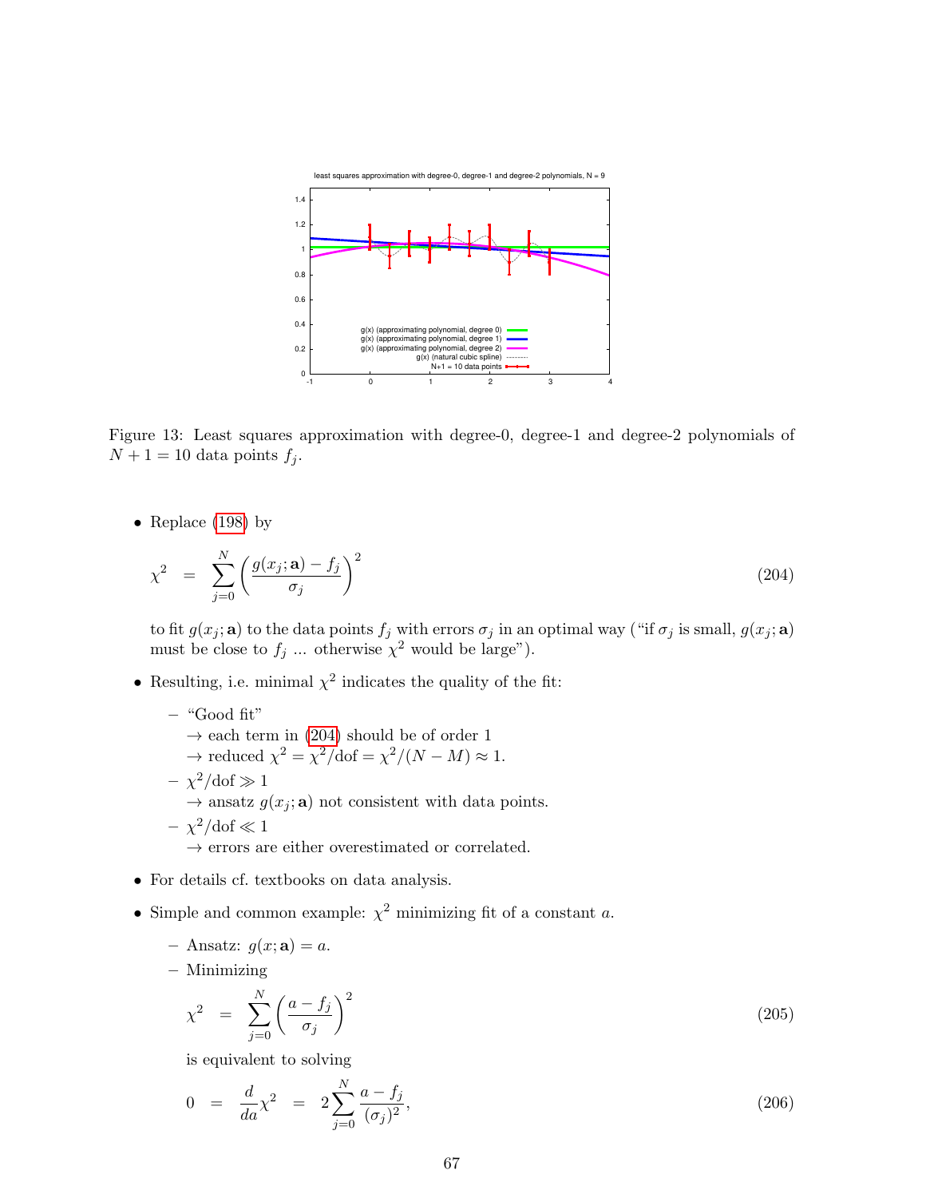Figure 13: Least squares approximation with degree-0, degree-1 and degree-2 polynomials of $N + 1 = 10$ data points $f_j$.

- Replace (198) by

$$\chi^2 = \sum_{j=0}^{N} \left( \frac{g(x_j; \mathbf{a}) - f_j}{\sigma_j} \right)^2 \tag{204}$$

  to fit $g(x_j; \mathbf{a})$ to the data points $f_j$ with errors $\sigma_j$ in an optimal way ("if $\sigma_j$ is small, $g(x_j; \mathbf{a})$ must be close to $f_j$ ... otherwise $\chi^2$ would be large").

- Resulting, i.e. minimal $\chi^2$ indicates the quality of the fit:
  - "Good fit"
    $\rightarrow$ each term in (204) should be of order 1
    $\rightarrow$ reduced $\chi^2 = \chi^2/\text{dof} = \chi^2/(N - M) \approx 1$.
  - $\chi^2/\text{dof} \gg 1$
    $\rightarrow$ ansatz $g(x_j; \mathbf{a})$ not consistent with data points.
  - $\chi^2/\text{dof} \ll 1$
    $\rightarrow$ errors are either overestimated or correlated.

- For details cf. textbooks on data analysis.

- Simple and common example: $\chi^2$ minimizing fit of a constant $a$.
  - Ansatz: $g(x; \mathbf{a}) = a$.
  - Minimizing

$$\chi^2 = \sum_{j=0}^{N} \left( \frac{a - f_j}{\sigma_j} \right)^2 \tag{205}$$

    is equivalent to solving

$$0 = \frac{d}{da}\chi^2 = 2\sum_{j=0}^{N} \frac{a - f_j}{(\sigma_j)^2}, \tag{206}$$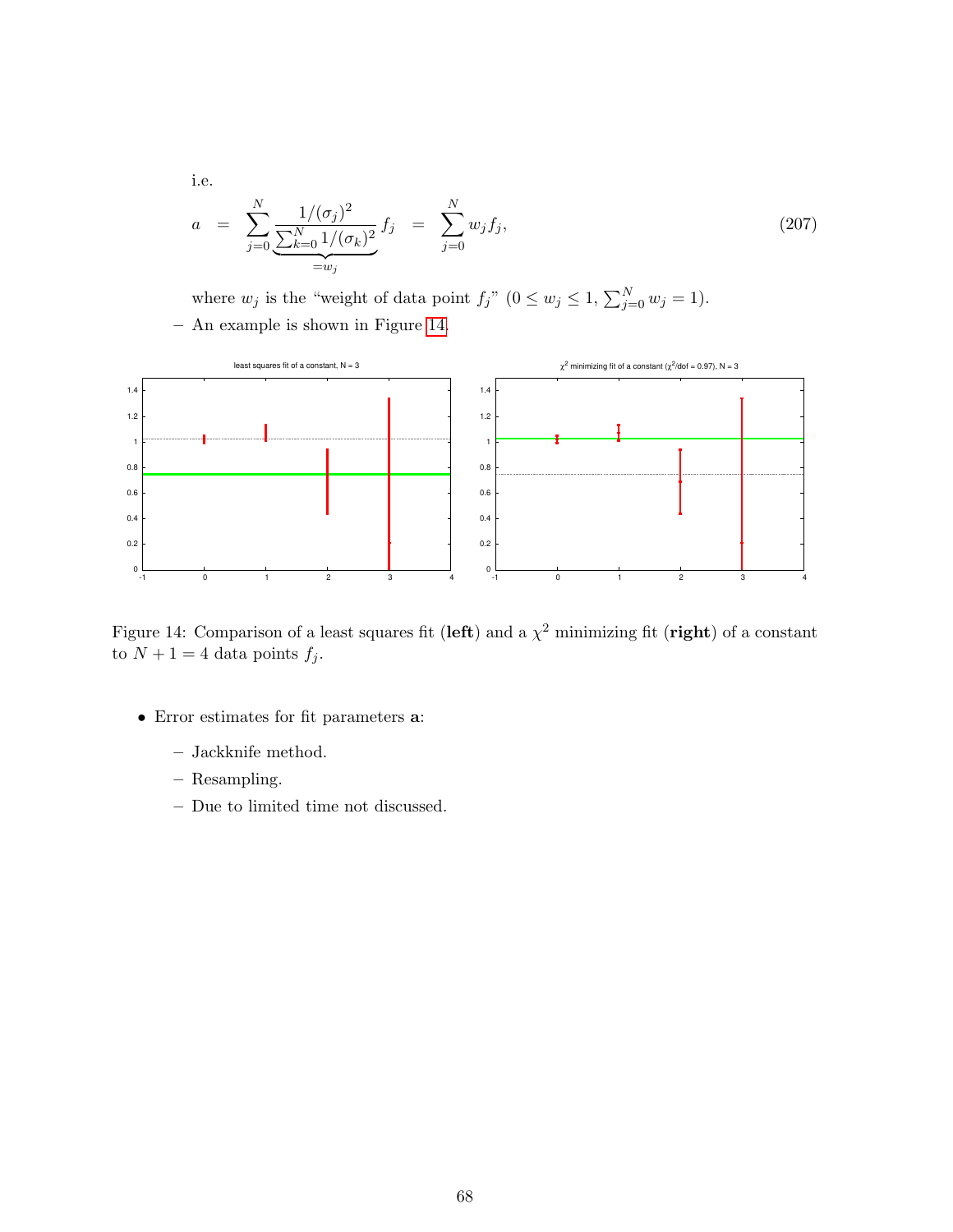i.e.

$$a = \sum_{j=0}^{N} \underbrace{\frac{1/(\sigma_j)^2}{\sum_{k=0}^{N} 1/(\sigma_k)^2}}_{=w_j} f_j = \sum_{j=0}^{N} w_j f_j, \tag{207}$$

where $w_j$ is the "weight of data point $f_j$" ($0 \leq w_j \leq 1$, $\sum_{j=0}^{N} w_j = 1$).

– An example is shown in Figure 14.

Figure 14: Comparison of a least squares fit (**left**) and a $\chi^2$ minimizing fit (**right**) of a constant to $N + 1 = 4$ data points $f_j$.

- Error estimates for fit parameters $\mathbf{a}$:
  - Jackknife method.
  - Resampling.
  - Due to limited time not discussed.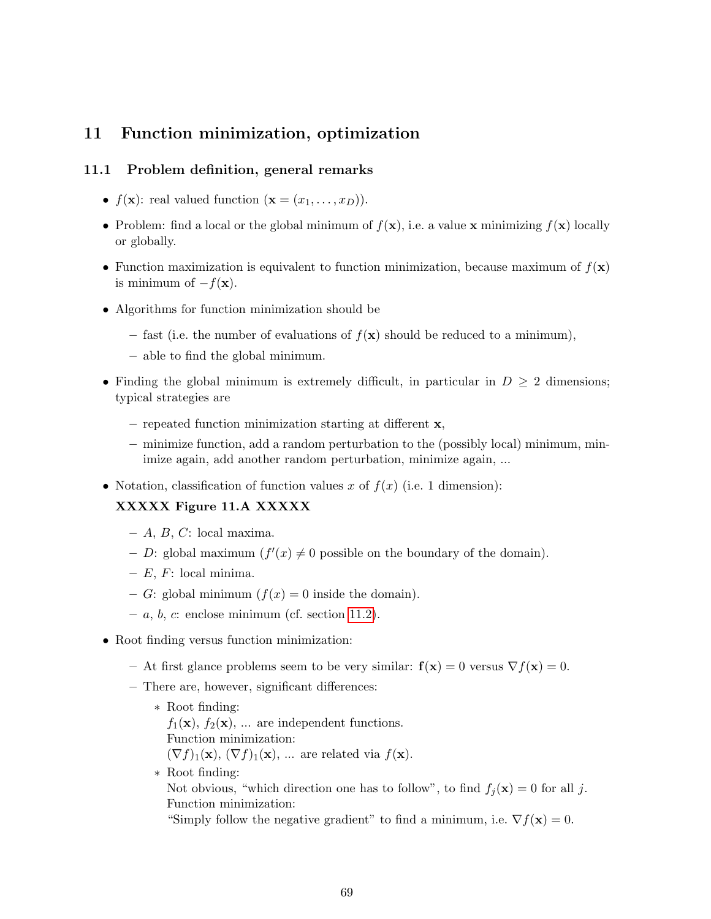# 11 Function minimization, optimization

## 11.1 Problem definition, general remarks

- $f(\mathbf{x})$: real valued function ($\mathbf{x} = (x_1, \ldots, x_D)$).
- Problem: find a local or the global minimum of $f(\mathbf{x})$, i.e. a value $\mathbf{x}$ minimizing $f(\mathbf{x})$ locally or globally.
- Function maximization is equivalent to function minimization, because maximum of $f(\mathbf{x})$ is minimum of $-f(\mathbf{x})$.
- Algorithms for function minimization should be
  - fast (i.e. the number of evaluations of $f(\mathbf{x})$ should be reduced to a minimum),
  - able to find the global minimum.
- Finding the global minimum is extremely difficult, in particular in $D \geq 2$ dimensions; typical strategies are
  - repeated function minimization starting at different $\mathbf{x}$,
  - minimize function, add a random perturbation to the (possibly local) minimum, minimize again, add another random perturbation, minimize again, ...
- Notation, classification of function values $x$ of $f(x)$ (i.e. 1 dimension):

  **XXXXX Figure 11.A XXXXX**

  - $A$, $B$, $C$: local maxima.
  - $D$: global maximum ($f'(x) \neq 0$ possible on the boundary of the domain).
  - $E$, $F$: local minima.
  - $G$: global minimum ($f(x) = 0$ inside the domain).
  - $a$, $b$, $c$: enclose minimum (cf. section 11.2).
- Root finding versus function minimization:
  - At first glance problems seem to be very similar: $\mathbf{f}(\mathbf{x}) = 0$ versus $\nabla f(\mathbf{x}) = 0$.
  - There are, however, significant differences:
    * Root finding:
      $f_1(\mathbf{x})$, $f_2(\mathbf{x})$, ... are independent functions.
      Function minimization:
      $(\nabla f)_1(\mathbf{x})$, $(\nabla f)_1(\mathbf{x})$, ... are related via $f(\mathbf{x})$.
    * Root finding:
      Not obvious, "which direction one has to follow", to find $f_j(\mathbf{x}) = 0$ for all $j$.
      Function minimization:
      "Simply follow the negative gradient" to find a minimum, i.e. $\nabla f(\mathbf{x}) = 0$.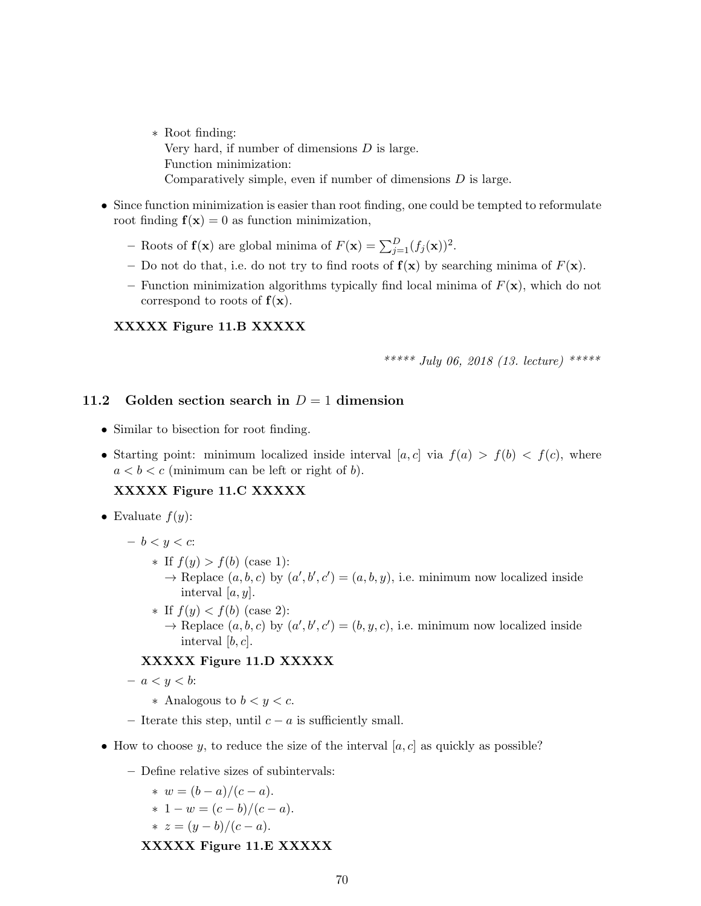* Root finding:
      Very hard, if number of dimensions $D$ is large.
      Function minimization:
      Comparatively simple, even if number of dimensions $D$ is large.

- Since function minimization is easier than root finding, one could be tempted to reformulate root finding $\mathbf{f}(\mathbf{x}) = 0$ as function minimization,
  - Roots of $\mathbf{f}(\mathbf{x})$ are global minima of $F(\mathbf{x}) = \sum_{j=1}^{D}(f_j(\mathbf{x}))^2$.
  - Do not do that, i.e. do not try to find roots of $\mathbf{f}(\mathbf{x})$ by searching minima of $F(\mathbf{x})$.
  - Function minimization algorithms typically find local minima of $F(\mathbf{x})$, which do not correspond to roots of $\mathbf{f}(\mathbf{x})$.

  **XXXXX Figure 11.B XXXXX**

*\*\*\*\*\* July 06, 2018 (13. lecture) \*\*\*\*\**

## 11.2 Golden section search in $D = 1$ dimension

- Similar to bisection for root finding.
- Starting point: minimum localized inside interval $[a, c]$ via $f(a) > f(b) < f(c)$, where $a < b < c$ (minimum can be left or right of $b$).

  **XXXXX Figure 11.C XXXXX**

- Evaluate $f(y)$:
  - $b < y < c$:
    * If $f(y) > f(b)$ (case 1):
      $\rightarrow$ Replace $(a, b, c)$ by $(a', b', c') = (a, b, y)$, i.e. minimum now localized inside interval $[a, y]$.
    * If $f(y) < f(b)$ (case 2):
      $\rightarrow$ Replace $(a, b, c)$ by $(a', b', c') = (b, y, c)$, i.e. minimum now localized inside interval $[b, c]$.

    **XXXXX Figure 11.D XXXXX**
  - $a < y < b$:
    * Analogous to $b < y < c$.
  - Iterate this step, until $c - a$ is sufficiently small.
- How to choose $y$, to reduce the size of the interval $[a, c]$ as quickly as possible?
  - Define relative sizes of subintervals:
    * $w = (b - a)/(c - a)$.
    * $1 - w = (c - b)/(c - a)$.
    * $z = (y - b)/(c - a)$.

    **XXXXX Figure 11.E XXXXX**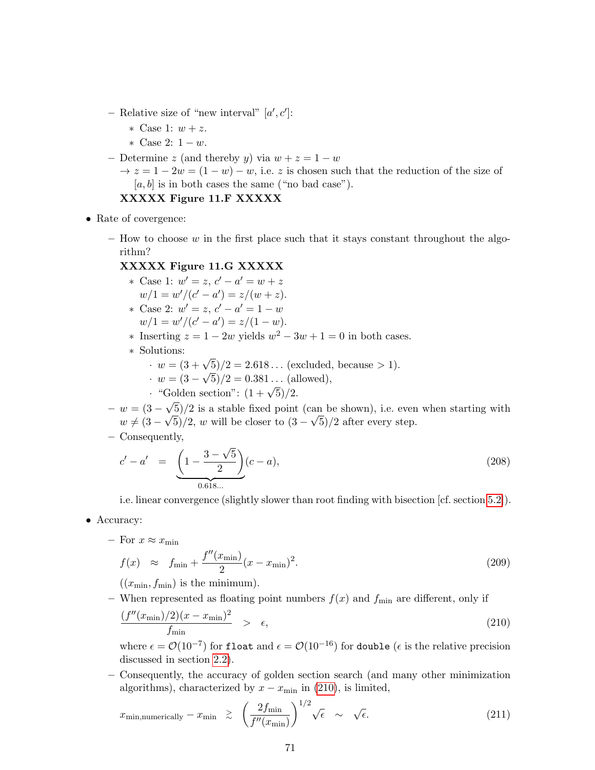- Relative size of "new interval" $[a', c']$:
  - Case 1: $w + z$.
  - Case 2: $1 - w$.
- Determine $z$ (and thereby $y$) via $w + z = 1 - w$
  $\rightarrow z = 1 - 2w = (1 - w) - w$, i.e. $z$ is chosen such that the reduction of the size of $[a, b]$ is in both cases the same ("no bad case").

  **XXXXX Figure 11.F XXXXX**

- Rate of covergence:
  - How to choose $w$ in the first place such that it stays constant throughout the algorithm?

    **XXXXX Figure 11.G XXXXX**

    - Case 1: $w' = z$, $c' - a' = w + z$
      $w/1 = w'/(c' - a') = z/(w + z)$.
    - Case 2: $w' = z$, $c' - a' = 1 - w$
      $w/1 = w'/(c' - a') = z/(1 - w)$.
    - Inserting $z = 1 - 2w$ yields $w^2 - 3w + 1 = 0$ in both cases.
    - Solutions:
      - $w = (3 + \sqrt{5})/2 = 2.618\ldots$ (excluded, because $> 1$).
      - $w = (3 - \sqrt{5})/2 = 0.381\ldots$ (allowed),
      - "Golden section": $(1 + \sqrt{5})/2$.
  - $w = (3 - \sqrt{5})/2$ is a stable fixed point (can be shown), i.e. even when starting with $w \neq (3 - \sqrt{5})/2$, $w$ will be closer to $(3 - \sqrt{5})/2$ after every step.
  - Consequently,

    $$c' - a' \quad = \quad \underbrace{\left(1 - \frac{3 - \sqrt{5}}{2}\right)}_{0.618\ldots}(c - a), \qquad (208)$$

    i.e. linear convergence (slightly slower than root finding with bisection [cf. section 5.2]).

- Accuracy:
  - For $x \approx x_{\text{min}}$

    $$f(x) \quad \approx \quad f_{\text{min}} + \frac{f''(x_{\text{min}})}{2}(x - x_{\text{min}})^2. \qquad (209)$$

    $((x_{\text{min}}, f_{\text{min}})$ is the minimum).
  - When represented as floating point numbers $f(x)$ and $f_{\text{min}}$ are different, only if

    $$\frac{(f''(x_{\text{min}})/2)(x - x_{\text{min}})^2}{f_{\text{min}}} \quad > \quad \epsilon, \qquad (210)$$

    where $\epsilon = \mathcal{O}(10^{-7})$ for `float` and $\epsilon = \mathcal{O}(10^{-16})$ for `double` ($\epsilon$ is the relative precision discussed in section 2.2).
  - Consequently, the accuracy of golden section search (and many other minimization algorithms), characterized by $x - x_{\text{min}}$ in (210), is limited,

    $$x_{\text{min,numerically}} - x_{\text{min}} \quad \gtrsim \quad \left(\frac{2 f_{\text{min}}}{f''(x_{\text{min}})}\right)^{1/2} \sqrt{\epsilon} \quad \sim \quad \sqrt{\epsilon}. \qquad (211)$$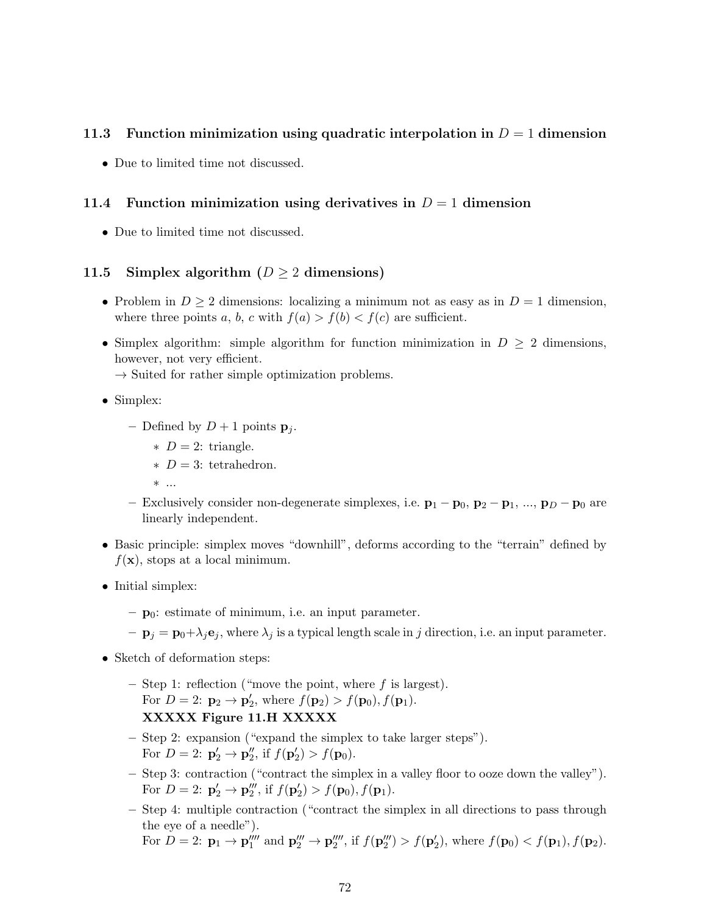## 11.3 Function minimization using quadratic interpolation in $D = 1$ dimension

- Due to limited time not discussed.

## 11.4 Function minimization using derivatives in $D = 1$ dimension

- Due to limited time not discussed.

## 11.5 Simplex algorithm ($D \geq 2$ dimensions)

- Problem in $D \geq 2$ dimensions: localizing a minimum not as easy as in $D = 1$ dimension, where three points $a$, $b$, $c$ with $f(a) > f(b) < f(c)$ are sufficient.
- Simplex algorithm: simple algorithm for function minimization in $D \geq 2$ dimensions, however, not very efficient.
  $\rightarrow$ Suited for rather simple optimization problems.
- Simplex:
  - Defined by $D + 1$ points $\mathbf{p}_j$.
    - $D = 2$: triangle.
    - $D = 3$: tetrahedron.
    - ...
  - Exclusively consider non-degenerate simplexes, i.e. $\mathbf{p}_1 - \mathbf{p}_0$, $\mathbf{p}_2 - \mathbf{p}_1$, ..., $\mathbf{p}_D - \mathbf{p}_0$ are linearly independent.
- Basic principle: simplex moves "downhill", deforms according to the "terrain" defined by $f(\mathbf{x})$, stops at a local minimum.
- Initial simplex:
  - $\mathbf{p}_0$: estimate of minimum, i.e. an input parameter.
  - $\mathbf{p}_j = \mathbf{p}_0 + \lambda_j \mathbf{e}_j$, where $\lambda_j$ is a typical length scale in $j$ direction, i.e. an input parameter.
- Sketch of deformation steps:
  - Step 1: reflection ("move the point, where $f$ is largest).
    For $D = 2$: $\mathbf{p}_2 \rightarrow \mathbf{p}_2'$, where $f(\mathbf{p}_2) > f(\mathbf{p}_0), f(\mathbf{p}_1)$.
    **XXXXX Figure 11.H XXXXX**
  - Step 2: expansion ("expand the simplex to take larger steps").
    For $D = 2$: $\mathbf{p}_2' \rightarrow \mathbf{p}_2''$, if $f(\mathbf{p}_2') > f(\mathbf{p}_0)$.
  - Step 3: contraction ("contract the simplex in a valley floor to ooze down the valley").
    For $D = 2$: $\mathbf{p}_2' \rightarrow \mathbf{p}_2'''$, if $f(\mathbf{p}_2') > f(\mathbf{p}_0), f(\mathbf{p}_1)$.
  - Step 4: multiple contraction ("contract the simplex in all directions to pass through the eye of a needle").
    For $D = 2$: $\mathbf{p}_1 \rightarrow \mathbf{p}_1''''$ and $\mathbf{p}_2''' \rightarrow \mathbf{p}_2''''$, if $f(\mathbf{p}_2''') > f(\mathbf{p}_2')$, where $f(\mathbf{p}_0) < f(\mathbf{p}_1), f(\mathbf{p}_2)$.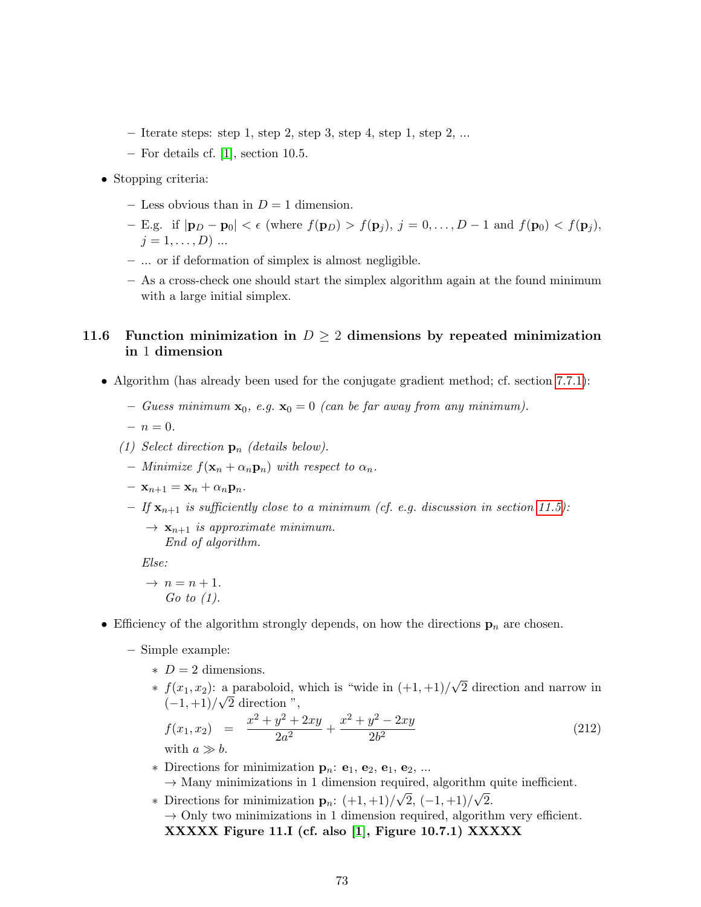- Iterate steps: step 1, step 2, step 3, step 4, step 1, step 2, ...
- For details cf. [1], section 10.5.

- Stopping criteria:
  - Less obvious than in $D = 1$ dimension.
  - E.g. if $|\mathbf{p}_D - \mathbf{p}_0| < \epsilon$ (where $f(\mathbf{p}_D) > f(\mathbf{p}_j)$, $j = 0, \ldots, D-1$ and $f(\mathbf{p}_0) < f(\mathbf{p}_j)$, $j = 1, \ldots, D$) ...
  - ... or if deformation of simplex is almost negligible.
  - As a cross-check one should start the simplex algorithm again at the found minimum with a large initial simplex.

## 11.6 Function minimization in $D \geq 2$ dimensions by repeated minimization in 1 dimension

- Algorithm (has already been used for the conjugate gradient method; cf. section 7.7.1):
  - *Guess minimum* $\mathbf{x}_0$*, e.g.* $\mathbf{x}_0 = 0$ *(can be far away from any minimum).*
  - $n = 0$.

  *(1) Select direction* $\mathbf{p}_n$ *(details below).*
  - *Minimize* $f(\mathbf{x}_n + \alpha_n \mathbf{p}_n)$ *with respect to* $\alpha_n$.
  - $\mathbf{x}_{n+1} = \mathbf{x}_n + \alpha_n \mathbf{p}_n$.
  - *If* $\mathbf{x}_{n+1}$ *is sufficiently close to a minimum (cf. e.g. discussion in section 11.5):*

    $\rightarrow$ $\mathbf{x}_{n+1}$ *is approximate minimum.*
    *End of algorithm.*

    *Else:*

    $\rightarrow$ $n = n + 1$.
    *Go to (1).*

- Efficiency of the algorithm strongly depends, on how the directions $\mathbf{p}_n$ are chosen.
  - Simple example:
    * $D = 2$ dimensions.
    * $f(x_1, x_2)$: a paraboloid, which is "wide in $(+1,+1)/\sqrt{2}$ direction and narrow in $(-1,+1)/\sqrt{2}$ direction ",

      $$f(x_1, x_2) \quad = \quad \frac{x^2 + y^2 + 2xy}{2a^2} + \frac{x^2 + y^2 - 2xy}{2b^2} \tag{212}$$

      with $a \gg b$.
    * Directions for minimization $\mathbf{p}_n$: $\mathbf{e}_1$, $\mathbf{e}_2$, $\mathbf{e}_1$, $\mathbf{e}_2$, ...
      $\rightarrow$ Many minimizations in 1 dimension required, algorithm quite inefficient.
    * Directions for minimization $\mathbf{p}_n$: $(+1,+1)/\sqrt{2}$, $(-1,+1)/\sqrt{2}$.
      $\rightarrow$ Only two minimizations in 1 dimension required, algorithm very efficient.
      **XXXXX Figure 11.I (cf. also [1], Figure 10.7.1) XXXXX**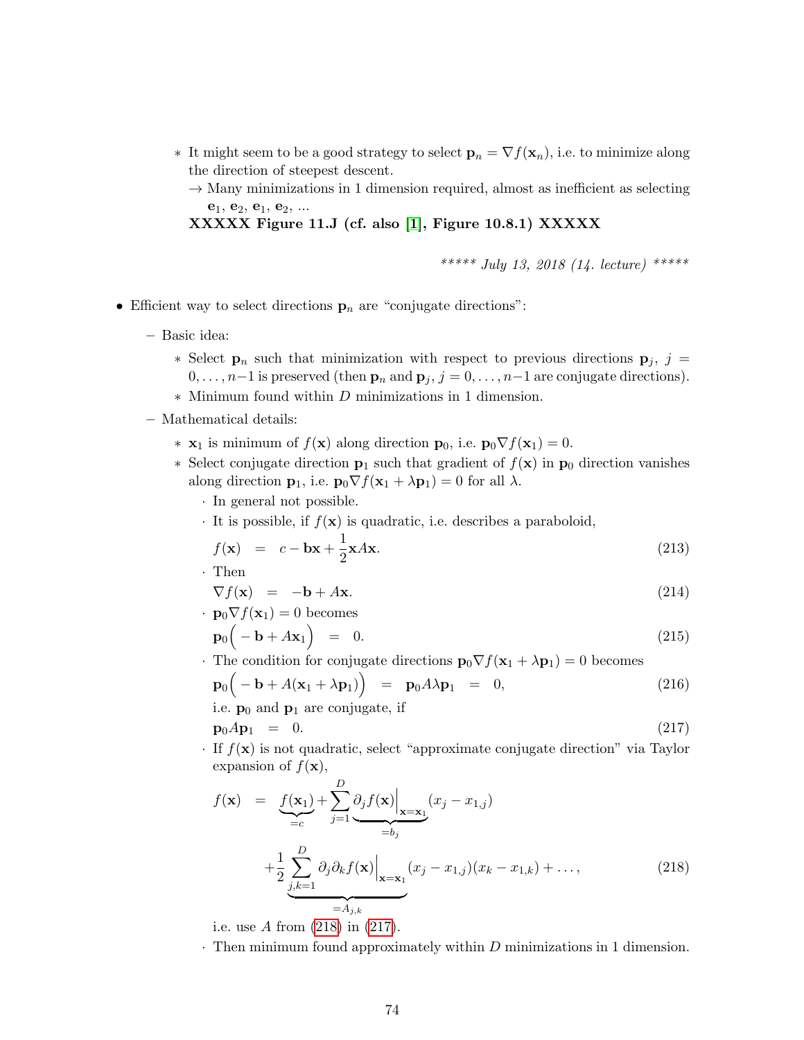* It might seem to be a good strategy to select $\mathbf{p}_n = \nabla f(\mathbf{x}_n)$, i.e. to minimize along the direction of steepest descent.
      $\rightarrow$ Many minimizations in 1 dimension required, almost as inefficient as selecting $\mathbf{e}_1$, $\mathbf{e}_2$, $\mathbf{e}_1$, $\mathbf{e}_2$, ...

      **XXXXX Figure 11.J (cf. also [1], Figure 10.8.1) XXXXX**

*\*\*\*\*\* July 13, 2018 (14. lecture) \*\*\*\*\**

- Efficient way to select directions $\mathbf{p}_n$ are "conjugate directions":
  - Basic idea:
    * Select $\mathbf{p}_n$ such that minimization with respect to previous directions $\mathbf{p}_j$, $j = 0, \ldots, n-1$ is preserved (then $\mathbf{p}_n$ and $\mathbf{p}_j$, $j = 0, \ldots, n-1$ are conjugate directions).
    * Minimum found within $D$ minimizations in 1 dimension.
  - Mathematical details:
    * $\mathbf{x}_1$ is minimum of $f(\mathbf{x})$ along direction $\mathbf{p}_0$, i.e. $\mathbf{p}_0 \nabla f(\mathbf{x}_1) = 0$.
    * Select conjugate direction $\mathbf{p}_1$ such that gradient of $f(\mathbf{x})$ in $\mathbf{p}_0$ direction vanishes along direction $\mathbf{p}_1$, i.e. $\mathbf{p}_0 \nabla f(\mathbf{x}_1 + \lambda \mathbf{p}_1) = 0$ for all $\lambda$.
      · In general not possible.
      · It is possible, if $f(\mathbf{x})$ is quadratic, i.e. describes a paraboloid,
      $$f(\mathbf{x}) \quad = \quad c - \mathbf{b}\mathbf{x} + \frac{1}{2}\mathbf{x}A\mathbf{x}. \tag{213}$$
      · Then
      $$\nabla f(\mathbf{x}) \quad = \quad -\mathbf{b} + A\mathbf{x}. \tag{214}$$
      · $\mathbf{p}_0 \nabla f(\mathbf{x}_1) = 0$ becomes
      $$\mathbf{p}_0\Big(-\mathbf{b} + A\mathbf{x}_1\Big) \quad = \quad 0. \tag{215}$$
      · The condition for conjugate directions $\mathbf{p}_0 \nabla f(\mathbf{x}_1 + \lambda \mathbf{p}_1) = 0$ becomes
      $$\mathbf{p}_0\Big(-\mathbf{b} + A(\mathbf{x}_1 + \lambda \mathbf{p}_1)\Big) \quad = \quad \mathbf{p}_0 A \lambda \mathbf{p}_1 \quad = \quad 0, \tag{216}$$
      i.e. $\mathbf{p}_0$ and $\mathbf{p}_1$ are conjugate, if
      $$\mathbf{p}_0 A \mathbf{p}_1 \quad = \quad 0. \tag{217}$$
      · If $f(\mathbf{x})$ is not quadratic, select "approximate conjugate direction" via Taylor expansion of $f(\mathbf{x})$,
      $$f(\mathbf{x}) \quad = \quad \underbrace{f(\mathbf{x}_1)}_{=c} + \sum_{j=1}^{D} \underbrace{\partial_j f(\mathbf{x})\Big|_{\mathbf{x}=\mathbf{x}_1}}_{=b_j} (x_j - x_{1,j}) + \underbrace{\frac{1}{2}\sum_{j,k=1}^{D} \partial_j \partial_k f(\mathbf{x})\Big|_{\mathbf{x}=\mathbf{x}_1}}_{=A_{j,k}} (x_j - x_{1,j})(x_k - x_{1,k}) + \ldots, \tag{218}$$
      i.e. use $A$ from (218) in (217).
      · Then minimum found approximately within $D$ minimizations in 1 dimension.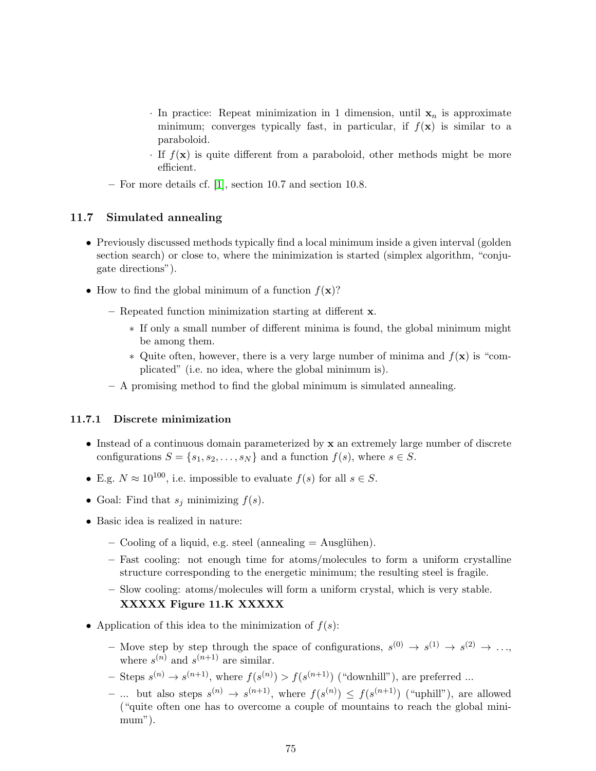- In practice: Repeat minimization in 1 dimension, until $\mathbf{x}_n$ is approximate minimum; converges typically fast, in particular, if $f(\mathbf{x})$ is similar to a paraboloid.
        - If $f(\mathbf{x})$ is quite different from a paraboloid, other methods might be more efficient.
    - For more details cf. [1], section 10.7 and section 10.8.

### 11.7 Simulated annealing

- Previously discussed methods typically find a local minimum inside a given interval (golden section search) or close to, where the minimization is started (simplex algorithm, "conjugate directions").
- How to find the global minimum of a function $f(\mathbf{x})$?
    - Repeated function minimization starting at different $\mathbf{x}$.
        * If only a small number of different minima is found, the global minimum might be among them.
        * Quite often, however, there is a very large number of minima and $f(\mathbf{x})$ is "complicated" (i.e. no idea, where the global minimum is).
    - A promising method to find the global minimum is simulated annealing.

#### 11.7.1 Discrete minimization

- Instead of a continuous domain parameterized by $\mathbf{x}$ an extremely large number of discrete configurations $S = \{s_1, s_2, \ldots, s_N\}$ and a function $f(s)$, where $s \in S$.
- E.g. $N \approx 10^{100}$, i.e. impossible to evaluate $f(s)$ for all $s \in S$.
- Goal: Find that $s_j$ minimizing $f(s)$.
- Basic idea is realized in nature:
    - Cooling of a liquid, e.g. steel (annealing = Ausglühen).
    - Fast cooling: not enough time for atoms/molecules to form a uniform crystalline structure corresponding to the energetic minimum; the resulting steel is fragile.
    - Slow cooling: atoms/molecules will form a uniform crystal, which is very stable.
    **XXXXX Figure 11.K XXXXX**
- Application of this idea to the minimization of $f(s)$:
    - Move step by step through the space of configurations, $s^{(0)} \to s^{(1)} \to s^{(2)} \to \ldots$, where $s^{(n)}$ and $s^{(n+1)}$ are similar.
    - Steps $s^{(n)} \to s^{(n+1)}$, where $f(s^{(n)}) > f(s^{(n+1)})$ ("downhill"), are preferred ...
    - ... but also steps $s^{(n)} \to s^{(n+1)}$, where $f(s^{(n)}) \leq f(s^{(n+1)})$ ("uphill"), are allowed ("quite often one has to overcome a couple of mountains to reach the global minimum").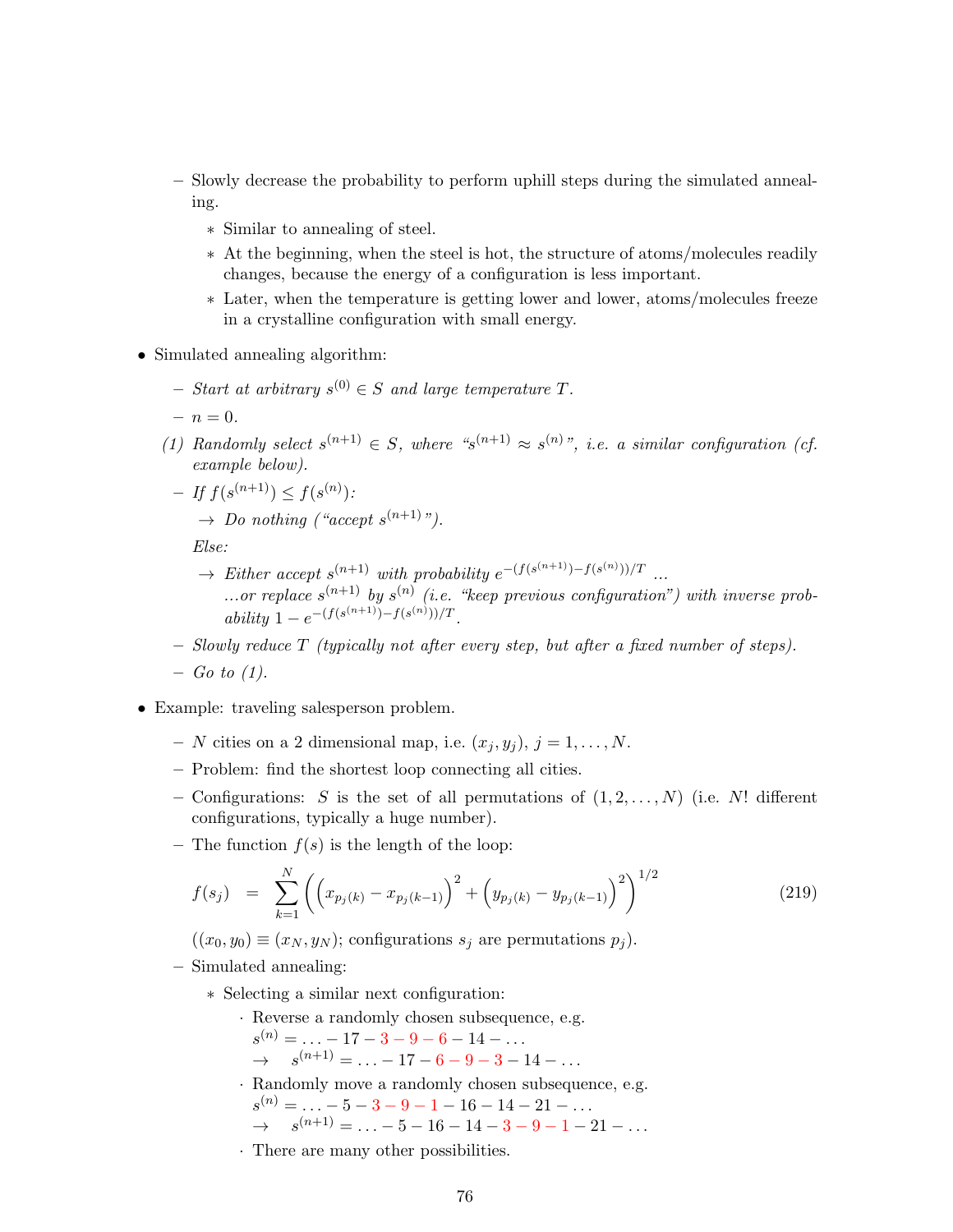- Slowly decrease the probability to perform uphill steps during the simulated annealing.
  - Similar to annealing of steel.
  - At the beginning, when the steel is hot, the structure of atoms/molecules readily changes, because the energy of a configuration is less important.
  - Later, when the temperature is getting lower and lower, atoms/molecules freeze in a crystalline configuration with small energy.

- Simulated annealing algorithm:
  - *Start at arbitrary $s^{(0)} \in S$ and large temperature $T$.*
  - *$n = 0$.*
  
  (1) *Randomly select $s^{(n+1)} \in S$, where "$s^{(n+1)} \approx s^{(n)}$", i.e. a similar configuration (cf. example below).*
  - *If $f(s^{(n+1)}) \leq f(s^{(n)})$:*
  
    → *Do nothing ("accept $s^{(n+1)}$").*
    
    *Else:*
    
    → *Either accept $s^{(n+1)}$ with probability $e^{-(f(s^{(n+1)})-f(s^{(n)}))/T}$ ...*
    *...or replace $s^{(n+1)}$ by $s^{(n)}$ (i.e. "keep previous configuration") with inverse probability $1 - e^{-(f(s^{(n+1)})-f(s^{(n)}))/T}$.*
  - *Slowly reduce $T$ (typically not after every step, but after a fixed number of steps).*
  - *Go to (1).*

- Example: traveling salesperson problem.
  - $N$ cities on a 2 dimensional map, i.e. $(x_j, y_j)$, $j = 1, \ldots, N$.
  - Problem: find the shortest loop connecting all cities.
  - Configurations: $S$ is the set of all permutations of $(1, 2, \ldots, N)$ (i.e. $N!$ different configurations, typically a huge number).
  - The function $f(s)$ is the length of the loop:

$$f(s_j) = \sum_{k=1}^{N} \left( \left( x_{p_j(k)} - x_{p_j(k-1)} \right)^2 + \left( y_{p_j(k)} - y_{p_j(k-1)} \right)^2 \right)^{1/2} \tag{219}$$

    ($(x_0, y_0) \equiv (x_N, y_N)$; configurations $s_j$ are permutations $p_j$).
  - Simulated annealing:
    - Selecting a similar next configuration:
      - Reverse a randomly chosen subsequence, e.g.
      
        $s^{(n)} = \ldots - 17 - 3 - 9 - 6 - 14 - \ldots$
        
        → $s^{(n+1)} = \ldots - 17 - 6 - 9 - 3 - 14 - \ldots$
      - Randomly move a randomly chosen subsequence, e.g.
      
        $s^{(n)} = \ldots - 5 - 3 - 9 - 1 - 16 - 14 - 21 - \ldots$
        
        → $s^{(n+1)} = \ldots - 5 - 16 - 14 - 3 - 9 - 1 - 21 - \ldots$
      - There are many other possibilities.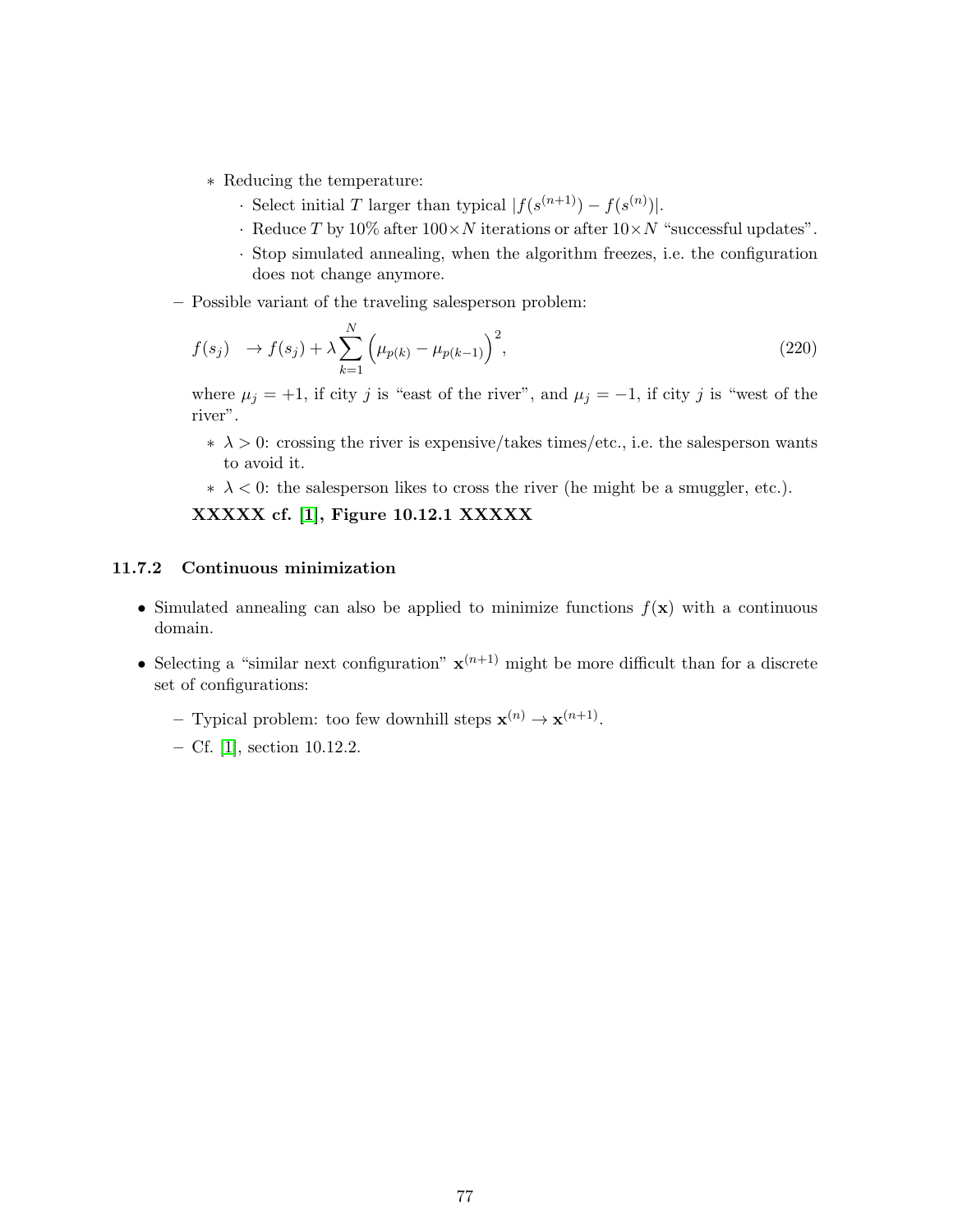- Reducing the temperature:
  - Select initial $T$ larger than typical $|f(s^{(n+1)}) - f(s^{(n)})|$.
  - Reduce $T$ by 10% after $100 \times N$ iterations or after $10 \times N$ "successful updates".
  - Stop simulated annealing, when the algorithm freezes, i.e. the configuration does not change anymore.

– Possible variant of the traveling salesperson problem:

$$f(s_j) \quad \to f(s_j) + \lambda \sum_{k=1}^{N} \Big(\mu_{p(k)} - \mu_{p(k-1)}\Big)^2, \tag{220}$$

where $\mu_j = +1$, if city $j$ is "east of the river", and $\mu_j = -1$, if city $j$ is "west of the river".

- $\lambda > 0$: crossing the river is expensive/takes times/etc., i.e. the salesperson wants to avoid it.
- $\lambda < 0$: the salesperson likes to cross the river (he might be a smuggler, etc.).

**XXXXX cf. [1], Figure 10.12.1 XXXXX**

### 11.7.2 Continuous minimization

- Simulated annealing can also be applied to minimize functions $f(\mathbf{x})$ with a continuous domain.
- Selecting a "similar next configuration" $\mathbf{x}^{(n+1)}$ might be more difficult than for a discrete set of configurations:
  - Typical problem: too few downhill steps $\mathbf{x}^{(n)} \to \mathbf{x}^{(n+1)}$.
  - Cf. [1], section 10.12.2.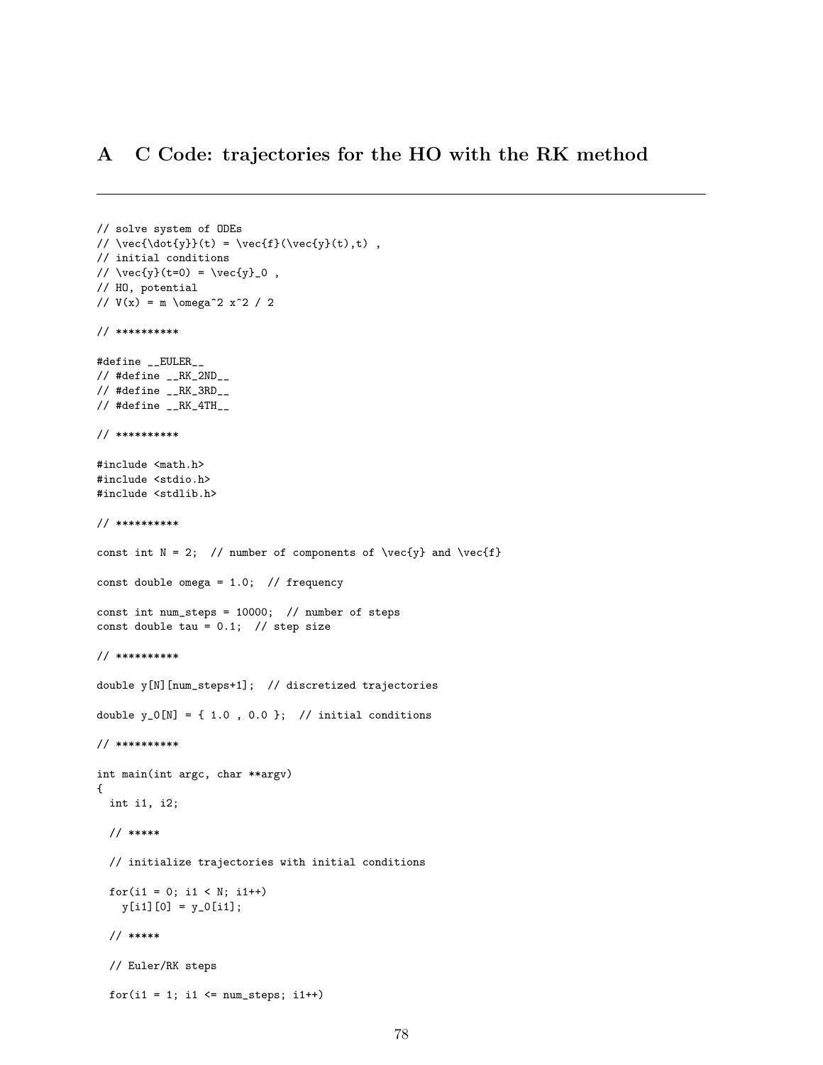# A C Code: trajectories for the HO with the RK method

---

```
// solve system of ODEs
// \vec{\dot{y}}(t) = \vec{f}(\vec{y}(t),t) ,
// initial conditions
// \vec{y}(t=0) = \vec{y}_0 ,
// HO, potential
// V(x) = m \omega^2 x^2 / 2

// **********

#define __EULER__
// #define __RK_2ND__
// #define __RK_3RD__
// #define __RK_4TH__

// **********

#include <math.h>
#include <stdio.h>
#include <stdlib.h>

// **********

const int N = 2;  // number of components of \vec{y} and \vec{f}

const double omega = 1.0;  // frequency

const int num_steps = 10000;  // number of steps
const double tau = 0.1;  // step size

// **********

double y[N][num_steps+1];  // discretized trajectories

double y_0[N] = { 1.0 , 0.0 };  // initial conditions

// **********

int main(int argc, char **argv)
{
  int i1, i2;

  // *****

  // initialize trajectories with initial conditions

  for(i1 = 0; i1 < N; i1++)
    y[i1][0] = y_0[i1];

  // *****

  // Euler/RK steps

  for(i1 = 1; i1 <= num_steps; i1++)
```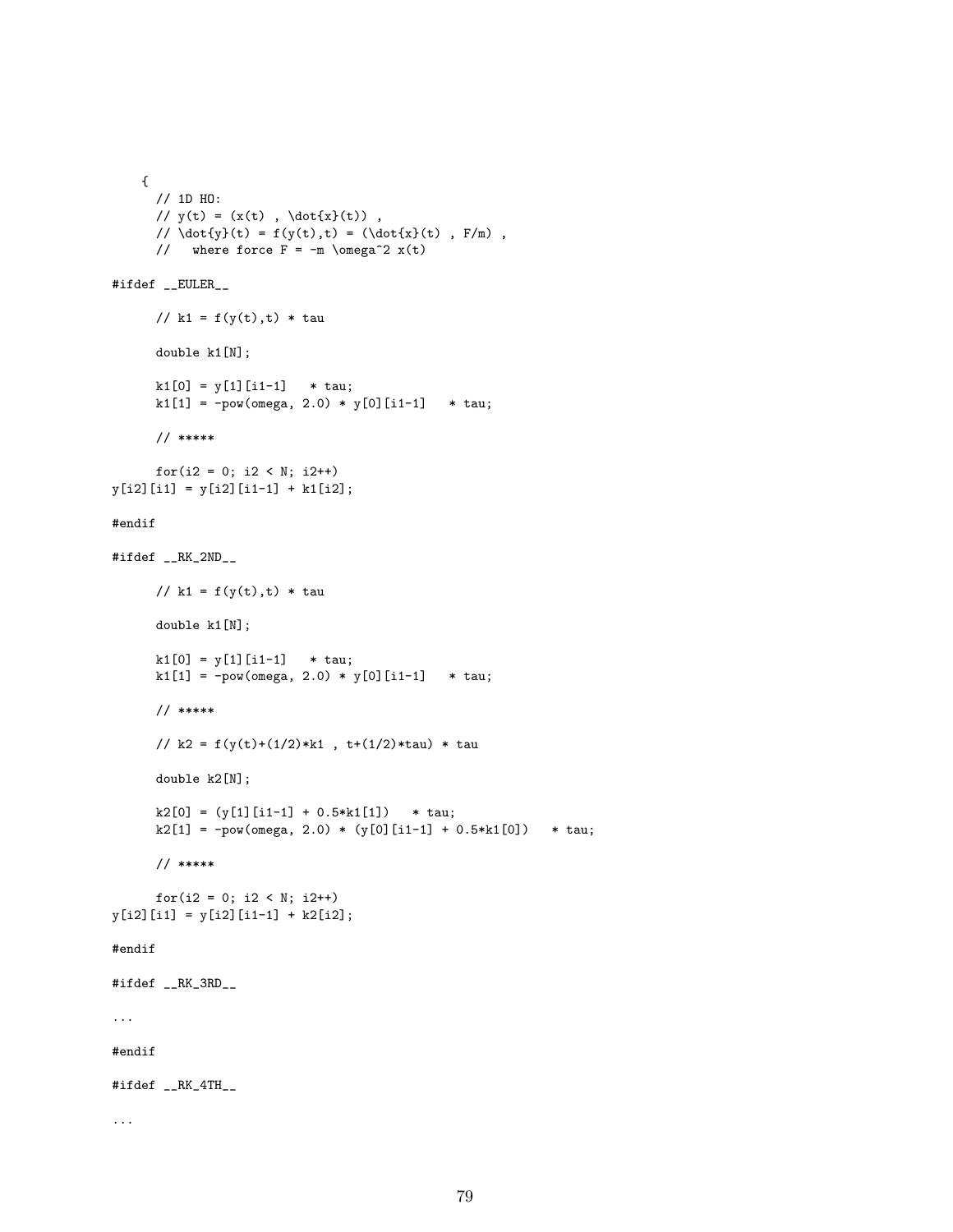```
    {
      // 1D HO:
      // y(t) = (x(t) , \dot{x}(t)) ,
      // \dot{y}(t) = f(y(t),t) = (\dot{x}(t) , F/m) ,
      //   where force F = -m \omega^2 x(t)

#ifdef __EULER__

      // k1 = f(y(t),t) * tau

      double k1[N];

      k1[0] = y[1][i1-1]   * tau;
      k1[1] = -pow(omega, 2.0) * y[0][i1-1]   * tau;

      // *****

      for(i2 = 0; i2 < N; i2++)
y[i2][i1] = y[i2][i1-1] + k1[i2];

#endif

#ifdef __RK_2ND__

      // k1 = f(y(t),t) * tau

      double k1[N];

      k1[0] = y[1][i1-1]   * tau;
      k1[1] = -pow(omega, 2.0) * y[0][i1-1]   * tau;

      // *****

      // k2 = f(y(t)+(1/2)*k1 , t+(1/2)*tau) * tau

      double k2[N];

      k2[0] = (y[1][i1-1] + 0.5*k1[1])   * tau;
      k2[1] = -pow(omega, 2.0) * (y[0][i1-1] + 0.5*k1[0])   * tau;

      // *****

      for(i2 = 0; i2 < N; i2++)
y[i2][i1] = y[i2][i1-1] + k2[i2];

#endif

#ifdef __RK_3RD__

...

#endif

#ifdef __RK_4TH__

...
```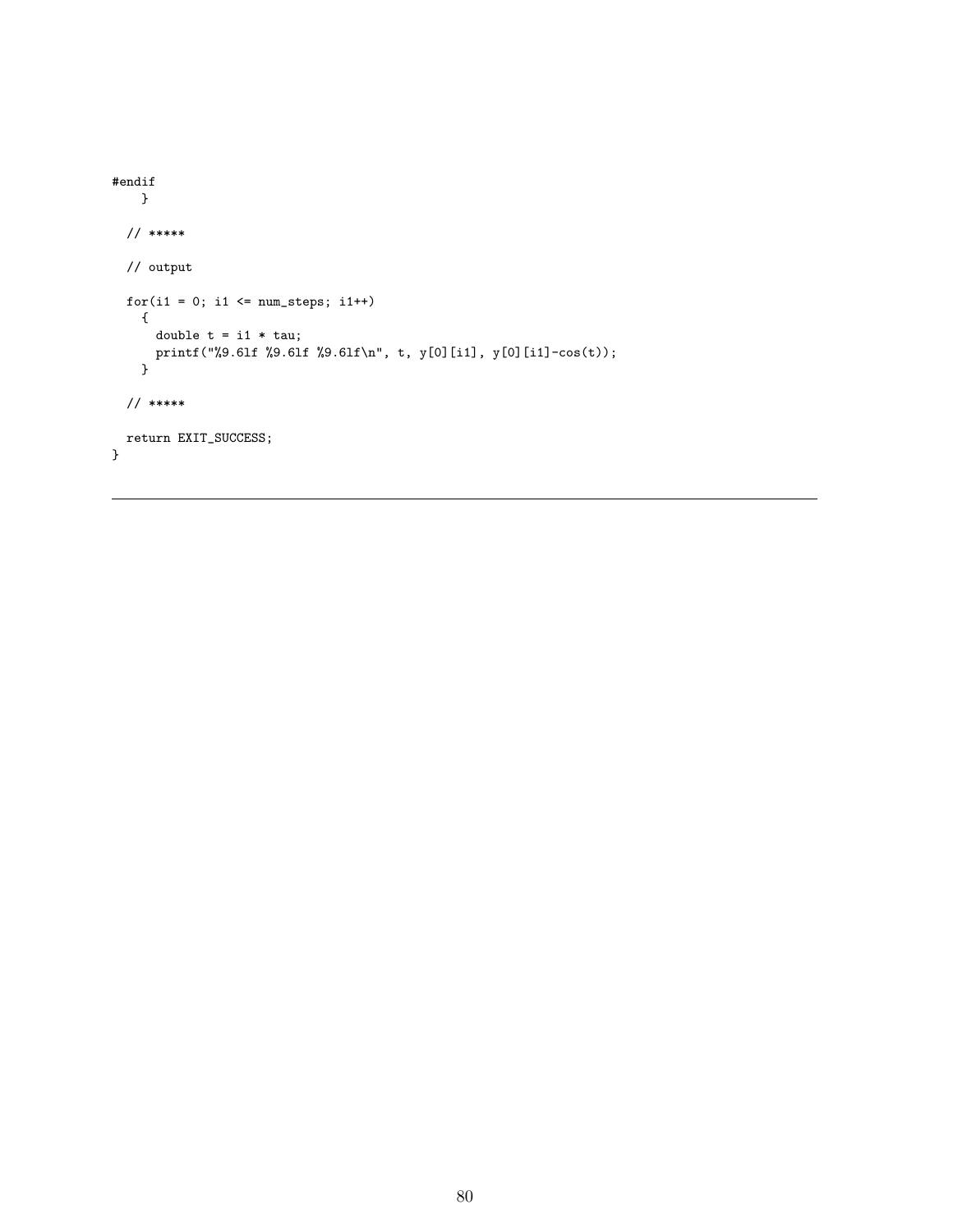```
#endif
    }

  // *****

  // output

  for(i1 = 0; i1 <= num_steps; i1++)
    {
      double t = i1 * tau;
      printf("%9.6lf %9.6lf %9.6lf\n", t, y[0][i1], y[0][i1]-cos(t));
    }

  // *****

  return EXIT_SUCCESS;
}
```

---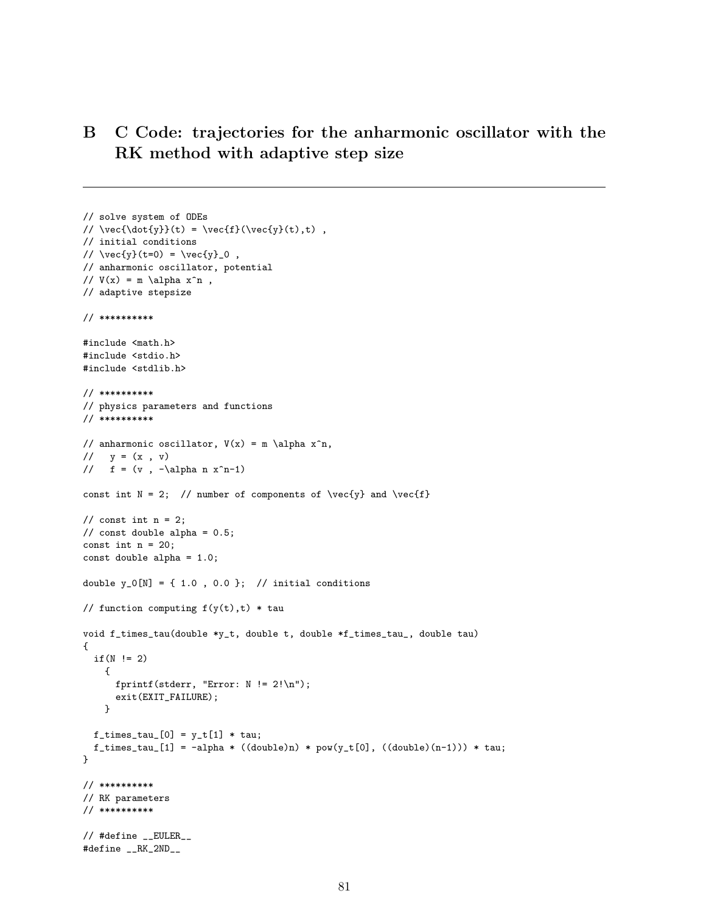## B C Code: trajectories for the anharmonic oscillator with the RK method with adaptive step size

---

```
// solve system of ODEs
// \vec{\dot{y}}(t) = \vec{f}(\vec{y}(t),t) ,
// initial conditions
// \vec{y}(t=0) = \vec{y}_0 ,
// anharmonic oscillator, potential
// V(x) = m \alpha x^n ,
// adaptive stepsize

// **********

#include <math.h>
#include <stdio.h>
#include <stdlib.h>

// **********
// physics parameters and functions
// **********

// anharmonic oscillator, V(x) = m \alpha x^n,
//   y = (x , v)
//   f = (v , -\alpha n x^n-1)

const int N = 2;  // number of components of \vec{y} and \vec{f}

// const int n = 2;
// const double alpha = 0.5;
const int n = 20;
const double alpha = 1.0;

double y_0[N] = { 1.0 , 0.0 };  // initial conditions

// function computing f(y(t),t) * tau

void f_times_tau(double *y_t, double t, double *f_times_tau_, double tau)
{
  if(N != 2)
    {
      fprintf(stderr, "Error: N != 2!\n");
      exit(EXIT_FAILURE);
    }

  f_times_tau_[0] = y_t[1] * tau;
  f_times_tau_[1] = -alpha * ((double)n) * pow(y_t[0], ((double)(n-1))) * tau;
}

// **********
// RK parameters
// **********

// #define __EULER__
#define __RK_2ND__
```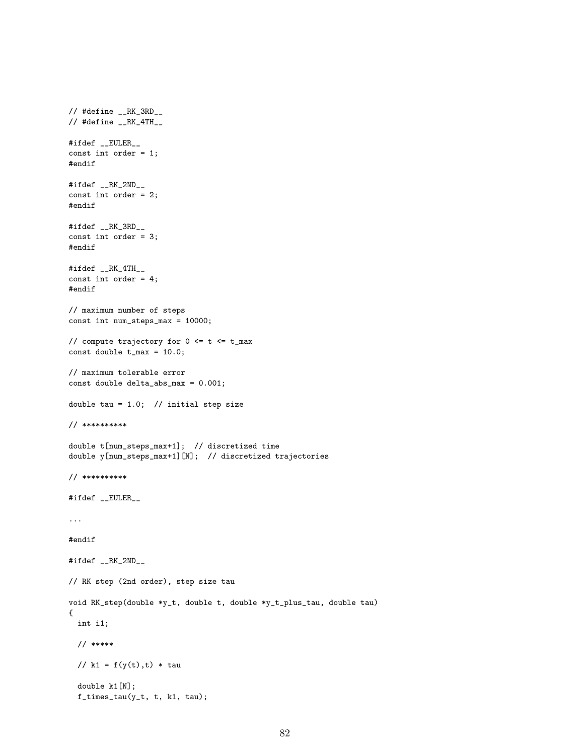```
// #define __RK_3RD__
// #define __RK_4TH__

#ifdef __EULER__
const int order = 1;
#endif

#ifdef __RK_2ND__
const int order = 2;
#endif

#ifdef __RK_3RD__
const int order = 3;
#endif

#ifdef __RK_4TH__
const int order = 4;
#endif

// maximum number of steps
const int num_steps_max = 10000;

// compute trajectory for 0 <= t <= t_max
const double t_max = 10.0;

// maximum tolerable error
const double delta_abs_max = 0.001;

double tau = 1.0;  // initial step size

// **********

double t[num_steps_max+1];  // discretized time
double y[num_steps_max+1][N];  // discretized trajectories

// **********

#ifdef __EULER__

...

#endif

#ifdef __RK_2ND__

// RK step (2nd order), step size tau

void RK_step(double *y_t, double t, double *y_t_plus_tau, double tau)
{
  int i1;

  // *****

  // k1 = f(y(t),t) * tau

  double k1[N];
  f_times_tau(y_t, t, k1, tau);
```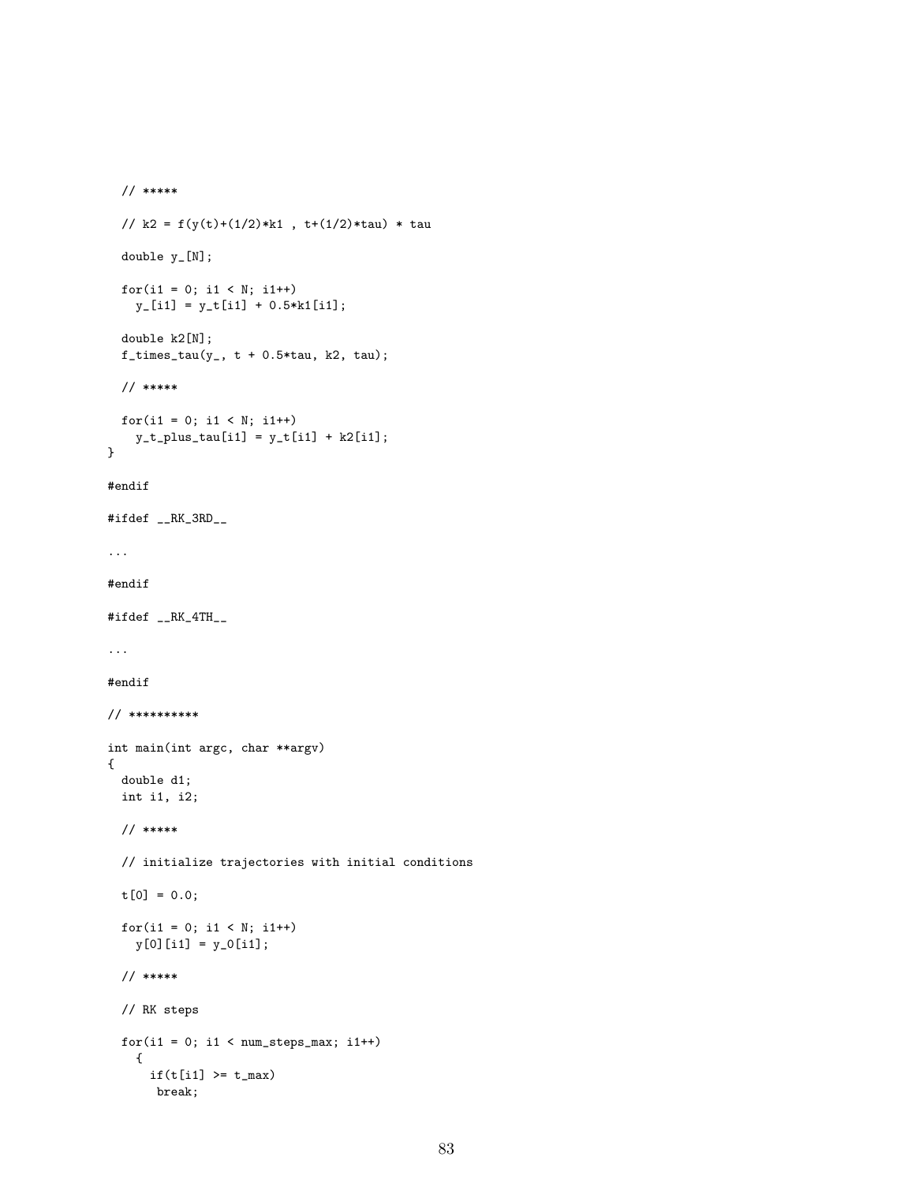```
  // *****

  // k2 = f(y(t)+(1/2)*k1 , t+(1/2)*tau) * tau

  double y_[N];

  for(i1 = 0; i1 < N; i1++)
    y_[i1] = y_t[i1] + 0.5*k1[i1];

  double k2[N];
  f_times_tau(y_, t + 0.5*tau, k2, tau);

  // *****

  for(i1 = 0; i1 < N; i1++)
    y_t_plus_tau[i1] = y_t[i1] + k2[i1];
}

#endif

#ifdef __RK_3RD__

...

#endif

#ifdef __RK_4TH__

...

#endif

// **********

int main(int argc, char **argv)
{
  double d1;
  int i1, i2;

  // *****

  // initialize trajectories with initial conditions

  t[0] = 0.0;

  for(i1 = 0; i1 < N; i1++)
    y[0][i1] = y_0[i1];

  // *****

  // RK steps

  for(i1 = 0; i1 < num_steps_max; i1++)
    {
      if(t[i1] >= t_max)
       break;
```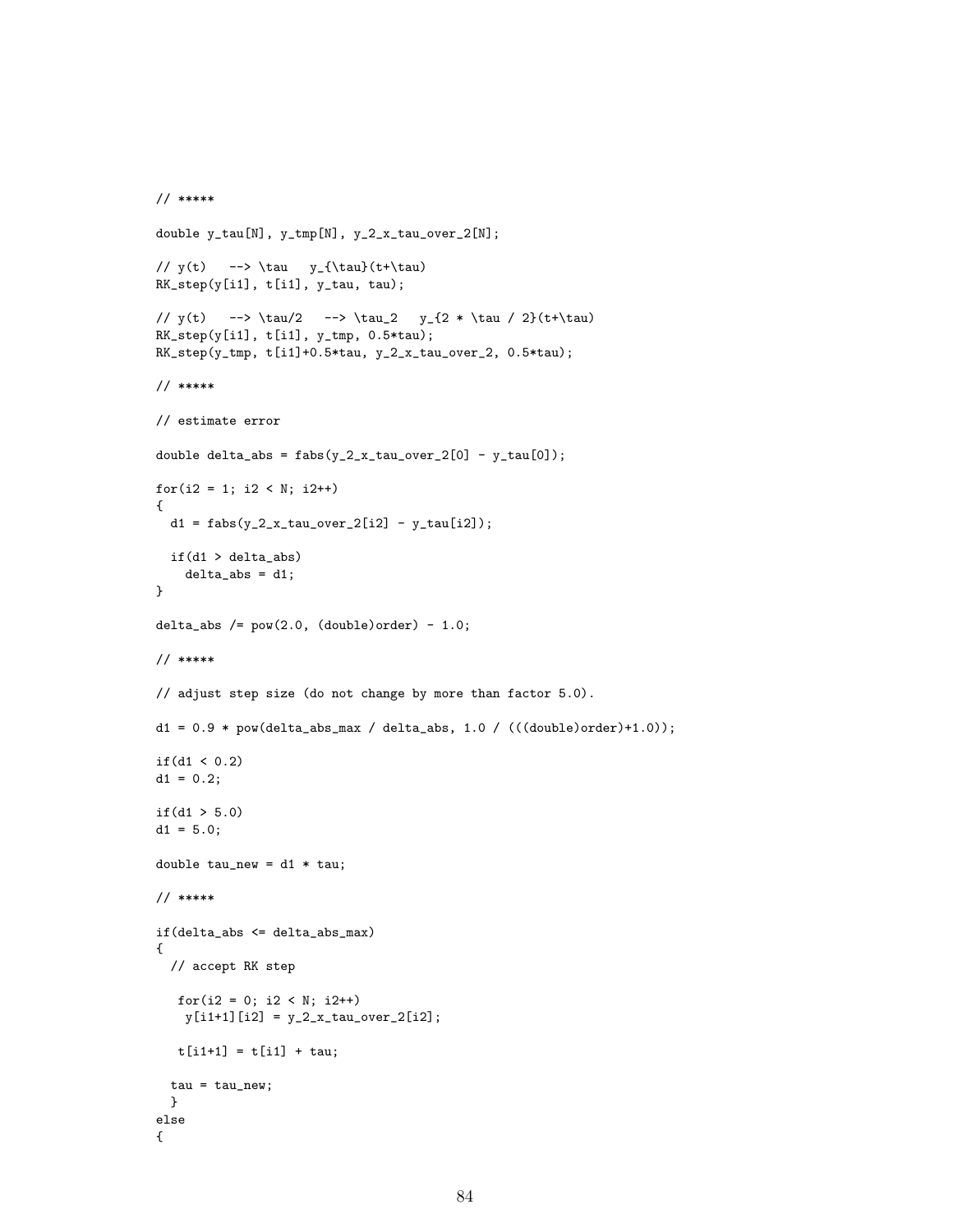```
// *****

double y_tau[N], y_tmp[N], y_2_x_tau_over_2[N];

// y(t)   --> \tau   y_{\tau}(t+\tau)
RK_step(y[i1], t[i1], y_tau, tau);

// y(t)   --> \tau/2   --> \tau_2   y_{2 * \tau / 2}(t+\tau)
RK_step(y[i1], t[i1], y_tmp, 0.5*tau);
RK_step(y_tmp, t[i1]+0.5*tau, y_2_x_tau_over_2, 0.5*tau);

// *****

// estimate error

double delta_abs = fabs(y_2_x_tau_over_2[0] - y_tau[0]);

for(i2 = 1; i2 < N; i2++)
{
  d1 = fabs(y_2_x_tau_over_2[i2] - y_tau[i2]);

  if(d1 > delta_abs)
    delta_abs = d1;
}

delta_abs /= pow(2.0, (double)order) - 1.0;

// *****

// adjust step size (do not change by more than factor 5.0).

d1 = 0.9 * pow(delta_abs_max / delta_abs, 1.0 / (((double)order)+1.0));

if(d1 < 0.2)
d1 = 0.2;

if(d1 > 5.0)
d1 = 5.0;

double tau_new = d1 * tau;

// *****

if(delta_abs <= delta_abs_max)
{
  // accept RK step

   for(i2 = 0; i2 < N; i2++)
    y[i1+1][i2] = y_2_x_tau_over_2[i2];

   t[i1+1] = t[i1] + tau;

  tau = tau_new;
  }
else
{
```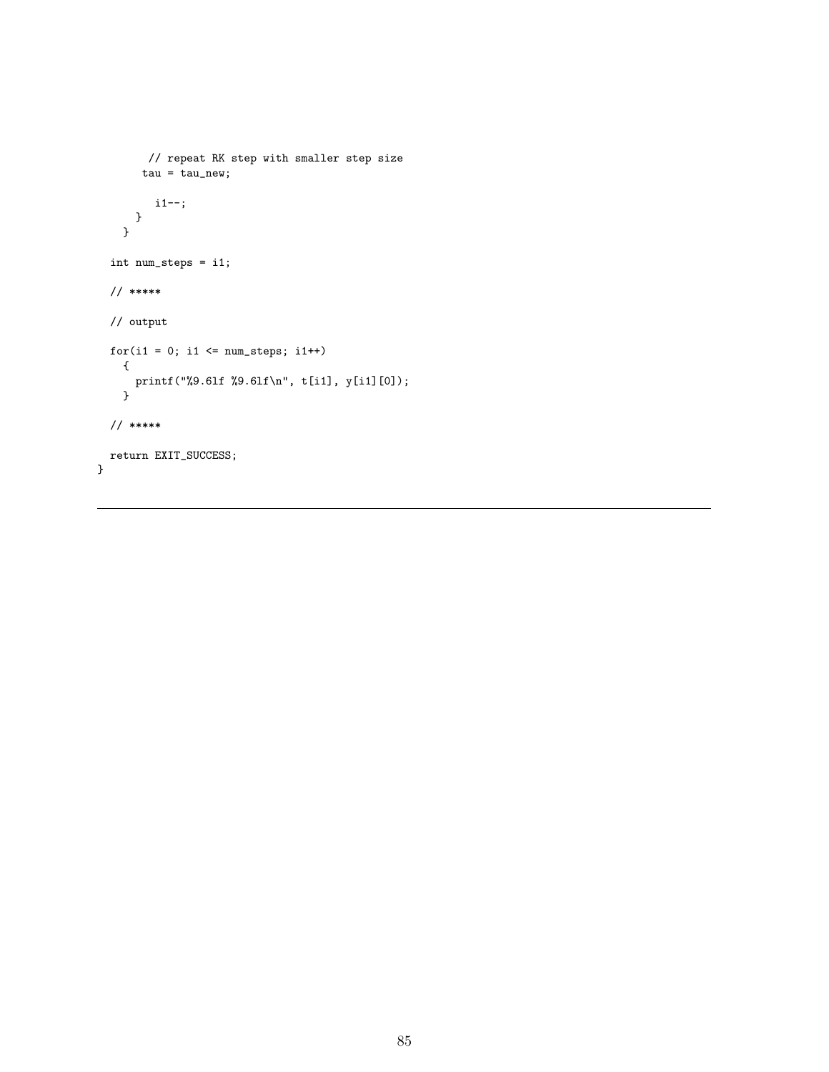```
        // repeat RK step with smaller step size
        tau = tau_new;

          i1--;
      }
    }

  int num_steps = i1;

  // *****

  // output

  for(i1 = 0; i1 <= num_steps; i1++)
    {
      printf("%9.6lf %9.6lf\n", t[i1], y[i1][0]);
    }

  // *****

  return EXIT_SUCCESS;
}
```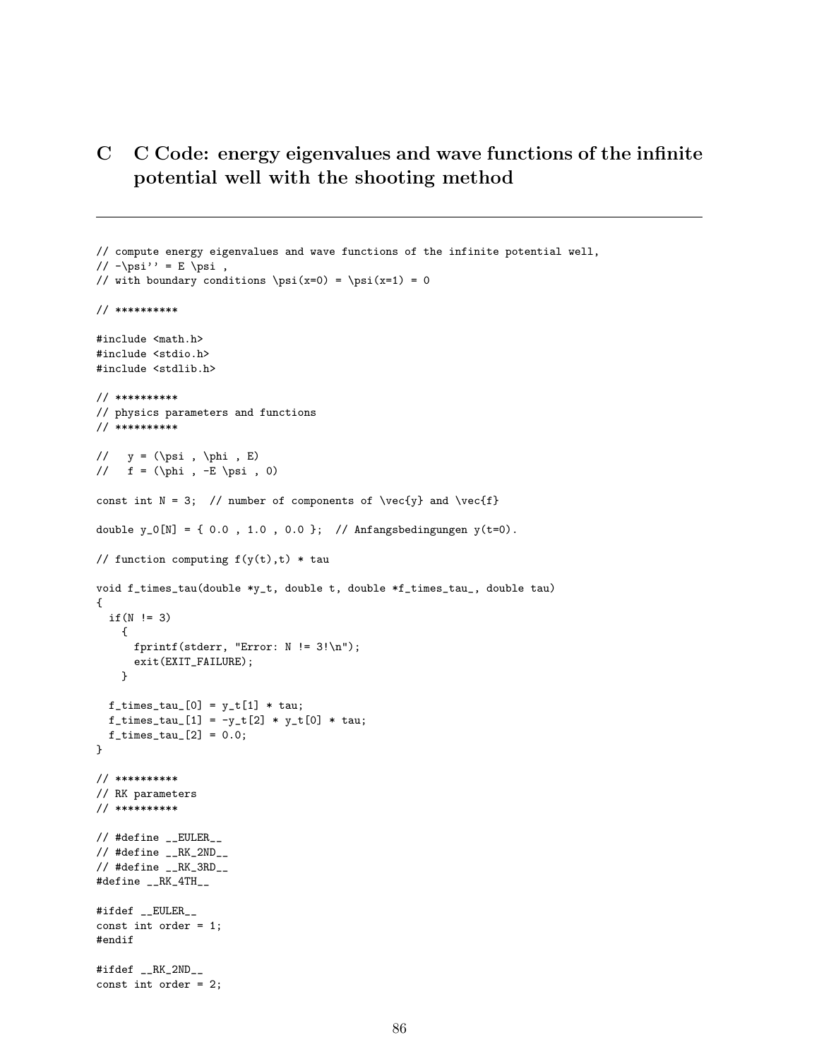# C C Code: energy eigenvalues and wave functions of the infinite potential well with the shooting method

```
// compute energy eigenvalues and wave functions of the infinite potential well,
// -\psi'' = E \psi ,
// with boundary conditions \psi(x=0) = \psi(x=1) = 0

// **********

#include <math.h>
#include <stdio.h>
#include <stdlib.h>

// **********
// physics parameters and functions
// **********

//   y = (\psi , \phi , E)
//   f = (\phi , -E \psi , 0)

const int N = 3;  // number of components of \vec{y} and \vec{f}

double y_0[N] = { 0.0 , 1.0 , 0.0 };  // Anfangsbedingungen y(t=0).

// function computing f(y(t),t) * tau

void f_times_tau(double *y_t, double t, double *f_times_tau_, double tau)
{
  if(N != 3)
    {
      fprintf(stderr, "Error: N != 3!\n");
      exit(EXIT_FAILURE);
    }

  f_times_tau_[0] = y_t[1] * tau;
  f_times_tau_[1] = -y_t[2] * y_t[0] * tau;
  f_times_tau_[2] = 0.0;
}

// **********
// RK parameters
// **********

// #define __EULER__
// #define __RK_2ND__
// #define __RK_3RD__
#define __RK_4TH__

#ifdef __EULER__
const int order = 1;
#endif

#ifdef __RK_2ND__
const int order = 2;
```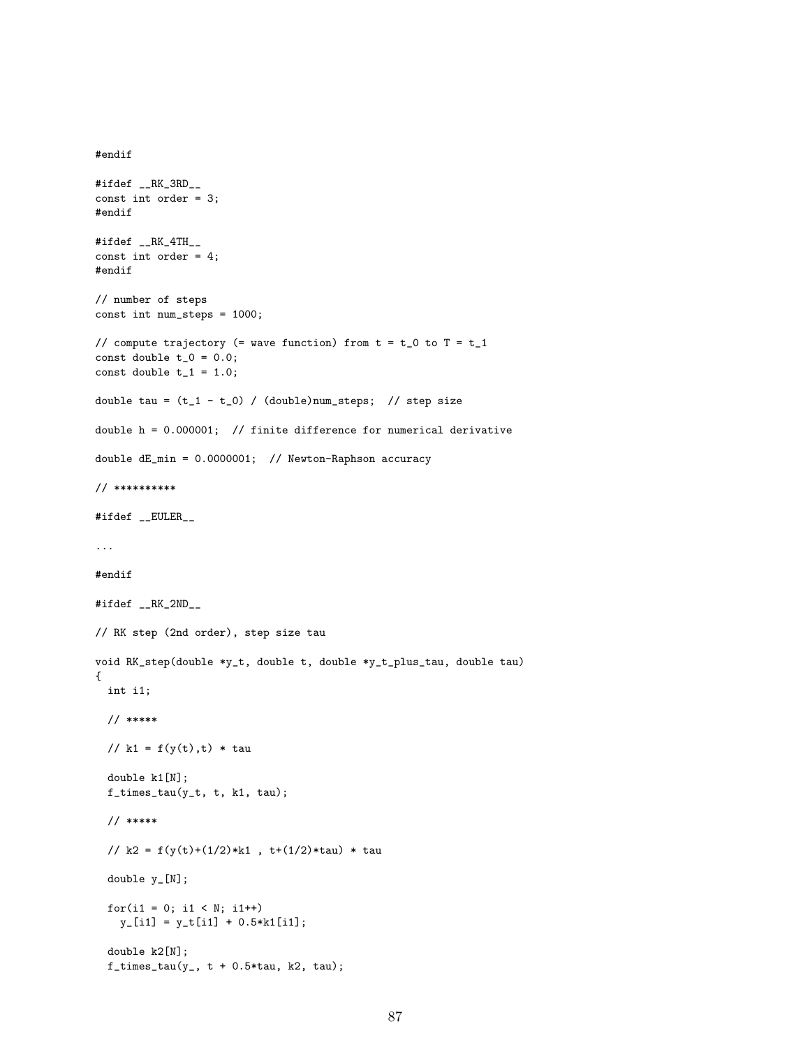```
#endif

#ifdef __RK_3RD__
const int order = 3;
#endif

#ifdef __RK_4TH__
const int order = 4;
#endif

// number of steps
const int num_steps = 1000;

// compute trajectory (= wave function) from t = t_0 to T = t_1
const double t_0 = 0.0;
const double t_1 = 1.0;

double tau = (t_1 - t_0) / (double)num_steps;  // step size

double h = 0.000001;  // finite difference for numerical derivative

double dE_min = 0.0000001;  // Newton-Raphson accuracy

// **********

#ifdef __EULER__

...

#endif

#ifdef __RK_2ND__

// RK step (2nd order), step size tau

void RK_step(double *y_t, double t, double *y_t_plus_tau, double tau)
{
  int i1;

  // *****

  // k1 = f(y(t),t) * tau

  double k1[N];
  f_times_tau(y_t, t, k1, tau);

  // *****

  // k2 = f(y(t)+(1/2)*k1 , t+(1/2)*tau) * tau

  double y_[N];

  for(i1 = 0; i1 < N; i1++)
    y_[i1] = y_t[i1] + 0.5*k1[i1];

  double k2[N];
  f_times_tau(y_, t + 0.5*tau, k2, tau);
```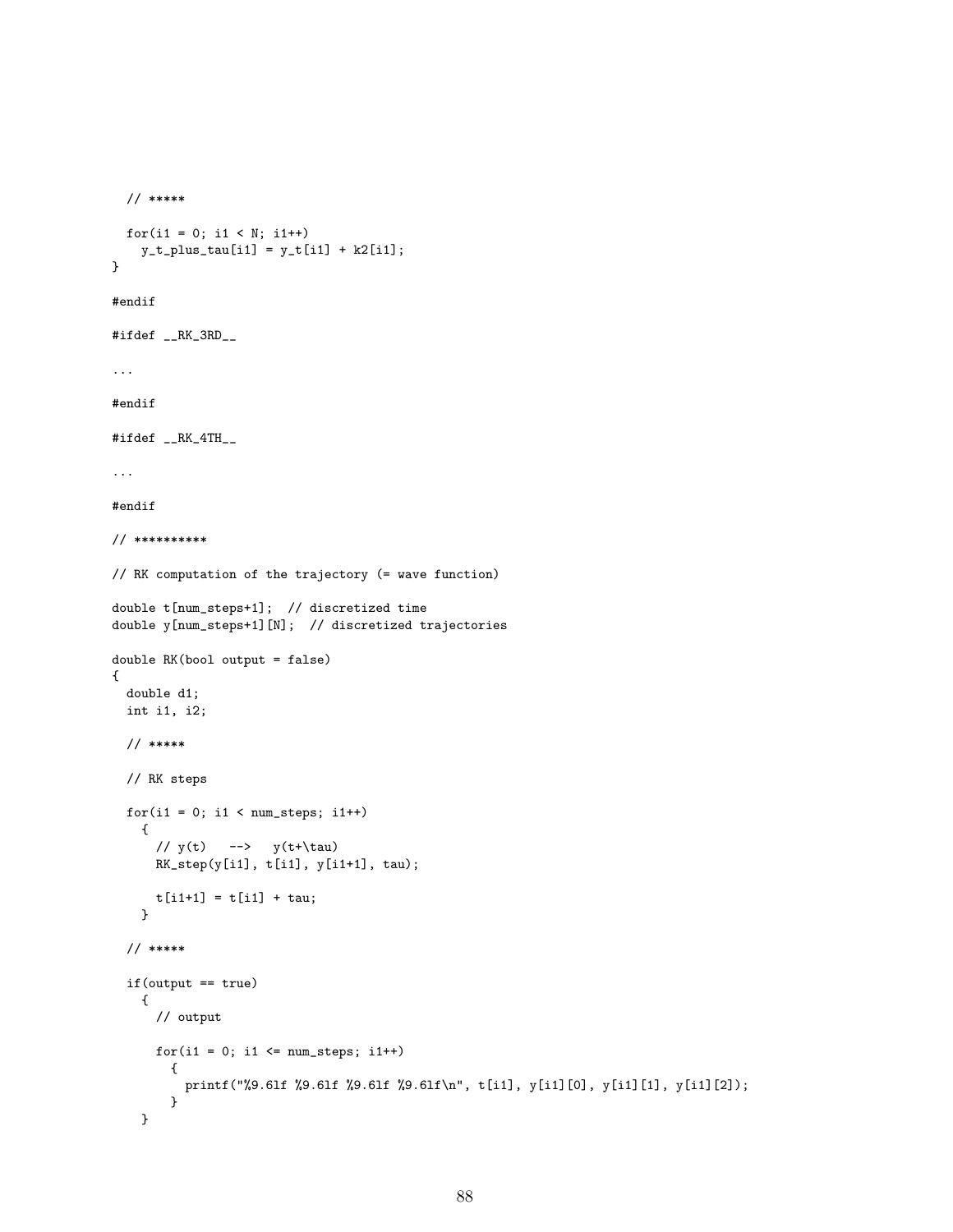```
  // *****

  for(i1 = 0; i1 < N; i1++)
    y_t_plus_tau[i1] = y_t[i1] + k2[i1];
}

#endif

#ifdef __RK_3RD__

...

#endif

#ifdef __RK_4TH__

...

#endif

// **********

// RK computation of the trajectory (= wave function)

double t[num_steps+1];  // discretized time
double y[num_steps+1][N];  // discretized trajectories

double RK(bool output = false)
{
  double d1;
  int i1, i2;

  // *****

  // RK steps

  for(i1 = 0; i1 < num_steps; i1++)
    {
      // y(t)   -->   y(t+\tau)
      RK_step(y[i1], t[i1], y[i1+1], tau);

      t[i1+1] = t[i1] + tau;
    }

  // *****

  if(output == true)
    {
      // output

      for(i1 = 0; i1 <= num_steps; i1++)
        {
          printf("%9.6lf %9.6lf %9.6lf %9.6lf\n", t[i1], y[i1][0], y[i1][1], y[i1][2]);
        }
    }
```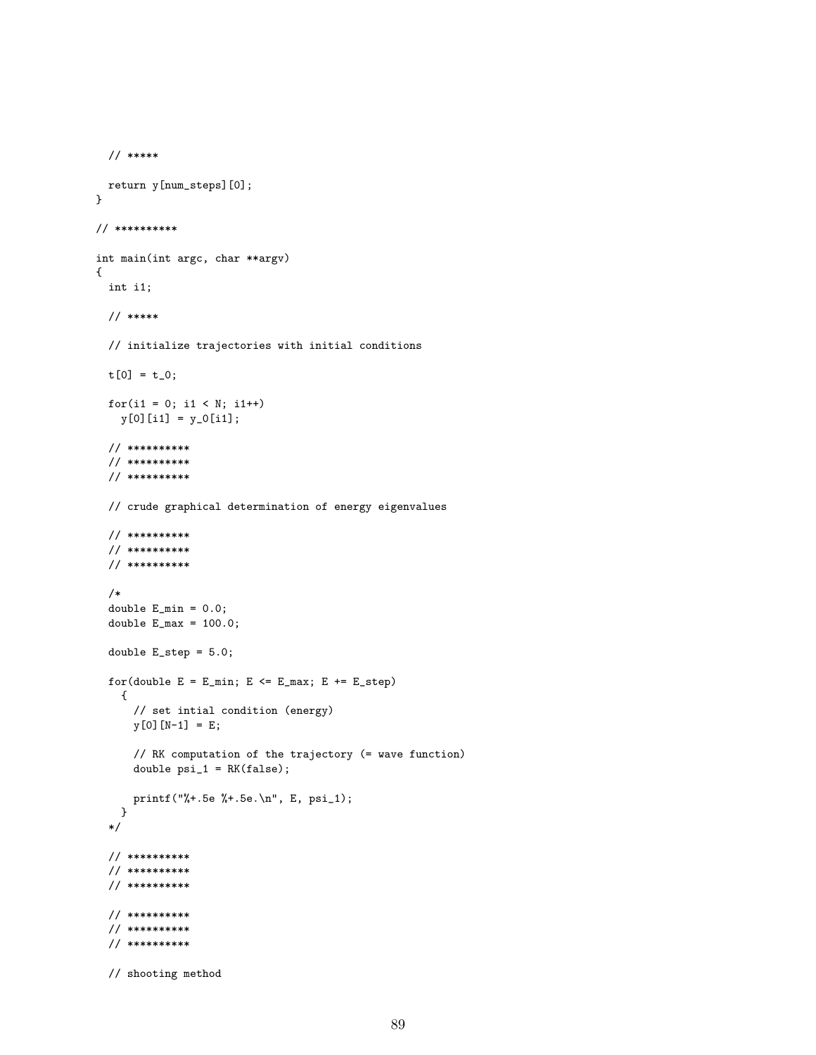```
  // *****

  return y[num_steps][0];
}

// **********

int main(int argc, char **argv)
{
  int i1;

  // *****

  // initialize trajectories with initial conditions

  t[0] = t_0;

  for(i1 = 0; i1 < N; i1++)
    y[0][i1] = y_0[i1];

  // **********
  // **********
  // **********

  // crude graphical determination of energy eigenvalues

  // **********
  // **********
  // **********

  /*
  double E_min = 0.0;
  double E_max = 100.0;

  double E_step = 5.0;

  for(double E = E_min; E <= E_max; E += E_step)
    {
      // set intial condition (energy)
      y[0][N-1] = E;

      // RK computation of the trajectory (= wave function)
      double psi_1 = RK(false);

      printf("%+.5e %+.5e.\n", E, psi_1);
    }
  */

  // **********
  // **********
  // **********

  // **********
  // **********
  // **********

  // shooting method
```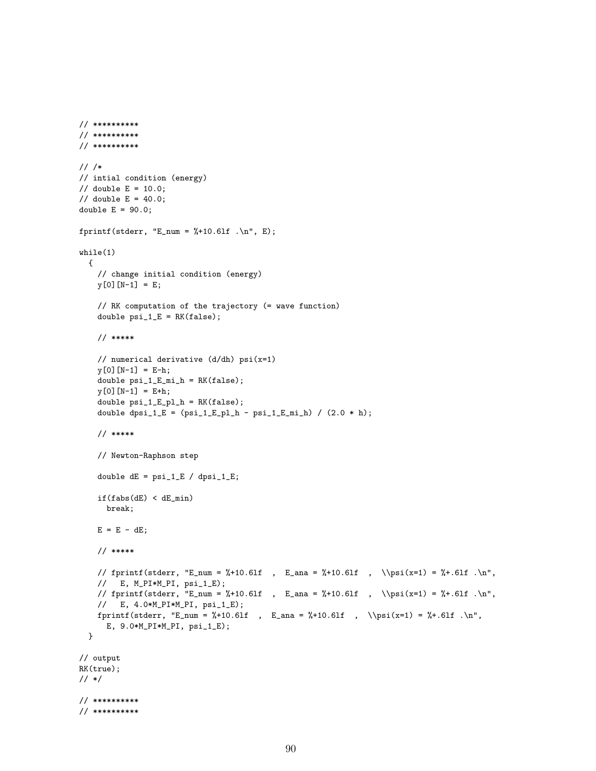```
// **********
// **********
// **********

// /*
// intial condition (energy)
// double E = 10.0;
// double E = 40.0;
double E = 90.0;

fprintf(stderr, "E_num = %+10.6lf .\n", E);

while(1)
  {
    // change initial condition (energy)
    y[0][N-1] = E;

    // RK computation of the trajectory (= wave function)
    double psi_1_E = RK(false);

    // *****

    // numerical derivative (d/dh) psi(x=1)
    y[0][N-1] = E-h;
    double psi_1_E_mi_h = RK(false);
    y[0][N-1] = E+h;
    double psi_1_E_pl_h = RK(false);
    double dpsi_1_E = (psi_1_E_pl_h - psi_1_E_mi_h) / (2.0 * h);

    // *****

    // Newton-Raphson step

    double dE = psi_1_E / dpsi_1_E;

    if(fabs(dE) < dE_min)
      break;

    E = E - dE;

    // *****

    // fprintf(stderr, "E_num = %+10.6lf  ,  E_ana = %+10.6lf  ,  \\psi(x=1) = %+.6lf .\n",
    //   E, M_PI*M_PI, psi_1_E);
    // fprintf(stderr, "E_num = %+10.6lf  ,  E_ana = %+10.6lf  ,  \\psi(x=1) = %+.6lf .\n",
    //   E, 4.0*M_PI*M_PI, psi_1_E);
    fprintf(stderr, "E_num = %+10.6lf  ,  E_ana = %+10.6lf  ,  \\psi(x=1) = %+.6lf .\n",
      E, 9.0*M_PI*M_PI, psi_1_E);
  }

// output
RK(true);
// */

// **********
// **********
```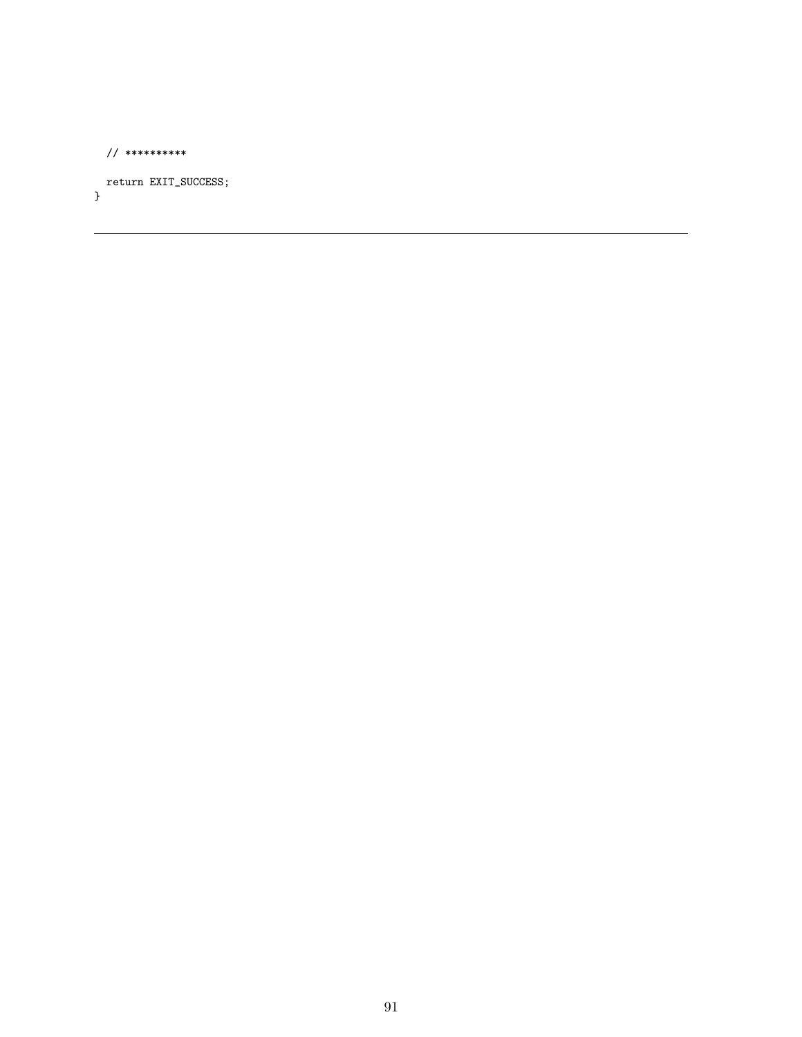```
  // **********

  return EXIT_SUCCESS;
}
```

---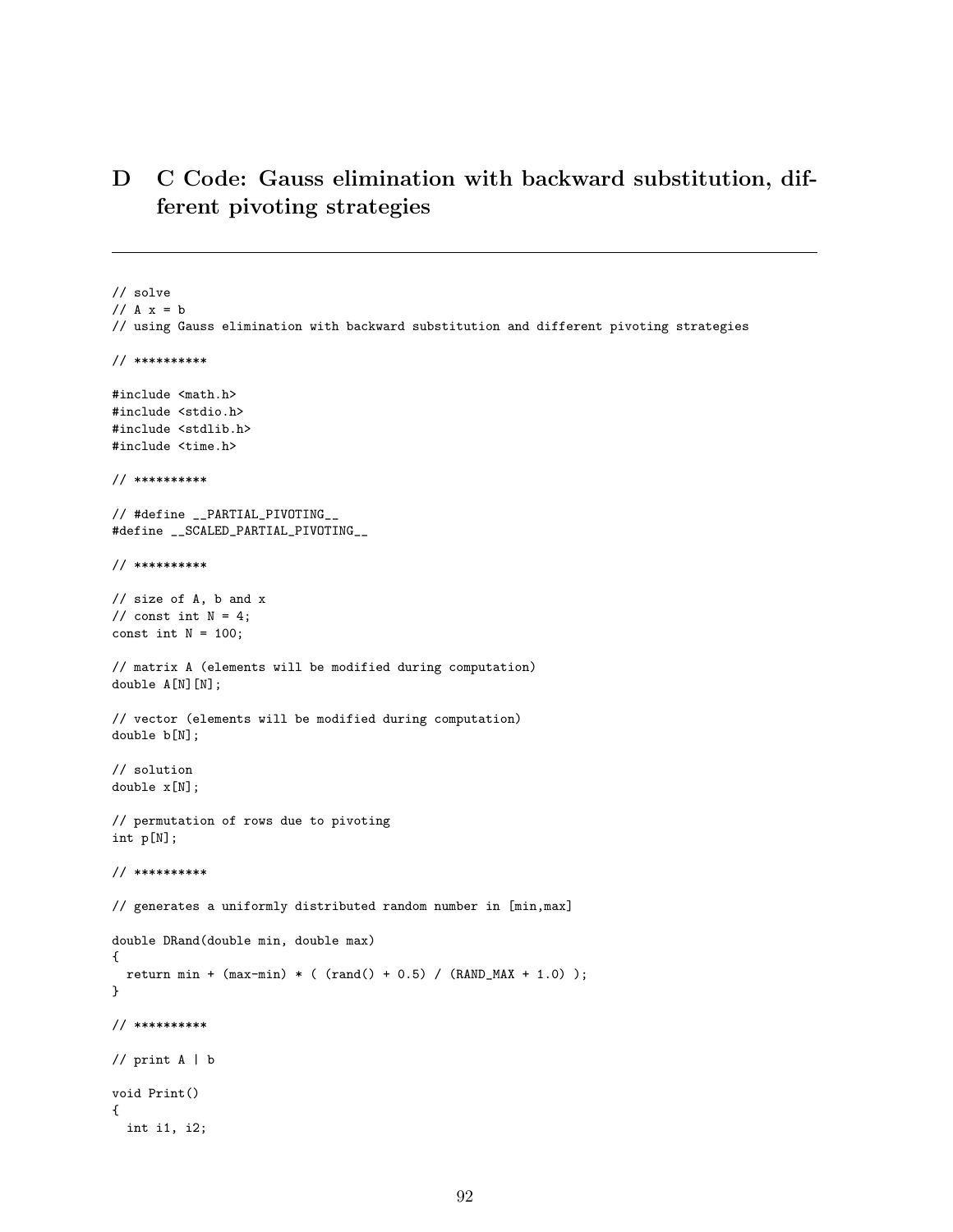# D C Code: Gauss elimination with backward substitution, different pivoting strategies

---

```
// solve
// A x = b
// using Gauss elimination with backward substitution and different pivoting strategies

// **********

#include <math.h>
#include <stdio.h>
#include <stdlib.h>
#include <time.h>

// **********

// #define __PARTIAL_PIVOTING__
#define __SCALED_PARTIAL_PIVOTING__

// **********

// size of A, b and x
// const int N = 4;
const int N = 100;

// matrix A (elements will be modified during computation)
double A[N][N];

// vector (elements will be modified during computation)
double b[N];

// solution
double x[N];

// permutation of rows due to pivoting
int p[N];

// **********

// generates a uniformly distributed random number in [min,max]

double DRand(double min, double max)
{
  return min + (max-min) * ( (rand() + 0.5) / (RAND_MAX + 1.0) );
}

// **********

// print A | b

void Print()
{
  int i1, i2;
```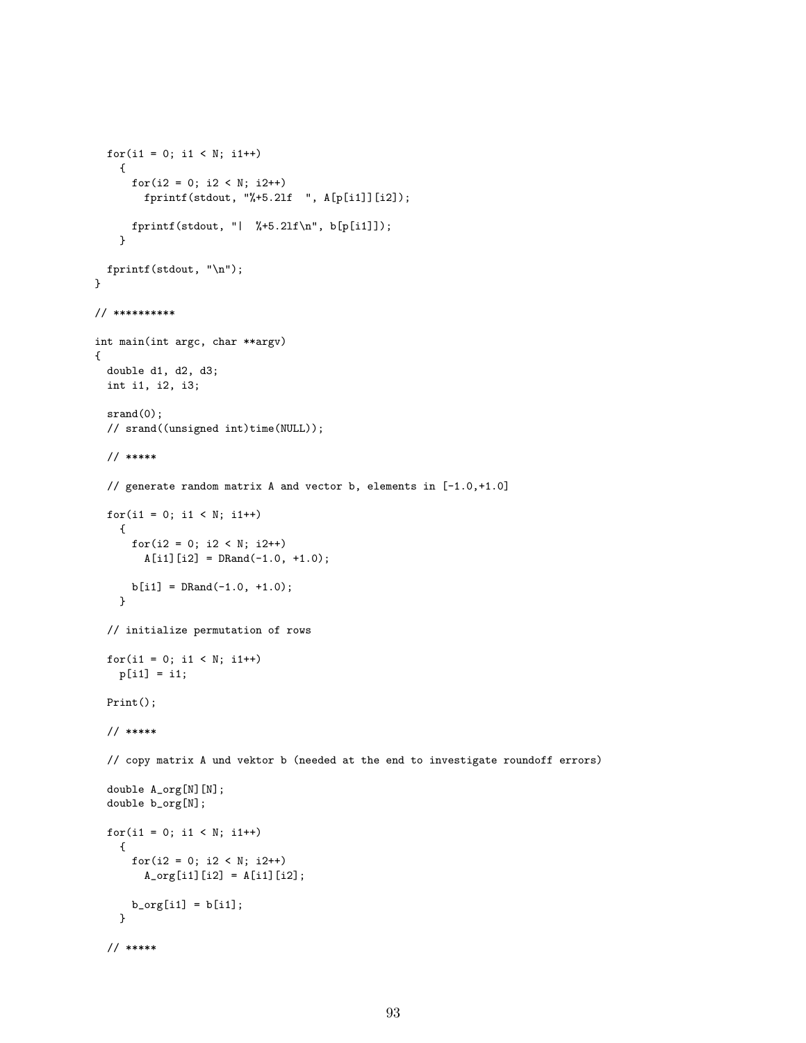```
  for(i1 = 0; i1 < N; i1++)
    {
      for(i2 = 0; i2 < N; i2++)
        fprintf(stdout, "%+5.2lf  ", A[p[i1]][i2]);

      fprintf(stdout, "|  %+5.2lf\n", b[p[i1]]);
    }

  fprintf(stdout, "\n");
}

// **********

int main(int argc, char **argv)
{
  double d1, d2, d3;
  int i1, i2, i3;

  srand(0);
  // srand((unsigned int)time(NULL));

  // *****

  // generate random matrix A and vector b, elements in [-1.0,+1.0]

  for(i1 = 0; i1 < N; i1++)
    {
      for(i2 = 0; i2 < N; i2++)
        A[i1][i2] = DRand(-1.0, +1.0);

      b[i1] = DRand(-1.0, +1.0);
    }

  // initialize permutation of rows

  for(i1 = 0; i1 < N; i1++)
    p[i1] = i1;

  Print();

  // *****

  // copy matrix A und vektor b (needed at the end to investigate roundoff errors)

  double A_org[N][N];
  double b_org[N];

  for(i1 = 0; i1 < N; i1++)
    {
      for(i2 = 0; i2 < N; i2++)
        A_org[i1][i2] = A[i1][i2];

      b_org[i1] = b[i1];
    }

  // *****
```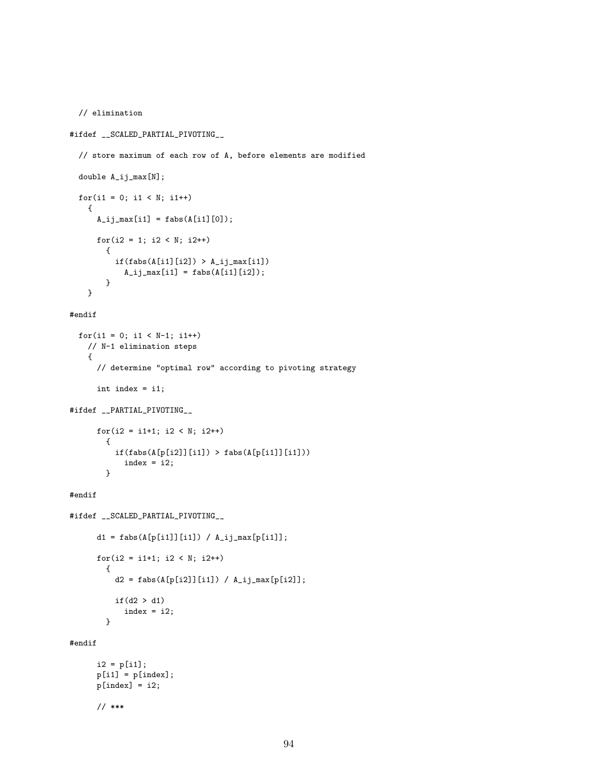```
  // elimination

#ifdef __SCALED_PARTIAL_PIVOTING__

  // store maximum of each row of A, before elements are modified

  double A_ij_max[N];

  for(i1 = 0; i1 < N; i1++)
    {
      A_ij_max[i1] = fabs(A[i1][0]);

      for(i2 = 1; i2 < N; i2++)
        {
          if(fabs(A[i1][i2]) > A_ij_max[i1])
            A_ij_max[i1] = fabs(A[i1][i2]);
        }
    }

#endif

  for(i1 = 0; i1 < N-1; i1++)
    // N-1 elimination steps
    {
      // determine "optimal row" according to pivoting strategy

      int index = i1;

#ifdef __PARTIAL_PIVOTING__

      for(i2 = i1+1; i2 < N; i2++)
        {
          if(fabs(A[p[i2]][i1]) > fabs(A[p[i1]][i1]))
            index = i2;
        }

#endif

#ifdef __SCALED_PARTIAL_PIVOTING__

      d1 = fabs(A[p[i1]][i1]) / A_ij_max[p[i1]];

      for(i2 = i1+1; i2 < N; i2++)
        {
          d2 = fabs(A[p[i2]][i1]) / A_ij_max[p[i2]];

          if(d2 > d1)
            index = i2;
        }

#endif

      i2 = p[i1];
      p[i1] = p[index];
      p[index] = i2;

      // ***
```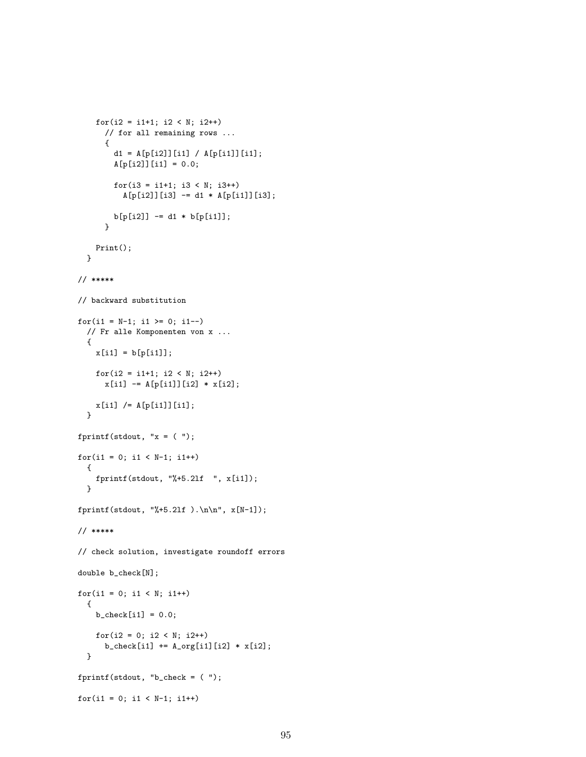```
    for(i2 = i1+1; i2 < N; i2++)
      // for all remaining rows ...
      {
        d1 = A[p[i2]][i1] / A[p[i1]][i1];
        A[p[i2]][i1] = 0.0;

        for(i3 = i1+1; i3 < N; i3++)
          A[p[i2]][i3] -= d1 * A[p[i1]][i3];

        b[p[i2]] -= d1 * b[p[i1]];
      }

    Print();
  }

// *****

// backward substitution

for(i1 = N-1; i1 >= 0; i1--)
  // Fr alle Komponenten von x ...
  {
    x[i1] = b[p[i1]];

    for(i2 = i1+1; i2 < N; i2++)
      x[i1] -= A[p[i1]][i2] * x[i2];

    x[i1] /= A[p[i1]][i1];
  }

fprintf(stdout, "x = ( ");

for(i1 = 0; i1 < N-1; i1++)
  {
    fprintf(stdout, "%+5.2lf  ", x[i1]);
  }

fprintf(stdout, "%+5.2lf ).\n\n", x[N-1]);

// *****

// check solution, investigate roundoff errors

double b_check[N];

for(i1 = 0; i1 < N; i1++)
  {
    b_check[i1] = 0.0;

    for(i2 = 0; i2 < N; i2++)
      b_check[i1] += A_org[i1][i2] * x[i2];
  }

fprintf(stdout, "b_check = ( ");

for(i1 = 0; i1 < N-1; i1++)
```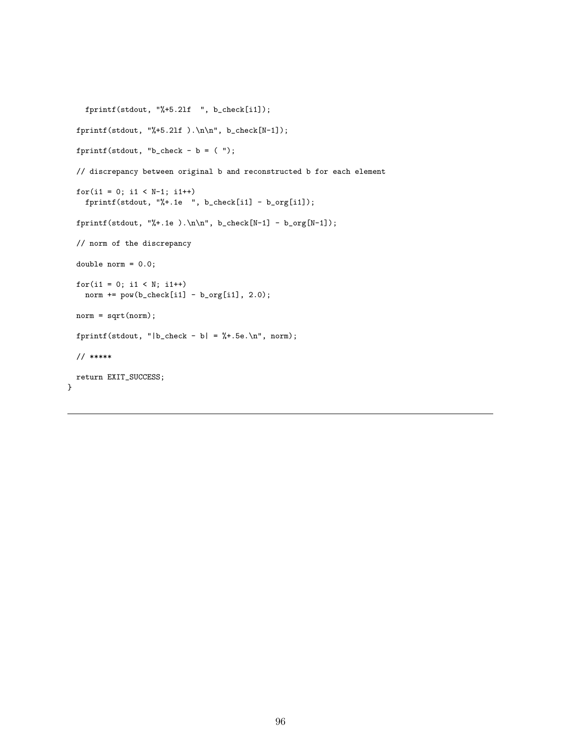```
    fprintf(stdout, "%+5.2lf  ", b_check[i1]);

  fprintf(stdout, "%+5.2lf ).\n\n", b_check[N-1]);

  fprintf(stdout, "b_check - b = ( ");

  // discrepancy between original b and reconstructed b for each element

  for(i1 = 0; i1 < N-1; i1++)
    fprintf(stdout, "%+.1e  ", b_check[i1] - b_org[i1]);

  fprintf(stdout, "%+.1e ).\n\n", b_check[N-1] - b_org[N-1]);

  // norm of the discrepancy

  double norm = 0.0;

  for(i1 = 0; i1 < N; i1++)
    norm += pow(b_check[i1] - b_org[i1], 2.0);

  norm = sqrt(norm);

  fprintf(stdout, "|b_check - b| = %+.5e.\n", norm);

  // *****

  return EXIT_SUCCESS;
}
```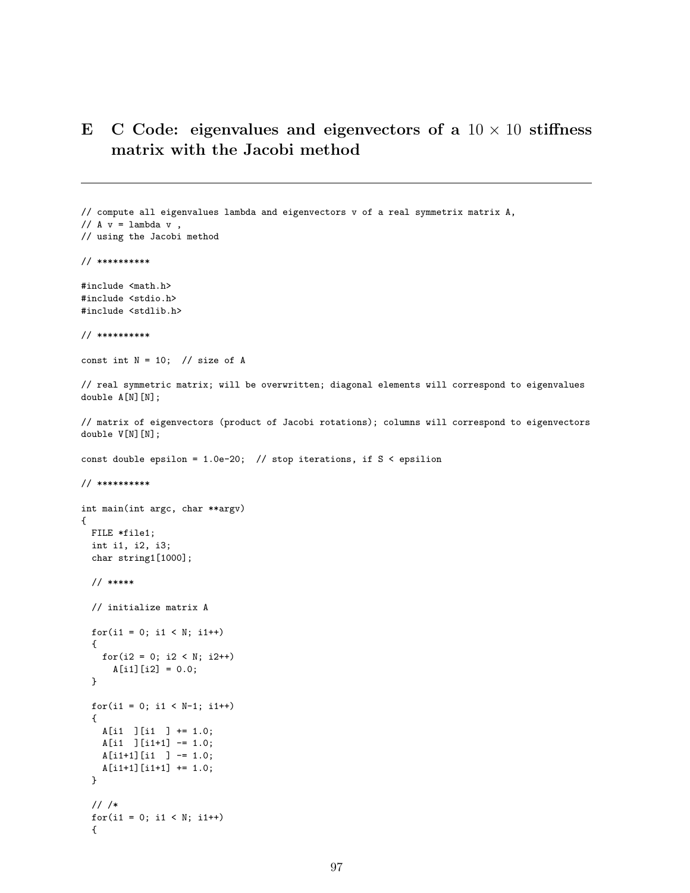# E C Code: eigenvalues and eigenvectors of a $10 \times 10$ stiffness matrix with the Jacobi method

---

```
// compute all eigenvalues lambda and eigenvectors v of a real symmetrix matrix A,
// A v = lambda v ,
// using the Jacobi method

// **********

#include <math.h>
#include <stdio.h>
#include <stdlib.h>

// **********

const int N = 10;  // size of A

// real symmetric matrix; will be overwritten; diagonal elements will correspond to eigenvalues
double A[N][N];

// matrix of eigenvectors (product of Jacobi rotations); columns will correspond to eigenvectors
double V[N][N];

const double epsilon = 1.0e-20;  // stop iterations, if S < epsilion

// **********

int main(int argc, char **argv)
{
  FILE *file1;
  int i1, i2, i3;
  char string1[1000];

  // *****

  // initialize matrix A

  for(i1 = 0; i1 < N; i1++)
  {
    for(i2 = 0; i2 < N; i2++)
      A[i1][i2] = 0.0;
  }

  for(i1 = 0; i1 < N-1; i1++)
  {
    A[i1  ][i1  ] += 1.0;
    A[i1  ][i1+1] -= 1.0;
    A[i1+1][i1  ] -= 1.0;
    A[i1+1][i1+1] += 1.0;
  }

  // /*
  for(i1 = 0; i1 < N; i1++)
  {
```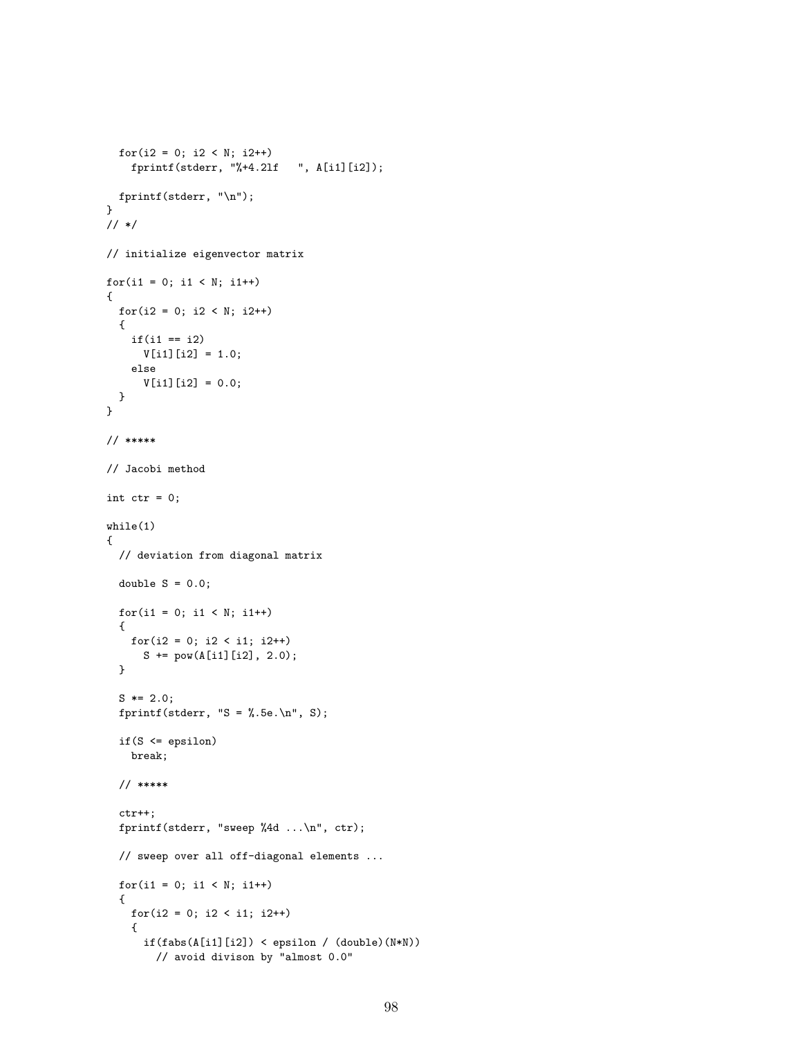```
  for(i2 = 0; i2 < N; i2++)
    fprintf(stderr, "%+4.2lf   ", A[i1][i2]);

  fprintf(stderr, "\n");
}
// */

// initialize eigenvector matrix

for(i1 = 0; i1 < N; i1++)
{
  for(i2 = 0; i2 < N; i2++)
  {
    if(i1 == i2)
      V[i1][i2] = 1.0;
    else
      V[i1][i2] = 0.0;
  }
}

// *****

// Jacobi method

int ctr = 0;

while(1)
{
  // deviation from diagonal matrix

  double S = 0.0;

  for(i1 = 0; i1 < N; i1++)
  {
    for(i2 = 0; i2 < i1; i2++)
      S += pow(A[i1][i2], 2.0);
  }

  S *= 2.0;
  fprintf(stderr, "S = %.5e.\n", S);

  if(S <= epsilon)
    break;

  // *****

  ctr++;
  fprintf(stderr, "sweep %4d ...\n", ctr);

  // sweep over all off-diagonal elements ...

  for(i1 = 0; i1 < N; i1++)
  {
    for(i2 = 0; i2 < i1; i2++)
    {
      if(fabs(A[i1][i2]) < epsilon / (double)(N*N))
        // avoid divison by "almost 0.0"
```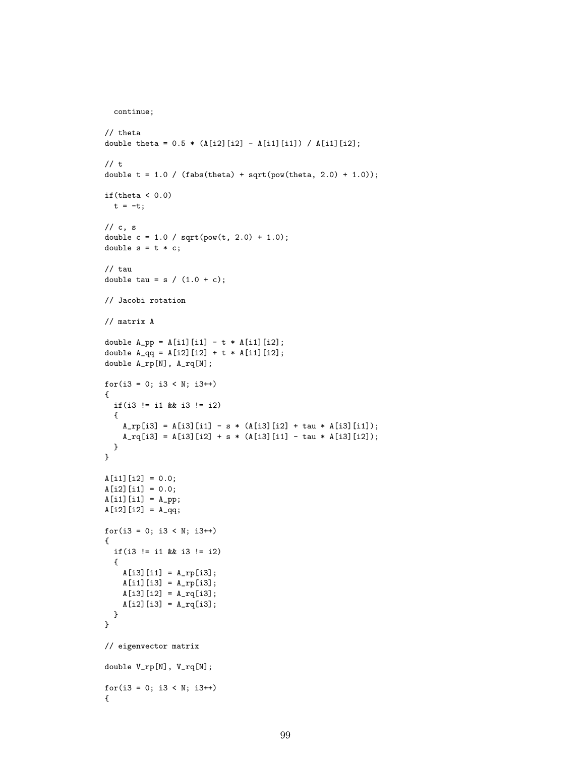```
  continue;

// theta
double theta = 0.5 * (A[i2][i2] - A[i1][i1]) / A[i1][i2];

// t
double t = 1.0 / (fabs(theta) + sqrt(pow(theta, 2.0) + 1.0));

if(theta < 0.0)
  t = -t;

// c, s
double c = 1.0 / sqrt(pow(t, 2.0) + 1.0);
double s = t * c;

// tau
double tau = s / (1.0 + c);

// Jacobi rotation

// matrix A

double A_pp = A[i1][i1] - t * A[i1][i2];
double A_qq = A[i2][i2] + t * A[i1][i2];
double A_rp[N], A_rq[N];

for(i3 = 0; i3 < N; i3++)
{
  if(i3 != i1 && i3 != i2)
  {
    A_rp[i3] = A[i3][i1] - s * (A[i3][i2] + tau * A[i3][i1]);
    A_rq[i3] = A[i3][i2] + s * (A[i3][i1] - tau * A[i3][i2]);
  }
}

A[i1][i2] = 0.0;
A[i2][i1] = 0.0;
A[i1][i1] = A_pp;
A[i2][i2] = A_qq;

for(i3 = 0; i3 < N; i3++)
{
  if(i3 != i1 && i3 != i2)
  {
    A[i3][i1] = A_rp[i3];
    A[i1][i3] = A_rp[i3];
    A[i3][i2] = A_rq[i3];
    A[i2][i3] = A_rq[i3];
  }
}

// eigenvector matrix

double V_rp[N], V_rq[N];

for(i3 = 0; i3 < N; i3++)
{
```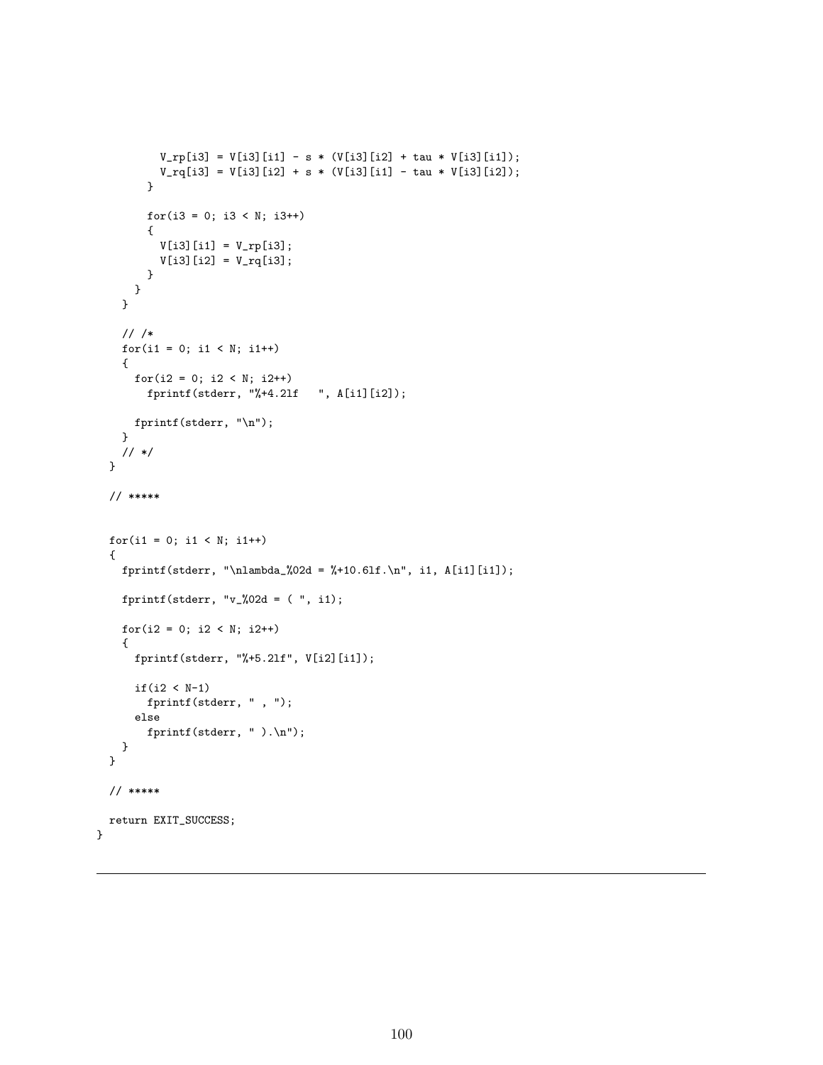```
          V_rp[i3] = V[i3][i1] - s * (V[i3][i2] + tau * V[i3][i1]);
          V_rq[i3] = V[i3][i2] + s * (V[i3][i1] - tau * V[i3][i2]);
        }

        for(i3 = 0; i3 < N; i3++)
        {
          V[i3][i1] = V_rp[i3];
          V[i3][i2] = V_rq[i3];
        }
      }
    }

    // /*
    for(i1 = 0; i1 < N; i1++)
    {
      for(i2 = 0; i2 < N; i2++)
        fprintf(stderr, "%+4.2lf   ", A[i1][i2]);

      fprintf(stderr, "\n");
    }
    // */
  }

  // *****


  for(i1 = 0; i1 < N; i1++)
  {
    fprintf(stderr, "\nlambda_%02d = %+10.6lf.\n", i1, A[i1][i1]);

    fprintf(stderr, "v_%02d = ( ", i1);

    for(i2 = 0; i2 < N; i2++)
    {
      fprintf(stderr, "%+5.2lf", V[i2][i1]);

      if(i2 < N-1)
        fprintf(stderr, " , ");
      else
        fprintf(stderr, " ).\n");
    }
  }

  // *****

  return EXIT_SUCCESS;
}
```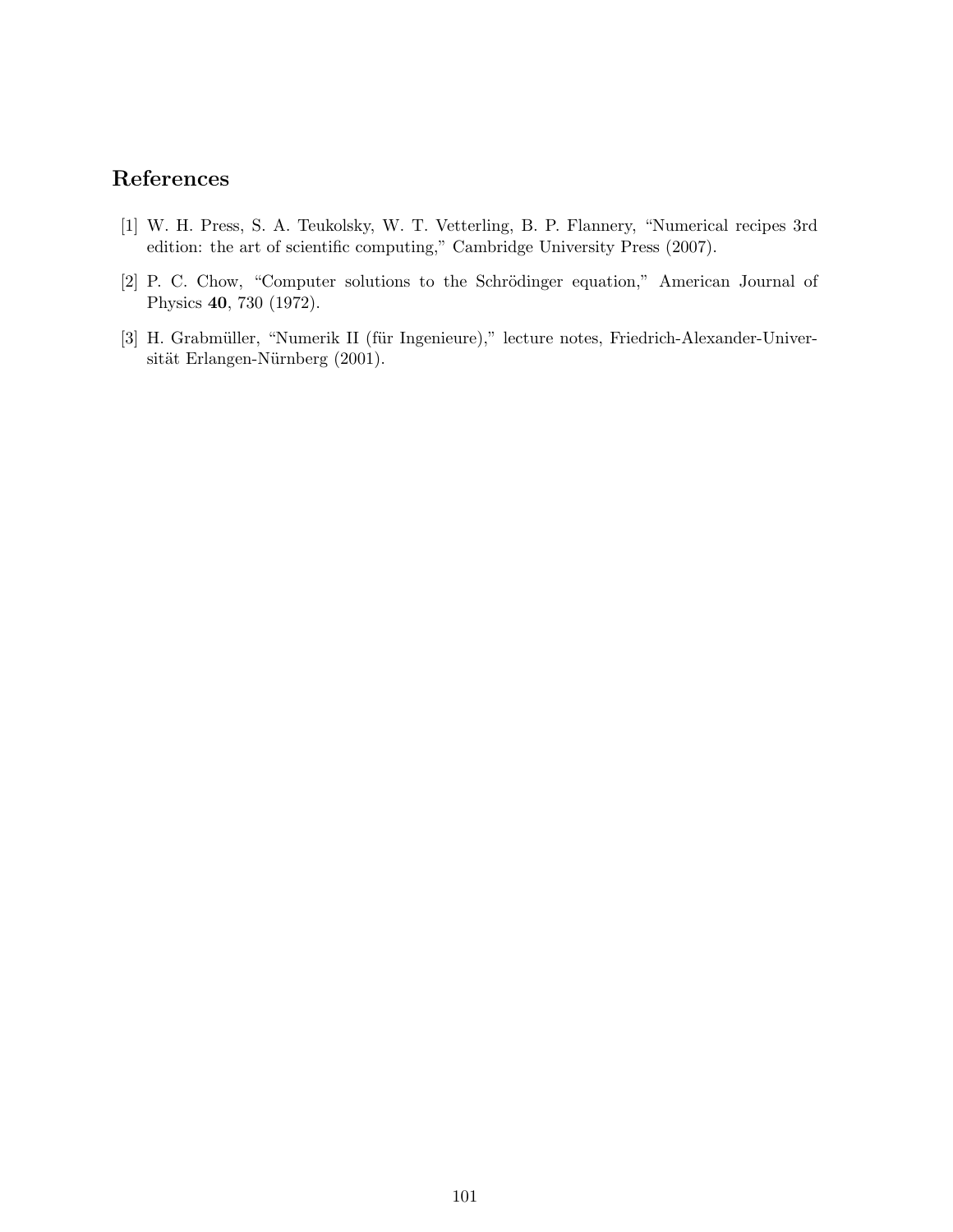## References

[1] W. H. Press, S. A. Teukolsky, W. T. Vetterling, B. P. Flannery, "Numerical recipes 3rd edition: the art of scientific computing," Cambridge University Press (2007).

[2] P. C. Chow, "Computer solutions to the Schrödinger equation," American Journal of Physics **40**, 730 (1972).

[3] H. Grabmüller, "Numerik II (für Ingenieure)," lecture notes, Friedrich-Alexander-Universität Erlangen-Nürnberg (2001).